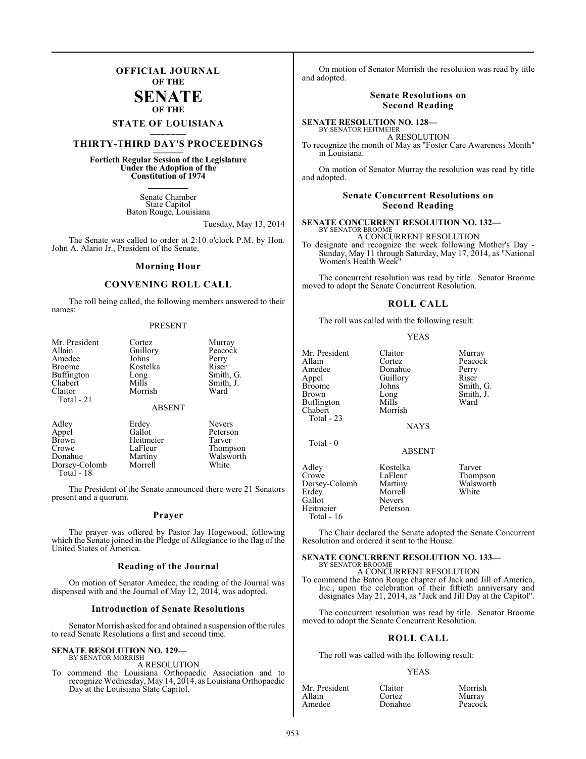# OFFICIAL JOURNAL OF THE SENATE OF THE STATE OF LOUISIANA

## THIRTY-THIRD DAY'S PROCEEDINGS

**Fortieth Regular Session of the Legislature Under the Adoption of the Constitution of 1974**

Senate Chamber
State Capitol
Baton Rouge, Louisiana

Tuesday, May 13, 2014

The Senate was called to order at 2:10 o'clock P.M. by Hon. John A. Alario Jr., President of the Senate.

### Morning Hour

### CONVENING ROLL CALL

The roll being called, the following members answered to their names:

PRESENT

| | | |
|---|---|---|
| Mr. President | Cortez | Murray |
| Allain | Guillory | Peacock |
| Amedee | Johns | Perry |
| Broome | Kostelka | Riser |
| Buffington | Long | Smith, G. |
| Chabert | Mills | Smith, J. |
| Claitor | Morrish | Ward |
| Total - 21 | | |

ABSENT

| | | |
|---|---|---|
| Adley | Erdey | Nevers |
| Appel | Gallot | Peterson |
| Brown | Heitmeier | Tarver |
| Crowe | LaFleur | Thompson |
| Donahue | Martiny | Walsworth |
| Dorsey-Colomb | Morrell | White |
| Total - 18 | | |

The President of the Senate announced there were 21 Senators present and a quorum.

### Prayer

The prayer was offered by Pastor Jay Hogewood, following which the Senate joined in the Pledge of Allegiance to the flag of the United States of America.

### Reading of the Journal

On motion of Senator Amedee, the reading of the Journal was dispensed with and the Journal of May 12, 2014, was adopted.

### Introduction of Senate Resolutions

Senator Morrish asked for and obtained a suspension of the rules to read Senate Resolutions a first and second time.

**SENATE RESOLUTION NO. 129—**
BY SENATOR MORRISH
A RESOLUTION
To commend the Louisiana Orthopaedic Association and to recognize Wednesday, May 14, 2014, as Louisiana Orthopaedic Day at the Louisiana State Capitol.

On motion of Senator Morrish the resolution was read by title and adopted.

### Senate Resolutions on Second Reading

**SENATE RESOLUTION NO. 128—**
BY SENATOR HEITMEIER
A RESOLUTION
To recognize the month of May as "Foster Care Awareness Month" in Louisiana.

On motion of Senator Murray the resolution was read by title and adopted.

### Senate Concurrent Resolutions on Second Reading

**SENATE CONCURRENT RESOLUTION NO. 132—**
BY SENATOR BROOME
A CONCURRENT RESOLUTION
To designate and recognize the week following Mother's Day - Sunday, May 11 through Saturday, May 17, 2014, as "National Women's Health Week"

The concurrent resolution was read by title. Senator Broome moved to adopt the Senate Concurrent Resolution.

### ROLL CALL

The roll was called with the following result:

YEAS

| | | |
|---|---|---|
| Mr. President | Claitor | Murray |
| Allain | Cortez | Peacock |
| Amedee | Donahue | Perry |
| Appel | Guillory | Riser |
| Broome | Johns | Smith, G. |
| Brown | Long | Smith, J. |
| Buffington | Mills | Ward |
| Chabert | Morrish | |
| Total - 23 | | |

NAYS

Total - 0

ABSENT

| | | |
|---|---|---|
| Adley | Kostelka | Tarver |
| Crowe | LaFleur | Thompson |
| Dorsey-Colomb | Martiny | Walsworth |
| Erdey | Morrell | White |
| Gallot | Nevers | |
| Heitmeier | Peterson | |
| Total - 16 | | |

The Chair declared the Senate adopted the Senate Concurrent Resolution and ordered it sent to the House.

**SENATE CONCURRENT RESOLUTION NO. 133—**
BY SENATOR BROOME
A CONCURRENT RESOLUTION
To commend the Baton Rouge chapter of Jack and Jill of America, Inc., upon the celebration of their fiftieth anniversary and designates May 21, 2014, as "Jack and Jill Day at the Capitol".

The concurrent resolution was read by title. Senator Broome moved to adopt the Senate Concurrent Resolution.

### ROLL CALL

The roll was called with the following result:

YEAS

| | | |
|---|---|---|
| Mr. President | Claitor | Morrish |
| Allain | Cortez | Murray |
| Amedee | Donahue | Peacock |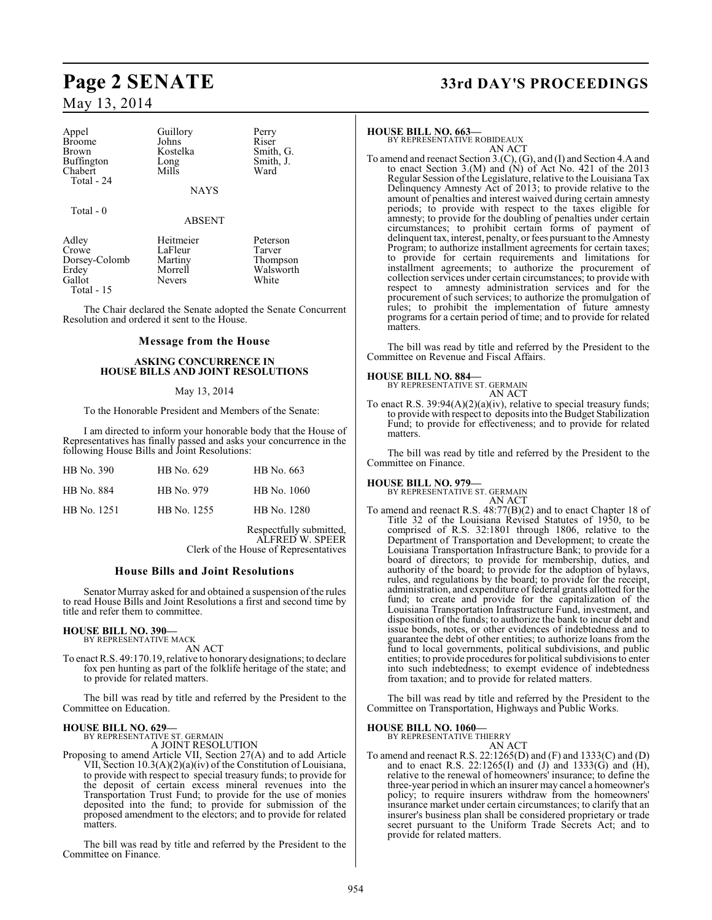| | | |
|---|---|---|
| Appel | Guillory | Perry |
| Broome | Johns | Riser |
| Brown | Kostelka | Smith, G. |
| Buffington | Long | Smith, J. |
| Chabert | Mills | Ward |
| Total - 24 | | |

NAYS

Total - 0

ABSENT

| | | |
|---|---|---|
| Adley | Heitmeier | Peterson |
| Crowe | LaFleur | Tarver |
| Dorsey-Colomb | Martiny | Thompson |
| Erdey | Morrell | Walsworth |
| Gallot | Nevers | White |
| Total - 15 | | |

The Chair declared the Senate adopted the Senate Concurrent Resolution and ordered it sent to the House.

## Message from the House

### ASKING CONCURRENCE IN HOUSE BILLS AND JOINT RESOLUTIONS

May 13, 2014

To the Honorable President and Members of the Senate:

I am directed to inform your honorable body that the House of Representatives has finally passed and asks your concurrence in the following House Bills and Joint Resolutions:

| | | |
|---|---|---|
| HB No. 390 | HB No. 629 | HB No. 663 |
| HB No. 884 | HB No. 979 | HB No. 1060 |
| HB No. 1251 | HB No. 1255 | HB No. 1280 |

Respectfully submitted,
ALFRED W. SPEER
Clerk of the House of Representatives

## House Bills and Joint Resolutions

Senator Murray asked for and obtained a suspension of the rules to read House Bills and Joint Resolutions a first and second time by title and refer them to committee.

**HOUSE BILL NO. 390—**
BY REPRESENTATIVE MACK
AN ACT

To enact R.S. 49:170.19, relative to honorary designations; to declare fox pen hunting as part of the folklife heritage of the state; and to provide for related matters.

The bill was read by title and referred by the President to the Committee on Education.

**HOUSE BILL NO. 629—**
BY REPRESENTATIVE ST. GERMAIN
A JOINT RESOLUTION

Proposing to amend Article VII, Section 27(A) and to add Article VII, Section 10.3(A)(2)(a)(iv) of the Constitution of Louisiana, to provide with respect to special treasury funds; to provide for the deposit of certain excess mineral revenues into the Transportation Trust Fund; to provide for the use of monies deposited into the fund; to provide for submission of the proposed amendment to the electors; and to provide for related matters.

The bill was read by title and referred by the President to the Committee on Finance.

**HOUSE BILL NO. 663—**
BY REPRESENTATIVE ROBIDEAUX
AN ACT

To amend and reenact Section 3.(C), (G), and (I) and Section 4.A and to enact Section 3.(M) and (N) of Act No. 421 of the 2013 Regular Session of the Legislature, relative to the Louisiana Tax Delinquency Amnesty Act of 2013; to provide relative to the amount of penalties and interest waived during certain amnesty periods; to provide with respect to the taxes eligible for amnesty; to provide for the doubling of penalties under certain circumstances; to prohibit certain forms of payment of delinquent tax, interest, penalty, or fees pursuant to the Amnesty Program; to authorize installment agreements for certain taxes; to provide for certain requirements and limitations for installment agreements; to authorize the procurement of collection services under certain circumstances; to provide with respect to amnesty administration services and for the procurement of such services; to authorize the promulgation of rules; to prohibit the implementation of future amnesty programs for a certain period of time; and to provide for related matters.

The bill was read by title and referred by the President to the Committee on Revenue and Fiscal Affairs.

**HOUSE BILL NO. 884—**
BY REPRESENTATIVE ST. GERMAIN
AN ACT

To enact R.S. 39:94(A)(2)(a)(iv), relative to special treasury funds; to provide with respect to deposits into the Budget Stabilization Fund; to provide for effectiveness; and to provide for related matters.

The bill was read by title and referred by the President to the Committee on Finance.

**HOUSE BILL NO. 979—**
BY REPRESENTATIVE ST. GERMAIN
AN ACT

To amend and reenact R.S. 48:77(B)(2) and to enact Chapter 18 of Title 32 of the Louisiana Revised Statutes of 1950, to be comprised of R.S. 32:1801 through 1806, relative to the Department of Transportation and Development; to create the Louisiana Transportation Infrastructure Bank; to provide for a board of directors; to provide for membership, duties, and authority of the board; to provide for the adoption of bylaws, rules, and regulations by the board; to provide for the receipt, administration, and expenditure of federal grants allotted for the fund; to create and provide for the capitalization of the Louisiana Transportation Infrastructure Fund, investment, and disposition of the funds; to authorize the bank to incur debt and issue bonds, notes, or other evidences of indebtedness and to guarantee the debt of other entities; to authorize loans from the fund to local governments, political subdivisions, and public entities; to provide procedures for political subdivisions to enter into such indebtedness; to exempt evidence of indebtedness from taxation; and to provide for related matters.

The bill was read by title and referred by the President to the Committee on Transportation, Highways and Public Works.

**HOUSE BILL NO. 1060—**
BY REPRESENTATIVE THIERRY
AN ACT

To amend and reenact R.S. 22:1265(D) and (F) and 1333(C) and (D) and to enact R.S. 22:1265(I) and (J) and 1333(G) and (H), relative to the renewal of homeowners' insurance; to define the three-year period in which an insurer may cancel a homeowner's policy; to require insurers withdraw from the homeowners' insurance market under certain circumstances; to clarify that an insurer's business plan shall be considered proprietary or trade secret pursuant to the Uniform Trade Secrets Act; and to provide for related matters.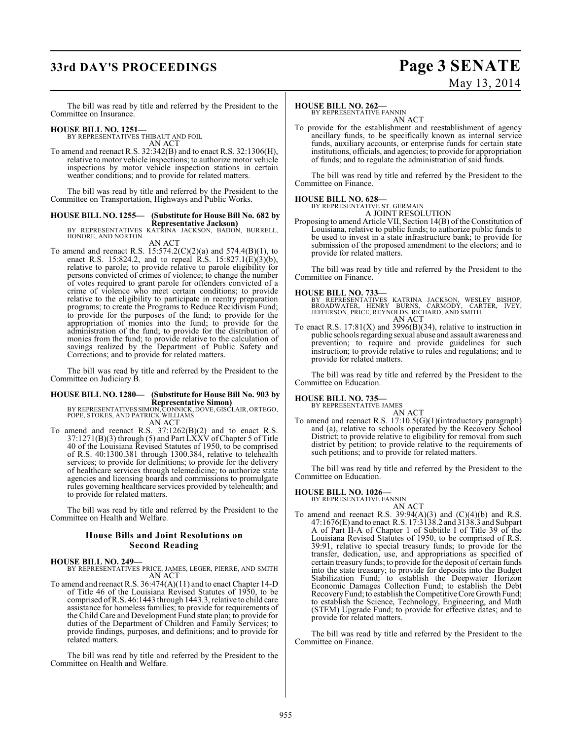The bill was read by title and referred by the President to the Committee on Insurance.

**HOUSE BILL NO. 1251—**
BY REPRESENTATIVES THIBAUT AND FOIL
AN ACT

To amend and reenact R.S. 32:342(B) and to enact R.S. 32:1306(H), relative to motor vehicle inspections; to authorize motor vehicle inspections by motor vehicle inspection stations in certain weather conditions; and to provide for related matters.

The bill was read by title and referred by the President to the Committee on Transportation, Highways and Public Works.

**HOUSE BILL NO. 1255— (Substitute for House Bill No. 682 by Representative Jackson)**
BY REPRESENTATIVES KATRINA JACKSON, BADON, BURRELL, HONORE, AND NORTON
AN ACT

To amend and reenact R.S. 15:574.2(C)(2)(a) and 574.4(B)(1), to enact R.S. 15:824.2, and to repeal R.S. 15:827.1(E)(3)(b), relative to parole; to provide relative to parole eligibility for persons convicted of crimes of violence; to change the number of votes required to grant parole for offenders convicted of a crime of violence who meet certain conditions; to provide relative to the eligibility to participate in reentry preparation programs; to create the Programs to Reduce Recidivism Fund; to provide for the purposes of the fund; to provide for the appropriation of monies into the fund; to provide for the administration of the fund; to provide for the distribution of monies from the fund; to provide relative to the calculation of savings realized by the Department of Public Safety and Corrections; and to provide for related matters.

The bill was read by title and referred by the President to the Committee on Judiciary B.

**HOUSE BILL NO. 1280— (Substitute for House Bill No. 903 by Representative Simon)**
BY REPRESENTATIVES SIMON, CONNICK, DOVE, GISCLAIR, ORTEGO, POPE, STOKES, AND PATRICK WILLIAMS
AN ACT

To amend and reenact R.S. 37:1262(B)(2) and to enact R.S. 37:1271(B)(3) through (5) and Part LXXV of Chapter 5 of Title 40 of the Louisiana Revised Statutes of 1950, to be comprised of R.S. 40:1300.381 through 1300.384, relative to telehealth services; to provide for definitions; to provide for the delivery of healthcare services through telemedicine; to authorize state agencies and licensing boards and commissions to promulgate rules governing healthcare services provided by telehealth; and to provide for related matters.

The bill was read by title and referred by the President to the Committee on Health and Welfare.

## House Bills and Joint Resolutions on Second Reading

**HOUSE BILL NO. 249—**
BY REPRESENTATIVES PRICE, JAMES, LEGER, PIERRE, AND SMITH
AN ACT

To amend and reenact R.S. 36:474(A)(11) and to enact Chapter 14-D of Title 46 of the Louisiana Revised Statutes of 1950, to be comprised of R.S. 46:1443 through 1443.3, relative to child care assistance for homeless families; to provide for requirements of the Child Care and Development Fund state plan; to provide for duties of the Department of Children and Family Services; to provide findings, purposes, and definitions; and to provide for related matters.

The bill was read by title and referred by the President to the Committee on Health and Welfare.

**HOUSE BILL NO. 262—**
BY REPRESENTATIVE FANNIN
AN ACT

To provide for the establishment and reestablishment of agency ancillary funds, to be specifically known as internal service funds, auxiliary accounts, or enterprise funds for certain state institutions, officials, and agencies; to provide for appropriation of funds; and to regulate the administration of said funds.

The bill was read by title and referred by the President to the Committee on Finance.

**HOUSE BILL NO. 628—**
BY REPRESENTATIVE ST. GERMAIN
A JOINT RESOLUTION

Proposing to amend Article VII, Section 14(B) of the Constitution of Louisiana, relative to public funds; to authorize public funds to be used to invest in a state infrastructure bank; to provide for submission of the proposed amendment to the electors; and to provide for related matters.

The bill was read by title and referred by the President to the Committee on Finance.

**HOUSE BILL NO. 733—**
BY REPRESENTATIVES KATRINA JACKSON, WESLEY BISHOP, BROADWATER, HENRY BURNS, CARMODY, CARTER, IVEY, JEFFERSON, PRICE, REYNOLDS, RICHARD, AND SMITH
AN ACT

To enact R.S. 17:81(X) and 3996(B)(34), relative to instruction in public schools regarding sexual abuse and assault awareness and prevention; to require and provide guidelines for such instruction; to provide relative to rules and regulations; and to provide for related matters.

The bill was read by title and referred by the President to the Committee on Education.

**HOUSE BILL NO. 735—**
BY REPRESENTATIVE JAMES
AN ACT

To amend and reenact R.S. 17:10.5(G)(1)(introductory paragraph) and (a), relative to schools operated by the Recovery School District; to provide relative to eligibility for removal from such district by petition; to provide relative to the requirements of such petitions; and to provide for related matters.

The bill was read by title and referred by the President to the Committee on Education.

**HOUSE BILL NO. 1026—**
BY REPRESENTATIVE FANNIN
AN ACT

To amend and reenact R.S. 39:94(A)(3) and (C)(4)(b) and R.S. 47:1676(E) and to enact R.S. 17:3138.2 and 3138.3 and Subpart A of Part II-A of Chapter 1 of Subtitle I of Title 39 of the Louisiana Revised Statutes of 1950, to be comprised of R.S. 39:91, relative to special treasury funds; to provide for the transfer, dedication, use, and appropriations as specified of certain treasury funds; to provide for the deposit of certain funds into the state treasury; to provide for deposits into the Budget Stabilization Fund; to establish the Deepwater Horizon Economic Damages Collection Fund; to establish the Debt Recovery Fund; to establish the Competitive Core Growth Fund; to establish the Science, Technology, Engineering, and Math (STEM) Upgrade Fund; to provide for effective dates; and to provide for related matters.

The bill was read by title and referred by the President to the Committee on Finance.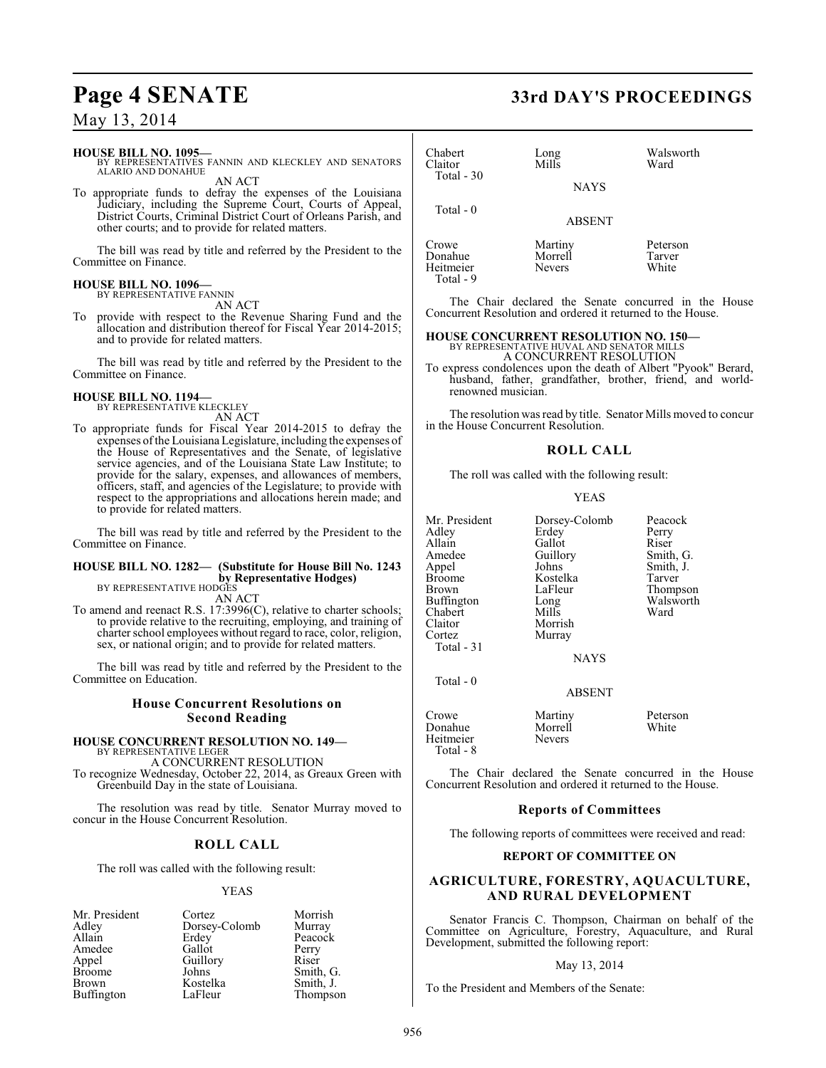**HOUSE BILL NO. 1095—**
BY REPRESENTATIVES FANNIN AND KLECKLEY AND SENATORS ALARIO AND DONAHUE

AN ACT

To appropriate funds to defray the expenses of the Louisiana Judiciary, including the Supreme Court, Courts of Appeal, District Courts, Criminal District Court of Orleans Parish, and other courts; and to provide for related matters.

The bill was read by title and referred by the President to the Committee on Finance.

**HOUSE BILL NO. 1096—**
BY REPRESENTATIVE FANNIN

AN ACT

To provide with respect to the Revenue Sharing Fund and the allocation and distribution thereof for Fiscal Year 2014-2015; and to provide for related matters.

The bill was read by title and referred by the President to the Committee on Finance.

**HOUSE BILL NO. 1194—**
BY REPRESENTATIVE KLECKLEY

AN ACT

To appropriate funds for Fiscal Year 2014-2015 to defray the expenses of the Louisiana Legislature, including the expenses of the House of Representatives and the Senate, of legislative service agencies, and of the Louisiana State Law Institute; to provide for the salary, expenses, and allowances of members, officers, staff, and agencies of the Legislature; to provide with respect to the appropriations and allocations herein made; and to provide for related matters.

The bill was read by title and referred by the President to the Committee on Finance.

**HOUSE BILL NO. 1282— (Substitute for House Bill No. 1243 by Representative Hodges)**
BY REPRESENTATIVE HODGES

AN ACT

To amend and reenact R.S. 17:3996(C), relative to charter schools; to provide relative to the recruiting, employing, and training of charter school employees without regard to race, color, religion, sex, or national origin; and to provide for related matters.

The bill was read by title and referred by the President to the Committee on Education.

## House Concurrent Resolutions on Second Reading

**HOUSE CONCURRENT RESOLUTION NO. 149—**
BY REPRESENTATIVE LEGER

A CONCURRENT RESOLUTION

To recognize Wednesday, October 22, 2014, as Greaux Green with Greenbuild Day in the state of Louisiana.

The resolution was read by title. Senator Murray moved to concur in the House Concurrent Resolution.

## ROLL CALL

The roll was called with the following result:

YEAS

| | | |
|---|---|---|
| Mr. President | Cortez | Morrish |
| Adley | Dorsey-Colomb | Murray |
| Allain | Erdey | Peacock |
| Amedee | Gallot | Perry |
| Appel | Guillory | Riser |
| Broome | Johns | Smith, G. |
| Brown | Kostelka | Smith, J. |
| Buffington | LaFleur | Thompson |
| Chabert | Long | Walsworth |
| Claitor | Mills | Ward |

Total - 30

NAYS

Total - 0

ABSENT

| | | |
|---|---|---|
| Crowe | Martiny | Peterson |
| Donahue | Morrell | Tarver |
| Heitmeier | Nevers | White |

Total - 9

The Chair declared the Senate concurred in the House Concurrent Resolution and ordered it returned to the House.

**HOUSE CONCURRENT RESOLUTION NO. 150—**
BY REPRESENTATIVE HUVAL AND SENATOR MILLS

A CONCURRENT RESOLUTION

To express condolences upon the death of Albert "Pyook" Berard, husband, father, grandfather, brother, friend, and world-renowned musician.

The resolution was read by title. Senator Mills moved to concur in the House Concurrent Resolution.

## ROLL CALL

The roll was called with the following result:

YEAS

| | | |
|---|---|---|
| Mr. President | Dorsey-Colomb | Peacock |
| Adley | Erdey | Perry |
| Allain | Gallot | Riser |
| Amedee | Guillory | Smith, G. |
| Appel | Johns | Smith, J. |
| Broome | Kostelka | Tarver |
| Brown | LaFleur | Thompson |
| Buffington | Long | Walsworth |
| Chabert | Mills | Ward |
| Claitor | Morrish | |
| Cortez | Murray | |

Total - 31

NAYS

Total - 0

ABSENT

| | | |
|---|---|---|
| Crowe | Martiny | Peterson |
| Donahue | Morrell | White |
| Heitmeier | Nevers | |

Total - 8

The Chair declared the Senate concurred in the House Concurrent Resolution and ordered it returned to the House.

## Reports of Committees

The following reports of committees were received and read:

**REPORT OF COMMITTEE ON**

## AGRICULTURE, FORESTRY, AQUACULTURE, AND RURAL DEVELOPMENT

Senator Francis C. Thompson, Chairman on behalf of the Committee on Agriculture, Forestry, Aquaculture, and Rural Development, submitted the following report:

May 13, 2014

To the President and Members of the Senate: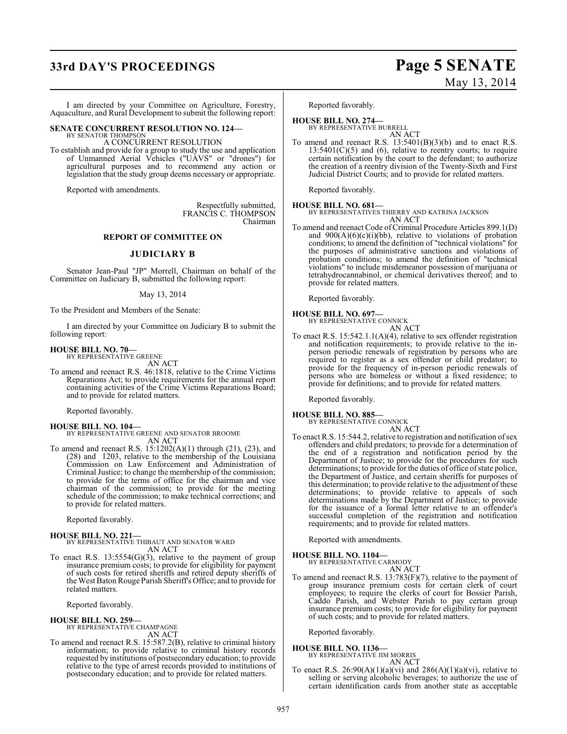I am directed by your Committee on Agriculture, Forestry, Aquaculture, and Rural Development to submit the following report:

**SENATE CONCURRENT RESOLUTION NO. 124—**
BY SENATOR THOMPSON
A CONCURRENT RESOLUTION

To establish and provide for a group to study the use and application of Unmanned Aerial Vehicles ("UAVS" or "drones") for agricultural purposes and to recommend any action or legislation that the study group deems necessary or appropriate.

Reported with amendments.

Respectfully submitted,
FRANCIS C. THOMPSON
Chairman

## REPORT OF COMMITTEE ON

## JUDICIARY B

Senator Jean-Paul "JP" Morrell, Chairman on behalf of the Committee on Judiciary B, submitted the following report:

May 13, 2014

To the President and Members of the Senate:

I am directed by your Committee on Judiciary B to submit the following report:

**HOUSE BILL NO. 70—**
BY REPRESENTATIVE GREENE
AN ACT

To amend and reenact R.S. 46:1818, relative to the Crime Victims Reparations Act; to provide requirements for the annual report containing activities of the Crime Victims Reparations Board; and to provide for related matters.

Reported favorably.

**HOUSE BILL NO. 104—**
BY REPRESENTATIVE GREENE AND SENATOR BROOME
AN ACT

To amend and reenact R.S. 15:1202(A)(1) through (21), (23), and (28) and 1203, relative to the membership of the Louisiana Commission on Law Enforcement and Administration of Criminal Justice; to change the membership of the commission; to provide for the terms of office for the chairman and vice chairman of the commission; to provide for the meeting schedule of the commission; to make technical corrections; and to provide for related matters.

Reported favorably.

**HOUSE BILL NO. 221—**
BY REPRESENTATIVE THIBAUT AND SENATOR WARD
AN ACT

To enact R.S. 13:5554(G)(3), relative to the payment of group insurance premium costs; to provide for eligibility for payment of such costs for retired sheriffs and retired deputy sheriffs of the West Baton Rouge Parish Sheriff's Office; and to provide for related matters.

Reported favorably.

**HOUSE BILL NO. 259—**
BY REPRESENTATIVE CHAMPAGNE
AN ACT

To amend and reenact R.S. 15:587.2(B), relative to criminal history information; to provide relative to criminal history records requested by institutions of postsecondary education; to provide relative to the type of arrest records provided to institutions of postsecondary education; and to provide for related matters.

Reported favorably.

**HOUSE BILL NO. 274—**
BY REPRESENTATIVE BURRELL
AN ACT

To amend and reenact R.S. 13:5401(B)(3)(b) and to enact R.S. 13:5401(C)(5) and (6), relative to reentry courts; to require certain notification by the court to the defendant; to authorize the creation of a reentry division of the Twenty-Sixth and First Judicial District Courts; and to provide for related matters.

Reported favorably.

**HOUSE BILL NO. 681—**
BY REPRESENTATIVES THIERRY AND KATRINA JACKSON
AN ACT

To amend and reenact Code of Criminal Procedure Articles 899.1(D) and 900(A)(6)(c)(i)(bb), relative to violations of probation conditions; to amend the definition of "technical violations" for the purposes of administrative sanctions and violations of probation conditions; to amend the definition of "technical violations" to include misdemeanor possession of marijuana or tetrahydrocannabinol, or chemical derivatives thereof; and to provide for related matters.

Reported favorably.

**HOUSE BILL NO. 697—**
BY REPRESENTATIVE CONNICK
AN ACT

To enact R.S. 15:542.1.1(A)(4), relative to sex offender registration and notification requirements; to provide relative to the in-person periodic renewals of registration by persons who are required to register as a sex offender or child predator; to provide for the frequency of in-person periodic renewals of persons who are homeless or without a fixed residence; to provide for definitions; and to provide for related matters.

Reported favorably.

**HOUSE BILL NO. 885—**
BY REPRESENTATIVE CONNICK
AN ACT

To enact R.S. 15:544.2, relative to registration and notification of sex offenders and child predators; to provide for a determination of the end of a registration and notification period by the Department of Justice; to provide for the procedures for such determinations; to provide for the duties of office of state police, the Department of Justice, and certain sheriffs for purposes of this determination; to provide relative to the adjustment of these determinations; to provide relative to appeals of such determinations made by the Department of Justice; to provide for the issuance of a formal letter relative to an offender's successful completion of the registration and notification requirements; and to provide for related matters.

Reported with amendments.

**HOUSE BILL NO. 1104—**
BY REPRESENTATIVE CARMODY
AN ACT

To amend and reenact R.S. 13:783(F)(7), relative to the payment of group insurance premium costs for certain clerk of court employees; to require the clerks of court for Bossier Parish, Caddo Parish, and Webster Parish to pay certain group insurance premium costs; to provide for eligibility for payment of such costs; and to provide for related matters.

Reported favorably.

**HOUSE BILL NO. 1136—**
BY REPRESENTATIVE JIM MORRIS
AN ACT

To enact R.S. 26:90(A)(1)(a)(vi) and 286(A)(1)(a)(vi), relative to selling or serving alcoholic beverages; to authorize the use of certain identification cards from another state as acceptable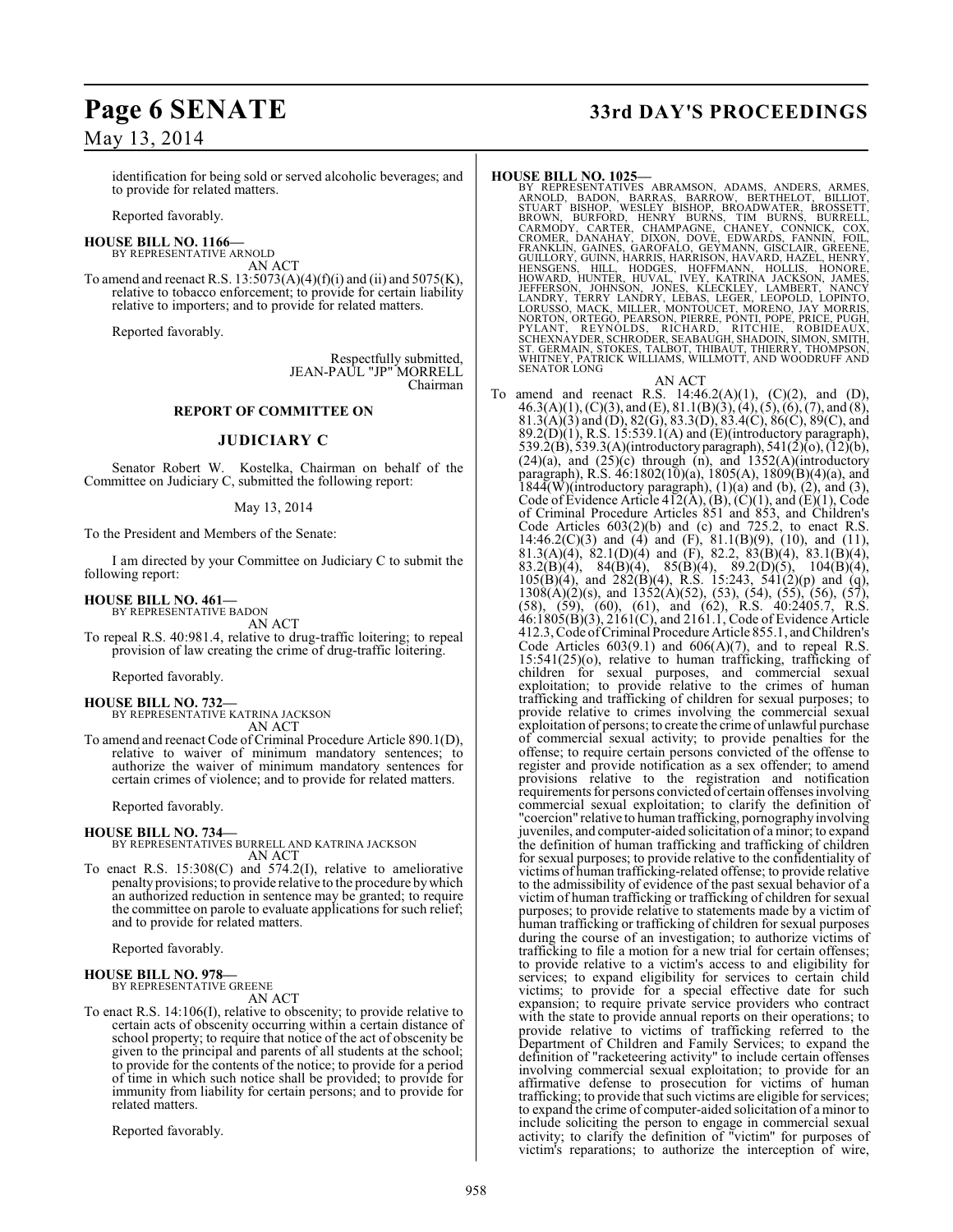identification for being sold or served alcoholic beverages; and to provide for related matters.

Reported favorably.

**HOUSE BILL NO. 1166—**
BY REPRESENTATIVE ARNOLD

AN ACT

To amend and reenact R.S. 13:5073(A)(4)(f)(i) and (ii) and 5075(K), relative to tobacco enforcement; to provide for certain liability relative to importers; and to provide for related matters.

Reported favorably.

Respectfully submitted,
JEAN-PAUL "JP" MORRELL
Chairman

## REPORT OF COMMITTEE ON

## JUDICIARY C

Senator Robert W. Kostelka, Chairman on behalf of the Committee on Judiciary C, submitted the following report:

May 13, 2014

To the President and Members of the Senate:

I am directed by your Committee on Judiciary C to submit the following report:

**HOUSE BILL NO. 461—**
BY REPRESENTATIVE BADON

AN ACT

To repeal R.S. 40:981.4, relative to drug-traffic loitering; to repeal provision of law creating the crime of drug-traffic loitering.

Reported favorably.

**HOUSE BILL NO. 732—**
BY REPRESENTATIVE KATRINA JACKSON

AN ACT

To amend and reenact Code of Criminal Procedure Article 890.1(D), relative to waiver of minimum mandatory sentences; to authorize the waiver of minimum mandatory sentences for certain crimes of violence; and to provide for related matters.

Reported favorably.

**HOUSE BILL NO. 734—**
BY REPRESENTATIVES BURRELL AND KATRINA JACKSON

AN ACT

To enact R.S. 15:308(C) and 574.2(I), relative to ameliorative penalty provisions; to provide relative to the procedure by which an authorized reduction in sentence may be granted; to require the committee on parole to evaluate applications for such relief; and to provide for related matters.

Reported favorably.

**HOUSE BILL NO. 978—**
BY REPRESENTATIVE GREENE

AN ACT

To enact R.S. 14:106(I), relative to obscenity; to provide relative to certain acts of obscenity occurring within a certain distance of school property; to require that notice of the act of obscenity be given to the principal and parents of all students at the school; to provide for the contents of the notice; to provide for a period of time in which such notice shall be provided; to provide for immunity from liability for certain persons; and to provide for related matters.

Reported favorably.

**HOUSE BILL NO. 1025—**
BY REPRESENTATIVES ABRAMSON, ADAMS, ANDERS, ARMES, ARNOLD, BADON, BARRAS, BARROW, BERTHELOT, BILLIOT, STUART BISHOP, WESLEY BISHOP, BROADWATER, BROSSETT, BROWN, BURFORD, HENRY BURNS, TIM BURNS, BURRELL, CARMODY, CARTER, CHAMPAGNE, CHANEY, CONNICK, COX, CROMER, DANAHAY, DIXON, DOVE, EDWARDS, FANNIN, FOIL, FRANKLIN, GAINES, GAROFALO, GEYMANN, GISCLAIR, GREENE, GUILLORY, GUINN, HARRIS, HARRISON, HAVARD, HAZEL, HENRY, HENSGENS, HILL, HODGES, HOFFMANN, HOLLIS, HONORE, HOWARD, HUNTER, HUVAL, IVEY, KATRINA JACKSON, JAMES, JEFFERSON, JOHNSON, JONES, KLECKLEY, LAMBERT, NANCY LANDRY, TERRY LANDRY, LEBAS, LEGER, LEOPOLD, LOPINTO, LORUSSO, MACK, MILLER, MONTOUCET, MORENO, JAY MORRIS, NORTON, ORTEGO, PEARSON, PIERRE, PONTI, POPE, PRICE, PUGH, PYLANT, REYNOLDS, RICHARD, RITCHIE, ROBIDEAUX, SCHEXNAYDER, SCHRODER, SEABAUGH, SHADOIN, SIMON, SMITH, ST. GERMAIN, STOKES, TALBOT, THIBAUT, THIERRY, THOMPSON, WHITNEY, PATRICK WILLIAMS, WILLMOTT, AND WOODRUFF AND SENATOR LONG

AN ACT

To amend and reenact R.S. 14:46.2(A)(1), (C)(2), and (D), 46.3(A)(1), (C)(3), and (E), 81.1(B)(3), (4), (5), (6), (7), and (8), 81.3(A)(3) and (D), 82(G), 83.3(D), 83.4(C), 86(C), 89(C), and 89.2(D)(1), R.S. 15:539.1(A) and (E)(introductory paragraph), 539.2(B), 539.3(A)(introductory paragraph), 541(2)(o), (12)(b), (24)(a), and (25)(c) through (n), and 1352(A)(introductory paragraph), R.S. 46:1802(10)(a), 1805(A), 1809(B)(4)(a), and 1844(W)(introductory paragraph), (1)(a) and (b), (2), and (3), Code of Evidence Article 412(A), (B), (C)(1), and (E)(1), Code of Criminal Procedure Articles 851 and 853, and Children's Code Articles 603(2)(b) and (c) and 725.2, to enact R.S. 14:46.2(C)(3) and (4) and (F), 81.1(B)(9), (10), and (11), 81.3(A)(4), 82.1(D)(4) and (F), 82.2, 83(B)(4), 83.1(B)(4), 83.2(B)(4), 84(B)(4), 85(B)(4), 89.2(D)(5), 104(B)(4), 105(B)(4), and 282(B)(4), R.S. 15:243, 541(2)(p) and (q), 1308(A)(2)(s), and 1352(A)(52), (53), (54), (55), (56), (57), (58), (59), (60), (61), and (62), R.S. 40:2405.7, R.S. 46:1805(B)(3), 2161(C), and 2161.1, Code of Evidence Article 412.3, Code of Criminal Procedure Article 855.1, and Children's Code Articles 603(9.1) and 606(A)(7), and to repeal R.S. 15:541(25)(o), relative to human trafficking, trafficking of children for sexual purposes, and commercial sexual exploitation; to provide relative to the crimes of human trafficking and trafficking of children for sexual purposes; to provide relative to crimes involving the commercial sexual exploitation of persons; to create the crime of unlawful purchase of commercial sexual activity; to provide penalties for the offense; to require certain persons convicted of the offense to register and provide notification as a sex offender; to amend provisions relative to the registration and notification requirements for persons convicted of certain offenses involving commercial sexual exploitation; to clarify the definition of "coercion" relative to human trafficking, pornography involving juveniles, and computer-aided solicitation of a minor; to expand the definition of human trafficking and trafficking of children for sexual purposes; to provide relative to the confidentiality of victims of human trafficking-related offense; to provide relative to the admissibility of evidence of the past sexual behavior of a victim of human trafficking or trafficking of children for sexual purposes; to provide relative to statements made by a victim of human trafficking or trafficking of children for sexual purposes during the course of an investigation; to authorize victims of trafficking to file a motion for a new trial for certain offenses; to provide relative to a victim's access to and eligibility for services; to expand eligibility for services to certain child victims; to provide for a special effective date for such expansion; to require private service providers who contract with the state to provide annual reports on their operations; to provide relative to victims of trafficking referred to the Department of Children and Family Services; to expand the definition of "racketeering activity" to include certain offenses involving commercial sexual exploitation; to provide for an affirmative defense to prosecution for victims of human trafficking; to provide that such victims are eligible for services; to expand the crime of computer-aided solicitation of a minor to include soliciting the person to engage in commercial sexual activity; to clarify the definition of "victim" for purposes of victim's reparations; to authorize the interception of wire,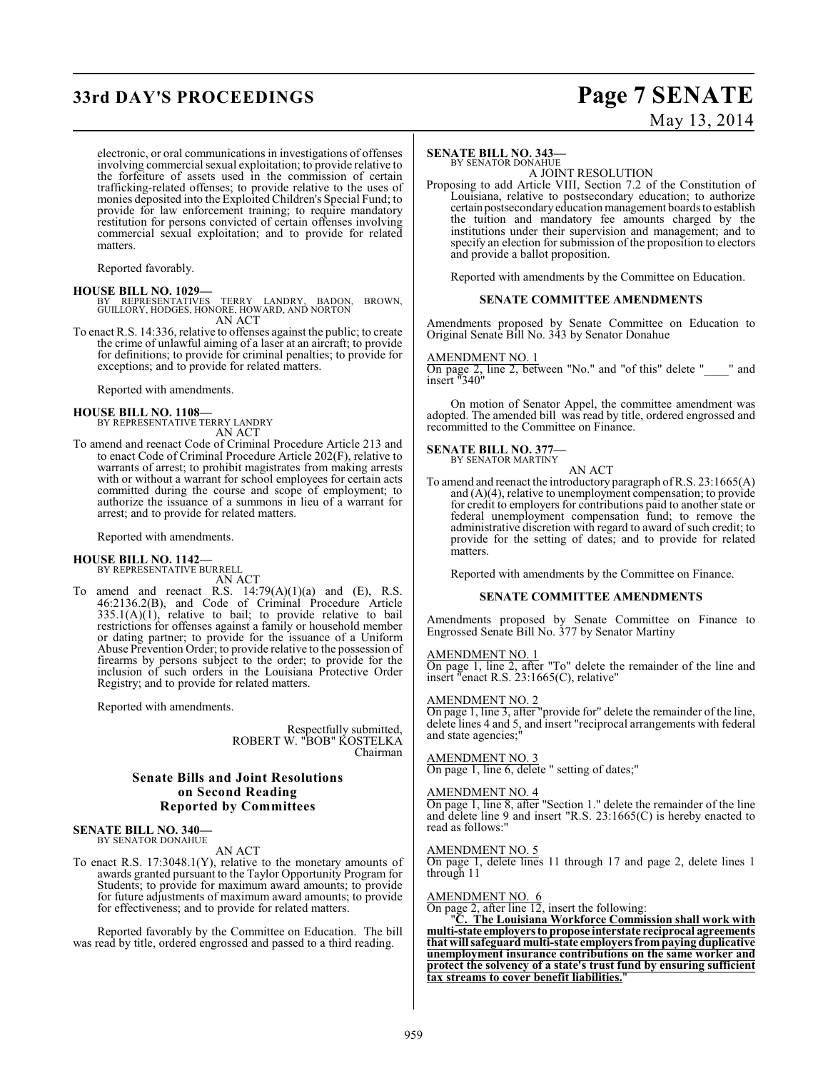electronic, or oral communications in investigations of offenses involving commercial sexual exploitation; to provide relative to the forfeiture of assets used in the commission of certain trafficking-related offenses; to provide relative to the uses of monies deposited into the Exploited Children's Special Fund; to provide for law enforcement training; to require mandatory restitution for persons convicted of certain offenses involving commercial sexual exploitation; and to provide for related matters.

Reported favorably.

**HOUSE BILL NO. 1029—**
BY REPRESENTATIVES TERRY LANDRY, BADON, BROWN, GUILLORY, HODGES, HONORE, HOWARD, AND NORTON
AN ACT

To enact R.S. 14:336, relative to offenses against the public; to create the crime of unlawful aiming of a laser at an aircraft; to provide for definitions; to provide for criminal penalties; to provide for exceptions; and to provide for related matters.

Reported with amendments.

**HOUSE BILL NO. 1108—**
BY REPRESENTATIVE TERRY LANDRY
AN ACT

To amend and reenact Code of Criminal Procedure Article 213 and to enact Code of Criminal Procedure Article 202(F), relative to warrants of arrest; to prohibit magistrates from making arrests with or without a warrant for school employees for certain acts committed during the course and scope of employment; to authorize the issuance of a summons in lieu of a warrant for arrest; and to provide for related matters.

Reported with amendments.

**HOUSE BILL NO. 1142—**
BY REPRESENTATIVE BURRELL
AN ACT

To amend and reenact R.S. 14:79(A)(1)(a) and (E), R.S. 46:2136.2(B), and Code of Criminal Procedure Article 335.1(A)(1), relative to bail; to provide relative to bail restrictions for offenses against a family or household member or dating partner; to provide for the issuance of a Uniform Abuse Prevention Order; to provide relative to the possession of firearms by persons subject to the order; to provide for the inclusion of such orders in the Louisiana Protective Order Registry; and to provide for related matters.

Reported with amendments.

Respectfully submitted,
ROBERT W. "BOB" KOSTELKA
Chairman

## Senate Bills and Joint Resolutions on Second Reading Reported by Committees

**SENATE BILL NO. 340—**
BY SENATOR DONAHUE
AN ACT

To enact R.S. 17:3048.1(Y), relative to the monetary amounts of awards granted pursuant to the Taylor Opportunity Program for Students; to provide for maximum award amounts; to provide for future adjustments of maximum award amounts; to provide for effectiveness; and to provide for related matters.

Reported favorably by the Committee on Education. The bill was read by title, ordered engrossed and passed to a third reading.

**SENATE BILL NO. 343—**
BY SENATOR DONAHUE
A JOINT RESOLUTION

Proposing to add Article VIII, Section 7.2 of the Constitution of Louisiana, relative to postsecondary education; to authorize certain postsecondary education management boards to establish the tuition and mandatory fee amounts charged by the institutions under their supervision and management; and to specify an election for submission of the proposition to electors and provide a ballot proposition.

Reported with amendments by the Committee on Education.

### SENATE COMMITTEE AMENDMENTS

Amendments proposed by Senate Committee on Education to Original Senate Bill No. 343 by Senator Donahue

AMENDMENT NO. 1
On page 2, line 2, between "No." and "of this" delete "____" and insert "340"

On motion of Senator Appel, the committee amendment was adopted. The amended bill was read by title, ordered engrossed and recommitted to the Committee on Finance.

**SENATE BILL NO. 377—**
BY SENATOR MARTINY
AN ACT

To amend and reenact the introductory paragraph of R.S. 23:1665(A) and (A)(4), relative to unemployment compensation; to provide for credit to employers for contributions paid to another state or federal unemployment compensation fund; to remove the administrative discretion with regard to award of such credit; to provide for the setting of dates; and to provide for related matters.

Reported with amendments by the Committee on Finance.

### SENATE COMMITTEE AMENDMENTS

Amendments proposed by Senate Committee on Finance to Engrossed Senate Bill No. 377 by Senator Martiny

AMENDMENT NO. 1
On page 1, line 2, after "To" delete the remainder of the line and insert "enact R.S. 23:1665(C), relative"

AMENDMENT NO. 2
On page 1, line 3, after "provide for" delete the remainder of the line, delete lines 4 and 5, and insert "reciprocal arrangements with federal and state agencies;"

AMENDMENT NO. 3
On page 1, line 6, delete " setting of dates;"

AMENDMENT NO. 4
On page 1, line 8, after "Section 1." delete the remainder of the line and delete line 9 and insert "R.S. 23:1665(C) is hereby enacted to read as follows:"

AMENDMENT NO. 5
On page 1, delete lines 11 through 17 and page 2, delete lines 1 through 11

AMENDMENT NO. 6
On page 2, after line 12, insert the following:

"**C. The Louisiana Workforce Commission shall work with multi-state employers to propose interstate reciprocal agreements that will safeguard multi-state employers from paying duplicative unemployment insurance contributions on the same worker and protect the solvency of a state's trust fund by ensuring sufficient tax streams to cover benefit liabilities.**"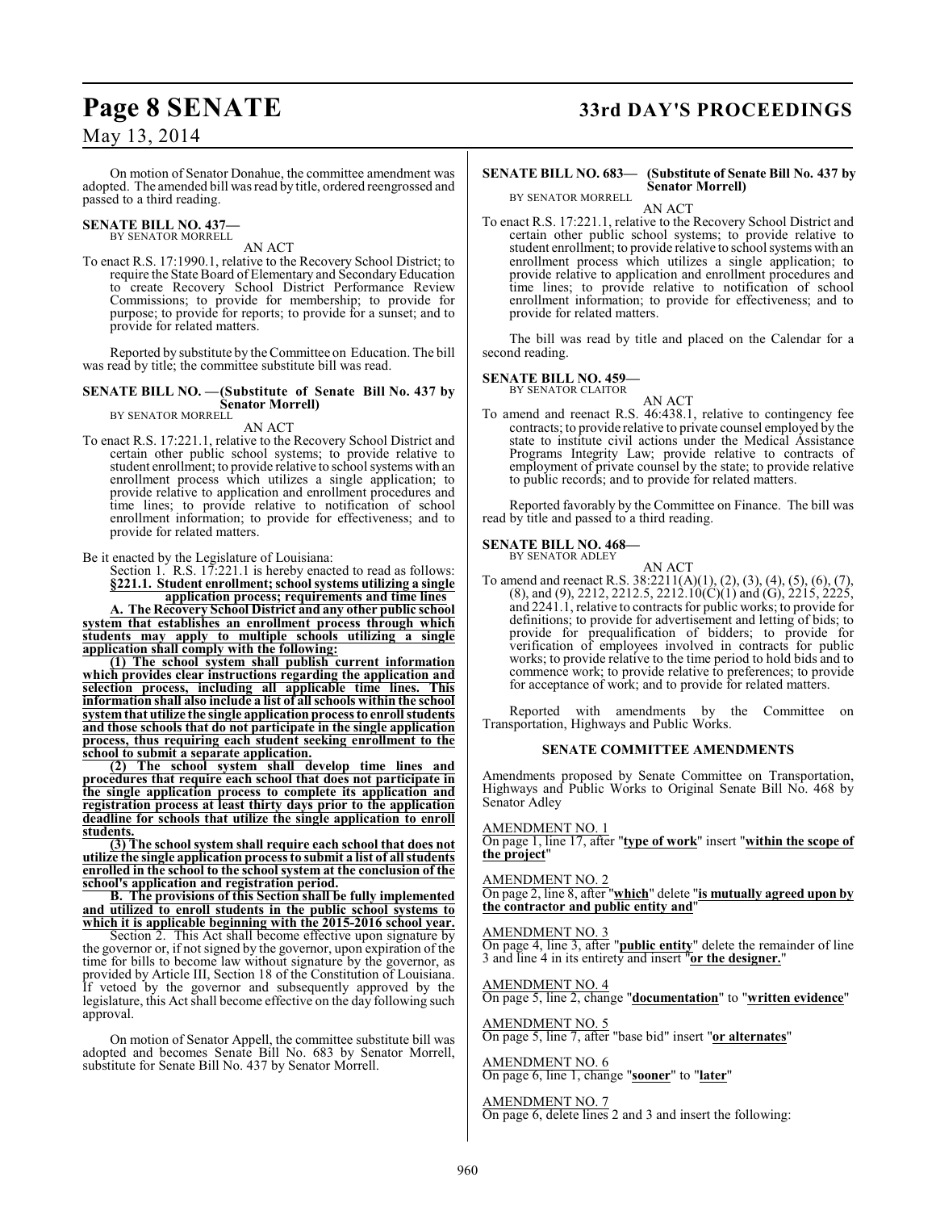On motion of Senator Donahue, the committee amendment was adopted. The amended bill was read by title, ordered reengrossed and passed to a third reading.

**SENATE BILL NO. 437—**
BY SENATOR MORRELL

AN ACT

To enact R.S. 17:1990.1, relative to the Recovery School District; to require the State Board of Elementary and Secondary Education to create Recovery School District Performance Review Commissions; to provide for membership; to provide for purpose; to provide for reports; to provide for a sunset; and to provide for related matters.

Reported by substitute by the Committee on Education. The bill was read by title; the committee substitute bill was read.

**SENATE BILL NO. —(Substitute of Senate Bill No. 437 by Senator Morrell)**
BY SENATOR MORRELL

AN ACT

To enact R.S. 17:221.1, relative to the Recovery School District and certain other public school systems; to provide relative to student enrollment; to provide relative to school systems with an enrollment process which utilizes a single application; to provide relative to application and enrollment procedures and time lines; to provide relative to notification of school enrollment information; to provide for effectiveness; and to provide for related matters.

Be it enacted by the Legislature of Louisiana:

Section 1. R.S. 17:221.1 is hereby enacted to read as follows:

**§221.1. Student enrollment; school systems utilizing a single application process; requirements and time lines**

**A. The Recovery School District and any other public school system that establishes an enrollment process through which students may apply to multiple schools utilizing a single application shall comply with the following:**

**(1) The school system shall publish current information which provides clear instructions regarding the application and selection process, including all applicable time lines. This information shall also include a list of all schools within the school system that utilize the single application process to enroll students and those schools that do not participate in the single application process, thus requiring each student seeking enrollment to the school to submit a separate application.**

**(2) The school system shall develop time lines and procedures that require each school that does not participate in the single application process to complete its application and registration process at least thirty days prior to the application deadline for schools that utilize the single application to enroll students.**

**(3) The school system shall require each school that does not utilize the single application process to submit a list of all students enrolled in the school to the school system at the conclusion of the school's application and registration period.**

**B. The provisions of this Section shall be fully implemented and utilized to enroll students in the public school systems to which it is applicable beginning with the 2015-2016 school year.**

Section 2. This Act shall become effective upon signature by the governor or, if not signed by the governor, upon expiration of the time for bills to become law without signature by the governor, as provided by Article III, Section 18 of the Constitution of Louisiana. If vetoed by the governor and subsequently approved by the legislature, this Act shall become effective on the day following such approval.

On motion of Senator Appell, the committee substitute bill was adopted and becomes Senate Bill No. 683 by Senator Morrell, substitute for Senate Bill No. 437 by Senator Morrell.

**SENATE BILL NO. 683— (Substitute of Senate Bill No. 437 by Senator Morrell)**
BY SENATOR MORRELL

AN ACT

To enact R.S. 17:221.1, relative to the Recovery School District and certain other public school systems; to provide relative to student enrollment; to provide relative to school systems with an enrollment process which utilizes a single application; to provide relative to application and enrollment procedures and time lines; to provide relative to notification of school enrollment information; to provide for effectiveness; and to provide for related matters.

The bill was read by title and placed on the Calendar for a second reading.

**SENATE BILL NO. 459—**
BY SENATOR CLAITOR

AN ACT

To amend and reenact R.S. 46:438.1, relative to contingency fee contracts; to provide relative to private counsel employed by the state to institute civil actions under the Medical Assistance Programs Integrity Law; provide relative to contracts of employment of private counsel by the state; to provide relative to public records; and to provide for related matters.

Reported favorably by the Committee on Finance. The bill was read by title and passed to a third reading.

**SENATE BILL NO. 468—**
BY SENATOR ADLEY

AN ACT

To amend and reenact R.S. 38:2211(A)(1), (2), (3), (4), (5), (6), (7), (8), and (9), 2212, 2212.5, 2212.10(C)(1) and (G), 2215, 2225, and 2241.1, relative to contracts for public works; to provide for definitions; to provide for advertisement and letting of bids; to provide for prequalification of bidders; to provide for verification of employees involved in contracts for public works; to provide relative to the time period to hold bids and to commence work; to provide relative to preferences; to provide for acceptance of work; and to provide for related matters.

Reported with amendments by the Committee on Transportation, Highways and Public Works.

**SENATE COMMITTEE AMENDMENTS**

Amendments proposed by Senate Committee on Transportation, Highways and Public Works to Original Senate Bill No. 468 by Senator Adley

AMENDMENT NO. 1
On page 1, line 17, after "**type of work**" insert "**within the scope of the project**"

AMENDMENT NO. 2
On page 2, line 8, after "**which**" delete "**is mutually agreed upon by the contractor and public entity and**"

AMENDMENT NO. 3
On page 4, line 3, after "**public entity**" delete the remainder of line 3 and line 4 in its entirety and insert "**or the designer.**"

AMENDMENT NO. 4
On page 5, line 2, change "**documentation**" to "**written evidence**"

AMENDMENT NO. 5
On page 5, line 7, after "base bid" insert "**or alternates**"

AMENDMENT NO. 6
On page 6, line 1, change "**sooner**" to "**later**"

AMENDMENT NO. 7
On page 6, delete lines 2 and 3 and insert the following: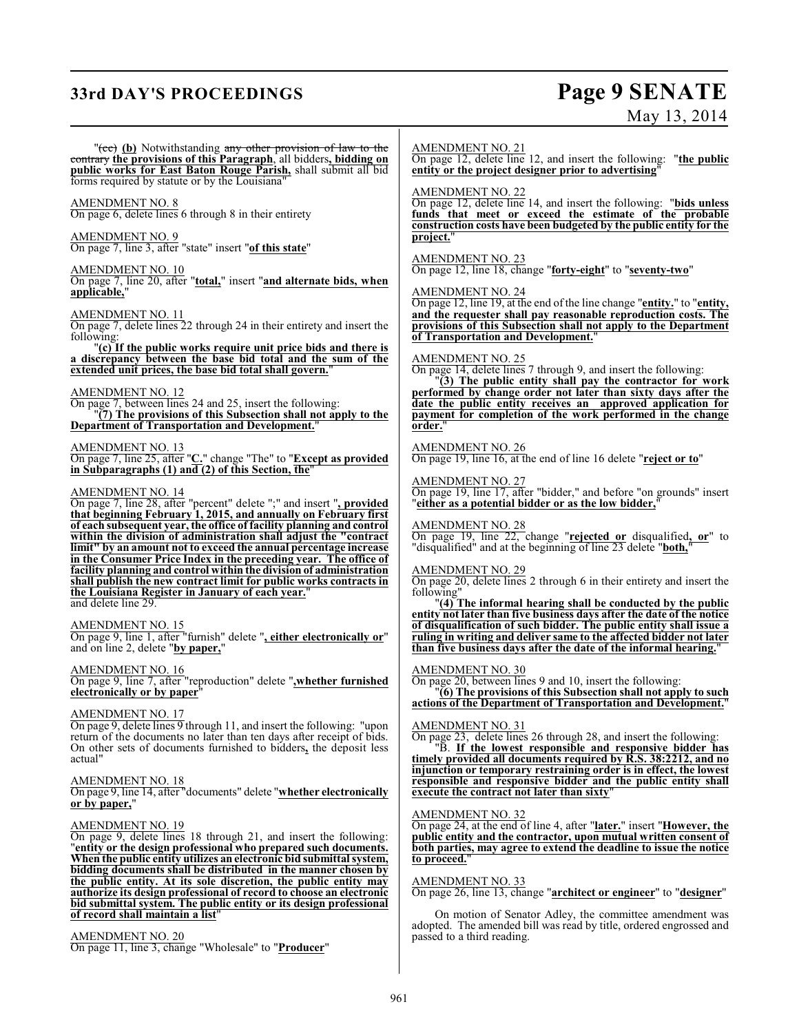"~~(cc)~~ **(b)** Notwithstanding ~~any other provision of law to the contrary~~ **the provisions of this Paragraph**, all bidders**, bidding on public works for East Baton Rouge Parish,** shall submit all bid forms required by statute or by the Louisiana"

AMENDMENT NO. 8
On page 6, delete lines 6 through 8 in their entirety

AMENDMENT NO. 9
On page 7, line 3, after "state" insert "**of this state**"

AMENDMENT NO. 10
On page 7, line 20, after "**total,**" insert "**and alternate bids, when applicable,**"

AMENDMENT NO. 11
On page 7, delete lines 22 through 24 in their entirety and insert the following:

"**(c) If the public works require unit price bids and there is a discrepancy between the base bid total and the sum of the extended unit prices, the base bid total shall govern.**"

AMENDMENT NO. 12
On page 7, between lines 24 and 25, insert the following:

"**(7) The provisions of this Subsection shall not apply to the Department of Transportation and Development.**"

AMENDMENT NO. 13
On page 7, line 25, after "**C.**" change "The" to "**Except as provided in Subparagraphs (1) and (2) of this Section, the**"

AMENDMENT NO. 14
On page 7, line 28, after "percent" delete ";" and insert "**, provided that beginning February 1, 2015, and annually on February first of each subsequent year, the office of facility planning and control within the division of administration shall adjust the "contract limit" by an amount not to exceed the annual percentage increase in the Consumer Price Index in the preceding year. The office of facility planning and control within the division of administration shall publish the new contract limit for public works contracts in the Louisiana Register in January of each year.**"
and delete line 29.

AMENDMENT NO. 15
On page 9, line 1, after "furnish" delete "**, either electronically or**" and on line 2, delete "**by paper,**"

AMENDMENT NO. 16
On page 9, line 7, after "reproduction" delete "**,whether furnished electronically or by paper**"

AMENDMENT NO. 17
On page 9, delete lines 9 through 11, and insert the following: "upon return of the documents no later than ten days after receipt of bids. On other sets of documents furnished to bidders**,** the deposit less actual"

AMENDMENT NO. 18
On page 9, line 14, after "documents" delete "**whether electronically or by paper,**"

AMENDMENT NO. 19
On page 9, delete lines 18 through 21, and insert the following: "**entity or the design professional who prepared such documents. When the public entity utilizes an electronic bid submittal system, bidding documents shall be distributed in the manner chosen by the public entity. At its sole discretion, the public entity may authorize its design professional of record to choose an electronic bid submittal system. The public entity or its design professional of record shall maintain a list**"

AMENDMENT NO. 20
On page 11, line 3, change "Wholesale" to "**Producer**"

AMENDMENT NO. 21
On page 12, delete line 12, and insert the following: "**the public entity or the project designer prior to advertising**"

AMENDMENT NO. 22
On page 12, delete line 14, and insert the following: "**bids unless funds that meet or exceed the estimate of the probable construction costs have been budgeted by the public entity for the project.**"

AMENDMENT NO. 23
On page 12, line 18, change "**forty-eight**" to "**seventy-two**"

AMENDMENT NO. 24
On page 12, line 19, at the end of the line change "**entity.**" to "**entity, and the requester shall pay reasonable reproduction costs. The provisions of this Subsection shall not apply to the Department of Transportation and Development.**"

AMENDMENT NO. 25
On page 14, delete lines 7 through 9, and insert the following:

"**(3) The public entity shall pay the contractor for work performed by change order not later than sixty days after the date the public entity receives an approved application for payment for completion of the work performed in the change order.**"

AMENDMENT NO. 26
On page 19, line 16, at the end of line 16 delete "**reject or to**"

AMENDMENT NO. 27
On page 19, line 17, after "bidder," and before "on grounds" insert "**either as a potential bidder or as the low bidder,**"

AMENDMENT NO. 28
On page 19, line 22, change "**rejected or** disqualified**, or**" to "disqualified" and at the beginning of line 23 delete "**both,**"

AMENDMENT NO. 29
On page 20, delete lines 2 through 6 in their entirety and insert the following"

"**(4) The informal hearing shall be conducted by the public entity not later than five business days after the date of the notice of disqualification of such bidder. The public entity shall issue a ruling in writing and deliver same to the affected bidder not later than five business days after the date of the informal hearing.**"

AMENDMENT NO. 30
On page 20, between lines 9 and 10, insert the following:

"**(6) The provisions of this Subsection shall not apply to such actions of the Department of Transportation and Development.**"

AMENDMENT NO. 31
On page 23, delete lines 26 through 28, and insert the following:

"B. **If the lowest responsible and responsive bidder has timely provided all documents required by R.S. 38:2212, and no injunction or temporary restraining order is in effect, the lowest responsible and responsive bidder and the public entity shall execute the contract not later than sixty**"

AMENDMENT NO. 32
On page 24, at the end of line 4, after "**later.**" insert "**However, the public entity and the contractor, upon mutual written consent of both parties, may agree to extend the deadline to issue the notice to proceed.**"

AMENDMENT NO. 33
On page 26, line 13, change "**architect or engineer**" to "**designer**"

On motion of Senator Adley, the committee amendment was adopted. The amended bill was read by title, ordered engrossed and passed to a third reading.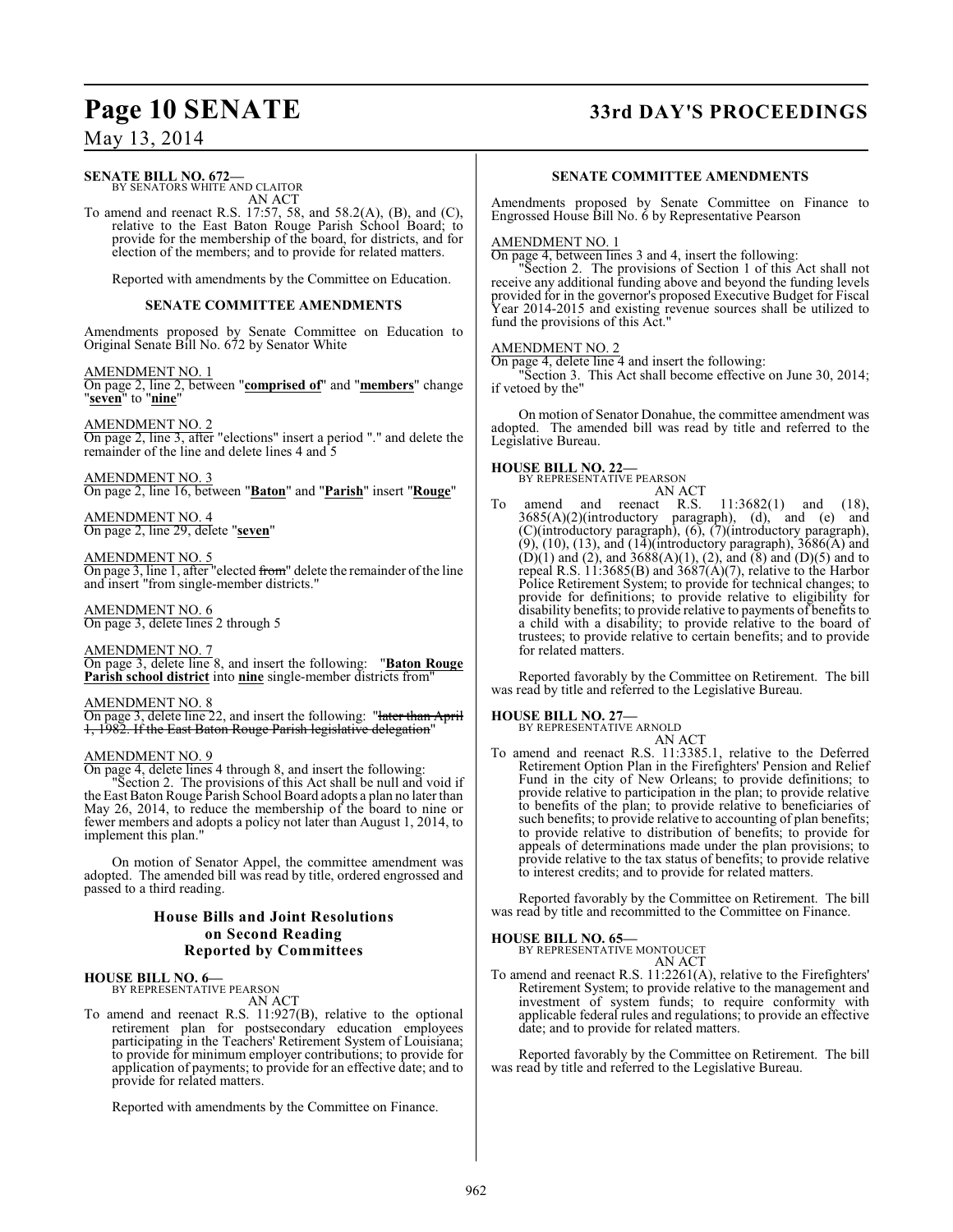**SENATE BILL NO. 672—**
BY SENATORS WHITE AND CLAITOR

AN ACT

To amend and reenact R.S. 17:57, 58, and 58.2(A), (B), and (C), relative to the East Baton Rouge Parish School Board; to provide for the membership of the board, for districts, and for election of the members; and to provide for related matters.

Reported with amendments by the Committee on Education.

**SENATE COMMITTEE AMENDMENTS**

Amendments proposed by Senate Committee on Education to Original Senate Bill No. 672 by Senator White

AMENDMENT NO. 1
On page 2, line 2, between "**comprised of**" and "**members**" change "**seven**" to "**nine**"

AMENDMENT NO. 2
On page 2, line 3, after "elections" insert a period "." and delete the remainder of the line and delete lines 4 and 5

AMENDMENT NO. 3
On page 2, line 16, between "**Baton**" and "**Parish**" insert "**Rouge**"

AMENDMENT NO. 4
On page 2, line 29, delete "**seven**"

AMENDMENT NO. 5
On page 3, line 1, after "elected ~~from~~" delete the remainder of the line and insert "from single-member districts."

AMENDMENT NO. 6
On page 3, delete lines 2 through 5

AMENDMENT NO. 7
On page 3, delete line 8, and insert the following: "**Baton Rouge Parish school district** into **nine** single-member districts from"

AMENDMENT NO. 8
On page 3, delete line 22, and insert the following: "~~later than April 1, 1982. If the East Baton Rouge Parish legislative delegation~~"

AMENDMENT NO. 9
On page 4, delete lines 4 through 8, and insert the following:

"Section 2. The provisions of this Act shall be null and void if the East Baton Rouge Parish School Board adopts a plan no later than May 26, 2014, to reduce the membership of the board to nine or fewer members and adopts a policy not later than August 1, 2014, to implement this plan."

On motion of Senator Appel, the committee amendment was adopted. The amended bill was read by title, ordered engrossed and passed to a third reading.

## House Bills and Joint Resolutions on Second Reading Reported by Committees

**HOUSE BILL NO. 6—**
BY REPRESENTATIVE PEARSON

AN ACT

To amend and reenact R.S. 11:927(B), relative to the optional retirement plan for postsecondary education employees participating in the Teachers' Retirement System of Louisiana; to provide for minimum employer contributions; to provide for application of payments; to provide for an effective date; and to provide for related matters.

Reported with amendments by the Committee on Finance.

**SENATE COMMITTEE AMENDMENTS**

Amendments proposed by Senate Committee on Finance to Engrossed House Bill No. 6 by Representative Pearson

AMENDMENT NO. 1
On page 4, between lines 3 and 4, insert the following:

"Section 2. The provisions of Section 1 of this Act shall not receive any additional funding above and beyond the funding levels provided for in the governor's proposed Executive Budget for Fiscal Year 2014-2015 and existing revenue sources shall be utilized to fund the provisions of this Act."

AMENDMENT NO. 2
On page 4, delete line 4 and insert the following:

"Section 3. This Act shall become effective on June 30, 2014; if vetoed by the"

On motion of Senator Donahue, the committee amendment was adopted. The amended bill was read by title and referred to the Legislative Bureau.

**HOUSE BILL NO. 22—**
BY REPRESENTATIVE PEARSON

AN ACT

To amend and reenact R.S. 11:3682(1) and (18), 3685(A)(2)(introductory paragraph), (d), and (e) and (C)(introductory paragraph), (6), (7)(introductory paragraph), (9), (10), (13), and (14)(introductory paragraph), 3686(A) and (D)(1) and (2), and 3688(A)(1), (2), and (8) and (D)(5) and to repeal R.S. 11:3685(B) and 3687(A)(7), relative to the Harbor Police Retirement System; to provide for technical changes; to provide for definitions; to provide relative to eligibility for disability benefits; to provide relative to payments of benefits to a child with a disability; to provide relative to the board of trustees; to provide relative to certain benefits; and to provide for related matters.

Reported favorably by the Committee on Retirement. The bill was read by title and referred to the Legislative Bureau.

**HOUSE BILL NO. 27—**
BY REPRESENTATIVE ARNOLD

AN ACT

To amend and reenact R.S. 11:3385.1, relative to the Deferred Retirement Option Plan in the Firefighters' Pension and Relief Fund in the city of New Orleans; to provide definitions; to provide relative to participation in the plan; to provide relative to benefits of the plan; to provide relative to beneficiaries of such benefits; to provide relative to accounting of plan benefits; to provide relative to distribution of benefits; to provide for appeals of determinations made under the plan provisions; to provide relative to the tax status of benefits; to provide relative to interest credits; and to provide for related matters.

Reported favorably by the Committee on Retirement. The bill was read by title and recommitted to the Committee on Finance.

**HOUSE BILL NO. 65—**
BY REPRESENTATIVE MONTOUCET

AN ACT

To amend and reenact R.S. 11:2261(A), relative to the Firefighters' Retirement System; to provide relative to the management and investment of system funds; to require conformity with applicable federal rules and regulations; to provide an effective date; and to provide for related matters.

Reported favorably by the Committee on Retirement. The bill was read by title and referred to the Legislative Bureau.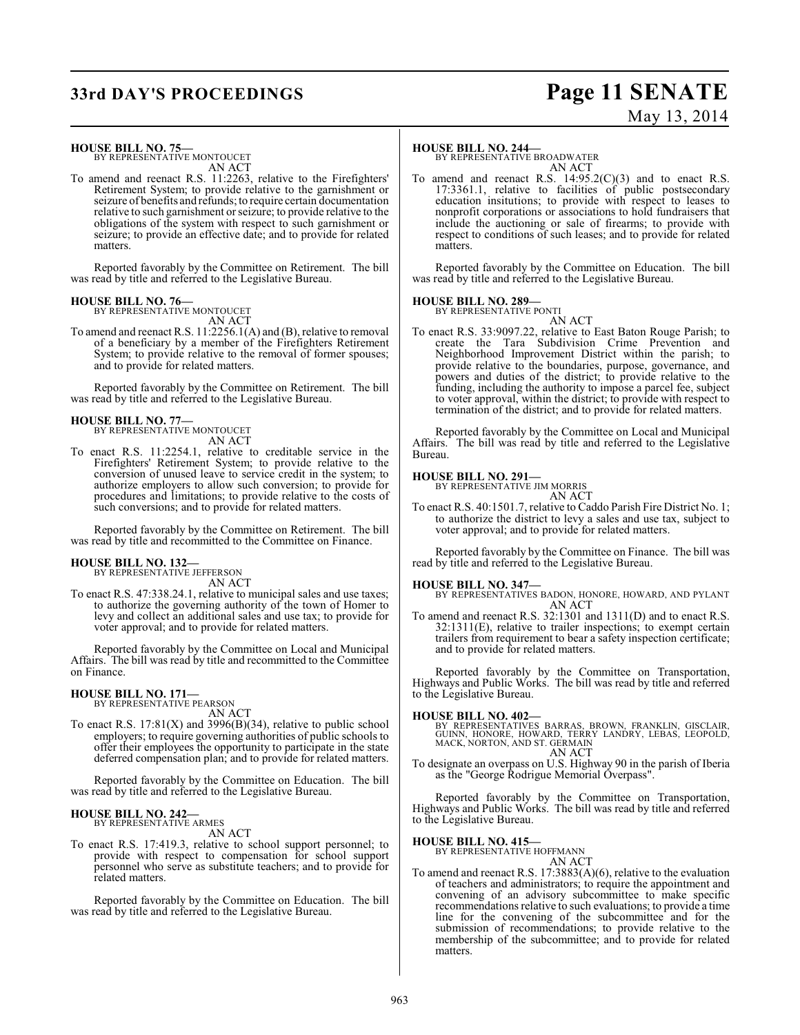**HOUSE BILL NO. 75—**
BY REPRESENTATIVE MONTOUCET
AN ACT

To amend and reenact R.S. 11:2263, relative to the Firefighters' Retirement System; to provide relative to the garnishment or seizure of benefits and refunds; to require certain documentation relative to such garnishment or seizure; to provide relative to the obligations of the system with respect to such garnishment or seizure; to provide an effective date; and to provide for related matters.

Reported favorably by the Committee on Retirement. The bill was read by title and referred to the Legislative Bureau.

**HOUSE BILL NO. 76—**
BY REPRESENTATIVE MONTOUCET
AN ACT

To amend and reenact R.S. 11:2256.1(A) and (B), relative to removal of a beneficiary by a member of the Firefighters Retirement System; to provide relative to the removal of former spouses; and to provide for related matters.

Reported favorably by the Committee on Retirement. The bill was read by title and referred to the Legislative Bureau.

**HOUSE BILL NO. 77—**
BY REPRESENTATIVE MONTOUCET
AN ACT

To enact R.S. 11:2254.1, relative to creditable service in the Firefighters' Retirement System; to provide relative to the conversion of unused leave to service credit in the system; to authorize employers to allow such conversion; to provide for procedures and limitations; to provide relative to the costs of such conversions; and to provide for related matters.

Reported favorably by the Committee on Retirement. The bill was read by title and recommitted to the Committee on Finance.

**HOUSE BILL NO. 132—**
BY REPRESENTATIVE JEFFERSON
AN ACT

To enact R.S. 47:338.24.1, relative to municipal sales and use taxes; to authorize the governing authority of the town of Homer to levy and collect an additional sales and use tax; to provide for voter approval; and to provide for related matters.

Reported favorably by the Committee on Local and Municipal Affairs. The bill was read by title and recommitted to the Committee on Finance.

**HOUSE BILL NO. 171—**
BY REPRESENTATIVE PEARSON
AN ACT

To enact R.S. 17:81(X) and 3996(B)(34), relative to public school employers; to require governing authorities of public schools to offer their employees the opportunity to participate in the state deferred compensation plan; and to provide for related matters.

Reported favorably by the Committee on Education. The bill was read by title and referred to the Legislative Bureau.

**HOUSE BILL NO. 242—**
BY REPRESENTATIVE ARMES
AN ACT

To enact R.S. 17:419.3, relative to school support personnel; to provide with respect to compensation for school support personnel who serve as substitute teachers; and to provide for related matters.

Reported favorably by the Committee on Education. The bill was read by title and referred to the Legislative Bureau.

**HOUSE BILL NO. 244—**
BY REPRESENTATIVE BROADWATER
AN ACT

To amend and reenact R.S. 14:95.2(C)(3) and to enact R.S. 17:3361.1, relative to facilities of public postsecondary education insitutions; to provide with respect to leases to nonprofit corporations or associations to hold fundraisers that include the auctioning or sale of firearms; to provide with respect to conditions of such leases; and to provide for related matters.

Reported favorably by the Committee on Education. The bill was read by title and referred to the Legislative Bureau.

**HOUSE BILL NO. 289—**
BY REPRESENTATIVE PONTI
AN ACT

To enact R.S. 33:9097.22, relative to East Baton Rouge Parish; to create the Tara Subdivision Crime Prevention and Neighborhood Improvement District within the parish; to provide relative to the boundaries, purpose, governance, and powers and duties of the district; to provide relative to the funding, including the authority to impose a parcel fee, subject to voter approval, within the district; to provide with respect to termination of the district; and to provide for related matters.

Reported favorably by the Committee on Local and Municipal Affairs. The bill was read by title and referred to the Legislative Bureau.

**HOUSE BILL NO. 291—**
BY REPRESENTATIVE JIM MORRIS
AN ACT

To enact R.S. 40:1501.7, relative to Caddo Parish Fire District No. 1; to authorize the district to levy a sales and use tax, subject to voter approval; and to provide for related matters.

Reported favorably by the Committee on Finance. The bill was read by title and referred to the Legislative Bureau.

**HOUSE BILL NO. 347—**
BY REPRESENTATIVES BADON, HONORE, HOWARD, AND PYLANT
AN ACT

To amend and reenact R.S. 32:1301 and 1311(D) and to enact R.S. 32:1311(E), relative to trailer inspections; to exempt certain trailers from requirement to bear a safety inspection certificate; and to provide for related matters.

Reported favorably by the Committee on Transportation, Highways and Public Works. The bill was read by title and referred to the Legislative Bureau.

**HOUSE BILL NO. 402—**
BY REPRESENTATIVES BARRAS, BROWN, FRANKLIN, GISCLAIR, GUINN, HONORE, HOWARD, TERRY LANDRY, LEBAS, LEOPOLD, MACK, NORTON, AND ST. GERMAIN
AN ACT

To designate an overpass on U.S. Highway 90 in the parish of Iberia as the "George Rodrigue Memorial Overpass".

Reported favorably by the Committee on Transportation, Highways and Public Works. The bill was read by title and referred to the Legislative Bureau.

**HOUSE BILL NO. 415—**
BY REPRESENTATIVE HOFFMANN
AN ACT

To amend and reenact R.S. 17:3883(A)(6), relative to the evaluation of teachers and administrators; to require the appointment and convening of an advisory subcommittee to make specific recommendations relative to such evaluations; to provide a time line for the convening of the subcommittee and for the submission of recommendations; to provide relative to the membership of the subcommittee; and to provide for related matters.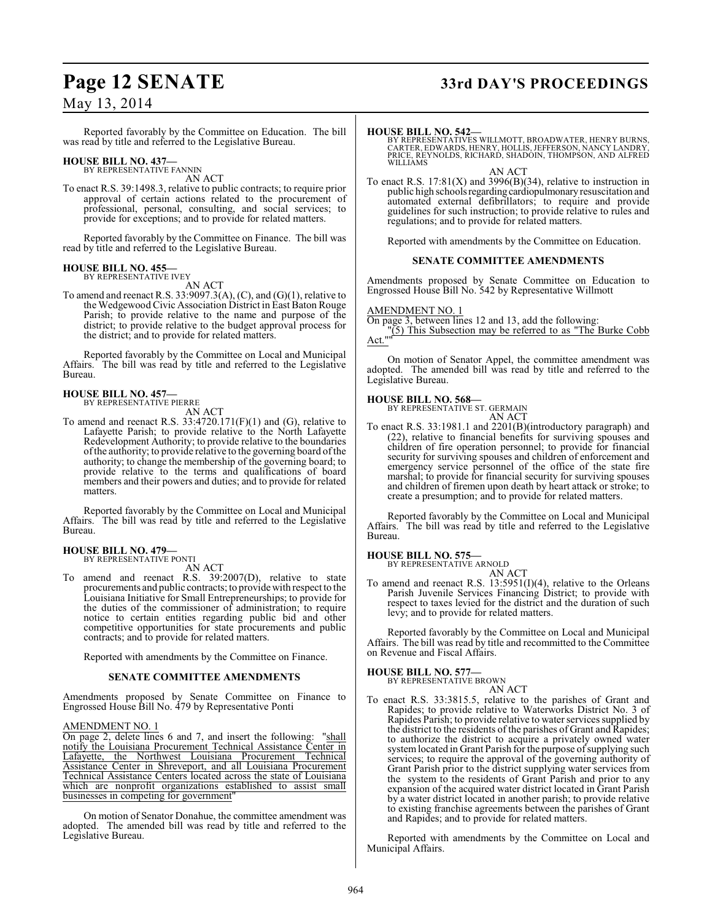Reported favorably by the Committee on Education. The bill was read by title and referred to the Legislative Bureau.

**HOUSE BILL NO. 437—**
BY REPRESENTATIVE FANNIN
AN ACT

To enact R.S. 39:1498.3, relative to public contracts; to require prior approval of certain actions related to the procurement of professional, personal, consulting, and social services; to provide for exceptions; and to provide for related matters.

Reported favorably by the Committee on Finance. The bill was read by title and referred to the Legislative Bureau.

**HOUSE BILL NO. 455—**
BY REPRESENTATIVE IVEY
AN ACT

To amend and reenact R.S. 33:9097.3(A), (C), and (G)(1), relative to the Wedgewood Civic Association District in East Baton Rouge Parish; to provide relative to the name and purpose of the district; to provide relative to the budget approval process for the district; and to provide for related matters.

Reported favorably by the Committee on Local and Municipal Affairs. The bill was read by title and referred to the Legislative Bureau.

**HOUSE BILL NO. 457—**
BY REPRESENTATIVE PIERRE
AN ACT

To amend and reenact R.S. 33:4720.171(F)(1) and (G), relative to Lafayette Parish; to provide relative to the North Lafayette Redevelopment Authority; to provide relative to the boundaries of the authority; to provide relative to the governing board of the authority; to change the membership of the governing board; to provide relative to the terms and qualifications of board members and their powers and duties; and to provide for related matters.

Reported favorably by the Committee on Local and Municipal Affairs. The bill was read by title and referred to the Legislative Bureau.

**HOUSE BILL NO. 479—**
BY REPRESENTATIVE PONTI
AN ACT

To amend and reenact R.S. 39:2007(D), relative to state procurements and public contracts; to provide with respect to the Louisiana Initiative for Small Entrepreneurships; to provide for the duties of the commissioner of administration; to require notice to certain entities regarding public bid and other competitive opportunities for state procurements and public contracts; and to provide for related matters.

Reported with amendments by the Committee on Finance.

**SENATE COMMITTEE AMENDMENTS**

Amendments proposed by Senate Committee on Finance to Engrossed House Bill No. 479 by Representative Ponti

AMENDMENT NO. 1
On page 2, delete lines 6 and 7, and insert the following: "shall notify the Louisiana Procurement Technical Assistance Center in Lafayette, the Northwest Louisiana Procurement Technical Assistance Center in Shreveport, and all Louisiana Procurement Technical Assistance Centers located across the state of Louisiana which are nonprofit organizations established to assist small businesses in competing for government"

On motion of Senator Donahue, the committee amendment was adopted. The amended bill was read by title and referred to the Legislative Bureau.

**HOUSE BILL NO. 542—**
BY REPRESENTATIVES WILLMOTT, BROADWATER, HENRY BURNS, CARTER, EDWARDS, HENRY, HOLLIS, JEFFERSON, NANCY LANDRY, PRICE, REYNOLDS, RICHARD, SHADOIN, THOMPSON, AND ALFRED WILLIAMS
AN ACT

To enact R.S. 17:81(X) and 3996(B)(34), relative to instruction in public high schools regarding cardiopulmonary resuscitation and automated external defibrillators; to require and provide guidelines for such instruction; to provide relative to rules and regulations; and to provide for related matters.

Reported with amendments by the Committee on Education.

**SENATE COMMITTEE AMENDMENTS**

Amendments proposed by Senate Committee on Education to Engrossed House Bill No. 542 by Representative Willmott

AMENDMENT NO. 1
On page 3, between lines 12 and 13, add the following:
"(5) This Subsection may be referred to as "The Burke Cobb Act.""

On motion of Senator Appel, the committee amendment was adopted. The amended bill was read by title and referred to the Legislative Bureau.

**HOUSE BILL NO. 568—**
BY REPRESENTATIVE ST. GERMAIN
AN ACT

To enact R.S. 33:1981.1 and 2201(B)(introductory paragraph) and (22), relative to financial benefits for surviving spouses and children of fire operation personnel; to provide for financial security for surviving spouses and children of enforcement and emergency service personnel of the office of the state fire marshal; to provide for financial security for surviving spouses and children of firemen upon death by heart attack or stroke; to create a presumption; and to provide for related matters.

Reported favorably by the Committee on Local and Municipal Affairs. The bill was read by title and referred to the Legislative Bureau.

**HOUSE BILL NO. 575—**
BY REPRESENTATIVE ARNOLD
AN ACT

To amend and reenact R.S. 13:5951(I)(4), relative to the Orleans Parish Juvenile Services Financing District; to provide with respect to taxes levied for the district and the duration of such levy; and to provide for related matters.

Reported favorably by the Committee on Local and Municipal Affairs. The bill was read by title and recommitted to the Committee on Revenue and Fiscal Affairs.

**HOUSE BILL NO. 577—**
BY REPRESENTATIVE BROWN
AN ACT

To enact R.S. 33:3815.5, relative to the parishes of Grant and Rapides; to provide relative to Waterworks District No. 3 of Rapides Parish; to provide relative to water services supplied by the district to the residents of the parishes of Grant and Rapides; to authorize the district to acquire a privately owned water system located in Grant Parish for the purpose of supplying such services; to require the approval of the governing authority of Grant Parish prior to the district supplying water services from the system to the residents of Grant Parish and prior to any expansion of the acquired water district located in Grant Parish by a water district located in another parish; to provide relative to existing franchise agreements between the parishes of Grant and Rapides; and to provide for related matters.

Reported with amendments by the Committee on Local and Municipal Affairs.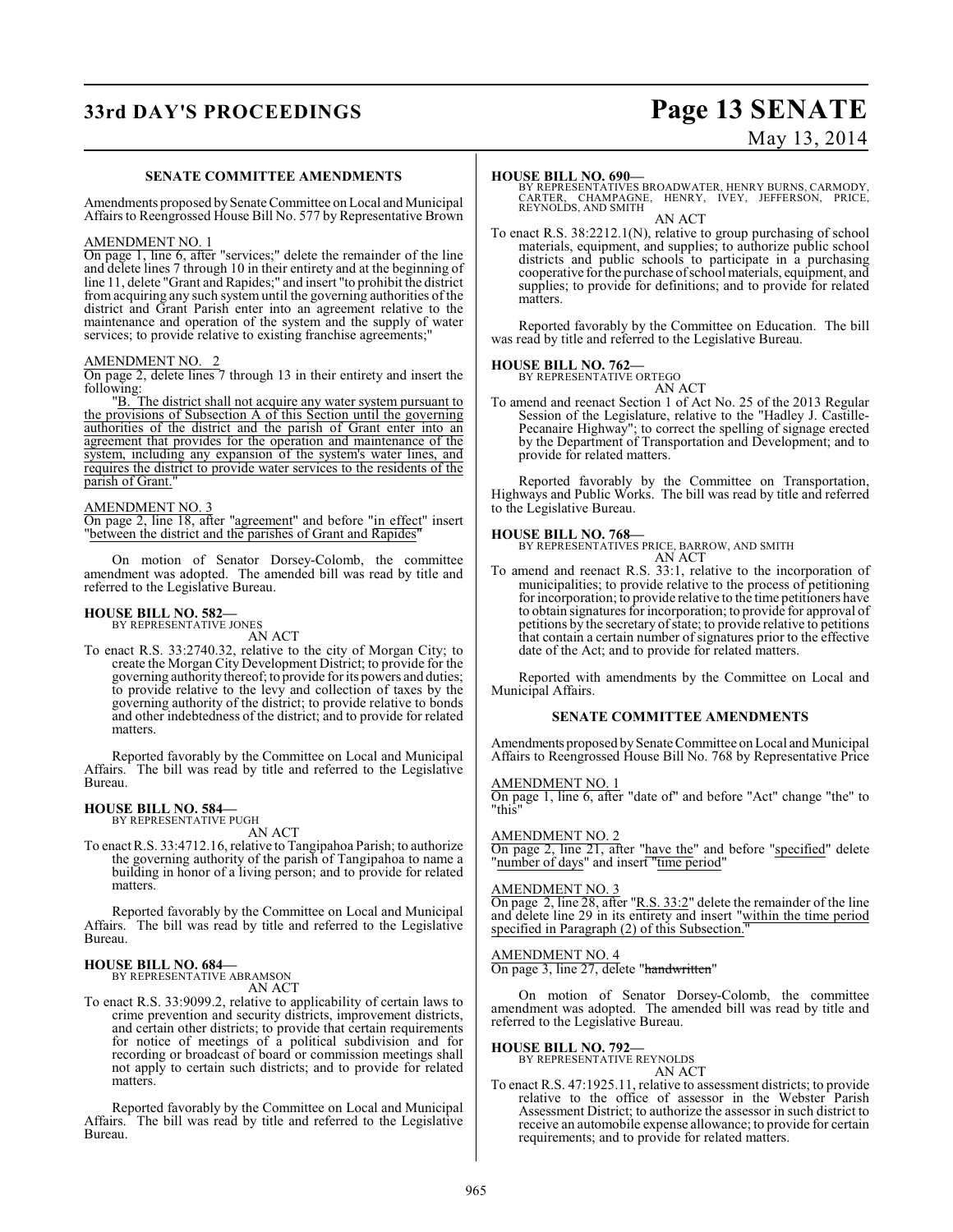**SENATE COMMITTEE AMENDMENTS**

Amendments proposed by Senate Committee on Local and Municipal Affairs to Reengrossed House Bill No. 577 by Representative Brown

AMENDMENT NO. 1
On page 1, line 6, after "services;" delete the remainder of the line and delete lines 7 through 10 in their entirety and at the beginning of line 11, delete "Grant and Rapides;" and insert "to prohibit the district from acquiring any such system until the governing authorities of the district and Grant Parish enter into an agreement relative to the maintenance and operation of the system and the supply of water services; to provide relative to existing franchise agreements;"

AMENDMENT NO. 2
On page 2, delete lines 7 through 13 in their entirety and insert the following:

"B. The district shall not acquire any water system pursuant to the provisions of Subsection A of this Section until the governing authorities of the district and the parish of Grant enter into an agreement that provides for the operation and maintenance of the system, including any expansion of the system's water lines, and requires the district to provide water services to the residents of the parish of Grant."

AMENDMENT NO. 3
On page 2, line 18, after "agreement" and before "in effect" insert "between the district and the parishes of Grant and Rapides"

On motion of Senator Dorsey-Colomb, the committee amendment was adopted. The amended bill was read by title and referred to the Legislative Bureau.

**HOUSE BILL NO. 582—**
BY REPRESENTATIVE JONES
AN ACT
To enact R.S. 33:2740.32, relative to the city of Morgan City; to create the Morgan City Development District; to provide for the governing authority thereof; to provide for its powers and duties; to provide relative to the levy and collection of taxes by the governing authority of the district; to provide relative to bonds and other indebtedness of the district; and to provide for related matters.

Reported favorably by the Committee on Local and Municipal Affairs. The bill was read by title and referred to the Legislative Bureau.

**HOUSE BILL NO. 584—**
BY REPRESENTATIVE PUGH
AN ACT
To enact R.S. 33:4712.16, relative to Tangipahoa Parish; to authorize the governing authority of the parish of Tangipahoa to name a building in honor of a living person; and to provide for related matters.

Reported favorably by the Committee on Local and Municipal Affairs. The bill was read by title and referred to the Legislative Bureau.

**HOUSE BILL NO. 684—**
BY REPRESENTATIVE ABRAMSON
AN ACT
To enact R.S. 33:9099.2, relative to applicability of certain laws to crime prevention and security districts, improvement districts, and certain other districts; to provide that certain requirements for notice of meetings of a political subdivision and for recording or broadcast of board or commission meetings shall not apply to certain such districts; and to provide for related matters.

Reported favorably by the Committee on Local and Municipal Affairs. The bill was read by title and referred to the Legislative Bureau.

**HOUSE BILL NO. 690—**
BY REPRESENTATIVES BROADWATER, HENRY BURNS, CARMODY, CARTER, CHAMPAGNE, HENRY, IVEY, JEFFERSON, PRICE, REYNOLDS, AND SMITH
AN ACT
To enact R.S. 38:2212.1(N), relative to group purchasing of school materials, equipment, and supplies; to authorize public school districts and public schools to participate in a purchasing cooperative for the purchase of school materials, equipment, and supplies; to provide for definitions; and to provide for related matters.

Reported favorably by the Committee on Education. The bill was read by title and referred to the Legislative Bureau.

**HOUSE BILL NO. 762—**
BY REPRESENTATIVE ORTEGO
AN ACT
To amend and reenact Section 1 of Act No. 25 of the 2013 Regular Session of the Legislature, relative to the "Hadley J. Castille-Pecanaire Highway"; to correct the spelling of signage erected by the Department of Transportation and Development; and to provide for related matters.

Reported favorably by the Committee on Transportation, Highways and Public Works. The bill was read by title and referred to the Legislative Bureau.

**HOUSE BILL NO. 768—**
BY REPRESENTATIVES PRICE, BARROW, AND SMITH
AN ACT
To amend and reenact R.S. 33:1, relative to the incorporation of municipalities; to provide relative to the process of petitioning for incorporation; to provide relative to the time petitioners have to obtain signatures for incorporation; to provide for approval of petitions by the secretary of state; to provide relative to petitions that contain a certain number of signatures prior to the effective date of the Act; and to provide for related matters.

Reported with amendments by the Committee on Local and Municipal Affairs.

**SENATE COMMITTEE AMENDMENTS**

Amendments proposed by Senate Committee on Local and Municipal Affairs to Reengrossed House Bill No. 768 by Representative Price

AMENDMENT NO. 1
On page 1, line 6, after "date of" and before "Act" change "the" to "this"

AMENDMENT NO. 2
On page 2, line 21, after "have the" and before "specified" delete "number of days" and insert "time period"

AMENDMENT NO. 3
On page 2, line 28, after "R.S. 33:2" delete the remainder of the line and delete line 29 in its entirety and insert "within the time period specified in Paragraph (2) of this Subsection."

AMENDMENT NO. 4
On page 3, line 27, delete "~~handwritten~~"

On motion of Senator Dorsey-Colomb, the committee amendment was adopted. The amended bill was read by title and referred to the Legislative Bureau.

**HOUSE BILL NO. 792—**
BY REPRESENTATIVE REYNOLDS
AN ACT
To enact R.S. 47:1925.11, relative to assessment districts; to provide relative to the office of assessor in the Webster Parish Assessment District; to authorize the assessor in such district to receive an automobile expense allowance; to provide for certain requirements; and to provide for related matters.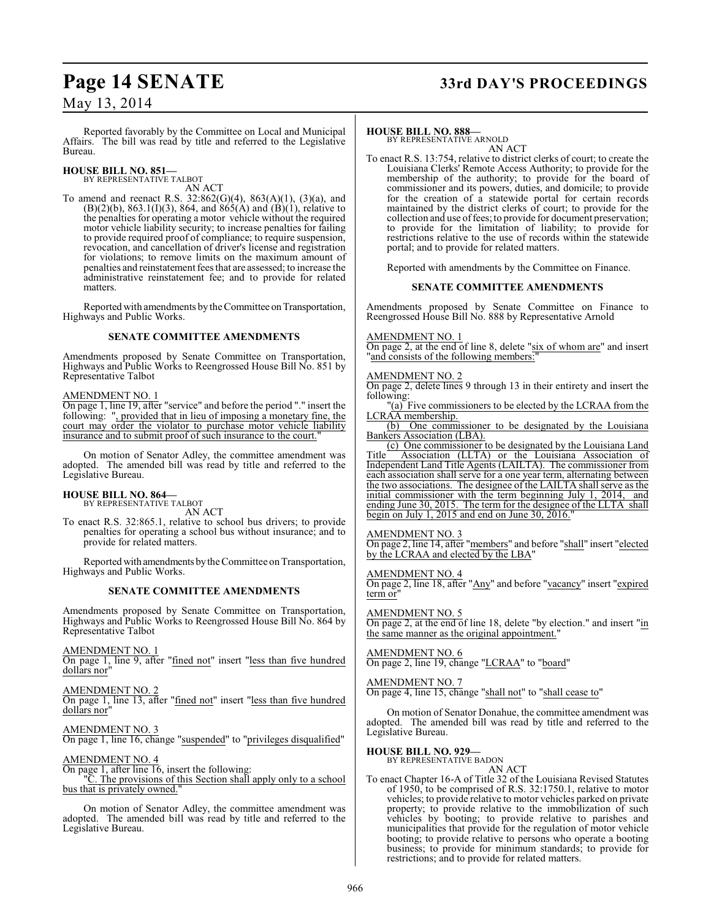Reported favorably by the Committee on Local and Municipal Affairs. The bill was read by title and referred to the Legislative Bureau.

**HOUSE BILL NO. 851—**
BY REPRESENTATIVE TALBOT
AN ACT

To amend and reenact R.S. 32:862(G)(4), 863(A)(1), (3)(a), and (B)(2)(b), 863.1(I)(3), 864, and 865(A) and (B)(1), relative to the penalties for operating a motor vehicle without the required motor vehicle liability security; to increase penalties for failing to provide required proof of compliance; to require suspension, revocation, and cancellation of driver's license and registration for violations; to remove limits on the maximum amount of penalties and reinstatement fees that are assessed; to increase the administrative reinstatement fee; and to provide for related matters.

Reported with amendments by the Committee on Transportation, Highways and Public Works.

**SENATE COMMITTEE AMENDMENTS**

Amendments proposed by Senate Committee on Transportation, Highways and Public Works to Reengrossed House Bill No. 851 by Representative Talbot

AMENDMENT NO. 1
On page 1, line 19, after "service" and before the period "." insert the following: ", provided that in lieu of imposing a monetary fine, the court may order the violator to purchase motor vehicle liability insurance and to submit proof of such insurance to the court."

On motion of Senator Adley, the committee amendment was adopted. The amended bill was read by title and referred to the Legislative Bureau.

**HOUSE BILL NO. 864—**
BY REPRESENTATIVE TALBOT
AN ACT

To enact R.S. 32:865.1, relative to school bus drivers; to provide penalties for operating a school bus without insurance; and to provide for related matters.

Reported with amendments by the Committee on Transportation, Highways and Public Works.

**SENATE COMMITTEE AMENDMENTS**

Amendments proposed by Senate Committee on Transportation, Highways and Public Works to Reengrossed House Bill No. 864 by Representative Talbot

AMENDMENT NO. 1
On page 1, line 9, after "fined not" insert "less than five hundred dollars nor"

AMENDMENT NO. 2
On page 1, line 13, after "fined not" insert "less than five hundred dollars nor"

AMENDMENT NO. 3
On page 1, line 16, change "suspended" to "privileges disqualified"

AMENDMENT NO. 4
On page 1, after line 16, insert the following:
"C. The provisions of this Section shall apply only to a school bus that is privately owned."

On motion of Senator Adley, the committee amendment was adopted. The amended bill was read by title and referred to the Legislative Bureau.

**HOUSE BILL NO. 888—**
BY REPRESENTATIVE ARNOLD
AN ACT

To enact R.S. 13:754, relative to district clerks of court; to create the Louisiana Clerks' Remote Access Authority; to provide for the membership of the authority; to provide for the board of commissioner and its powers, duties, and domicile; to provide for the creation of a statewide portal for certain records maintained by the district clerks of court; to provide for the collection and use of fees; to provide for document preservation; to provide for the limitation of liability; to provide for restrictions relative to the use of records within the statewide portal; and to provide for related matters.

Reported with amendments by the Committee on Finance.

**SENATE COMMITTEE AMENDMENTS**

Amendments proposed by Senate Committee on Finance to Reengrossed House Bill No. 888 by Representative Arnold

AMENDMENT NO. 1
On page 2, at the end of line 8, delete "six of whom are" and insert "and consists of the following members:"

AMENDMENT NO. 2
On page 2, delete lines 9 through 13 in their entirety and insert the following:
"(a) Five commissioners to be elected by the LCRAA from the LCRAA membership.
(b) One commissioner to be designated by the Louisiana Bankers Association (LBA).
(c) One commissioner to be designated by the Louisiana Land Title Association (LLTA) or the Louisiana Association of Independent Land Title Agents (LAILTA). The commissioner from each association shall serve for a one year term, alternating between the two associations. The designee of the LAILTA shall serve as the initial commissioner with the term beginning July 1, 2014, and ending June 30, 2015. The term for the designee of the LLTA shall begin on July 1, 2015 and end on June 30, 2016."

AMENDMENT NO. 3
On page 2, line 14, after "members" and before "shall" insert "elected by the LCRAA and elected by the LBA"

AMENDMENT NO. 4
On page 2, line 18, after "Any" and before "vacancy" insert "expired term or"

AMENDMENT NO. 5
On page 2, at the end of line 18, delete "by election." and insert "in the same manner as the original appointment."

AMENDMENT NO. 6
On page 2, line 19, change "LCRAA" to "board"

AMENDMENT NO. 7
On page 4, line 15, change "shall not" to "shall cease to"

On motion of Senator Donahue, the committee amendment was adopted. The amended bill was read by title and referred to the Legislative Bureau.

**HOUSE BILL NO. 929—**
BY REPRESENTATIVE BADON
AN ACT

To enact Chapter 16-A of Title 32 of the Louisiana Revised Statutes of 1950, to be comprised of R.S. 32:1750.1, relative to motor vehicles; to provide relative to motor vehicles parked on private property; to provide relative to the immobilization of such vehicles by booting; to provide relative to parishes and municipalities that provide for the regulation of motor vehicle booting; to provide relative to persons who operate a booting business; to provide for minimum standards; to provide for restrictions; and to provide for related matters.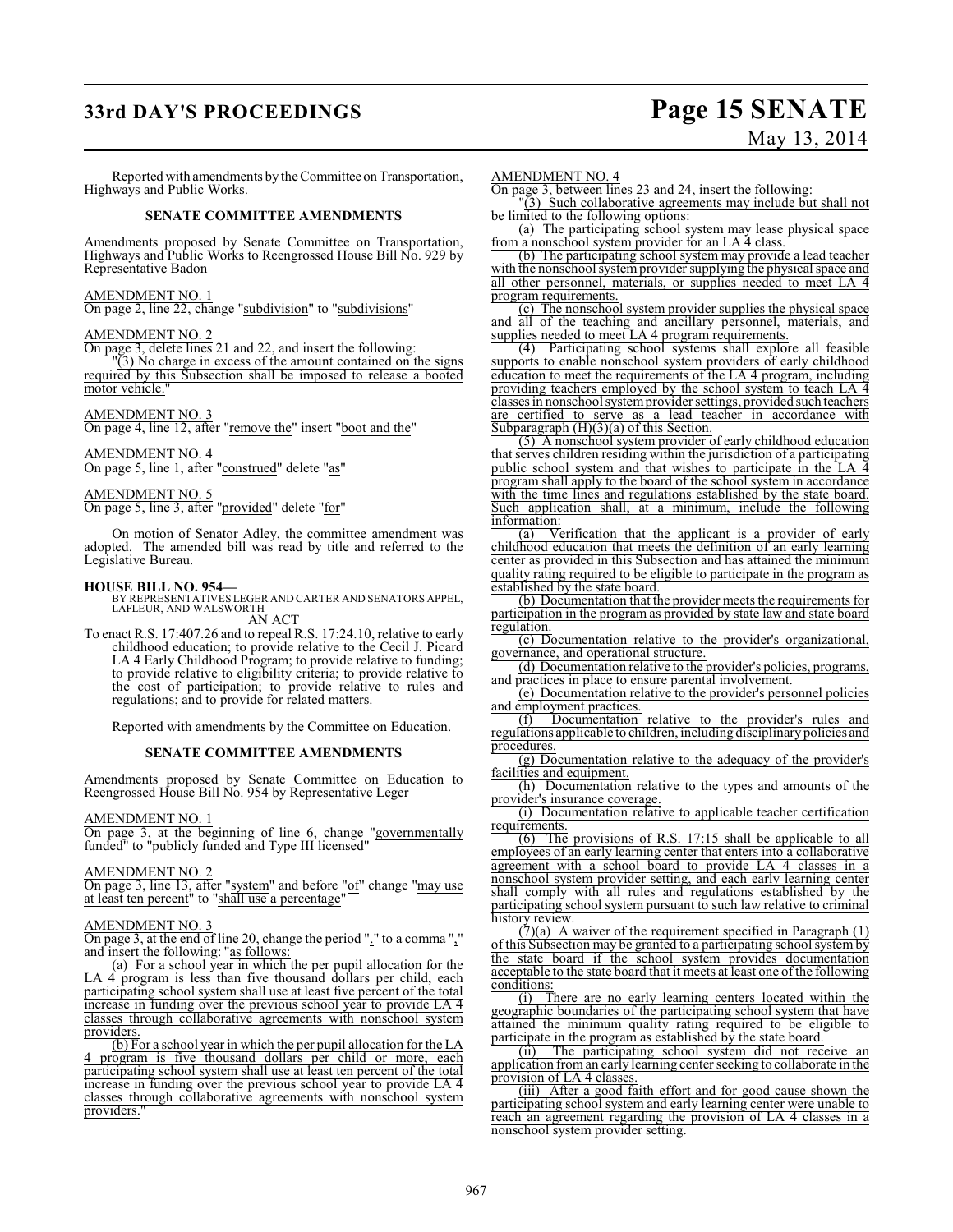Reported with amendments by the Committee on Transportation, Highways and Public Works.

**SENATE COMMITTEE AMENDMENTS**

Amendments proposed by Senate Committee on Transportation, Highways and Public Works to Reengrossed House Bill No. 929 by Representative Badon

AMENDMENT NO. 1
On page 2, line 22, change "subdivision" to "subdivisions"

AMENDMENT NO. 2
On page 3, delete lines 21 and 22, and insert the following:
"(3) No charge in excess of the amount contained on the signs required by this Subsection shall be imposed to release a booted motor vehicle."

AMENDMENT NO. 3
On page 4, line 12, after "remove the" insert "boot and the"

AMENDMENT NO. 4
On page 5, line 1, after "construed" delete "as"

AMENDMENT NO. 5
On page 5, line 3, after "provided" delete "for"

On motion of Senator Adley, the committee amendment was adopted. The amended bill was read by title and referred to the Legislative Bureau.

**HOUSE BILL NO. 954—**
BY REPRESENTATIVES LEGER AND CARTER AND SENATORS APPEL, LAFLEUR, AND WALSWORTH
AN ACT
To enact R.S. 17:407.26 and to repeal R.S. 17:24.10, relative to early childhood education; to provide relative to the Cecil J. Picard LA 4 Early Childhood Program; to provide relative to funding; to provide relative to eligibility criteria; to provide relative to the cost of participation; to provide relative to rules and regulations; and to provide for related matters.

Reported with amendments by the Committee on Education.

**SENATE COMMITTEE AMENDMENTS**

Amendments proposed by Senate Committee on Education to Reengrossed House Bill No. 954 by Representative Leger

AMENDMENT NO. 1
On page 3, at the beginning of line 6, change "governmentally funded" to "publicly funded and Type III licensed"

AMENDMENT NO. 2
On page 3, line 13, after "system" and before "of" change "may use at least ten percent" to "shall use a percentage"

AMENDMENT NO. 3
On page 3, at the end of line 20, change the period "." to a comma "," and insert the following: "as follows:
(a) For a school year in which the per pupil allocation for the LA 4 program is less than five thousand dollars per child, each participating school system shall use at least five percent of the total increase in funding over the previous school year to provide LA 4 classes through collaborative agreements with nonschool system providers.
(b) For a school year in which the per pupil allocation for the LA 4 program is five thousand dollars per child or more, each participating school system shall use at least ten percent of the total increase in funding over the previous school year to provide LA 4 classes through collaborative agreements with nonschool system providers."

AMENDMENT NO. 4
On page 3, between lines 23 and 24, insert the following:
"(3) Such collaborative agreements may include but shall not be limited to the following options:
(a) The participating school system may lease physical space from a nonschool system provider for an LA 4 class.
(b) The participating school system may provide a lead teacher with the nonschool system provider supplying the physical space and all other personnel, materials, or supplies needed to meet LA 4 program requirements.
(c) The nonschool system provider supplies the physical space and all of the teaching and ancillary personnel, materials, and supplies needed to meet LA 4 program requirements.
(4) Participating school systems shall explore all feasible supports to enable nonschool system providers of early childhood education to meet the requirements of the LA 4 program, including providing teachers employed by the school system to teach LA 4 classes in nonschool system provider settings, provided such teachers are certified to serve as a lead teacher in accordance with Subparagraph (H)(3)(a) of this Section.
(5) A nonschool system provider of early childhood education that serves children residing within the jurisdiction of a participating public school system and that wishes to participate in the LA 4 program shall apply to the board of the school system in accordance with the time lines and regulations established by the state board. Such application shall, at a minimum, include the following information:
(a) Verification that the applicant is a provider of early childhood education that meets the definition of an early learning center as provided in this Subsection and has attained the minimum quality rating required to be eligible to participate in the program as established by the state board.
(b) Documentation that the provider meets the requirements for participation in the program as provided by state law and state board regulation.
(c) Documentation relative to the provider's organizational, governance, and operational structure.
(d) Documentation relative to the provider's policies, programs, and practices in place to ensure parental involvement.
(e) Documentation relative to the provider's personnel policies and employment practices.
(f) Documentation relative to the provider's rules and regulations applicable to children, including disciplinary policies and procedures.
(g) Documentation relative to the adequacy of the provider's facilities and equipment.
(h) Documentation relative to the types and amounts of the provider's insurance coverage.
(i) Documentation relative to applicable teacher certification requirements.
(6) The provisions of R.S. 17:15 shall be applicable to all employees of an early learning center that enters into a collaborative agreement with a school board to provide LA 4 classes in a nonschool system provider setting, and each early learning center shall comply with all rules and regulations established by the participating school system pursuant to such law relative to criminal history review.
(7)(a) A waiver of the requirement specified in Paragraph (1) of this Subsection may be granted to a participating school system by the state board if the school system provides documentation acceptable to the state board that it meets at least one of the following conditions:
(i) There are no early learning centers located within the geographic boundaries of the participating school system that have attained the minimum quality rating required to be eligible to participate in the program as established by the state board.
(ii) The participating school system did not receive an application from an early learning center seeking to collaborate in the provision of LA 4 classes.
(iii) After a good faith effort and for good cause shown the participating school system and early learning center were unable to reach an agreement regarding the provision of LA 4 classes in a nonschool system provider setting.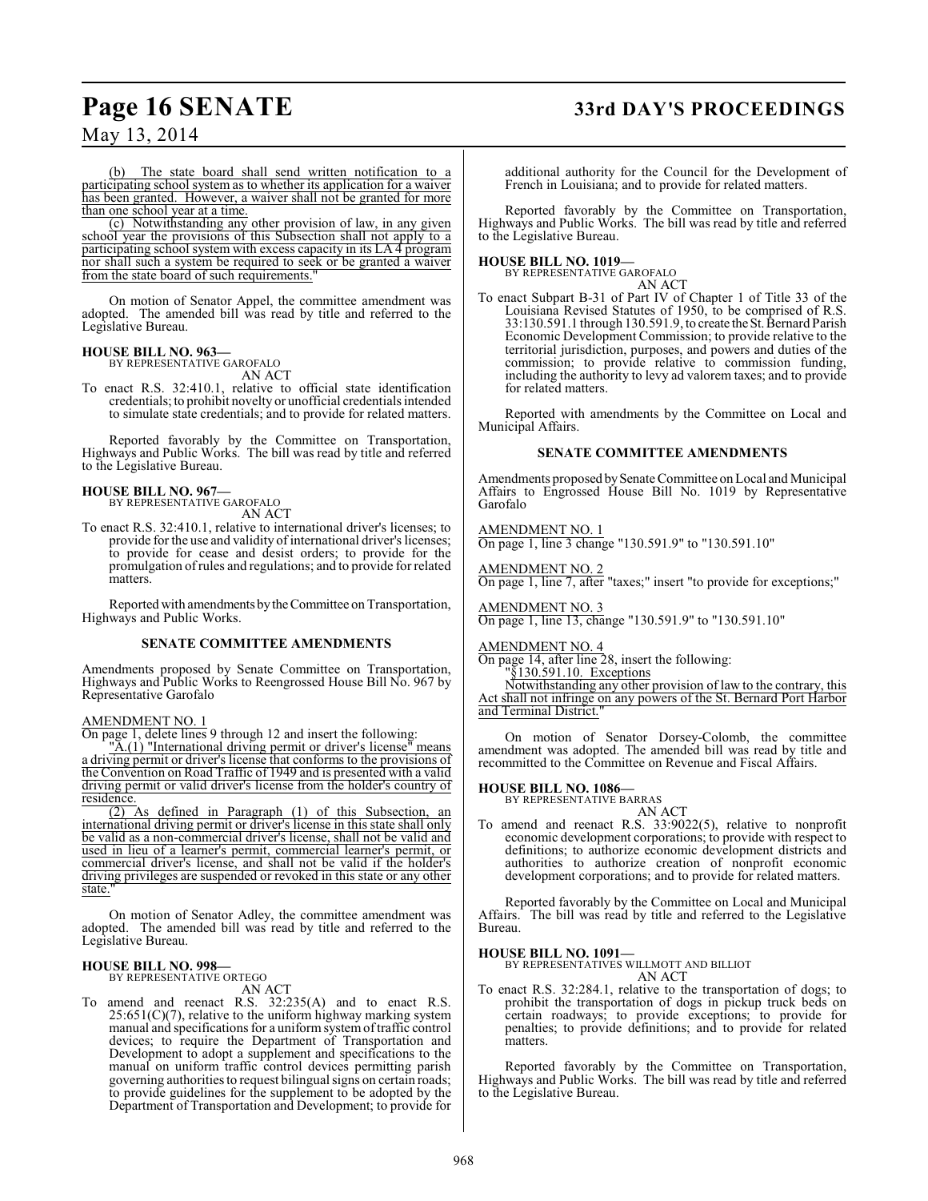(b) The state board shall send written notification to a participating school system as to whether its application for a waiver has been granted. However, a waiver shall not be granted for more than one school year at a time.

(c) Notwithstanding any other provision of law, in any given school year the provisions of this Subsection shall not apply to a participating school system with excess capacity in its LA 4 program nor shall such a system be required to seek or be granted a waiver from the state board of such requirements."

On motion of Senator Appel, the committee amendment was adopted. The amended bill was read by title and referred to the Legislative Bureau.

**HOUSE BILL NO. 963—**
BY REPRESENTATIVE GAROFALO
AN ACT

To enact R.S. 32:410.1, relative to official state identification credentials; to prohibit novelty or unofficial credentials intended to simulate state credentials; and to provide for related matters.

Reported favorably by the Committee on Transportation, Highways and Public Works. The bill was read by title and referred to the Legislative Bureau.

**HOUSE BILL NO. 967—**
BY REPRESENTATIVE GAROFALO
AN ACT

To enact R.S. 32:410.1, relative to international driver's licenses; to provide for the use and validity of international driver's licenses; to provide for cease and desist orders; to provide for the promulgation of rules and regulations; and to provide for related matters.

Reported with amendments by the Committee on Transportation, Highways and Public Works.

## SENATE COMMITTEE AMENDMENTS

Amendments proposed by Senate Committee on Transportation, Highways and Public Works to Reengrossed House Bill No. 967 by Representative Garofalo

AMENDMENT NO. 1

On page 1, delete lines 9 through 12 and insert the following:

"A.(1) "International driving permit or driver's license" means a driving permit or driver's license that conforms to the provisions of the Convention on Road Traffic of 1949 and is presented with a valid driving permit or valid driver's license from the holder's country of residence.

(2) As defined in Paragraph (1) of this Subsection, an international driving permit or driver's license in this state shall only be valid as a non-commercial driver's license, shall not be valid and used in lieu of a learner's permit, commercial learner's permit, or commercial driver's license, and shall not be valid if the holder's driving privileges are suspended or revoked in this state or any other state."

On motion of Senator Adley, the committee amendment was adopted. The amended bill was read by title and referred to the Legislative Bureau.

**HOUSE BILL NO. 998—**
BY REPRESENTATIVE ORTEGO
AN ACT

To amend and reenact R.S. 32:235(A) and to enact R.S. 25:651(C)(7), relative to the uniform highway marking system manual and specifications for a uniform system of traffic control devices; to require the Department of Transportation and Development to adopt a supplement and specifications to the manual on uniform traffic control devices permitting parish governing authorities to request bilingual signs on certain roads; to provide guidelines for the supplement to be adopted by the Department of Transportation and Development; to provide for additional authority for the Council for the Development of French in Louisiana; and to provide for related matters.

Reported favorably by the Committee on Transportation, Highways and Public Works. The bill was read by title and referred to the Legislative Bureau.

**HOUSE BILL NO. 1019—**
BY REPRESENTATIVE GAROFALO
AN ACT

To enact Subpart B-31 of Part IV of Chapter 1 of Title 33 of the Louisiana Revised Statutes of 1950, to be comprised of R.S. 33:130.591.1 through 130.591.9, to create the St. Bernard Parish Economic Development Commission; to provide relative to the territorial jurisdiction, purposes, and powers and duties of the commission; to provide relative to commission funding, including the authority to levy ad valorem taxes; and to provide for related matters.

Reported with amendments by the Committee on Local and Municipal Affairs.

## SENATE COMMITTEE AMENDMENTS

Amendments proposed by Senate Committee on Local and Municipal Affairs to Engrossed House Bill No. 1019 by Representative Garofalo

AMENDMENT NO. 1

On page 1, line 3 change "130.591.9" to "130.591.10"

AMENDMENT NO. 2

On page 1, line 7, after "taxes;" insert "to provide for exceptions;"

AMENDMENT NO. 3

On page 1, line 13, change "130.591.9" to "130.591.10"

AMENDMENT NO. 4

On page 14, after line 28, insert the following:

"§130.591.10. Exceptions

Notwithstanding any other provision of law to the contrary, this Act shall not infringe on any powers of the St. Bernard Port Harbor and Terminal District."

On motion of Senator Dorsey-Colomb, the committee amendment was adopted. The amended bill was read by title and recommitted to the Committee on Revenue and Fiscal Affairs.

**HOUSE BILL NO. 1086—**
BY REPRESENTATIVE BARRAS
AN ACT

To amend and reenact R.S. 33:9022(5), relative to nonprofit economic development corporations; to provide with respect to definitions; to authorize economic development districts and authorities to authorize creation of nonprofit economic development corporations; and to provide for related matters.

Reported favorably by the Committee on Local and Municipal Affairs. The bill was read by title and referred to the Legislative Bureau.

**HOUSE BILL NO. 1091—**
BY REPRESENTATIVES WILLMOTT AND BILLIOT
AN ACT

To enact R.S. 32:284.1, relative to the transportation of dogs; to prohibit the transportation of dogs in pickup truck beds on certain roadways; to provide exceptions; to provide for penalties; to provide definitions; and to provide for related matters.

Reported favorably by the Committee on Transportation, Highways and Public Works. The bill was read by title and referred to the Legislative Bureau.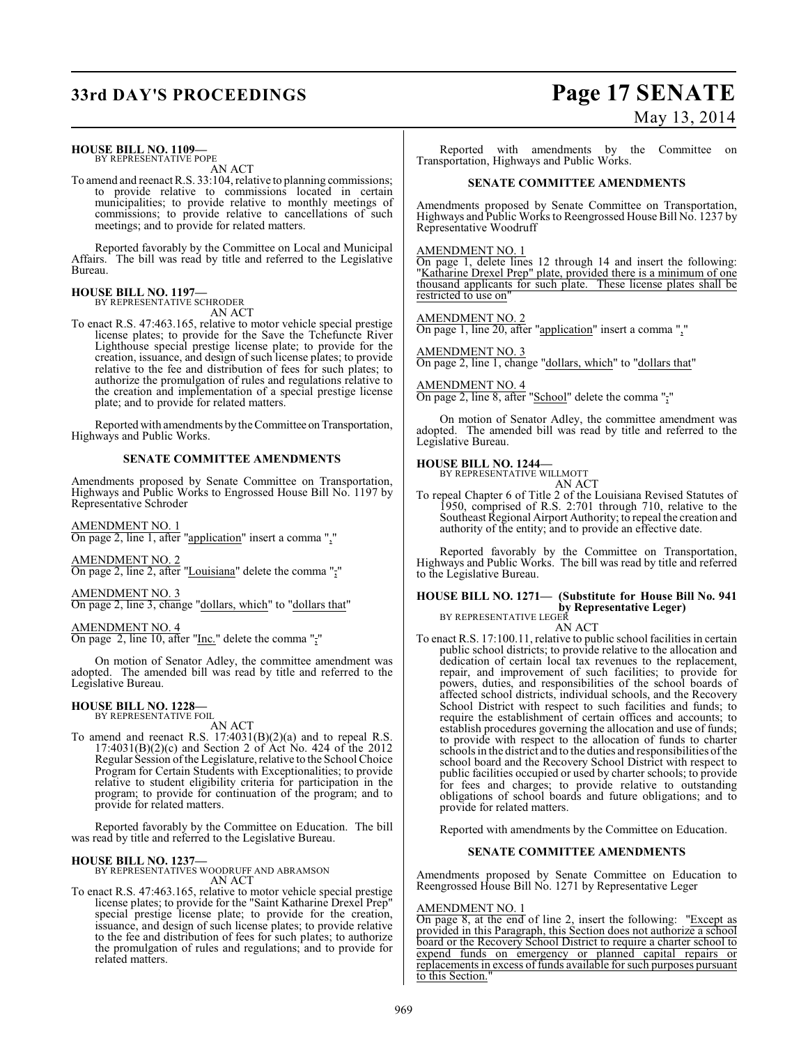**HOUSE BILL NO. 1109—**
BY REPRESENTATIVE POPE

AN ACT

To amend and reenact R.S. 33:104, relative to planning commissions; to provide relative to commissions located in certain municipalities; to provide relative to monthly meetings of commissions; to provide relative to cancellations of such meetings; and to provide for related matters.

Reported favorably by the Committee on Local and Municipal Affairs. The bill was read by title and referred to the Legislative Bureau.

**HOUSE BILL NO. 1197—**
BY REPRESENTATIVE SCHRODER

AN ACT

To enact R.S. 47:463.165, relative to motor vehicle special prestige license plates; to provide for the Save the Tchefuncte River Lighthouse special prestige license plate; to provide for the creation, issuance, and design of such license plates; to provide relative to the fee and distribution of fees for such plates; to authorize the promulgation of rules and regulations relative to the creation and implementation of a special prestige license plate; and to provide for related matters.

Reported with amendments by the Committee on Transportation, Highways and Public Works.

## SENATE COMMITTEE AMENDMENTS

Amendments proposed by Senate Committee on Transportation, Highways and Public Works to Engrossed House Bill No. 1197 by Representative Schroder

AMENDMENT NO. 1
On page 2, line 1, after "application" insert a comma ","

AMENDMENT NO. 2
On page 2, line 2, after "Louisiana" delete the comma ","

AMENDMENT NO. 3
On page 2, line 3, change "dollars, which" to "dollars that"

AMENDMENT NO. 4
On page 2, line 10, after "Inc." delete the comma ","

On motion of Senator Adley, the committee amendment was adopted. The amended bill was read by title and referred to the Legislative Bureau.

**HOUSE BILL NO. 1228—**
BY REPRESENTATIVE FOIL

AN ACT

To amend and reenact R.S. 17:4031(B)(2)(a) and to repeal R.S. 17:4031(B)(2)(c) and Section 2 of Act No. 424 of the 2012 Regular Session of the Legislature, relative to the School Choice Program for Certain Students with Exceptionalities; to provide relative to student eligibility criteria for participation in the program; to provide for continuation of the program; and to provide for related matters.

Reported favorably by the Committee on Education. The bill was read by title and referred to the Legislative Bureau.

**HOUSE BILL NO. 1237—**
BY REPRESENTATIVES WOODRUFF AND ABRAMSON

AN ACT

To enact R.S. 47:463.165, relative to motor vehicle special prestige license plates; to provide for the "Saint Katharine Drexel Prep" special prestige license plate; to provide for the creation, issuance, and design of such license plates; to provide relative to the fee and distribution of fees for such plates; to authorize the promulgation of rules and regulations; and to provide for related matters.

Reported with amendments by the Committee on Transportation, Highways and Public Works.

## SENATE COMMITTEE AMENDMENTS

Amendments proposed by Senate Committee on Transportation, Highways and Public Works to Reengrossed House Bill No. 1237 by Representative Woodruff

AMENDMENT NO. 1
On page 1, delete lines 12 through 14 and insert the following: "Katharine Drexel Prep" plate, provided there is a minimum of one thousand applicants for such plate. These license plates shall be restricted to use on"

AMENDMENT NO. 2
On page 1, line 20, after "application" insert a comma ","

AMENDMENT NO. 3
On page 2, line 1, change "dollars, which" to "dollars that"

AMENDMENT NO. 4
On page 2, line 8, after "School" delete the comma ","

On motion of Senator Adley, the committee amendment was adopted. The amended bill was read by title and referred to the Legislative Bureau.

**HOUSE BILL NO. 1244—**
BY REPRESENTATIVE WILLMOTT

AN ACT

To repeal Chapter 6 of Title 2 of the Louisiana Revised Statutes of 1950, comprised of R.S. 2:701 through 710, relative to the Southeast Regional Airport Authority; to repeal the creation and authority of the entity; and to provide an effective date.

Reported favorably by the Committee on Transportation, Highways and Public Works. The bill was read by title and referred to the Legislative Bureau.

**HOUSE BILL NO. 1271— (Substitute for House Bill No. 941 by Representative Leger)**
BY REPRESENTATIVE LEGER

AN ACT

To enact R.S. 17:100.11, relative to public school facilities in certain public school districts; to provide relative to the allocation and dedication of certain local tax revenues to the replacement, repair, and improvement of such facilities; to provide for powers, duties, and responsibilities of the school boards of affected school districts, individual schools, and the Recovery School District with respect to such facilities and funds; to require the establishment of certain offices and accounts; to establish procedures governing the allocation and use of funds; to provide with respect to the allocation of funds to charter schools in the district and to the duties and responsibilities of the school board and the Recovery School District with respect to public facilities occupied or used by charter schools; to provide for fees and charges; to provide relative to outstanding obligations of school boards and future obligations; and to provide for related matters.

Reported with amendments by the Committee on Education.

## SENATE COMMITTEE AMENDMENTS

Amendments proposed by Senate Committee on Education to Reengrossed House Bill No. 1271 by Representative Leger

AMENDMENT NO. 1
On page 8, at the end of line 2, insert the following: "Except as provided in this Paragraph, this Section does not authorize a school board or the Recovery School District to require a charter school to expend funds on emergency or planned capital repairs or replacements in excess of funds available for such purposes pursuant to this Section."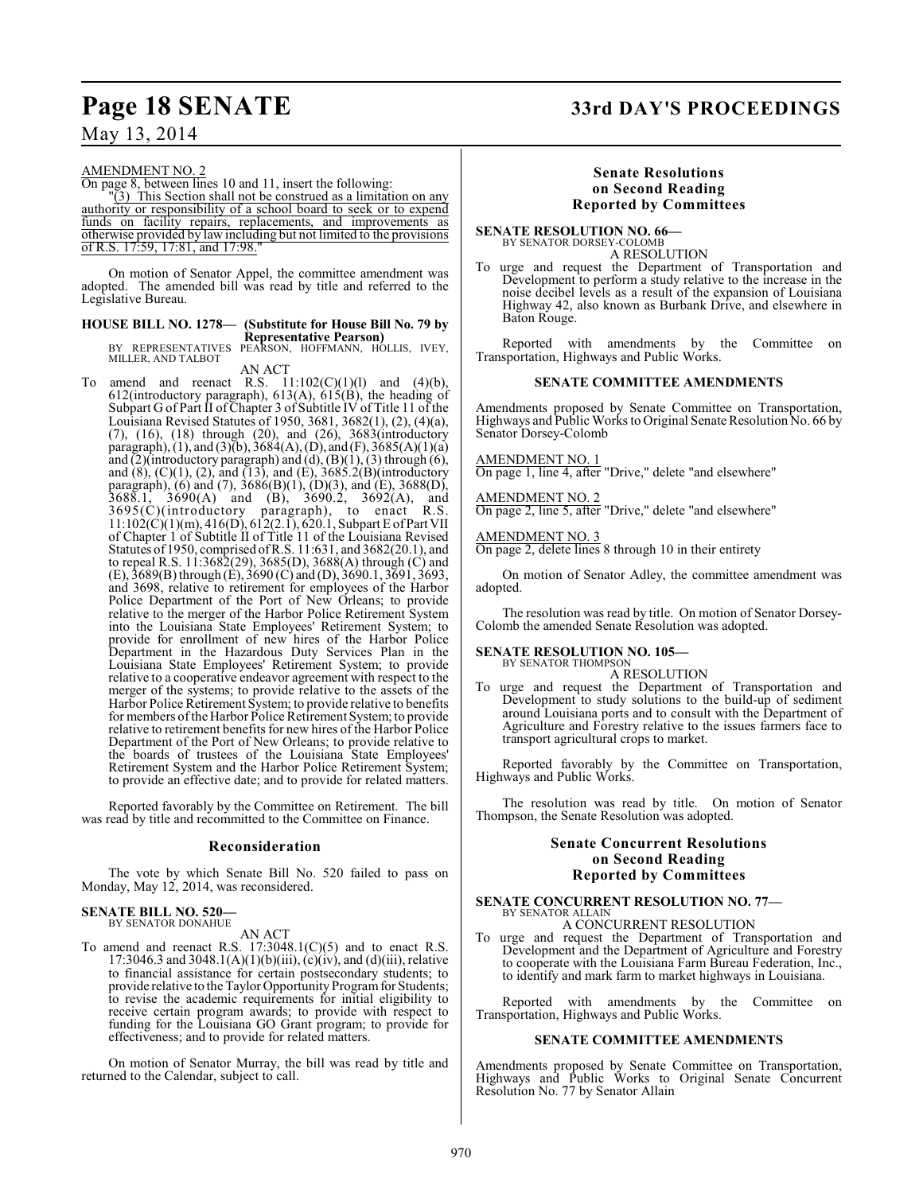AMENDMENT NO. 2

On page 8, between lines 10 and 11, insert the following:

"(3) This Section shall not be construed as a limitation on any authority or responsibility of a school board to seek or to expend funds on facility repairs, replacements, and improvements as otherwise provided by law including but not limited to the provisions of R.S. 17:59, 17:81, and 17:98."

On motion of Senator Appel, the committee amendment was adopted. The amended bill was read by title and referred to the Legislative Bureau.

**HOUSE BILL NO. 1278— (Substitute for House Bill No. 79 by Representative Pearson)**

BY REPRESENTATIVES PEARSON, HOFFMANN, HOLLIS, IVEY, MILLER, AND TALBOT

AN ACT

To amend and reenact R.S. 11:102(C)(1)(l) and (4)(b), 612(introductory paragraph), 613(A), 615(B), the heading of Subpart G of Part II of Chapter 3 of Subtitle IV of Title 11 of the Louisiana Revised Statutes of 1950, 3681, 3682(1), (2), (4)(a), (7), (16), (18) through (20), and (26), 3683(introductory paragraph), (1), and (3)(b), 3684(A), (D), and (F), 3685(A)(1)(a) and (2)(introductory paragraph) and (d), (B)(1), (3) through (6), and (8), (C)(1), (2), and (13), and (E), 3685.2(B)(introductory paragraph), (6) and (7), 3686(B)(1), (D)(3), and (E), 3688(D), 3688.1, 3690(A) and (B), 3690.2, 3692(A), and 3695(C)(introductory paragraph), to enact R.S. 11:102(C)(1)(m), 416(D), 612(2.1), 620.1, Subpart E of Part VII of Chapter 1 of Subtitle II of Title 11 of the Louisiana Revised Statutes of 1950, comprised of R.S. 11:631, and 3682(20.1), and to repeal R.S. 11:3682(29), 3685(D), 3688(A) through (C) and (E), 3689(B) through (E), 3690 (C) and (D), 3690.1, 3691, 3693, and 3698, relative to retirement for employees of the Harbor Police Department of the Port of New Orleans; to provide relative to the merger of the Harbor Police Retirement System into the Louisiana State Employees' Retirement System; to provide for enrollment of new hires of the Harbor Police Department in the Hazardous Duty Services Plan in the Louisiana State Employees' Retirement System; to provide relative to a cooperative endeavor agreement with respect to the merger of the systems; to provide relative to the assets of the Harbor Police Retirement System; to provide relative to benefits for members of the Harbor Police Retirement System; to provide relative to retirement benefits for new hires of the Harbor Police Department of the Port of New Orleans; to provide relative to the boards of trustees of the Louisiana State Employees' Retirement System and the Harbor Police Retirement System; to provide an effective date; and to provide for related matters.

Reported favorably by the Committee on Retirement. The bill was read by title and recommitted to the Committee on Finance.

## Reconsideration

The vote by which Senate Bill No. 520 failed to pass on Monday, May 12, 2014, was reconsidered.

**SENATE BILL NO. 520—**

BY SENATOR DONAHUE

AN ACT

To amend and reenact R.S. 17:3048.1(C)(5) and to enact R.S. 17:3046.3 and 3048.1(A)(1)(b)(iii), (c)(iv), and (d)(iii), relative to financial assistance for certain postsecondary students; to provide relative to the Taylor Opportunity Program for Students; to revise the academic requirements for initial eligibility to receive certain program awards; to provide with respect to funding for the Louisiana GO Grant program; to provide for effectiveness; and to provide for related matters.

On motion of Senator Murray, the bill was read by title and returned to the Calendar, subject to call.

## Senate Resolutions on Second Reading Reported by Committees

**SENATE RESOLUTION NO. 66—**

BY SENATOR DORSEY-COLOMB

A RESOLUTION

To urge and request the Department of Transportation and Development to perform a study relative to the increase in the noise decibel levels as a result of the expansion of Louisiana Highway 42, also known as Burbank Drive, and elsewhere in Baton Rouge.

Reported with amendments by the Committee on Transportation, Highways and Public Works.

### SENATE COMMITTEE AMENDMENTS

Amendments proposed by Senate Committee on Transportation, Highways and Public Works to Original Senate Resolution No. 66 by Senator Dorsey-Colomb

AMENDMENT NO. 1

On page 1, line 4, after "Drive," delete "and elsewhere"

AMENDMENT NO. 2

On page 2, line 5, after "Drive," delete "and elsewhere"

AMENDMENT NO. 3

On page 2, delete lines 8 through 10 in their entirety

On motion of Senator Adley, the committee amendment was adopted.

The resolution was read by title. On motion of Senator Dorsey-Colomb the amended Senate Resolution was adopted.

**SENATE RESOLUTION NO. 105—**

BY SENATOR THOMPSON

A RESOLUTION

To urge and request the Department of Transportation and Development to study solutions to the build-up of sediment around Louisiana ports and to consult with the Department of Agriculture and Forestry relative to the issues farmers face to transport agricultural crops to market.

Reported favorably by the Committee on Transportation, Highways and Public Works.

The resolution was read by title. On motion of Senator Thompson, the Senate Resolution was adopted.

## Senate Concurrent Resolutions on Second Reading Reported by Committees

**SENATE CONCURRENT RESOLUTION NO. 77—**

BY SENATOR ALLAIN

A CONCURRENT RESOLUTION

To urge and request the Department of Transportation and Development and the Department of Agriculture and Forestry to cooperate with the Louisiana Farm Bureau Federation, Inc., to identify and mark farm to market highways in Louisiana.

Reported with amendments by the Committee on Transportation, Highways and Public Works.

### SENATE COMMITTEE AMENDMENTS

Amendments proposed by Senate Committee on Transportation, Highways and Public Works to Original Senate Concurrent Resolution No. 77 by Senator Allain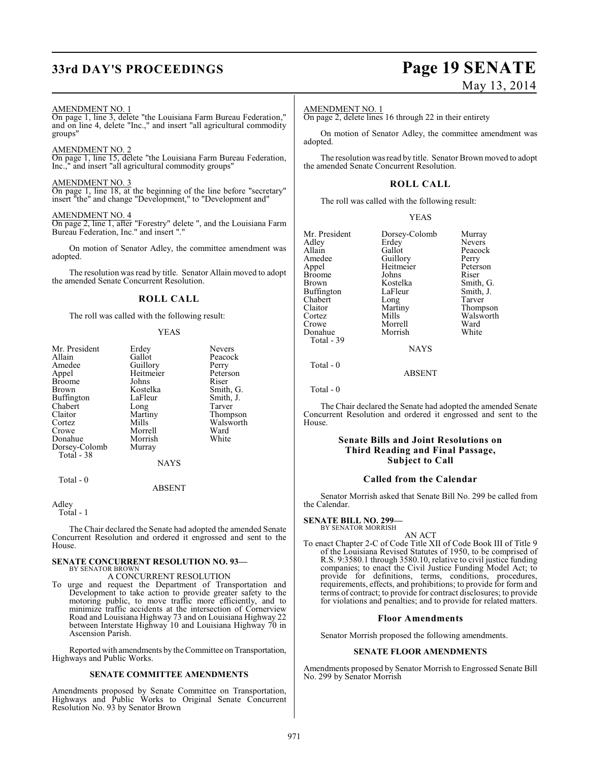AMENDMENT NO. 1

On page 1, line 3, delete "the Louisiana Farm Bureau Federation," and on line 4, delete "Inc.," and insert "all agricultural commodity groups"

AMENDMENT NO. 2

On page 1, line 15, delete "the Louisiana Farm Bureau Federation, Inc.," and insert "all agricultural commodity groups"

AMENDMENT NO. 3

On page 1, line 18, at the beginning of the line before "secretary" insert "the" and change "Development," to "Development and"

AMENDMENT NO. 4

On page 2, line 1, after "Forestry" delete ", and the Louisiana Farm Bureau Federation, Inc." and insert "."

On motion of Senator Adley, the committee amendment was adopted.

The resolution was read by title. Senator Allain moved to adopt the amended Senate Concurrent Resolution.

## ROLL CALL

The roll was called with the following result:

YEAS

| | | |
|---|---|---|
| Mr. President | Erdey | Nevers |
| Allain | Gallot | Peacock |
| Amedee | Guillory | Perry |
| Appel | Heitmeier | Peterson |
| Broome | Johns | Riser |
| Brown | Kostelka | Smith, G. |
| Buffington | LaFleur | Smith, J. |
| Chabert | Long | Tarver |
| Claitor | Martiny | Thompson |
| Cortez | Mills | Walsworth |
| Crowe | Morrell | Ward |
| Donahue | Morrish | White |
| Dorsey-Colomb | Murray | |

Total - 38

NAYS

Total - 0

ABSENT

Adley

Total - 1

The Chair declared the Senate had adopted the amended Senate Concurrent Resolution and ordered it engrossed and sent to the House.

**SENATE CONCURRENT RESOLUTION NO. 93—**
BY SENATOR BROWN

A CONCURRENT RESOLUTION

To urge and request the Department of Transportation and Development to take action to provide greater safety to the motoring public, to move traffic more efficiently, and to minimize traffic accidents at the intersection of Cornerview Road and Louisiana Highway 73 and on Louisiana Highway 22 between Interstate Highway 10 and Louisiana Highway 70 in Ascension Parish.

Reported with amendments by the Committee on Transportation, Highways and Public Works.

**SENATE COMMITTEE AMENDMENTS**

Amendments proposed by Senate Committee on Transportation, Highways and Public Works to Original Senate Concurrent Resolution No. 93 by Senator Brown

AMENDMENT NO. 1

On page 2, delete lines 16 through 22 in their entirety

On motion of Senator Adley, the committee amendment was adopted.

The resolution was read by title. Senator Brown moved to adopt the amended Senate Concurrent Resolution.

## ROLL CALL

The roll was called with the following result:

YEAS

| | | |
|---|---|---|
| Mr. President | Dorsey-Colomb | Murray |
| Adley | Erdey | Nevers |
| Allain | Gallot | Peacock |
| Amedee | Guillory | Perry |
| Appel | Heitmeier | Peterson |
| Broome | Johns | Riser |
| Brown | Kostelka | Smith, G. |
| Buffington | LaFleur | Smith, J. |
| Chabert | Long | Tarver |
| Claitor | Martiny | Thompson |
| Cortez | Mills | Walsworth |
| Crowe | Morrell | Ward |
| Donahue | Morrish | White |

Total - 39

NAYS

Total - 0

ABSENT

Total - 0

The Chair declared the Senate had adopted the amended Senate Concurrent Resolution and ordered it engrossed and sent to the House.

## Senate Bills and Joint Resolutions on Third Reading and Final Passage, Subject to Call

## Called from the Calendar

Senator Morrish asked that Senate Bill No. 299 be called from the Calendar.

**SENATE BILL NO. 299—**
BY SENATOR MORRISH

AN ACT

To enact Chapter 2-C of Code Title XII of Code Book III of Title 9 of the Louisiana Revised Statutes of 1950, to be comprised of R.S. 9:3580.1 through 3580.10, relative to civil justice funding companies; to enact the Civil Justice Funding Model Act; to provide for definitions, terms, conditions, procedures, requirements, effects, and prohibitions; to provide for form and terms of contract; to provide for contract disclosures; to provide for violations and penalties; and to provide for related matters.

## Floor Amendments

Senator Morrish proposed the following amendments.

**SENATE FLOOR AMENDMENTS**

Amendments proposed by Senator Morrish to Engrossed Senate Bill No. 299 by Senator Morrish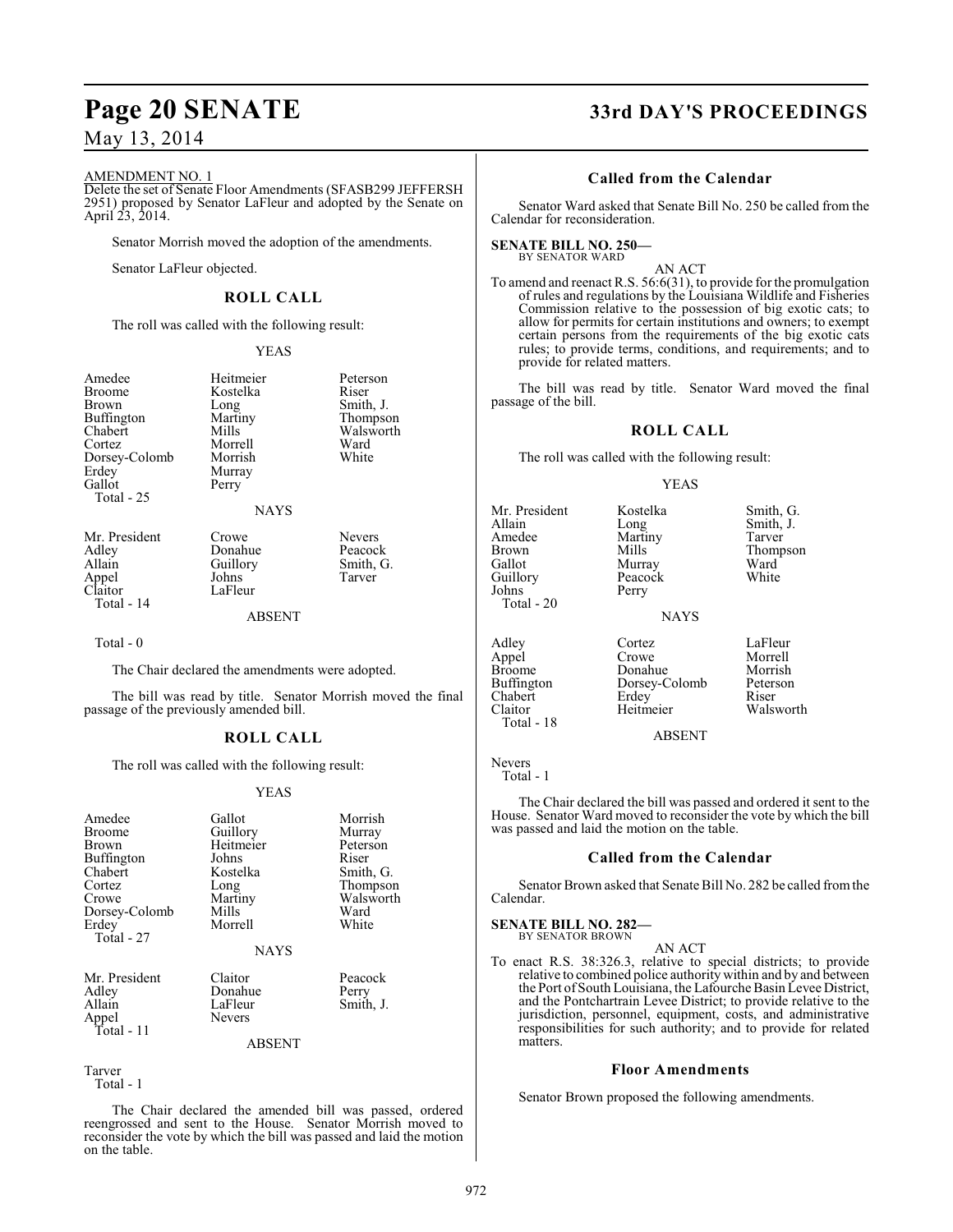AMENDMENT NO. 1

Delete the set of Senate Floor Amendments (SFASB299 JEFFERSH 2951) proposed by Senator LaFleur and adopted by the Senate on April 23, 2014.

Senator Morrish moved the adoption of the amendments.

Senator LaFleur objected.

## ROLL CALL

The roll was called with the following result:

YEAS

| | | |
|---|---|---|
| Amedee | Heitmeier | Peterson |
| Broome | Kostelka | Riser |
| Brown | Long | Smith, J. |
| Buffington | Martiny | Thompson |
| Chabert | Mills | Walsworth |
| Cortez | Morrell | Ward |
| Dorsey-Colomb | Morrish | White |
| Erdey | Murray | |
| Gallot | Perry | |

Total - 25

NAYS

| | | |
|---|---|---|
| Mr. President | Crowe | Nevers |
| Adley | Donahue | Peacock |
| Allain | Guillory | Smith, G. |
| Appel | Johns | Tarver |
| Claitor | LaFleur | |

Total - 14

ABSENT

Total - 0

The Chair declared the amendments were adopted.

The bill was read by title. Senator Morrish moved the final passage of the previously amended bill.

## ROLL CALL

The roll was called with the following result:

YEAS

| | | |
|---|---|---|
| Amedee | Gallot | Morrish |
| Broome | Guillory | Murray |
| Brown | Heitmeier | Peterson |
| Buffington | Johns | Riser |
| Chabert | Kostelka | Smith, G. |
| Cortez | Long | Thompson |
| Crowe | Martiny | Walsworth |
| Dorsey-Colomb | Mills | Ward |
| Erdey | Morrell | White |

Total - 27

NAYS

| | | |
|---|---|---|
| Mr. President | Claitor | Peacock |
| Adley | Donahue | Perry |
| Allain | LaFleur | Smith, J. |
| Appel | Nevers | |

Total - 11

ABSENT

Tarver

Total - 1

The Chair declared the amended bill was passed, ordered reengrossed and sent to the House. Senator Morrish moved to reconsider the vote by which the bill was passed and laid the motion on the table.

## Called from the Calendar

Senator Ward asked that Senate Bill No. 250 be called from the Calendar for reconsideration.

**SENATE BILL NO. 250—**
BY SENATOR WARD

AN ACT

To amend and reenact R.S. 56:6(31), to provide for the promulgation of rules and regulations by the Louisiana Wildlife and Fisheries Commission relative to the possession of big exotic cats; to allow for permits for certain institutions and owners; to exempt certain persons from the requirements of the big exotic cats rules; to provide terms, conditions, and requirements; and to provide for related matters.

The bill was read by title. Senator Ward moved the final passage of the bill.

## ROLL CALL

The roll was called with the following result:

YEAS

| | | |
|---|---|---|
| Mr. President | Kostelka | Smith, G. |
| Allain | Long | Smith, J. |
| Amedee | Martiny | Tarver |
| Brown | Mills | Thompson |
| Gallot | Murray | Ward |
| Guillory | Peacock | White |
| Johns | Perry | |

Total - 20

NAYS

| | | |
|---|---|---|
| Adley | Cortez | LaFleur |
| Appel | Crowe | Morrell |
| Broome | Donahue | Morrish |
| Buffington | Dorsey-Colomb | Peterson |
| Chabert | Erdey | Riser |
| Claitor | Heitmeier | Walsworth |

Total - 18

ABSENT

Nevers

Total - 1

The Chair declared the bill was passed and ordered it sent to the House. Senator Ward moved to reconsider the vote by which the bill was passed and laid the motion on the table.

## Called from the Calendar

Senator Brown asked that Senate Bill No. 282 be called from the Calendar.

**SENATE BILL NO. 282—**
BY SENATOR BROWN

AN ACT

To enact R.S. 38:326.3, relative to special districts; to provide relative to combined police authority within and by and between the Port of South Louisiana, the Lafourche Basin Levee District, and the Pontchartrain Levee District; to provide relative to the jurisdiction, personnel, equipment, costs, and administrative responsibilities for such authority; and to provide for related matters.

## Floor Amendments

Senator Brown proposed the following amendments.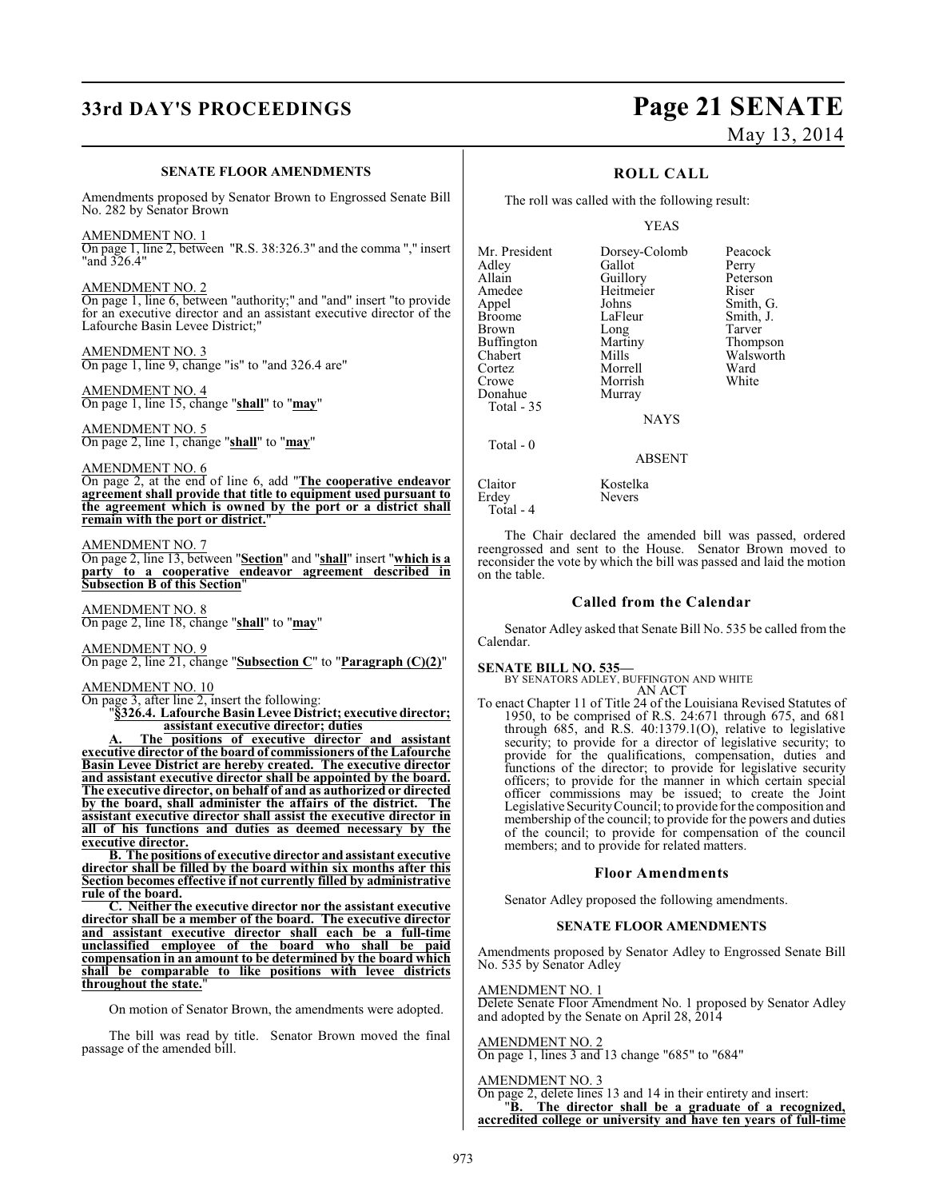### SENATE FLOOR AMENDMENTS

Amendments proposed by Senator Brown to Engrossed Senate Bill No. 282 by Senator Brown

AMENDMENT NO. 1
On page 1, line 2, between "R.S. 38:326.3" and the comma "," insert "and 326.4"

AMENDMENT NO. 2
On page 1, line 6, between "authority;" and "and" insert "to provide for an executive director and an assistant executive director of the Lafourche Basin Levee District;"

AMENDMENT NO. 3
On page 1, line 9, change "is" to "and 326.4 are"

AMENDMENT NO. 4
On page 1, line 15, change "**shall**" to "**may**"

AMENDMENT NO. 5
On page 2, line 1, change "**shall**" to "**may**"

AMENDMENT NO. 6
On page 2, at the end of line 6, add "**The cooperative endeavor agreement shall provide that title to equipment used pursuant to the agreement which is owned by the port or a district shall remain with the port or district.**"

AMENDMENT NO. 7
On page 2, line 13, between "**Section**" and "**shall**" insert "**which is a party to a cooperative endeavor agreement described in Subsection B of this Section**"

AMENDMENT NO. 8
On page 2, line 18, change "**shall**" to "**may**"

AMENDMENT NO. 9
On page 2, line 21, change "**Subsection C**" to "**Paragraph (C)(2)**"

AMENDMENT NO. 10
On page 3, after line 2, insert the following:

"**§326.4. Lafourche Basin Levee District; executive director; assistant executive director; duties**

**A. The positions of executive director and assistant executive director of the board of commissioners of the Lafourche Basin Levee District are hereby created. The executive director and assistant executive director shall be appointed by the board. The executive director, on behalf of and as authorized or directed by the board, shall administer the affairs of the district. The assistant executive director shall assist the executive director in all of his functions and duties as deemed necessary by the executive director.**

**B. The positions of executive director and assistant executive director shall be filled by the board within six months after this Section becomes effective if not currently filled by administrative rule of the board.**

**C. Neither the executive director nor the assistant executive director shall be a member of the board. The executive director and assistant executive director shall each be a full-time unclassified employee of the board who shall be paid compensation in an amount to be determined by the board which shall be comparable to like positions with levee districts throughout the state.**"

On motion of Senator Brown, the amendments were adopted.

The bill was read by title. Senator Brown moved the final passage of the amended bill.

## ROLL CALL

The roll was called with the following result:

YEAS

| | | |
|---|---|---|
| Mr. President | Dorsey-Colomb | Peacock |
| Adley | Gallot | Perry |
| Allain | Guillory | Peterson |
| Amedee | Heitmeier | Riser |
| Appel | Johns | Smith, G. |
| Broome | LaFleur | Smith, J. |
| Brown | Long | Tarver |
| Buffington | Martiny | Thompson |
| Chabert | Mills | Walsworth |
| Cortez | Morrell | Ward |
| Crowe | Morrish | White |
| Donahue | Murray | |

Total - 35

NAYS

Total - 0

ABSENT

| | |
|---|---|
| Claitor | Kostelka |
| Erdey | Nevers |

Total - 4

The Chair declared the amended bill was passed, ordered reengrossed and sent to the House. Senator Brown moved to reconsider the vote by which the bill was passed and laid the motion on the table.

## Called from the Calendar

Senator Adley asked that Senate Bill No. 535 be called from the Calendar.

**SENATE BILL NO. 535—**
BY SENATORS ADLEY, BUFFINGTON AND WHITE
AN ACT

To enact Chapter 11 of Title 24 of the Louisiana Revised Statutes of 1950, to be comprised of R.S. 24:671 through 675, and 681 through 685, and R.S. 40:1379.1(O), relative to legislative security; to provide for a director of legislative security; to provide for the qualifications, compensation, duties and functions of the director; to provide for legislative security officers; to provide for the manner in which certain special officer commissions may be issued; to create the Joint Legislative Security Council; to provide for the composition and membership of the council; to provide for the powers and duties of the council; to provide for compensation of the council members; and to provide for related matters.

## Floor Amendments

Senator Adley proposed the following amendments.

### SENATE FLOOR AMENDMENTS

Amendments proposed by Senator Adley to Engrossed Senate Bill No. 535 by Senator Adley

AMENDMENT NO. 1
Delete Senate Floor Amendment No. 1 proposed by Senator Adley and adopted by the Senate on April 28, 2014

AMENDMENT NO. 2
On page 1, lines 3 and 13 change "685" to "684"

AMENDMENT NO. 3
On page 2, delete lines 13 and 14 in their entirety and insert:

"**B. The director shall be a graduate of a recognized, accredited college or university and have ten years of full-time**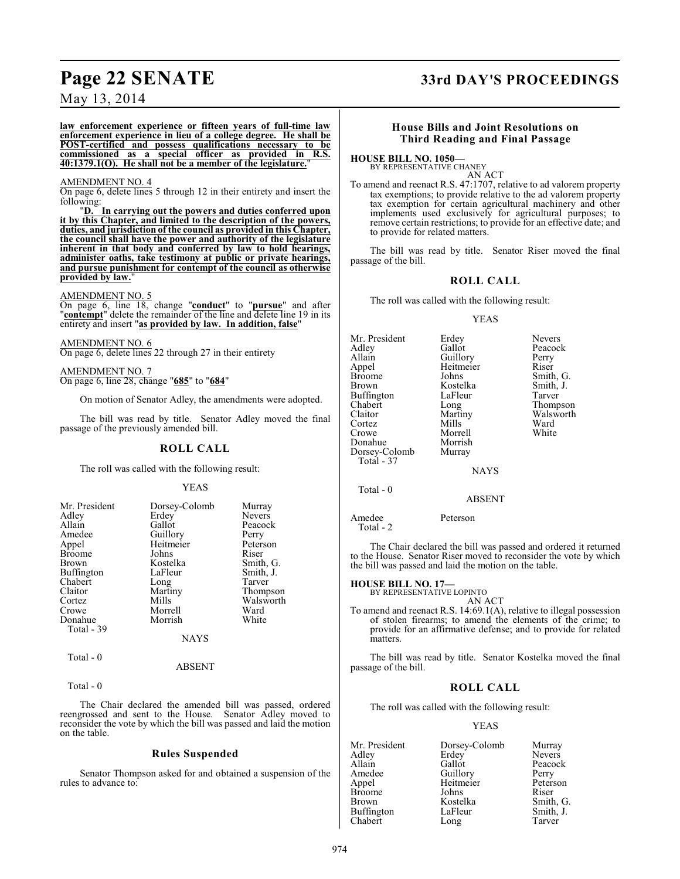**law enforcement experience or fifteen years of full-time law enforcement experience in lieu of a college degree. He shall be POST-certified and possess qualifications necessary to be commissioned as a special officer as provided in R.S. 40:1379.1(O). He shall not be a member of the legislature.**"

AMENDMENT NO. 4

On page 6, delete lines 5 through 12 in their entirety and insert the following:

"**D. In carrying out the powers and duties conferred upon it by this Chapter, and limited to the description of the powers, duties, and jurisdiction of the council as provided in this Chapter, the council shall have the power and authority of the legislature inherent in that body and conferred by law to hold hearings, administer oaths, take testimony at public or private hearings, and pursue punishment for contempt of the council as otherwise provided by law.**"

AMENDMENT NO. 5

On page 6, line 18, change "**conduct**" to "**pursue**" and after "**contempt**" delete the remainder of the line and delete line 19 in its entirety and insert "**as provided by law. In addition, false**"

AMENDMENT NO. 6

On page 6, delete lines 22 through 27 in their entirety

AMENDMENT NO. 7

On page 6, line 28, change "**685**" to "**684**"

On motion of Senator Adley, the amendments were adopted.

The bill was read by title. Senator Adley moved the final passage of the previously amended bill.

## ROLL CALL

The roll was called with the following result:

YEAS

| | | |
|---|---|---|
| Mr. President | Dorsey-Colomb | Murray |
| Adley | Erdey | Nevers |
| Allain | Gallot | Peacock |
| Amedee | Guillory | Perry |
| Appel | Heitmeier | Peterson |
| Broome | Johns | Riser |
| Brown | Kostelka | Smith, G. |
| Buffington | LaFleur | Smith, J. |
| Chabert | Long | Tarver |
| Claitor | Martiny | Thompson |
| Cortez | Mills | Walsworth |
| Crowe | Morrell | Ward |
| Donahue | Morrish | White |

Total - 39

NAYS

Total - 0

ABSENT

Total - 0

The Chair declared the amended bill was passed, ordered reengrossed and sent to the House. Senator Adley moved to reconsider the vote by which the bill was passed and laid the motion on the table.

## Rules Suspended

Senator Thompson asked for and obtained a suspension of the rules to advance to:

## House Bills and Joint Resolutions on Third Reading and Final Passage

**HOUSE BILL NO. 1050—**
BY REPRESENTATIVE CHANEY

AN ACT

To amend and reenact R.S. 47:1707, relative to ad valorem property tax exemptions; to provide relative to the ad valorem property tax exemption for certain agricultural machinery and other implements used exclusively for agricultural purposes; to remove certain restrictions; to provide for an effective date; and to provide for related matters.

The bill was read by title. Senator Riser moved the final passage of the bill.

## ROLL CALL

The roll was called with the following result:

YEAS

| | | |
|---|---|---|
| Mr. President | Erdey | Nevers |
| Adley | Gallot | Peacock |
| Allain | Guillory | Perry |
| Appel | Heitmeier | Riser |
| Broome | Johns | Smith, G. |
| Brown | Kostelka | Smith, J. |
| Buffington | LaFleur | Tarver |
| Chabert | Long | Thompson |
| Claitor | Martiny | Walsworth |
| Cortez | Mills | Ward |
| Crowe | Morrell | White |
| Donahue | Morrish | |
| Dorsey-Colomb | Murray | |

Total - 37

NAYS

Total - 0

ABSENT

Amedee Peterson

Total - 2

The Chair declared the bill was passed and ordered it returned to the House. Senator Riser moved to reconsider the vote by which the bill was passed and laid the motion on the table.

**HOUSE BILL NO. 17—**
BY REPRESENTATIVE LOPINTO

AN ACT

To amend and reenact R.S. 14:69.1(A), relative to illegal possession of stolen firearms; to amend the elements of the crime; to provide for an affirmative defense; and to provide for related matters.

The bill was read by title. Senator Kostelka moved the final passage of the bill.

## ROLL CALL

The roll was called with the following result:

YEAS

| | | |
|---|---|---|
| Mr. President | Dorsey-Colomb | Murray |
| Adley | Erdey | Nevers |
| Allain | Gallot | Peacock |
| Amedee | Guillory | Perry |
| Appel | Heitmeier | Peterson |
| Broome | Johns | Riser |
| Brown | Kostelka | Smith, G. |
| Buffington | LaFleur | Smith, J. |
| Chabert | Long | Tarver |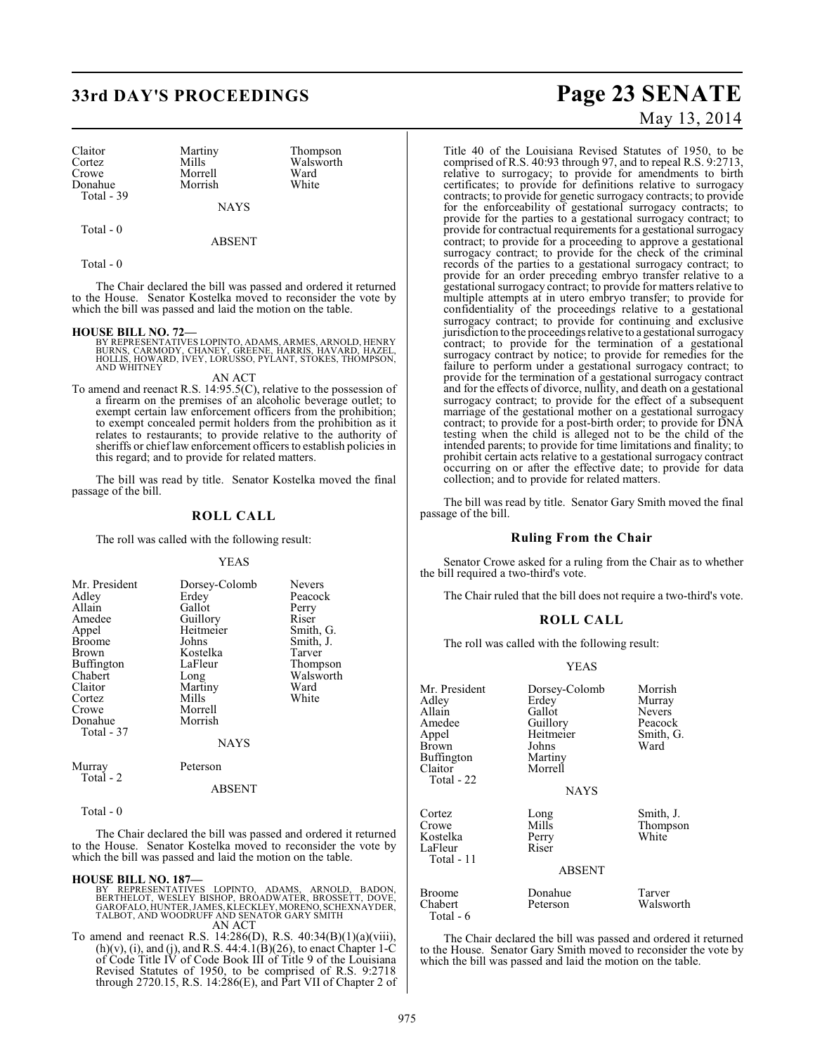| Claitor | Martiny | Thompson |
|---|---|---|
| Cortez | Mills | Walsworth |
| Crowe | Morrell | Ward |
| Donahue | Morrish | White |
| Total - 39 | | |

NAYS

Total - 0

ABSENT

Total - 0

The Chair declared the bill was passed and ordered it returned to the House. Senator Kostelka moved to reconsider the vote by which the bill was passed and laid the motion on the table.

**HOUSE BILL NO. 72—**
BY REPRESENTATIVES LOPINTO, ADAMS, ARMES, ARNOLD, HENRY BURNS, CARMODY, CHANEY, GREENE, HARRIS, HAVARD, HAZEL, HOLLIS, HOWARD, IVEY, LORUSSO, PYLANT, STOKES, THOMPSON, AND WHITNEY

AN ACT

To amend and reenact R.S. 14:95.5(C), relative to the possession of a firearm on the premises of an alcoholic beverage outlet; to exempt certain law enforcement officers from the prohibition; to exempt concealed permit holders from the prohibition as it relates to restaurants; to provide relative to the authority of sheriffs or chief law enforcement officers to establish policies in this regard; and to provide for related matters.

The bill was read by title. Senator Kostelka moved the final passage of the bill.

## ROLL CALL

The roll was called with the following result:

YEAS

| Mr. President | Dorsey-Colomb | Nevers |
|---|---|---|
| Adley | Erdey | Peacock |
| Allain | Gallot | Perry |
| Amedee | Guillory | Riser |
| Appel | Heitmeier | Smith, G. |
| Broome | Johns | Smith, J. |
| Brown | Kostelka | Tarver |
| Buffington | LaFleur | Thompson |
| Chabert | Long | Walsworth |
| Claitor | Martiny | Ward |
| Cortez | Mills | White |
| Crowe | Morrell | |
| Donahue | Morrish | |
| Total - 37 | | |

NAYS

| Murray | Peterson |
|---|---|
| Total - 2 | |

ABSENT

Total - 0

The Chair declared the bill was passed and ordered it returned to the House. Senator Kostelka moved to reconsider the vote by which the bill was passed and laid the motion on the table.

**HOUSE BILL NO. 187—**
BY REPRESENTATIVES LOPINTO, ADAMS, ARNOLD, BADON, BERTHELOT, WESLEY BISHOP, BROADWATER, BROSSETT, DOVE, GAROFALO, HUNTER, JAMES, KLECKLEY, MORENO, SCHEXNAYDER, TALBOT, AND WOODRUFF AND SENATOR GARY SMITH

AN ACT

To amend and reenact R.S. 14:286(D), R.S. 40:34(B)(1)(a)(viii), (h)(v), (i), and (j), and R.S. 44:4.1(B)(26), to enact Chapter 1-C of Code Title IV of Code Book III of Title 9 of the Louisiana Revised Statutes of 1950, to be comprised of R.S. 9:2718 through 2720.15, R.S. 14:286(E), and Part VII of Chapter 2 of Title 40 of the Louisiana Revised Statutes of 1950, to be comprised of R.S. 40:93 through 97, and to repeal R.S. 9:2713, relative to surrogacy; to provide for amendments to birth certificates; to provide for definitions relative to surrogacy contracts; to provide for genetic surrogacy contracts; to provide for the enforceability of gestational surrogacy contracts; to provide for the parties to a gestational surrogacy contract; to provide for contractual requirements for a gestational surrogacy contract; to provide for a proceeding to approve a gestational surrogacy contract; to provide for the check of the criminal records of the parties to a gestational surrogacy contract; to provide for an order preceding embryo transfer relative to a gestational surrogacy contract; to provide for matters relative to multiple attempts at in utero embryo transfer; to provide for confidentiality of the proceedings relative to a gestational surrogacy contract; to provide for continuing and exclusive jurisdiction to the proceedings relative to a gestational surrogacy contract; to provide for the termination of a gestational surrogacy contract by notice; to provide for remedies for the failure to perform under a gestational surrogacy contract; to provide for the termination of a gestational surrogacy contract and for the effects of divorce, nullity, and death on a gestational surrogacy contract; to provide for the effect of a subsequent marriage of the gestational mother on a gestational surrogacy contract; to provide for a post-birth order; to provide for DNA testing when the child is alleged not to be the child of the intended parents; to provide for time limitations and finality; to prohibit certain acts relative to a gestational surrogacy contract occurring on or after the effective date; to provide for data collection; and to provide for related matters.

The bill was read by title. Senator Gary Smith moved the final passage of the bill.

### Ruling From the Chair

Senator Crowe asked for a ruling from the Chair as to whether the bill required a two-third's vote.

The Chair ruled that the bill does not require a two-third's vote.

## ROLL CALL

The roll was called with the following result:

YEAS

| Mr. President | Dorsey-Colomb | Morrish |
|---|---|---|
| Adley | Erdey | Murray |
| Allain | Gallot | Nevers |
| Amedee | Guillory | Peacock |
| Appel | Heitmeier | Smith, G. |
| Brown | Johns | Ward |
| Buffington | Martiny | |
| Claitor | Morrell | |
| Total - 22 | | |

NAYS

| Cortez | Long | Smith, J. |
|---|---|---|
| Crowe | Mills | Thompson |
| Kostelka | Perry | White |
| LaFleur | Riser | |
| Total - 11 | | |

ABSENT

| Broome | Donahue | Tarver |
|---|---|---|
| Chabert | Peterson | Walsworth |
| Total - 6 | | |

The Chair declared the bill was passed and ordered it returned to the House. Senator Gary Smith moved to reconsider the vote by which the bill was passed and laid the motion on the table.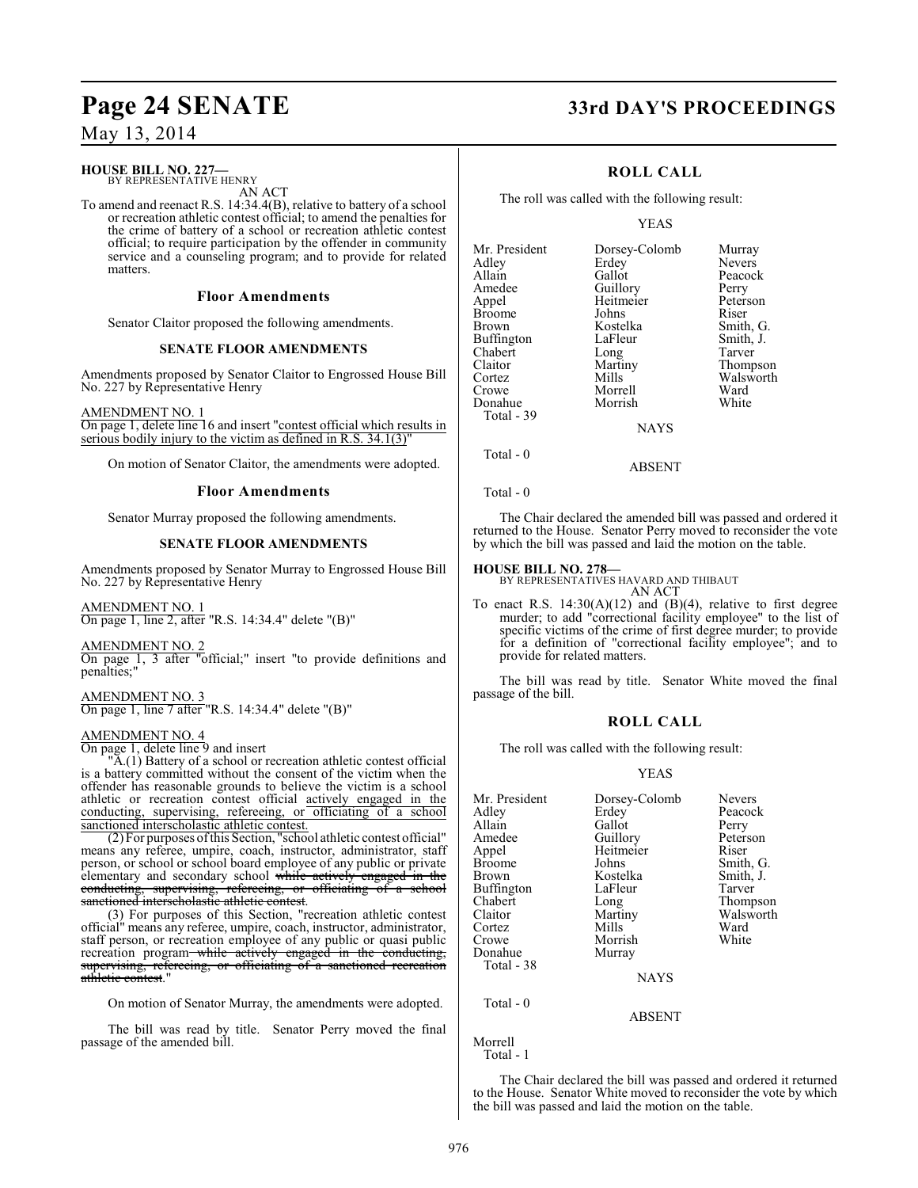**HOUSE BILL NO. 227—**
BY REPRESENTATIVE HENRY

AN ACT

To amend and reenact R.S. 14:34.4(B), relative to battery of a school or recreation athletic contest official; to amend the penalties for the crime of battery of a school or recreation athletic contest official; to require participation by the offender in community service and a counseling program; and to provide for related matters.

### Floor Amendments

Senator Claitor proposed the following amendments.

#### SENATE FLOOR AMENDMENTS

Amendments proposed by Senator Claitor to Engrossed House Bill No. 227 by Representative Henry

AMENDMENT NO. 1
On page 1, delete line 16 and insert "contest official which results in serious bodily injury to the victim as defined in R.S. 34.1(3)"

On motion of Senator Claitor, the amendments were adopted.

### Floor Amendments

Senator Murray proposed the following amendments.

#### SENATE FLOOR AMENDMENTS

Amendments proposed by Senator Murray to Engrossed House Bill No. 227 by Representative Henry

AMENDMENT NO. 1
On page 1, line 2, after "R.S. 14:34.4" delete "(B)"

AMENDMENT NO. 2
On page 1, 3 after "official;" insert "to provide definitions and penalties;"

AMENDMENT NO. 3
On page 1, line 7 after "R.S. 14:34.4" delete "(B)"

AMENDMENT NO. 4
On page 1, delete line 9 and insert

"A.(1) Battery of a school or recreation athletic contest official is a battery committed without the consent of the victim when the offender has reasonable grounds to believe the victim is a school athletic or recreation contest official actively engaged in the conducting, supervising, refereeing, or officiating of a school sanctioned interscholastic athletic contest.

(2) For purposes of this Section, "school athletic contest official" means any referee, umpire, coach, instructor, administrator, staff person, or school or school board employee of any public or private elementary and secondary school ~~while actively engaged in the conducting, supervising, refereeing, or officiating of a school sanctioned interscholastic athletic contest~~.

(3) For purposes of this Section, "recreation athletic contest official" means any referee, umpire, coach, instructor, administrator, staff person, or recreation employee of any public or quasi public recreation program ~~while actively engaged in the conducting, supervising, refereeing, or officiating of a sanctioned recreation athletic contest~~."

On motion of Senator Murray, the amendments were adopted.

The bill was read by title. Senator Perry moved the final passage of the amended bill.

### ROLL CALL

The roll was called with the following result:

YEAS

| | | |
|---|---|---|
| Mr. President | Dorsey-Colomb | Murray |
| Adley | Erdey | Nevers |
| Allain | Gallot | Peacock |
| Amedee | Guillory | Perry |
| Appel | Heitmeier | Peterson |
| Broome | Johns | Riser |
| Brown | Kostelka | Smith, G. |
| Buffington | LaFleur | Smith, J. |
| Chabert | Long | Tarver |
| Claitor | Martiny | Thompson |
| Cortez | Mills | Walsworth |
| Crowe | Morrell | Ward |
| Donahue | Morrish | White |

Total - 39

NAYS

Total - 0

ABSENT

Total - 0

The Chair declared the amended bill was passed and ordered it returned to the House. Senator Perry moved to reconsider the vote by which the bill was passed and laid the motion on the table.

**HOUSE BILL NO. 278—**
BY REPRESENTATIVES HAVARD AND THIBAUT

AN ACT

To enact R.S. 14:30(A)(12) and (B)(4), relative to first degree murder; to add "correctional facility employee" to the list of specific victims of the crime of first degree murder; to provide for a definition of "correctional facility employee"; and to provide for related matters.

The bill was read by title. Senator White moved the final passage of the bill.

### ROLL CALL

The roll was called with the following result:

YEAS

| | | |
|---|---|---|
| Mr. President | Dorsey-Colomb | Nevers |
| Adley | Erdey | Peacock |
| Allain | Gallot | Perry |
| Amedee | Guillory | Peterson |
| Appel | Heitmeier | Riser |
| Broome | Johns | Smith, G. |
| Brown | Kostelka | Smith, J. |
| Buffington | LaFleur | Tarver |
| Chabert | Long | Thompson |
| Claitor | Martiny | Walsworth |
| Cortez | Mills | Ward |
| Crowe | Morrish | White |
| Donahue | Murray | |

Total - 38

NAYS

Total - 0

ABSENT

Morrell

Total - 1

The Chair declared the bill was passed and ordered it returned to the House. Senator White moved to reconsider the vote by which the bill was passed and laid the motion on the table.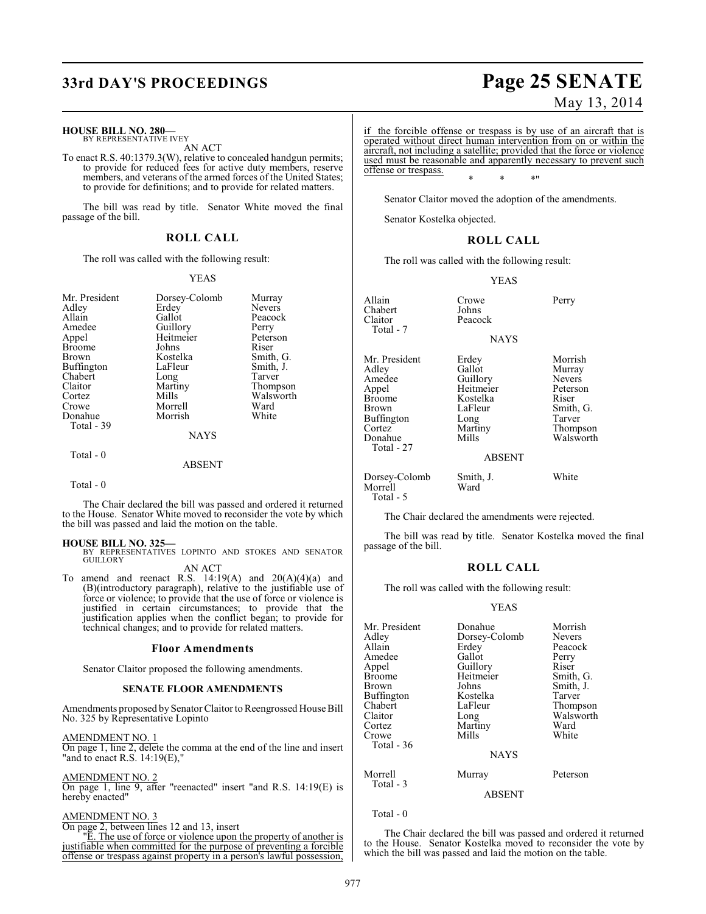**HOUSE BILL NO. 280—**
BY REPRESENTATIVE IVEY

AN ACT

To enact R.S. 40:1379.3(W), relative to concealed handgun permits; to provide for reduced fees for active duty members, reserve members, and veterans of the armed forces of the United States; to provide for definitions; and to provide for related matters.

The bill was read by title. Senator White moved the final passage of the bill.

## ROLL CALL

The roll was called with the following result:

YEAS

| | | |
|---|---|---|
| Mr. President | Dorsey-Colomb | Murray |
| Adley | Erdey | Nevers |
| Allain | Gallot | Peacock |
| Amedee | Guillory | Perry |
| Appel | Heitmeier | Peterson |
| Broome | Johns | Riser |
| Brown | Kostelka | Smith, G. |
| Buffington | LaFleur | Smith, J. |
| Chabert | Long | Tarver |
| Claitor | Martiny | Thompson |
| Cortez | Mills | Walsworth |
| Crowe | Morrell | Ward |
| Donahue | Morrish | White |

Total - 39

NAYS

Total - 0

ABSENT

Total - 0

The Chair declared the bill was passed and ordered it returned to the House. Senator White moved to reconsider the vote by which the bill was passed and laid the motion on the table.

**HOUSE BILL NO. 325—**
BY REPRESENTATIVES LOPINTO AND STOKES AND SENATOR GUILLORY

AN ACT

To amend and reenact R.S. 14:19(A) and 20(A)(4)(a) and (B)(introductory paragraph), relative to the justifiable use of force or violence; to provide that the use of force or violence is justified in certain circumstances; to provide that the justification applies when the conflict began; to provide for technical changes; and to provide for related matters.

### Floor Amendments

Senator Claitor proposed the following amendments.

### SENATE FLOOR AMENDMENTS

Amendments proposed by Senator Claitor to Reengrossed House Bill No. 325 by Representative Lopinto

AMENDMENT NO. 1

On page 1, line 2, delete the comma at the end of the line and insert "and to enact R.S. 14:19(E),"

AMENDMENT NO. 2

On page 1, line 9, after "reenacted" insert "and R.S. 14:19(E) is hereby enacted"

AMENDMENT NO. 3

On page 2, between lines 12 and 13, insert

"E. The use of force or violence upon the property of another is justifiable when committed for the purpose of preventing a forcible offense or trespass against property in a person's lawful possession, if the forcible offense or trespass is by use of an aircraft that is operated without direct human intervention from on or within the aircraft, not including a satellite; provided that the force or violence used must be reasonable and apparently necessary to prevent such offense or trespass.

\* \* \*"

Senator Claitor moved the adoption of the amendments.

Senator Kostelka objected.

## ROLL CALL

The roll was called with the following result:

YEAS

| | | |
|---|---|---|
| Allain | Crowe | Perry |
| Chabert | Johns | |
| Claitor | Peacock | |

Total - 7

NAYS

| | | |
|---|---|---|
| Mr. President | Erdey | Morrish |
| Adley | Gallot | Murray |
| Amedee | Guillory | Nevers |
| Appel | Heitmeier | Peterson |
| Broome | Kostelka | Riser |
| Brown | LaFleur | Smith, G. |
| Buffington | Long | Tarver |
| Cortez | Martiny | Thompson |
| Donahue | Mills | Walsworth |

Total - 27

ABSENT

| | | |
|---|---|---|
| Dorsey-Colomb | Smith, J. | White |
| Morrell | Ward | |

Total - 5

The Chair declared the amendments were rejected.

The bill was read by title. Senator Kostelka moved the final passage of the bill.

## ROLL CALL

The roll was called with the following result:

YEAS

| | | |
|---|---|---|
| Mr. President | Donahue | Morrish |
| Adley | Dorsey-Colomb | Nevers |
| Allain | Erdey | Peacock |
| Amedee | Gallot | Perry |
| Appel | Guillory | Riser |
| Broome | Heitmeier | Smith, G. |
| Brown | Johns | Smith, J. |
| Buffington | Kostelka | Tarver |
| Chabert | LaFleur | Thompson |
| Claitor | Long | Walsworth |
| Cortez | Martiny | Ward |
| Crowe | Mills | White |

Total - 36

NAYS

| | | |
|---|---|---|
| Morrell | Murray | Peterson |

Total - 3

ABSENT

Total - 0

The Chair declared the bill was passed and ordered it returned to the House. Senator Kostelka moved to reconsider the vote by which the bill was passed and laid the motion on the table.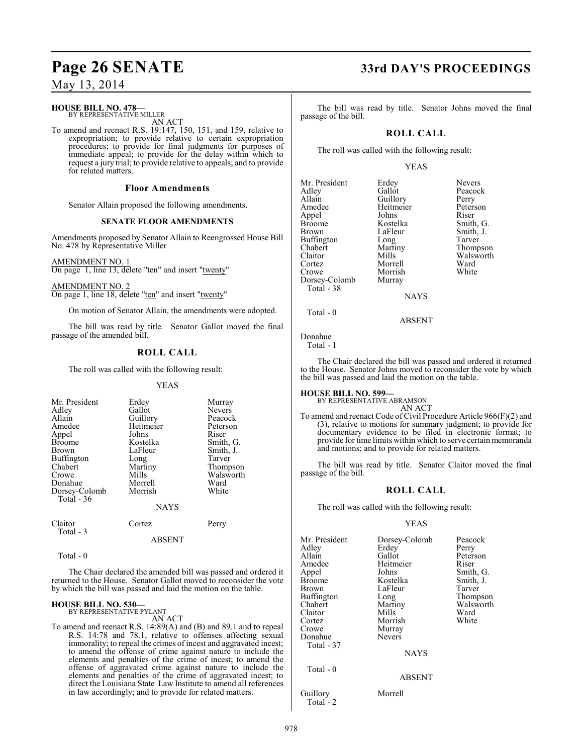**HOUSE BILL NO. 478—**
BY REPRESENTATIVE MILLER

AN ACT

To amend and reenact R.S. 19:147, 150, 151, and 159, relative to expropriation; to provide relative to certain expropriation procedures; to provide for final judgments for purposes of immediate appeal; to provide for the delay within which to request a jury trial; to provide relative to appeals; and to provide for related matters.

### Floor Amendments

Senator Allain proposed the following amendments.

#### SENATE FLOOR AMENDMENTS

Amendments proposed by Senator Allain to Reengrossed House Bill No. 478 by Representative Miller

AMENDMENT NO. 1
On page 1, line 13, delete "ten" and insert "twenty"

AMENDMENT NO. 2
On page 1, line 18, delete "ten" and insert "twenty"

On motion of Senator Allain, the amendments were adopted.

The bill was read by title. Senator Gallot moved the final passage of the amended bill.

### ROLL CALL

The roll was called with the following result:

YEAS

| | | |
|---|---|---|
| Mr. President | Erdey | Murray |
| Adley | Gallot | Nevers |
| Allain | Guillory | Peacock |
| Amedee | Heitmeier | Peterson |
| Appel | Johns | Riser |
| Broome | Kostelka | Smith, G. |
| Brown | LaFleur | Smith, J. |
| Buffington | Long | Tarver |
| Chabert | Martiny | Thompson |
| Crowe | Mills | Walsworth |
| Donahue | Morrell | Ward |
| Dorsey-Colomb | Morrish | White |

Total - 36

NAYS

| | | |
|---|---|---|
| Claitor | Cortez | Perry |

Total - 3

ABSENT

Total - 0

The Chair declared the amended bill was passed and ordered it returned to the House. Senator Gallot moved to reconsider the vote by which the bill was passed and laid the motion on the table.

**HOUSE BILL NO. 530—**
BY REPRESENTATIVE PYLANT

AN ACT

To amend and reenact R.S. 14:89(A) and (B) and 89.1 and to repeal R.S. 14:78 and 78.1, relative to offenses affecting sexual immorality; to repeal the crimes of incest and aggravated incest; to amend the offense of crime against nature to include the elements and penalties of the crime of incest; to amend the offense of aggravated crime against nature to include the elements and penalties of the crime of aggravated incest; to direct the Louisiana State Law Institute to amend all references in law accordingly; and to provide for related matters.

The bill was read by title. Senator Johns moved the final passage of the bill.

### ROLL CALL

The roll was called with the following result:

YEAS

| | | |
|---|---|---|
| Mr. President | Erdey | Nevers |
| Adley | Gallot | Peacock |
| Allain | Guillory | Perry |
| Amedee | Heitmeier | Peterson |
| Appel | Johns | Riser |
| Broome | Kostelka | Smith, G. |
| Brown | LaFleur | Smith, J. |
| Buffington | Long | Tarver |
| Chabert | Martiny | Thompson |
| Claitor | Mills | Walsworth |
| Cortez | Morrell | Ward |
| Crowe | Morrish | White |
| Dorsey-Colomb | Murray | |

Total - 38

NAYS

Total - 0

ABSENT

Donahue

Total - 1

The Chair declared the bill was passed and ordered it returned to the House. Senator Johns moved to reconsider the vote by which the bill was passed and laid the motion on the table.

**HOUSE BILL NO. 599—**
BY REPRESENTATIVE ABRAMSON

AN ACT

To amend and reenact Code of Civil Procedure Article 966(F)(2) and (3), relative to motions for summary judgment; to provide for documentary evidence to be filed in electronic format; to provide for time limits within which to serve certain memoranda and motions; and to provide for related matters.

The bill was read by title. Senator Claitor moved the final passage of the bill.

### ROLL CALL

The roll was called with the following result:

YEAS

| | | |
|---|---|---|
| Mr. President | Dorsey-Colomb | Peacock |
| Adley | Erdey | Perry |
| Allain | Gallot | Peterson |
| Amedee | Heitmeier | Riser |
| Appel | Johns | Smith, G. |
| Broome | Kostelka | Smith, J. |
| Brown | LaFleur | Tarver |
| Buffington | Long | Thompson |
| Chabert | Martiny | Walsworth |
| Claitor | Mills | Ward |
| Cortez | Morrish | White |
| Crowe | Murray | |
| Donahue | Nevers | |

Total - 37

NAYS

Total - 0

ABSENT

| | |
|---|---|
| Guillory | Morrell |

Total - 2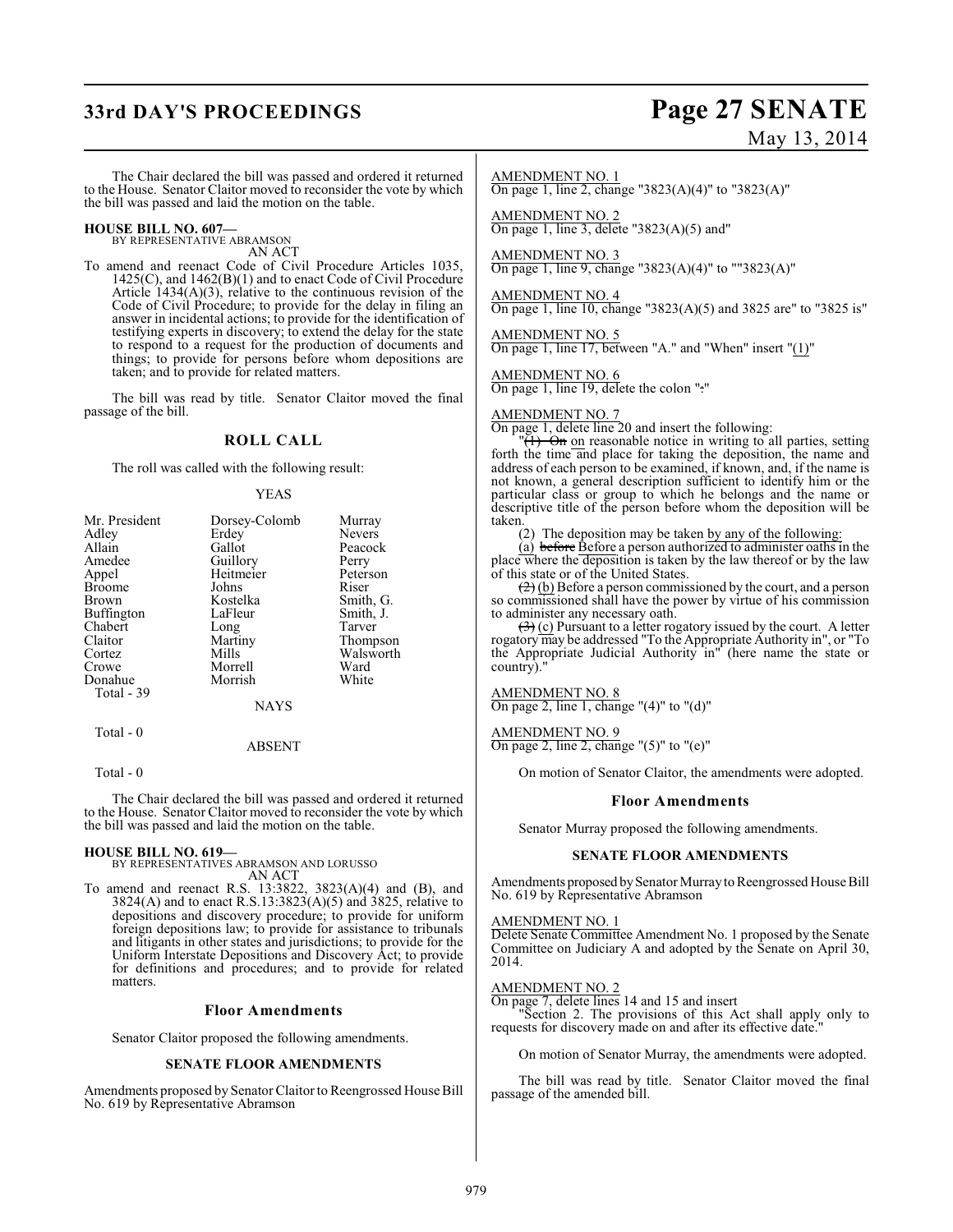The Chair declared the bill was passed and ordered it returned to the House. Senator Claitor moved to reconsider the vote by which the bill was passed and laid the motion on the table.

**HOUSE BILL NO. 607—**
BY REPRESENTATIVE ABRAMSON
AN ACT

To amend and reenact Code of Civil Procedure Articles 1035, 1425(C), and 1462(B)(1) and to enact Code of Civil Procedure Article 1434(A)(3), relative to the continuous revision of the Code of Civil Procedure; to provide for the delay in filing an answer in incidental actions; to provide for the identification of testifying experts in discovery; to extend the delay for the state to respond to a request for the production of documents and things; to provide for persons before whom depositions are taken; and to provide for related matters.

The bill was read by title. Senator Claitor moved the final passage of the bill.

## ROLL CALL

The roll was called with the following result:

YEAS

| | | |
|---|---|---|
| Mr. President | Dorsey-Colomb | Murray |
| Adley | Erdey | Nevers |
| Allain | Gallot | Peacock |
| Amedee | Guillory | Perry |
| Appel | Heitmeier | Peterson |
| Broome | Johns | Riser |
| Brown | Kostelka | Smith, G. |
| Buffington | LaFleur | Smith, J. |
| Chabert | Long | Tarver |
| Claitor | Martiny | Thompson |
| Cortez | Mills | Walsworth |
| Crowe | Morrell | Ward |
| Donahue | Morrish | White |

Total - 39

NAYS

Total - 0

ABSENT

Total - 0

The Chair declared the bill was passed and ordered it returned to the House. Senator Claitor moved to reconsider the vote by which the bill was passed and laid the motion on the table.

**HOUSE BILL NO. 619—**
BY REPRESENTATIVES ABRAMSON AND LORUSSO
AN ACT

To amend and reenact R.S. 13:3822, 3823(A)(4) and (B), and 3824(A) and to enact R.S.13:3823(A)(5) and 3825, relative to depositions and discovery procedure; to provide for uniform foreign depositions law; to provide for assistance to tribunals and litigants in other states and jurisdictions; to provide for the Uniform Interstate Depositions and Discovery Act; to provide for definitions and procedures; and to provide for related matters.

### Floor Amendments

Senator Claitor proposed the following amendments.

### SENATE FLOOR AMENDMENTS

Amendments proposed by Senator Claitor to Reengrossed House Bill No. 619 by Representative Abramson

AMENDMENT NO. 1
On page 1, line 2, change "3823(A)(4)" to "3823(A)"

AMENDMENT NO. 2
On page 1, line 3, delete "3823(A)(5) and"

AMENDMENT NO. 3
On page 1, line 9, change "3823(A)(4)" to ""3823(A)"

AMENDMENT NO. 4
On page 1, line 10, change "3823(A)(5) and 3825 are" to "3825 is"

AMENDMENT NO. 5
On page 1, line 17, between "A." and "When" insert "(1)"

AMENDMENT NO. 6
On page 1, line 19, delete the colon ":"

AMENDMENT NO. 7
On page 1, delete line 20 and insert the following:

"~~(1) On~~ on reasonable notice in writing to all parties, setting forth the time and place for taking the deposition, the name and address of each person to be examined, if known, and, if the name is not known, a general description sufficient to identify him or the particular class or group to which he belongs and the name or descriptive title of the person before whom the deposition will be taken.

(2) The deposition may be taken by any of the following:

(a) ~~before~~ Before a person authorized to administer oaths in the place where the deposition is taken by the law thereof or by the law of this state or of the United States.

~~(2)~~ (b) Before a person commissioned by the court, and a person so commissioned shall have the power by virtue of his commission to administer any necessary oath.

~~(3)~~ (c) Pursuant to a letter rogatory issued by the court. A letter rogatory may be addressed "To the Appropriate Authority in", or "To the Appropriate Judicial Authority in" (here name the state or country)."

AMENDMENT NO. 8
On page 2, line 1, change "(4)" to "(d)"

AMENDMENT NO. 9
On page 2, line 2, change "(5)" to "(e)"

On motion of Senator Claitor, the amendments were adopted.

### Floor Amendments

Senator Murray proposed the following amendments.

### SENATE FLOOR AMENDMENTS

Amendments proposed by Senator Murray to Reengrossed House Bill No. 619 by Representative Abramson

AMENDMENT NO. 1
Delete Senate Committee Amendment No. 1 proposed by the Senate Committee on Judiciary A and adopted by the Senate on April 30, 2014.

AMENDMENT NO. 2
On page 7, delete lines 14 and 15 and insert

"Section 2. The provisions of this Act shall apply only to requests for discovery made on and after its effective date."

On motion of Senator Murray, the amendments were adopted.

The bill was read by title. Senator Claitor moved the final passage of the amended bill.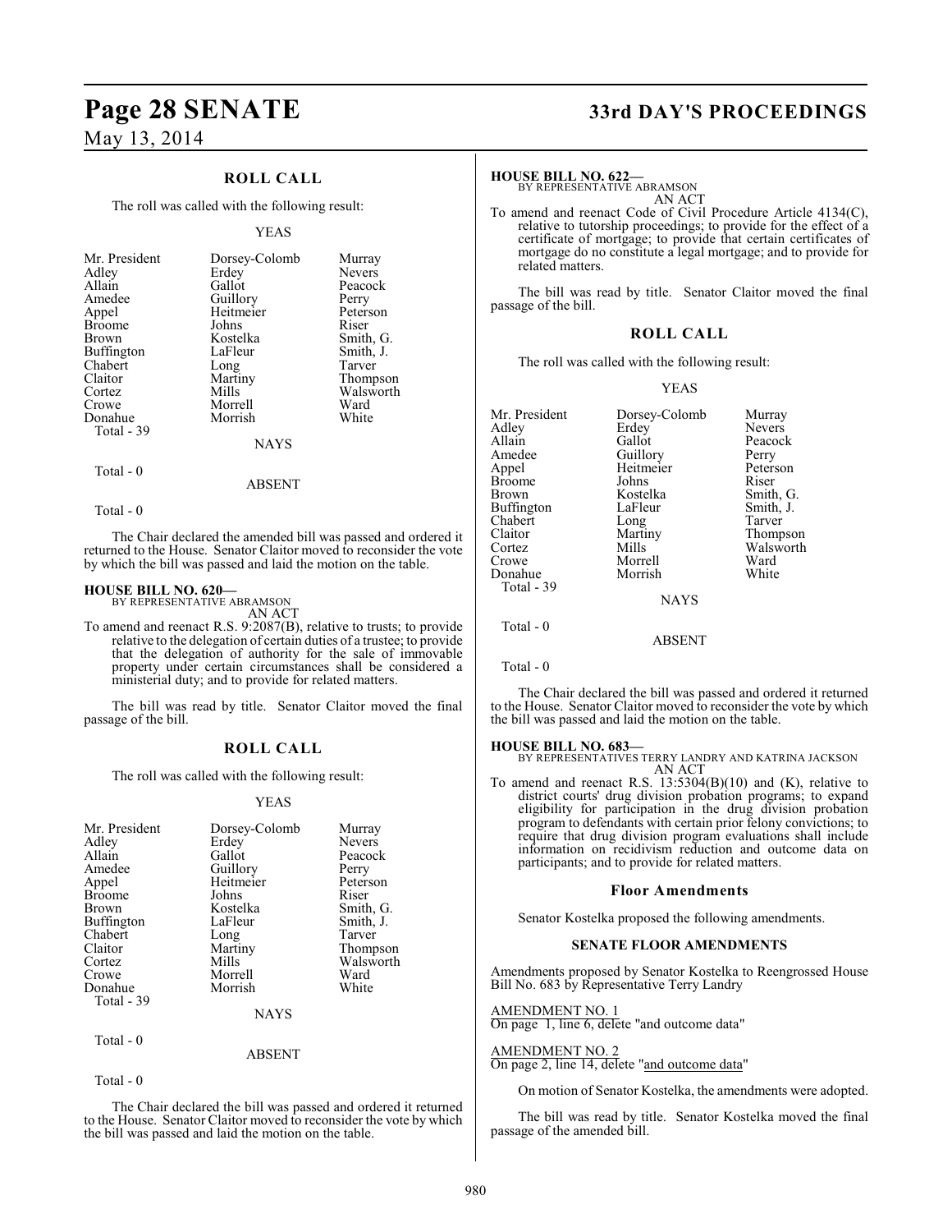## ROLL CALL

The roll was called with the following result:

YEAS

| | | |
|---|---|---|
| Mr. President | Dorsey-Colomb | Murray |
| Adley | Erdey | Nevers |
| Allain | Gallot | Peacock |
| Amedee | Guillory | Perry |
| Appel | Heitmeier | Peterson |
| Broome | Johns | Riser |
| Brown | Kostelka | Smith, G. |
| Buffington | LaFleur | Smith, J. |
| Chabert | Long | Tarver |
| Claitor | Martiny | Thompson |
| Cortez | Mills | Walsworth |
| Crowe | Morrell | Ward |
| Donahue | Morrish | White |

Total - 39

NAYS

Total - 0

ABSENT

Total - 0

The Chair declared the amended bill was passed and ordered it returned to the House. Senator Claitor moved to reconsider the vote by which the bill was passed and laid the motion on the table.

**HOUSE BILL NO. 620—**
BY REPRESENTATIVE ABRAMSON
AN ACT

To amend and reenact R.S. 9:2087(B), relative to trusts; to provide relative to the delegation of certain duties of a trustee; to provide that the delegation of authority for the sale of immovable property under certain circumstances shall be considered a ministerial duty; and to provide for related matters.

The bill was read by title. Senator Claitor moved the final passage of the bill.

## ROLL CALL

The roll was called with the following result:

YEAS

| | | |
|---|---|---|
| Mr. President | Dorsey-Colomb | Murray |
| Adley | Erdey | Nevers |
| Allain | Gallot | Peacock |
| Amedee | Guillory | Perry |
| Appel | Heitmeier | Peterson |
| Broome | Johns | Riser |
| Brown | Kostelka | Smith, G. |
| Buffington | LaFleur | Smith, J. |
| Chabert | Long | Tarver |
| Claitor | Martiny | Thompson |
| Cortez | Mills | Walsworth |
| Crowe | Morrell | Ward |
| Donahue | Morrish | White |

Total - 39

NAYS

Total - 0

ABSENT

Total - 0

The Chair declared the bill was passed and ordered it returned to the House. Senator Claitor moved to reconsider the vote by which the bill was passed and laid the motion on the table.

**HOUSE BILL NO. 622—**
BY REPRESENTATIVE ABRAMSON
AN ACT

To amend and reenact Code of Civil Procedure Article 4134(C), relative to tutorship proceedings; to provide for the effect of a certificate of mortgage; to provide that certain certificates of mortgage do no constitute a legal mortgage; and to provide for related matters.

The bill was read by title. Senator Claitor moved the final passage of the bill.

## ROLL CALL

The roll was called with the following result:

YEAS

| | | |
|---|---|---|
| Mr. President | Dorsey-Colomb | Murray |
| Adley | Erdey | Nevers |
| Allain | Gallot | Peacock |
| Amedee | Guillory | Perry |
| Appel | Heitmeier | Peterson |
| Broome | Johns | Riser |
| Brown | Kostelka | Smith, G. |
| Buffington | LaFleur | Smith, J. |
| Chabert | Long | Tarver |
| Claitor | Martiny | Thompson |
| Cortez | Mills | Walsworth |
| Crowe | Morrell | Ward |
| Donahue | Morrish | White |

Total - 39

NAYS

Total - 0

ABSENT

Total - 0

The Chair declared the bill was passed and ordered it returned to the House. Senator Claitor moved to reconsider the vote by which the bill was passed and laid the motion on the table.

**HOUSE BILL NO. 683—**
BY REPRESENTATIVES TERRY LANDRY AND KATRINA JACKSON
AN ACT

To amend and reenact R.S. 13:5304(B)(10) and (K), relative to district courts' drug division probation programs; to expand eligibility for participation in the drug division probation program to defendants with certain prior felony convictions; to require that drug division program evaluations shall include information on recidivism reduction and outcome data on participants; and to provide for related matters.

### Floor Amendments

Senator Kostelka proposed the following amendments.

### SENATE FLOOR AMENDMENTS

Amendments proposed by Senator Kostelka to Reengrossed House Bill No. 683 by Representative Terry Landry

AMENDMENT NO. 1
On page 1, line 6, delete "and outcome data"

AMENDMENT NO. 2
On page 2, line 14, delete "and outcome data"

On motion of Senator Kostelka, the amendments were adopted.

The bill was read by title. Senator Kostelka moved the final passage of the amended bill.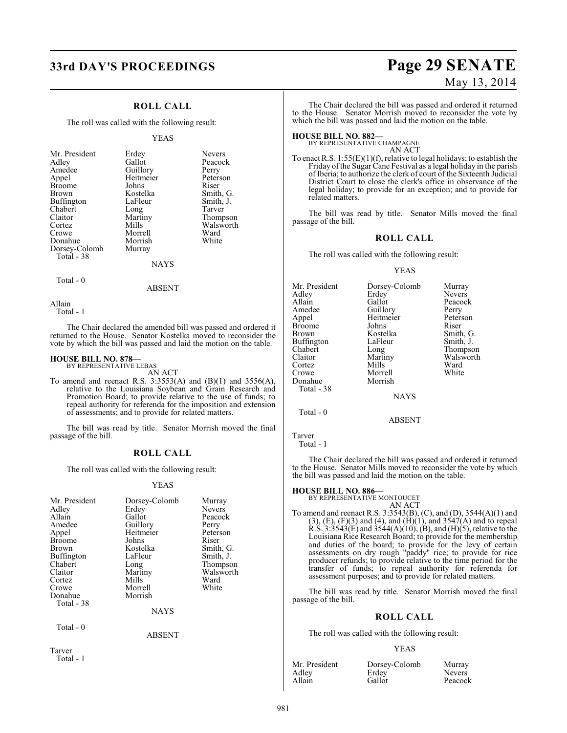## ROLL CALL

The roll was called with the following result:

YEAS

| | | |
|---|---|---|
| Mr. President | Erdey | Nevers |
| Adley | Gallot | Peacock |
| Amedee | Guillory | Perry |
| Appel | Heitmeier | Peterson |
| Broome | Johns | Riser |
| Brown | Kostelka | Smith, G. |
| Buffington | LaFleur | Smith, J. |
| Chabert | Long | Tarver |
| Claitor | Martiny | Thompson |
| Cortez | Mills | Walsworth |
| Crowe | Morrell | Ward |
| Donahue | Morrish | White |
| Dorsey-Colomb | Murray | |

Total - 38

NAYS

Total - 0

ABSENT

Allain

Total - 1

The Chair declared the amended bill was passed and ordered it returned to the House. Senator Kostelka moved to reconsider the vote by which the bill was passed and laid the motion on the table.

**HOUSE BILL NO. 878—**
BY REPRESENTATIVE LEBAS
AN ACT

To amend and reenact R.S. 3:3553(A) and (B)(1) and 3556(A), relative to the Louisiana Soybean and Grain Research and Promotion Board; to provide relative to the use of funds; to repeal authority for referenda for the imposition and extension of assessments; and to provide for related matters.

The bill was read by title. Senator Morrish moved the final passage of the bill.

## ROLL CALL

The roll was called with the following result:

YEAS

| | | |
|---|---|---|
| Mr. President | Dorsey-Colomb | Murray |
| Adley | Erdey | Nevers |
| Allain | Gallot | Peacock |
| Amedee | Guillory | Perry |
| Appel | Heitmeier | Peterson |
| Broome | Johns | Riser |
| Brown | Kostelka | Smith, G. |
| Buffington | LaFleur | Smith, J. |
| Chabert | Long | Thompson |
| Claitor | Martiny | Walsworth |
| Cortez | Mills | Ward |
| Crowe | Morrell | White |
| Donahue | Morrish | |

Total - 38

NAYS

Total - 0

ABSENT

Tarver

Total - 1

The Chair declared the bill was passed and ordered it returned to the House. Senator Morrish moved to reconsider the vote by which the bill was passed and laid the motion on the table.

**HOUSE BILL NO. 882—**
BY REPRESENTATIVE CHAMPAGNE
AN ACT

To enact R.S. 1:55(E)(1)(f), relative to legal holidays; to establish the Friday of the Sugar Cane Festival as a legal holiday in the parish of Iberia; to authorize the clerk of court of the Sixteenth Judicial District Court to close the clerk's office in observance of the legal holiday; to provide for an exception; and to provide for related matters.

The bill was read by title. Senator Mills moved the final passage of the bill.

## ROLL CALL

The roll was called with the following result:

YEAS

| | | |
|---|---|---|
| Mr. President | Dorsey-Colomb | Murray |
| Adley | Erdey | Nevers |
| Allain | Gallot | Peacock |
| Amedee | Guillory | Perry |
| Appel | Heitmeier | Peterson |
| Broome | Johns | Riser |
| Brown | Kostelka | Smith, G. |
| Buffington | LaFleur | Smith, J. |
| Chabert | Long | Thompson |
| Claitor | Martiny | Walsworth |
| Cortez | Mills | Ward |
| Crowe | Morrell | White |
| Donahue | Morrish | |

Total - 38

NAYS

Total - 0

ABSENT

Tarver

Total - 1

The Chair declared the bill was passed and ordered it returned to the House. Senator Mills moved to reconsider the vote by which the bill was passed and laid the motion on the table.

**HOUSE BILL NO. 886—**
BY REPRESENTATIVE MONTOUCET
AN ACT

To amend and reenact R.S. 3:3543(B), (C), and (D), 3544(A)(1) and (3), (E), (F)(3) and (4), and (H)(1), and 3547(A) and to repeal R.S. 3:3543(E) and 3544(A)(10), (B), and (H)(5), relative to the Louisiana Rice Research Board; to provide for the membership and duties of the board; to provide for the levy of certain assessments on dry rough "paddy" rice; to provide for rice producer refunds; to provide relative to the time period for the transfer of funds; to repeal authority for referenda for assessment purposes; and to provide for related matters.

The bill was read by title. Senator Morrish moved the final passage of the bill.

## ROLL CALL

The roll was called with the following result:

YEAS

| | | |
|---|---|---|
| Mr. President | Dorsey-Colomb | Murray |
| Adley | Erdey | Nevers |
| Allain | Gallot | Peacock |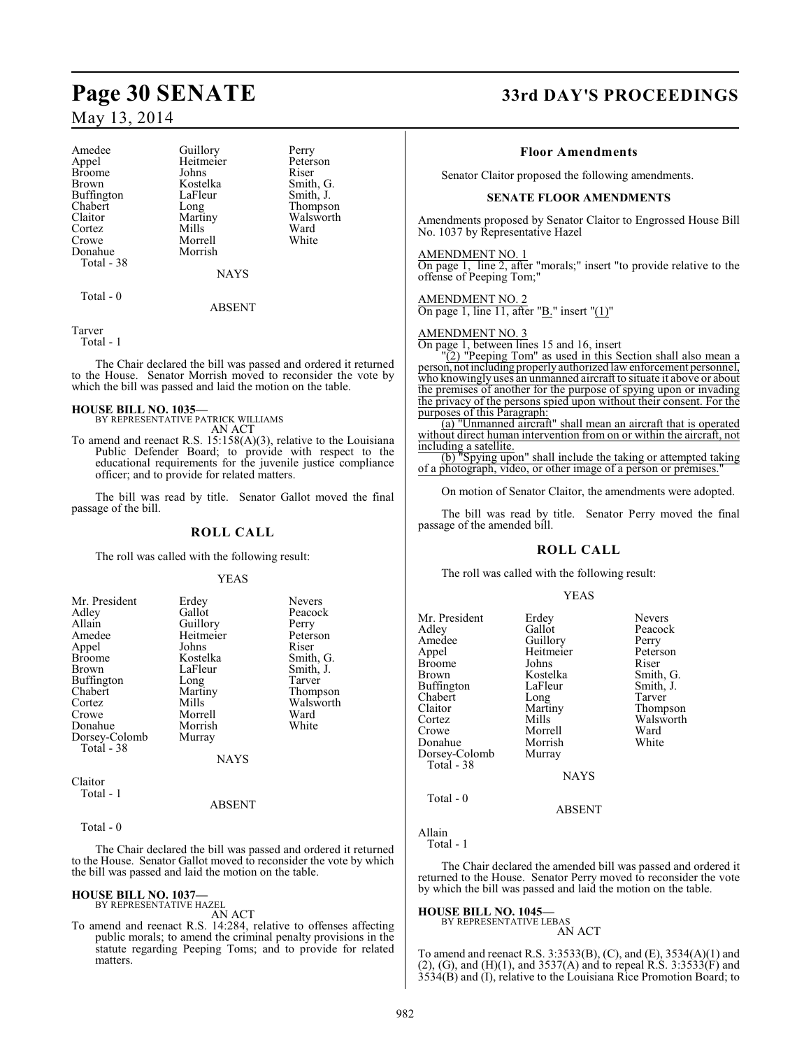Amedee Guillory Perry
Appel Heitmeier Peterson
Broome Johns Riser
Brown Kostelka Smith, G.
Buffington LaFleur Smith, J.
Chabert Long Thompson
Claitor Martiny Walsworth
Cortez Mills Ward
Crowe Morrell White
Donahue Morrish
Total - 38

NAYS

Total - 0

ABSENT

Tarver
Total - 1

The Chair declared the bill was passed and ordered it returned to the House. Senator Morrish moved to reconsider the vote by which the bill was passed and laid the motion on the table.

**HOUSE BILL NO. 1035—**
BY REPRESENTATIVE PATRICK WILLIAMS
AN ACT

To amend and reenact R.S. 15:158(A)(3), relative to the Louisiana Public Defender Board; to provide with respect to the educational requirements for the juvenile justice compliance officer; and to provide for related matters.

The bill was read by title. Senator Gallot moved the final passage of the bill.

## ROLL CALL

The roll was called with the following result:

YEAS

Mr. President Erdey Nevers
Adley Gallot Peacock
Allain Guillory Perry
Amedee Heitmeier Peterson
Appel Johns Riser
Broome Kostelka Smith, G.
Brown LaFleur Smith, J.
Buffington Long Tarver
Chabert Martiny Thompson
Cortez Mills Walsworth
Crowe Morrell Ward
Donahue Morrish White
Dorsey-Colomb Murray
Total - 38

NAYS

Claitor
Total - 1

ABSENT

Total - 0

The Chair declared the bill was passed and ordered it returned to the House. Senator Gallot moved to reconsider the vote by which the bill was passed and laid the motion on the table.

**HOUSE BILL NO. 1037—**
BY REPRESENTATIVE HAZEL
AN ACT

To amend and reenact R.S. 14:284, relative to offenses affecting public morals; to amend the criminal penalty provisions in the statute regarding Peeping Toms; and to provide for related matters.

### Floor Amendments

Senator Claitor proposed the following amendments.

**SENATE FLOOR AMENDMENTS**

Amendments proposed by Senator Claitor to Engrossed House Bill No. 1037 by Representative Hazel

AMENDMENT NO. 1
On page 1, line 2, after "morals;" insert "to provide relative to the offense of Peeping Tom;"

AMENDMENT NO. 2
On page 1, line 11, after "B." insert "(1)"

AMENDMENT NO. 3
On page 1, between lines 15 and 16, insert

"(2) "Peeping Tom" as used in this Section shall also mean a person, not including properly authorized law enforcement personnel, who knowingly uses an unmanned aircraft to situate it above or about the premises of another for the purpose of spying upon or invading the privacy of the persons spied upon without their consent. For the purposes of this Paragraph:

(a) "Unmanned aircraft" shall mean an aircraft that is operated without direct human intervention from on or within the aircraft, not including a satellite.

(b) "Spying upon" shall include the taking or attempted taking of a photograph, video, or other image of a person or premises."

On motion of Senator Claitor, the amendments were adopted.

The bill was read by title. Senator Perry moved the final passage of the amended bill.

## ROLL CALL

The roll was called with the following result:

YEAS

Mr. President Erdey Nevers
Adley Gallot Peacock
Amedee Guillory Perry
Appel Heitmeier Peterson
Broome Johns Riser
Brown Kostelka Smith, G.
Buffington LaFleur Smith, J.
Chabert Long Tarver
Claitor Martiny Thompson
Cortez Mills Walsworth
Crowe Morrell Ward
Donahue Morrish White
Dorsey-Colomb Murray
Total - 38

NAYS

Total - 0

ABSENT

Allain
Total - 1

The Chair declared the amended bill was passed and ordered it returned to the House. Senator Perry moved to reconsider the vote by which the bill was passed and laid the motion on the table.

**HOUSE BILL NO. 1045—**
BY REPRESENTATIVE LEBAS
AN ACT

To amend and reenact R.S. 3:3533(B), (C), and (E), 3534(A)(1) and (2), (G), and (H)(1), and 3537(A) and to repeal R.S. 3:3533(F) and 3534(B) and (I), relative to the Louisiana Rice Promotion Board; to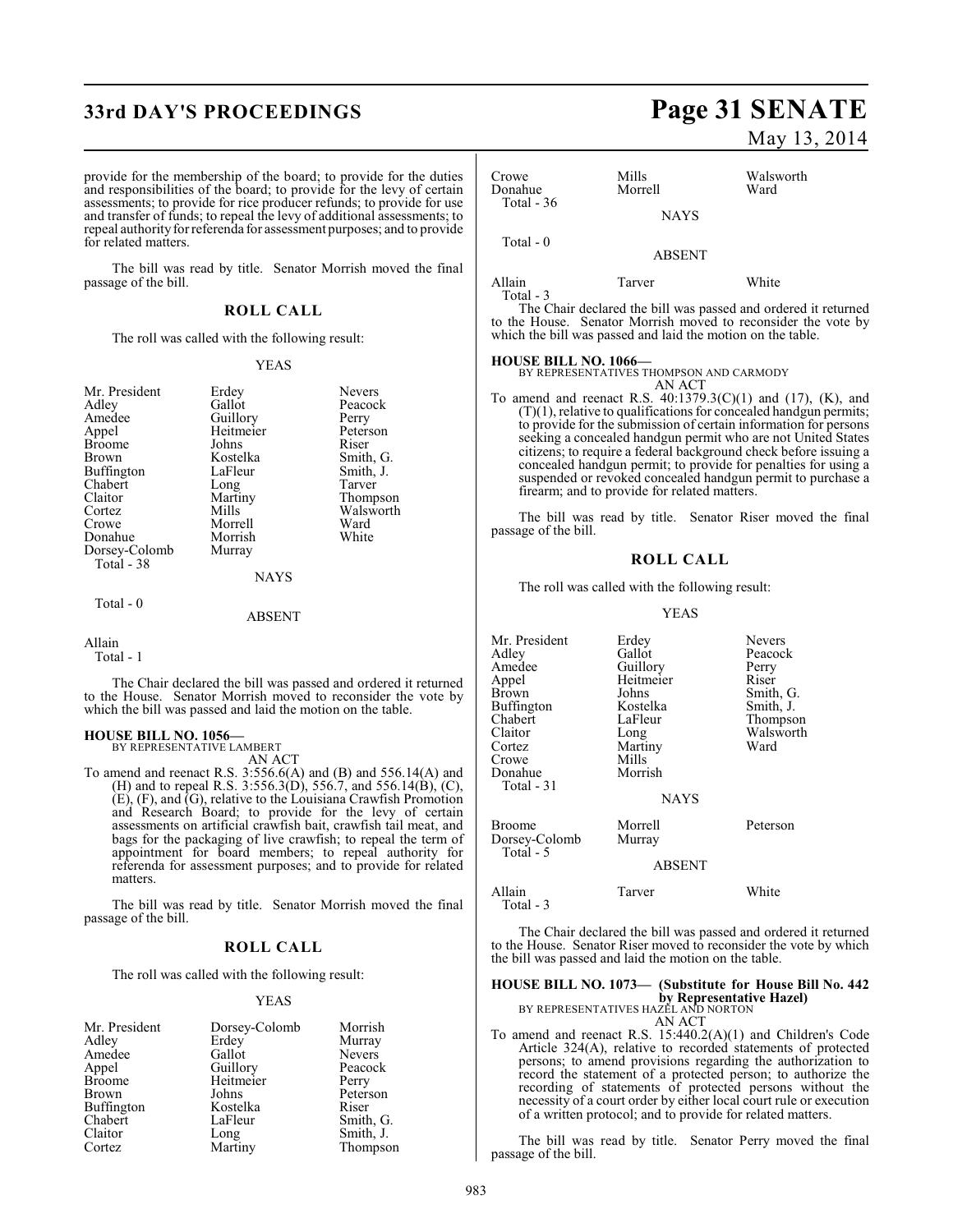provide for the membership of the board; to provide for the duties and responsibilities of the board; to provide for the levy of certain assessments; to provide for rice producer refunds; to provide for use and transfer of funds; to repeal the levy of additional assessments; to repeal authority for referenda for assessment purposes; and to provide for related matters.

The bill was read by title. Senator Morrish moved the final passage of the bill.

## ROLL CALL

The roll was called with the following result:

YEAS

| | | |
|---|---|---|
| Mr. President | Erdey | Nevers |
| Adley | Gallot | Peacock |
| Amedee | Guillory | Perry |
| Appel | Heitmeier | Peterson |
| Broome | Johns | Riser |
| Brown | Kostelka | Smith, G. |
| Buffington | LaFleur | Smith, J. |
| Chabert | Long | Tarver |
| Claitor | Martiny | Thompson |
| Cortez | Mills | Walsworth |
| Crowe | Morrell | Ward |
| Donahue | Morrish | White |
| Dorsey-Colomb | Murray | |

Total - 38

NAYS

Total - 0

ABSENT

Allain

Total - 1

The Chair declared the bill was passed and ordered it returned to the House. Senator Morrish moved to reconsider the vote by which the bill was passed and laid the motion on the table.

**HOUSE BILL NO. 1056—**
BY REPRESENTATIVE LAMBERT
AN ACT

To amend and reenact R.S. 3:556.6(A) and (B) and 556.14(A) and (H) and to repeal R.S. 3:556.3(D), 556.7, and 556.14(B), (C), (E), (F), and (G), relative to the Louisiana Crawfish Promotion and Research Board; to provide for the levy of certain assessments on artificial crawfish bait, crawfish tail meat, and bags for the packaging of live crawfish; to repeal the term of appointment for board members; to repeal authority for referenda for assessment purposes; and to provide for related matters.

The bill was read by title. Senator Morrish moved the final passage of the bill.

## ROLL CALL

The roll was called with the following result:

YEAS

| | | |
|---|---|---|
| Mr. President | Dorsey-Colomb | Morrish |
| Adley | Erdey | Murray |
| Amedee | Gallot | Nevers |
| Appel | Guillory | Peacock |
| Broome | Heitmeier | Perry |
| Brown | Johns | Peterson |
| Buffington | Kostelka | Riser |
| Chabert | LaFleur | Smith, G. |
| Claitor | Long | Smith, J. |
| Cortez | Martiny | Thompson |
| Crowe | Mills | Walsworth |
| Donahue | Morrell | Ward |

Total - 36

NAYS

Total - 0

ABSENT

| | | |
|---|---|---|
| Allain | Tarver | White |

Total - 3

The Chair declared the bill was passed and ordered it returned to the House. Senator Morrish moved to reconsider the vote by which the bill was passed and laid the motion on the table.

**HOUSE BILL NO. 1066—**
BY REPRESENTATIVES THOMPSON AND CARMODY
AN ACT

To amend and reenact R.S. 40:1379.3(C)(1) and (17), (K), and (T)(1), relative to qualifications for concealed handgun permits; to provide for the submission of certain information for persons seeking a concealed handgun permit who are not United States citizens; to require a federal background check before issuing a concealed handgun permit; to provide for penalties for using a suspended or revoked concealed handgun permit to purchase a firearm; and to provide for related matters.

The bill was read by title. Senator Riser moved the final passage of the bill.

## ROLL CALL

The roll was called with the following result:

YEAS

| | | |
|---|---|---|
| Mr. President | Erdey | Nevers |
| Adley | Gallot | Peacock |
| Amedee | Guillory | Perry |
| Appel | Heitmeier | Riser |
| Brown | Johns | Smith, G. |
| Buffington | Kostelka | Smith, J. |
| Chabert | LaFleur | Thompson |
| Claitor | Long | Walsworth |
| Cortez | Martiny | Ward |
| Crowe | Mills | |
| Donahue | Morrish | |

Total - 31

NAYS

| | | |
|---|---|---|
| Broome | Morrell | Peterson |
| Dorsey-Colomb | Murray | |

Total - 5

ABSENT

| | | |
|---|---|---|
| Allain | Tarver | White |

Total - 3

The Chair declared the bill was passed and ordered it returned to the House. Senator Riser moved to reconsider the vote by which the bill was passed and laid the motion on the table.

**HOUSE BILL NO. 1073— (Substitute for House Bill No. 442 by Representative Hazel)**
BY REPRESENTATIVES HAZEL AND NORTON
AN ACT

To amend and reenact R.S. 15:440.2(A)(1) and Children's Code Article 324(A), relative to recorded statements of protected persons; to amend provisions regarding the authorization to record the statement of a protected person; to authorize the recording of statements of protected persons without the necessity of a court order by either local court rule or execution of a written protocol; and to provide for related matters.

The bill was read by title. Senator Perry moved the final passage of the bill.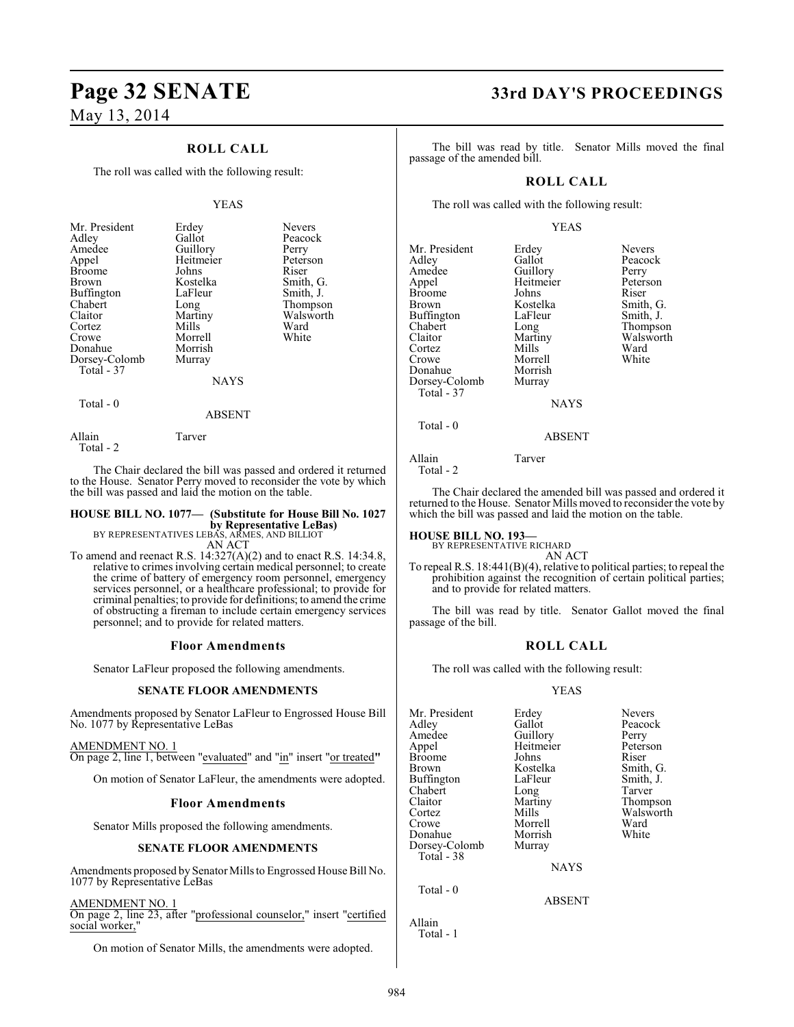## ROLL CALL

The roll was called with the following result:

YEAS

| | | |
|---|---|---|
| Mr. President | Erdey | Nevers |
| Adley | Gallot | Peacock |
| Amedee | Guillory | Perry |
| Appel | Heitmeier | Peterson |
| Broome | Johns | Riser |
| Brown | Kostelka | Smith, G. |
| Buffington | LaFleur | Smith, J. |
| Chabert | Long | Thompson |
| Claitor | Martiny | Walsworth |
| Cortez | Mills | Ward |
| Crowe | Morrell | White |
| Donahue | Morrish | |
| Dorsey-Colomb | Murray | |

Total - 37

NAYS

Total - 0

ABSENT

Allain Tarver

Total - 2

The Chair declared the bill was passed and ordered it returned to the House. Senator Perry moved to reconsider the vote by which the bill was passed and laid the motion on the table.

**HOUSE BILL NO. 1077— (Substitute for House Bill No. 1027 by Representative LeBas)**
BY REPRESENTATIVES LEBAS, ARMES, AND BILLIOT
AN ACT

To amend and reenact R.S. 14:327(A)(2) and to enact R.S. 14:34.8, relative to crimes involving certain medical personnel; to create the crime of battery of emergency room personnel, emergency services personnel, or a healthcare professional; to provide for criminal penalties; to provide for definitions; to amend the crime of obstructing a fireman to include certain emergency services personnel; and to provide for related matters.

### Floor Amendments

Senator LaFleur proposed the following amendments.

#### SENATE FLOOR AMENDMENTS

Amendments proposed by Senator LaFleur to Engrossed House Bill No. 1077 by Representative LeBas

AMENDMENT NO. 1
On page 2, line 1, between "evaluated" and "in" insert "or treated"

On motion of Senator LaFleur, the amendments were adopted.

### Floor Amendments

Senator Mills proposed the following amendments.

#### SENATE FLOOR AMENDMENTS

Amendments proposed by Senator Mills to Engrossed House Bill No. 1077 by Representative LeBas

AMENDMENT NO. 1
On page 2, line 23, after "professional counselor," insert "certified social worker,"

On motion of Senator Mills, the amendments were adopted.

The bill was read by title. Senator Mills moved the final passage of the amended bill.

## ROLL CALL

The roll was called with the following result:

YEAS

| | | |
|---|---|---|
| Mr. President | Erdey | Nevers |
| Adley | Gallot | Peacock |
| Amedee | Guillory | Perry |
| Appel | Heitmeier | Peterson |
| Broome | Johns | Riser |
| Brown | Kostelka | Smith, G. |
| Buffington | LaFleur | Smith, J. |
| Chabert | Long | Thompson |
| Claitor | Martiny | Walsworth |
| Cortez | Mills | Ward |
| Crowe | Morrell | White |
| Donahue | Morrish | |
| Dorsey-Colomb | Murray | |

Total - 37

NAYS

Total - 0

ABSENT

Allain Tarver

Total - 2

The Chair declared the amended bill was passed and ordered it returned to the House. Senator Mills moved to reconsider the vote by which the bill was passed and laid the motion on the table.

**HOUSE BILL NO. 193—**
BY REPRESENTATIVE RICHARD
AN ACT

To repeal R.S. 18:441(B)(4), relative to political parties; to repeal the prohibition against the recognition of certain political parties; and to provide for related matters.

The bill was read by title. Senator Gallot moved the final passage of the bill.

## ROLL CALL

The roll was called with the following result:

YEAS

| | | |
|---|---|---|
| Mr. President | Erdey | Nevers |
| Adley | Gallot | Peacock |
| Amedee | Guillory | Perry |
| Appel | Heitmeier | Peterson |
| Broome | Johns | Riser |
| Brown | Kostelka | Smith, G. |
| Buffington | LaFleur | Smith, J. |
| Chabert | Long | Tarver |
| Claitor | Martiny | Thompson |
| Cortez | Mills | Walsworth |
| Crowe | Morrell | Ward |
| Donahue | Morrish | White |
| Dorsey-Colomb | Murray | |

Total - 38

NAYS

Total - 0

ABSENT

Allain

Total - 1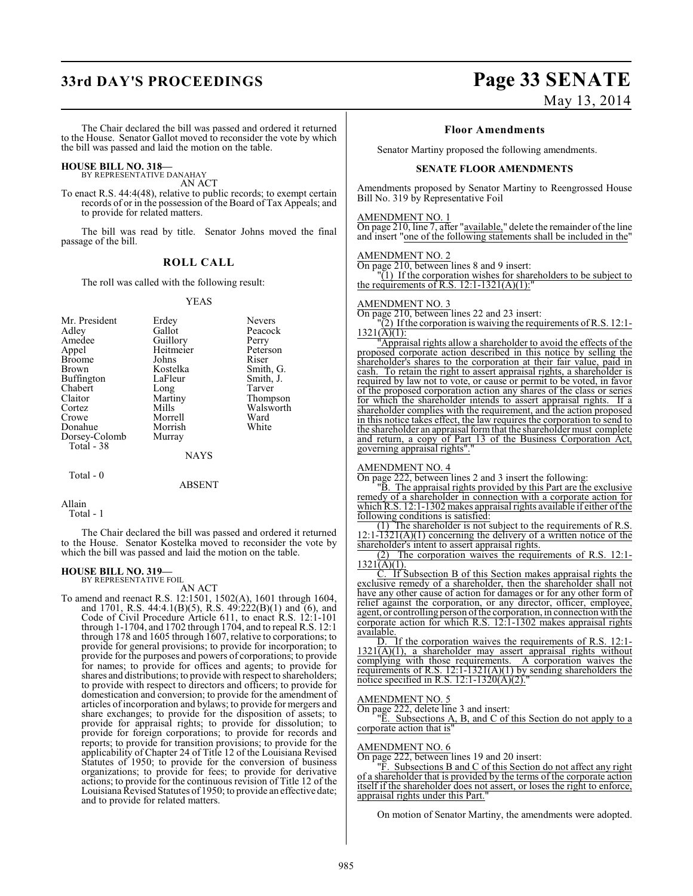The Chair declared the bill was passed and ordered it returned to the House. Senator Gallot moved to reconsider the vote by which the bill was passed and laid the motion on the table.

**HOUSE BILL NO. 318—**
BY REPRESENTATIVE DANAHAY

AN ACT

To enact R.S. 44:4(48), relative to public records; to exempt certain records of or in the possession of the Board of Tax Appeals; and to provide for related matters.

The bill was read by title. Senator Johns moved the final passage of the bill.

## ROLL CALL

The roll was called with the following result:

YEAS

| | | |
|---|---|---|
| Mr. President | Erdey | Nevers |
| Adley | Gallot | Peacock |
| Amedee | Guillory | Perry |
| Appel | Heitmeier | Peterson |
| Broome | Johns | Riser |
| Brown | Kostelka | Smith, G. |
| Buffington | LaFleur | Smith, J. |
| Chabert | Long | Tarver |
| Claitor | Martiny | Thompson |
| Cortez | Mills | Walsworth |
| Crowe | Morrell | Ward |
| Donahue | Morrish | White |
| Dorsey-Colomb | Murray | |

Total - 38

NAYS

Total - 0

ABSENT

Allain

Total - 1

The Chair declared the bill was passed and ordered it returned to the House. Senator Kostelka moved to reconsider the vote by which the bill was passed and laid the motion on the table.

**HOUSE BILL NO. 319—**
BY REPRESENTATIVE FOIL

AN ACT

To amend and reenact R.S. 12:1501, 1502(A), 1601 through 1604, and 1701, R.S. 44:4.1(B)(5), R.S. 49:222(B)(1) and (6), and Code of Civil Procedure Article 611, to enact R.S. 12:1-101 through 1-1704, and 1702 through 1704, and to repeal R.S. 12:1 through 178 and 1605 through 1607, relative to corporations; to provide for general provisions; to provide for incorporation; to provide for the purposes and powers of corporations; to provide for names; to provide for offices and agents; to provide for shares and distributions; to provide with respect to shareholders; to provide with respect to directors and officers; to provide for domestication and conversion; to provide for the amendment of articles of incorporation and bylaws; to provide for mergers and share exchanges; to provide for the disposition of assets; to provide for appraisal rights; to provide for dissolution; to provide for foreign corporations; to provide for records and reports; to provide for transition provisions; to provide for the applicability of Chapter 24 of Title 12 of the Louisiana Revised Statutes of 1950; to provide for the conversion of business organizations; to provide for fees; to provide for derivative actions; to provide for the continuous revision of Title 12 of the Louisiana Revised Statutes of 1950; to provide an effective date; and to provide for related matters.

## Floor Amendments

Senator Martiny proposed the following amendments.

### SENATE FLOOR AMENDMENTS

Amendments proposed by Senator Martiny to Reengrossed House Bill No. 319 by Representative Foil

AMENDMENT NO. 1

On page 210, line 7, after "available," delete the remainder of the line and insert "one of the following statements shall be included in the"

AMENDMENT NO. 2

On page 210, between lines 8 and 9 insert:

"(1) If the corporation wishes for shareholders to be subject to the requirements of R.S. 12:1-1321(A)(1):"

AMENDMENT NO. 3

On page 210, between lines 22 and 23 insert:

"(2) If the corporation is waiving the requirements of R.S. 12:1-1321(A)(1):

"Appraisal rights allow a shareholder to avoid the effects of the proposed corporate action described in this notice by selling the shareholder's shares to the corporation at their fair value, paid in cash. To retain the right to assert appraisal rights, a shareholder is required by law not to vote, or cause or permit to be voted, in favor of the proposed corporation action any shares of the class or series for which the shareholder intends to assert appraisal rights. If a shareholder complies with the requirement, and the action proposed in this notice takes effect, the law requires the corporation to send to the shareholder an appraisal form that the shareholder must complete and return, a copy of Part 13 of the Business Corporation Act, governing appraisal rights"."

AMENDMENT NO. 4

On page 222, between lines 2 and 3 insert the following:

"B. The appraisal rights provided by this Part are the exclusive remedy of a shareholder in connection with a corporate action for which R.S. 12:1-1302 makes appraisal rights available if either of the following conditions is satisfied:

(1) The shareholder is not subject to the requirements of R.S. 12:1-1321(A)(1) concerning the delivery of a written notice of the shareholder's intent to assert appraisal rights.

(2) The corporation waives the requirements of R.S. 12:1-1321(A)(1).

C. If Subsection B of this Section makes appraisal rights the exclusive remedy of a shareholder, then the shareholder shall not have any other cause of action for damages or for any other form of relief against the corporation, or any director, officer, employee, agent, or controlling person of the corporation, in connection with the corporate action for which R.S. 12:1-1302 makes appraisal rights available.

D. If the corporation waives the requirements of R.S. 12:1-1321(A)(1), a shareholder may assert appraisal rights without complying with those requirements. A corporation waives the requirements of R.S. 12:1-1321(A)(1) by sending shareholders the notice specified in R.S. 12:1-1320(A)(2)."

AMENDMENT NO. 5

On page 222, delete line 3 and insert:

"E. Subsections A, B, and C of this Section do not apply to a corporate action that is"

AMENDMENT NO. 6

On page 222, between lines 19 and 20 insert:

"F. Subsections B and C of this Section do not affect any right of a shareholder that is provided by the terms of the corporate action itself if the shareholder does not assert, or loses the right to enforce, appraisal rights under this Part."

On motion of Senator Martiny, the amendments were adopted.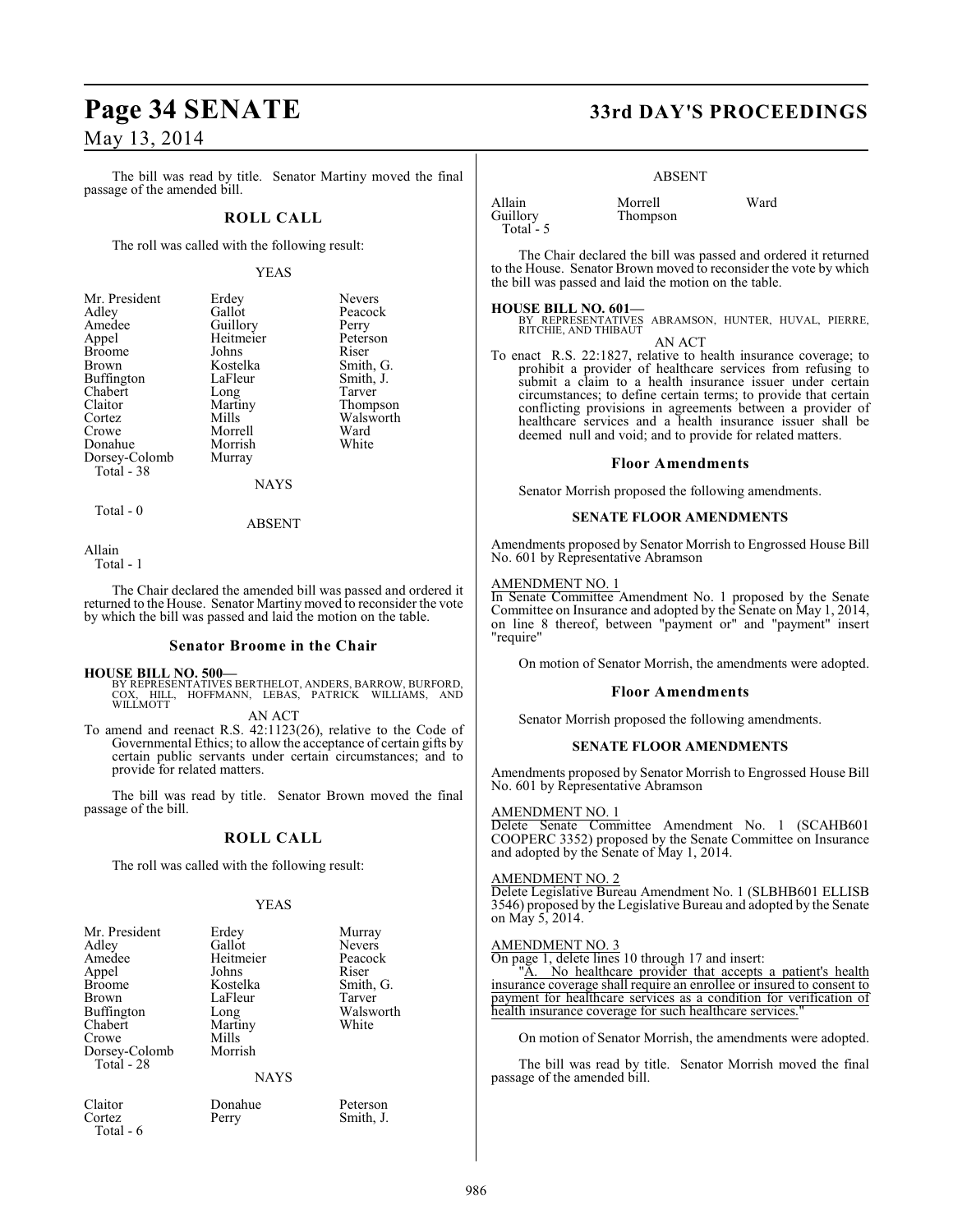The bill was read by title. Senator Martiny moved the final passage of the amended bill.

## ROLL CALL

The roll was called with the following result:

YEAS

| | | |
|---|---|---|
| Mr. President | Erdey | Nevers |
| Adley | Gallot | Peacock |
| Amedee | Guillory | Perry |
| Appel | Heitmeier | Peterson |
| Broome | Johns | Riser |
| Brown | Kostelka | Smith, G. |
| Buffington | LaFleur | Smith, J. |
| Chabert | Long | Tarver |
| Claitor | Martiny | Thompson |
| Cortez | Mills | Walsworth |
| Crowe | Morrell | Ward |
| Donahue | Morrish | White |
| Dorsey-Colomb | Murray | |

Total - 38

NAYS

Total - 0

ABSENT

Allain

Total - 1

The Chair declared the amended bill was passed and ordered it returned to the House. Senator Martiny moved to reconsider the vote by which the bill was passed and laid the motion on the table.

### Senator Broome in the Chair

**HOUSE BILL NO. 500—**
BY REPRESENTATIVES BERTHELOT, ANDERS, BARROW, BURFORD, COX, HILL, HOFFMANN, LEBAS, PATRICK WILLIAMS, AND WILLMOTT

AN ACT

To amend and reenact R.S. 42:1123(26), relative to the Code of Governmental Ethics; to allow the acceptance of certain gifts by certain public servants under certain circumstances; and to provide for related matters.

The bill was read by title. Senator Brown moved the final passage of the bill.

## ROLL CALL

The roll was called with the following result:

YEAS

| | | |
|---|---|---|
| Mr. President | Erdey | Murray |
| Adley | Gallot | Nevers |
| Amedee | Heitmeier | Peacock |
| Appel | Johns | Riser |
| Broome | Kostelka | Smith, G. |
| Brown | LaFleur | Tarver |
| Buffington | Long | Walsworth |
| Chabert | Martiny | White |
| Crowe | Mills | |
| Dorsey-Colomb | Morrish | |

Total - 28

NAYS

| | | |
|---|---|---|
| Claitor | Donahue | Peterson |
| Cortez | Perry | Smith, J. |

Total - 6

ABSENT

| | | |
|---|---|---|
| Allain | Morrell | Ward |
| Guillory | Thompson | |

Total - 5

The Chair declared the bill was passed and ordered it returned to the House. Senator Brown moved to reconsider the vote by which the bill was passed and laid the motion on the table.

**HOUSE BILL NO. 601—**
BY REPRESENTATIVES ABRAMSON, HUNTER, HUVAL, PIERRE, RITCHIE, AND THIBAUT

AN ACT

To enact R.S. 22:1827, relative to health insurance coverage; to prohibit a provider of healthcare services from refusing to submit a claim to a health insurance issuer under certain circumstances; to define certain terms; to provide that certain conflicting provisions in agreements between a provider of healthcare services and a health insurance issuer shall be deemed null and void; and to provide for related matters.

### Floor Amendments

Senator Morrish proposed the following amendments.

#### SENATE FLOOR AMENDMENTS

Amendments proposed by Senator Morrish to Engrossed House Bill No. 601 by Representative Abramson

AMENDMENT NO. 1
In Senate Committee Amendment No. 1 proposed by the Senate Committee on Insurance and adopted by the Senate on May 1, 2014, on line 8 thereof, between "payment or" and "payment" insert "require"

On motion of Senator Morrish, the amendments were adopted.

### Floor Amendments

Senator Morrish proposed the following amendments.

#### SENATE FLOOR AMENDMENTS

Amendments proposed by Senator Morrish to Engrossed House Bill No. 601 by Representative Abramson

AMENDMENT NO. 1
Delete Senate Committee Amendment No. 1 (SCAHB601 COOPERC 3352) proposed by the Senate Committee on Insurance and adopted by the Senate of May 1, 2014.

AMENDMENT NO. 2
Delete Legislative Bureau Amendment No. 1 (SLBHB601 ELLISB 3546) proposed by the Legislative Bureau and adopted by the Senate on May 5, 2014.

AMENDMENT NO. 3
On page 1, delete lines 10 through 17 and insert:

"A. No healthcare provider that accepts a patient's health insurance coverage shall require an enrollee or insured to consent to payment for healthcare services as a condition for verification of health insurance coverage for such healthcare services."

On motion of Senator Morrish, the amendments were adopted.

The bill was read by title. Senator Morrish moved the final passage of the amended bill.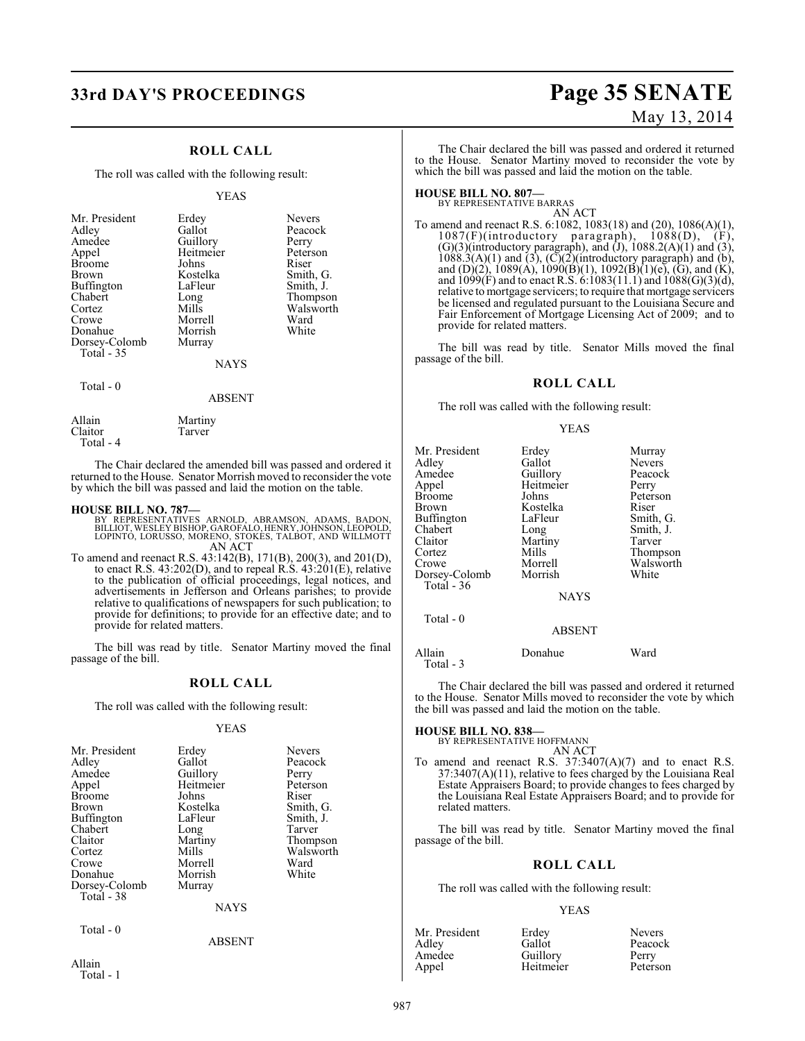## ROLL CALL

The roll was called with the following result:

YEAS

| | | |
|---|---|---|
| Mr. President | Erdey | Nevers |
| Adley | Gallot | Peacock |
| Amedee | Guillory | Perry |
| Appel | Heitmeier | Peterson |
| Broome | Johns | Riser |
| Brown | Kostelka | Smith, G. |
| Buffington | LaFleur | Smith, J. |
| Chabert | Long | Thompson |
| Cortez | Mills | Walsworth |
| Crowe | Morrell | Ward |
| Donahue | Morrish | White |
| Dorsey-Colomb | Murray | |
| Total - 35 | | |

NAYS

Total - 0

ABSENT

| | |
|---|---|
| Allain | Martiny |
| Claitor | Tarver |
| Total - 4 | |

The Chair declared the amended bill was passed and ordered it returned to the House. Senator Morrish moved to reconsider the vote by which the bill was passed and laid the motion on the table.

**HOUSE BILL NO. 787—**
BY REPRESENTATIVES ARNOLD, ABRAMSON, ADAMS, BADON, BILLIOT, WESLEY BISHOP, GAROFALO, HENRY, JOHNSON, LEOPOLD, LOPINTO, LORUSSO, MORENO, STOKES, TALBOT, AND WILLMOTT
AN ACT

To amend and reenact R.S. 43:142(B), 171(B), 200(3), and 201(D), to enact R.S. 43:202(D), and to repeal R.S. 43:201(E), relative to the publication of official proceedings, legal notices, and advertisements in Jefferson and Orleans parishes; to provide relative to qualifications of newspapers for such publication; to provide for definitions; to provide for an effective date; and to provide for related matters.

The bill was read by title. Senator Martiny moved the final passage of the bill.

## ROLL CALL

The roll was called with the following result:

YEAS

| | | |
|---|---|---|
| Mr. President | Erdey | Nevers |
| Adley | Gallot | Peacock |
| Amedee | Guillory | Perry |
| Appel | Heitmeier | Peterson |
| Broome | Johns | Riser |
| Brown | Kostelka | Smith, G. |
| Buffington | LaFleur | Smith, J. |
| Chabert | Long | Tarver |
| Claitor | Martiny | Thompson |
| Cortez | Mills | Walsworth |
| Crowe | Morrell | Ward |
| Donahue | Morrish | White |
| Dorsey-Colomb | Murray | |
| Total - 38 | | |

NAYS

Total - 0

ABSENT

Allain
Total - 1

The Chair declared the bill was passed and ordered it returned to the House. Senator Martiny moved to reconsider the vote by which the bill was passed and laid the motion on the table.

**HOUSE BILL NO. 807—**
BY REPRESENTATIVE BARRAS
AN ACT

To amend and reenact R.S. 6:1082, 1083(18) and (20), 1086(A)(1), 1087(F)(introductory paragraph), 1088(D), (F), (G)(3)(introductory paragraph), and (J), 1088.2(A)(1) and (3), 1088.3(A)(1) and (3), (C)(2)(introductory paragraph) and (b), and (D)(2), 1089(A), 1090(B)(1), 1092(B)(1)(e), (G), and (K), and 1099(F) and to enact R.S. 6:1083(11.1) and 1088(G)(3)(d), relative to mortgage servicers; to require that mortgage servicers be licensed and regulated pursuant to the Louisiana Secure and Fair Enforcement of Mortgage Licensing Act of 2009; and to provide for related matters.

The bill was read by title. Senator Mills moved the final passage of the bill.

## ROLL CALL

The roll was called with the following result:

YEAS

| | | |
|---|---|---|
| Mr. President | Erdey | Murray |
| Adley | Gallot | Nevers |
| Amedee | Guillory | Peacock |
| Appel | Heitmeier | Perry |
| Broome | Johns | Peterson |
| Brown | Kostelka | Riser |
| Buffington | LaFleur | Smith, G. |
| Chabert | Long | Smith, J. |
| Claitor | Martiny | Tarver |
| Cortez | Mills | Thompson |
| Crowe | Morrell | Walsworth |
| Dorsey-Colomb | Morrish | White |
| Total - 36 | | |

NAYS

Total - 0

ABSENT

| | | |
|---|---|---|
| Allain | Donahue | Ward |
| Total - 3 | | |

The Chair declared the bill was passed and ordered it returned to the House. Senator Mills moved to reconsider the vote by which the bill was passed and laid the motion on the table.

**HOUSE BILL NO. 838—**
BY REPRESENTATIVE HOFFMANN
AN ACT

To amend and reenact R.S. 37:3407(A)(7) and to enact R.S. 37:3407(A)(11), relative to fees charged by the Louisiana Real Estate Appraisers Board; to provide changes to fees charged by the Louisiana Real Estate Appraisers Board; and to provide for related matters.

The bill was read by title. Senator Martiny moved the final passage of the bill.

## ROLL CALL

The roll was called with the following result:

YEAS

| | | |
|---|---|---|
| Mr. President | Erdey | Nevers |
| Adley | Gallot | Peacock |
| Amedee | Guillory | Perry |
| Appel | Heitmeier | Peterson |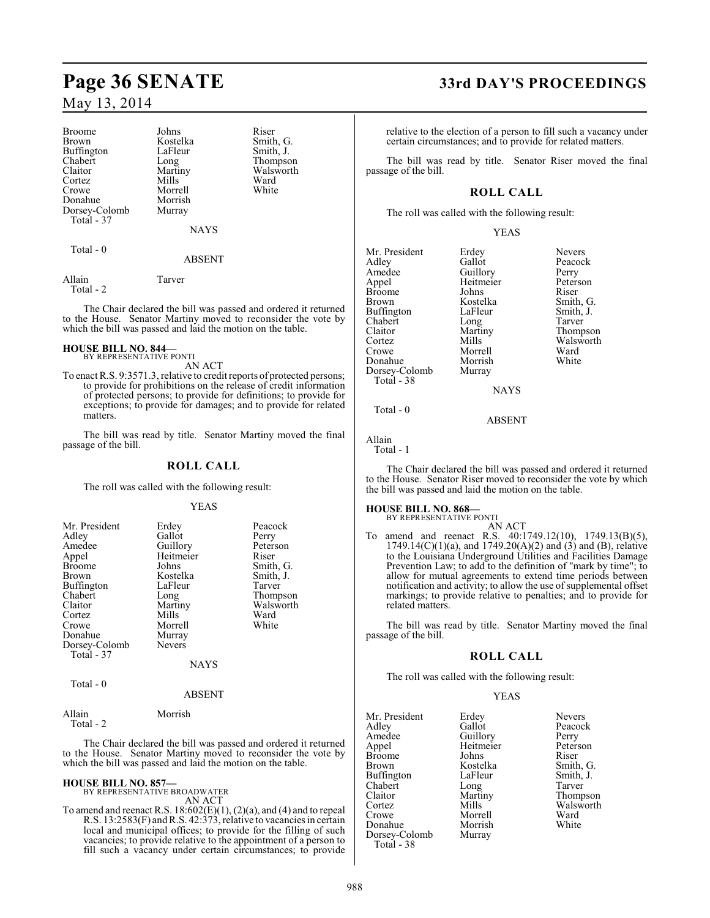| | | |
|---|---|---|
| Broome | Johns | Riser |
| Brown | Kostelka | Smith, G. |
| Buffington | LaFleur | Smith, J. |
| Chabert | Long | Thompson |
| Claitor | Martiny | Walsworth |
| Cortez | Mills | Ward |
| Crowe | Morrell | White |
| Donahue | Morrish | |
| Dorsey-Colomb | Murray | |

Total - 37

NAYS

Total - 0

ABSENT

Allain Tarver
Total - 2

The Chair declared the bill was passed and ordered it returned to the House. Senator Martiny moved to reconsider the vote by which the bill was passed and laid the motion on the table.

**HOUSE BILL NO. 844—**
BY REPRESENTATIVE PONTI
AN ACT

To enact R.S. 9:3571.3, relative to credit reports of protected persons; to provide for prohibitions on the release of credit information of protected persons; to provide for definitions; to provide for exceptions; to provide for damages; and to provide for related matters.

The bill was read by title. Senator Martiny moved the final passage of the bill.

## ROLL CALL

The roll was called with the following result:

YEAS

| | | |
|---|---|---|
| Mr. President | Erdey | Peacock |
| Adley | Gallot | Perry |
| Amedee | Guillory | Peterson |
| Appel | Heitmeier | Riser |
| Broome | Johns | Smith, G. |
| Brown | Kostelka | Smith, J. |
| Buffington | LaFleur | Tarver |
| Chabert | Long | Thompson |
| Claitor | Martiny | Walsworth |
| Cortez | Mills | Ward |
| Crowe | Morrell | White |
| Donahue | Murray | |
| Dorsey-Colomb | Nevers | |

Total - 37

NAYS

Total - 0

ABSENT

Allain Morrish
Total - 2

The Chair declared the bill was passed and ordered it returned to the House. Senator Martiny moved to reconsider the vote by which the bill was passed and laid the motion on the table.

**HOUSE BILL NO. 857—**
BY REPRESENTATIVE BROADWATER
AN ACT

To amend and reenact R.S. 18:602(E)(1), (2)(a), and (4) and to repeal R.S. 13:2583(F) and R.S. 42:373, relative to vacancies in certain local and municipal offices; to provide for the filling of such vacancies; to provide relative to the appointment of a person to fill such a vacancy under certain circumstances; to provide relative to the election of a person to fill such a vacancy under certain circumstances; and to provide for related matters.

The bill was read by title. Senator Riser moved the final passage of the bill.

## ROLL CALL

The roll was called with the following result:

YEAS

| | | |
|---|---|---|
| Mr. President | Erdey | Nevers |
| Adley | Gallot | Peacock |
| Amedee | Guillory | Perry |
| Appel | Heitmeier | Peterson |
| Broome | Johns | Riser |
| Brown | Kostelka | Smith, G. |
| Buffington | LaFleur | Smith, J. |
| Chabert | Long | Tarver |
| Claitor | Martiny | Thompson |
| Cortez | Mills | Walsworth |
| Crowe | Morrell | Ward |
| Donahue | Morrish | White |
| Dorsey-Colomb | Murray | |

Total - 38

NAYS

Total - 0

ABSENT

Allain
Total - 1

The Chair declared the bill was passed and ordered it returned to the House. Senator Riser moved to reconsider the vote by which the bill was passed and laid the motion on the table.

**HOUSE BILL NO. 868—**
BY REPRESENTATIVE PONTI
AN ACT

To amend and reenact R.S. 40:1749.12(10), 1749.13(B)(5), 1749.14(C)(1)(a), and 1749.20(A)(2) and (3) and (B), relative to the Louisiana Underground Utilities and Facilities Damage Prevention Law; to add to the definition of "mark by time"; to allow for mutual agreements to extend time periods between notification and activity; to allow the use of supplemental offset markings; to provide relative to penalties; and to provide for related matters.

The bill was read by title. Senator Martiny moved the final passage of the bill.

## ROLL CALL

The roll was called with the following result:

YEAS

| | | |
|---|---|---|
| Mr. President | Erdey | Nevers |
| Adley | Gallot | Peacock |
| Amedee | Guillory | Perry |
| Appel | Heitmeier | Peterson |
| Broome | Johns | Riser |
| Brown | Kostelka | Smith, G. |
| Buffington | LaFleur | Smith, J. |
| Chabert | Long | Tarver |
| Claitor | Martiny | Thompson |
| Cortez | Mills | Walsworth |
| Crowe | Morrell | Ward |
| Donahue | Morrish | White |
| Dorsey-Colomb | Murray | |

Total - 38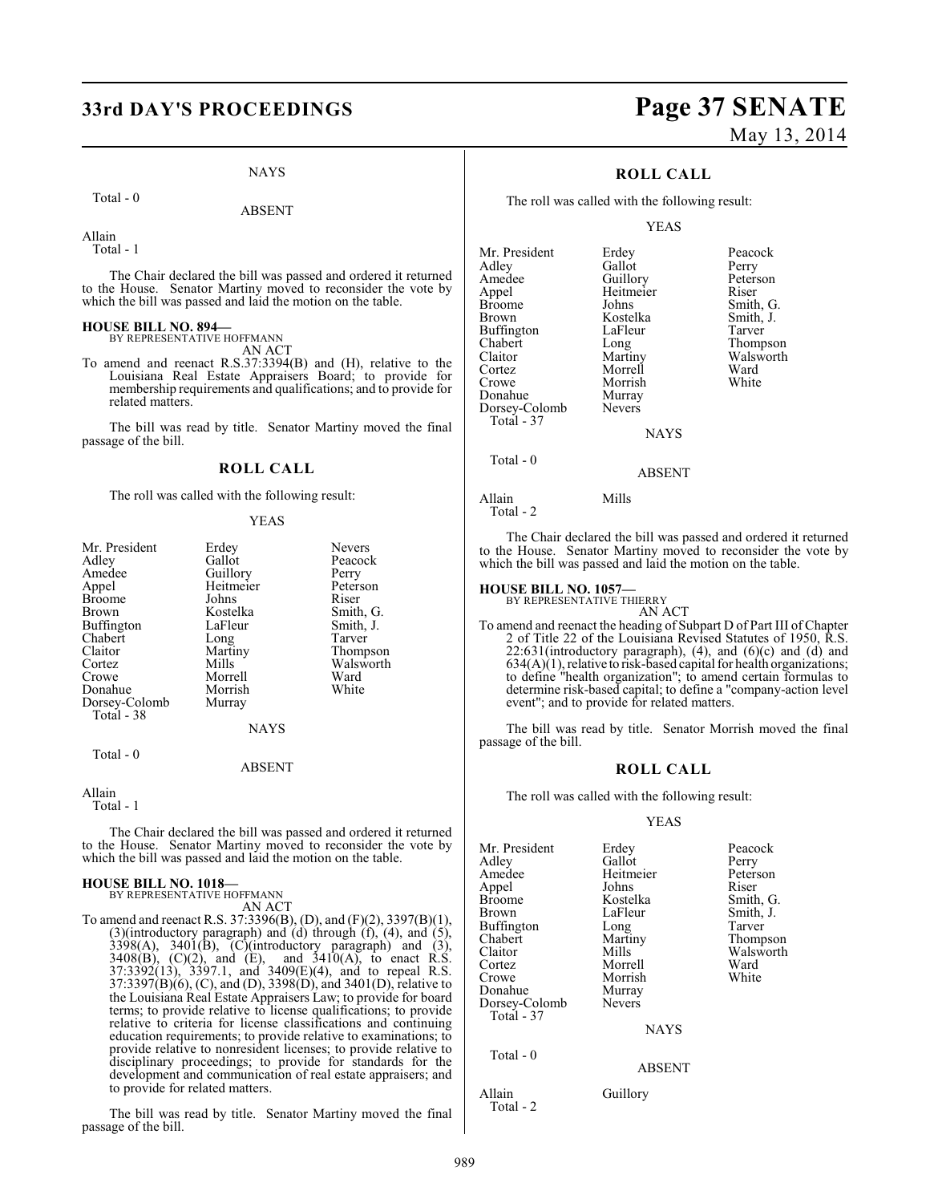NAYS

Total - 0

ABSENT

Allain
Total - 1

The Chair declared the bill was passed and ordered it returned to the House. Senator Martiny moved to reconsider the vote by which the bill was passed and laid the motion on the table.

**HOUSE BILL NO. 894—**
BY REPRESENTATIVE HOFFMANN
AN ACT

To amend and reenact R.S.37:3394(B) and (H), relative to the Louisiana Real Estate Appraisers Board; to provide for membership requirements and qualifications; and to provide for related matters.

The bill was read by title. Senator Martiny moved the final passage of the bill.

## ROLL CALL

The roll was called with the following result:

YEAS

| | | |
|---|---|---|
| Mr. President | Erdey | Nevers |
| Adley | Gallot | Peacock |
| Amedee | Guillory | Perry |
| Appel | Heitmeier | Peterson |
| Broome | Johns | Riser |
| Brown | Kostelka | Smith, G. |
| Buffington | LaFleur | Smith, J. |
| Chabert | Long | Tarver |
| Claitor | Martiny | Thompson |
| Cortez | Mills | Walsworth |
| Crowe | Morrell | Ward |
| Donahue | Morrish | White |
| Dorsey-Colomb | Murray | |

Total - 38

NAYS

Total - 0

ABSENT

Allain
Total - 1

The Chair declared the bill was passed and ordered it returned to the House. Senator Martiny moved to reconsider the vote by which the bill was passed and laid the motion on the table.

**HOUSE BILL NO. 1018—**
BY REPRESENTATIVE HOFFMANN
AN ACT

To amend and reenact R.S. 37:3396(B), (D), and (F)(2), 3397(B)(1), (3)(introductory paragraph) and (d) through (f), (4), and (5), 3398(A), 3401(B), (C)(introductory paragraph) and (3), 3408(B), (C)(2), and (E), and 3410(A), to enact R.S. 37:3392(13), 3397.1, and 3409(E)(4), and to repeal R.S. 37:3397(B)(6), (C), and (D), 3398(D), and 3401(D), relative to the Louisiana Real Estate Appraisers Law; to provide for board terms; to provide relative to license qualifications; to provide relative to criteria for license classifications and continuing education requirements; to provide relative to examinations; to provide relative to nonresident licenses; to provide relative to disciplinary proceedings; to provide for standards for the development and communication of real estate appraisers; and to provide for related matters.

The bill was read by title. Senator Martiny moved the final passage of the bill.

## ROLL CALL

The roll was called with the following result:

YEAS

| | | |
|---|---|---|
| Mr. President | Erdey | Peacock |
| Adley | Gallot | Perry |
| Amedee | Guillory | Peterson |
| Appel | Heitmeier | Riser |
| Broome | Johns | Smith, G. |
| Brown | Kostelka | Smith, J. |
| Buffington | LaFleur | Tarver |
| Chabert | Long | Thompson |
| Claitor | Martiny | Walsworth |
| Cortez | Morrell | Ward |
| Crowe | Morrish | White |
| Donahue | Murray | |
| Dorsey-Colomb | Nevers | |

Total - 37

NAYS

Total - 0

ABSENT

Allain Mills
Total - 2

The Chair declared the bill was passed and ordered it returned to the House. Senator Martiny moved to reconsider the vote by which the bill was passed and laid the motion on the table.

**HOUSE BILL NO. 1057—**
BY REPRESENTATIVE THIERRY
AN ACT

To amend and reenact the heading of Subpart D of Part III of Chapter 2 of Title 22 of the Louisiana Revised Statutes of 1950, R.S. 22:631(introductory paragraph), (4), and (6)(c) and (d) and 634(A)(1), relative to risk-based capital for health organizations; to define "health organization"; to amend certain formulas to determine risk-based capital; to define a "company-action level event"; and to provide for related matters.

The bill was read by title. Senator Morrish moved the final passage of the bill.

## ROLL CALL

The roll was called with the following result:

YEAS

| | | |
|---|---|---|
| Mr. President | Erdey | Peacock |
| Adley | Gallot | Perry |
| Amedee | Heitmeier | Peterson |
| Appel | Johns | Riser |
| Broome | Kostelka | Smith, G. |
| Brown | LaFleur | Smith, J. |
| Buffington | Long | Tarver |
| Chabert | Martiny | Thompson |
| Claitor | Mills | Walsworth |
| Cortez | Morrell | Ward |
| Crowe | Morrish | White |
| Donahue | Murray | |
| Dorsey-Colomb | Nevers | |

Total - 37

NAYS

Total - 0

ABSENT

Allain Guillory
Total - 2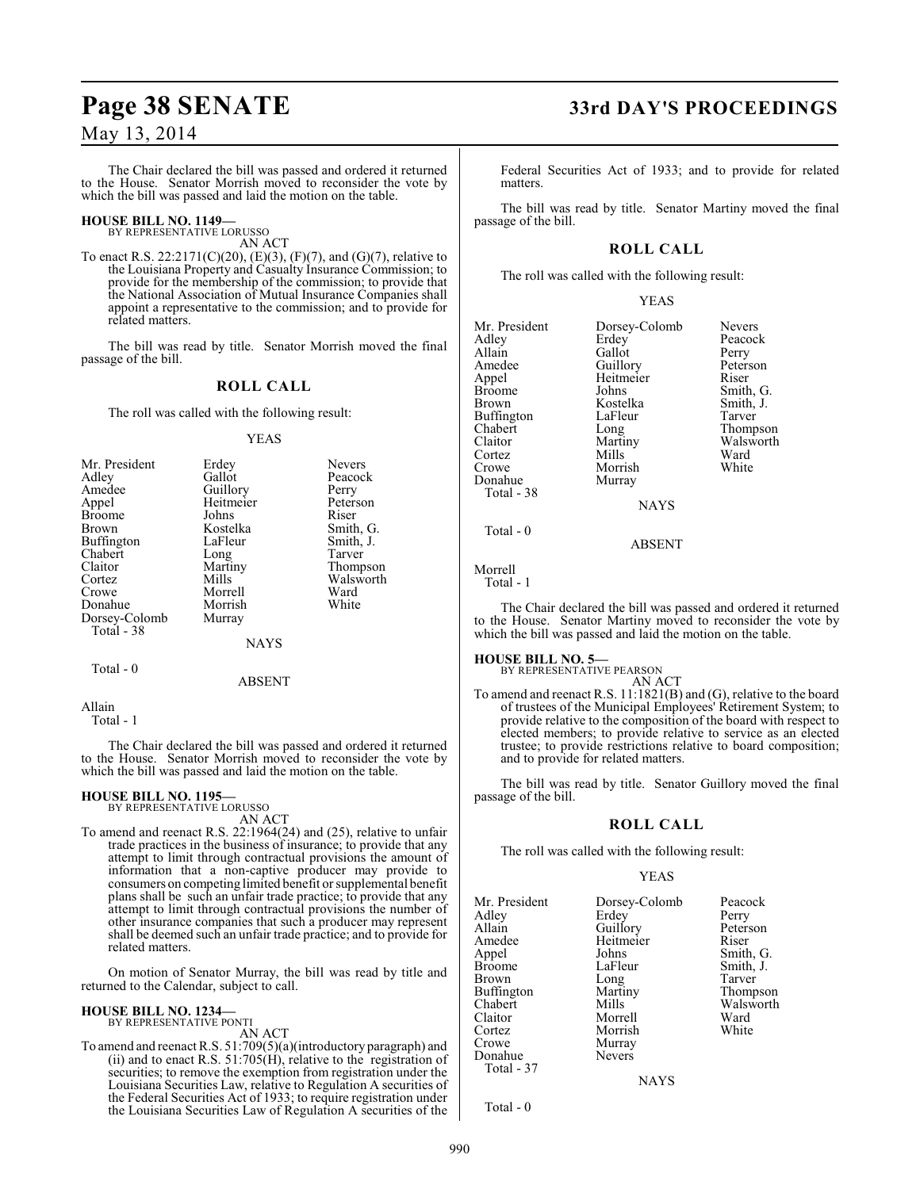The Chair declared the bill was passed and ordered it returned to the House. Senator Morrish moved to reconsider the vote by which the bill was passed and laid the motion on the table.

**HOUSE BILL NO. 1149—**
BY REPRESENTATIVE LORUSSO
AN ACT

To enact R.S. 22:2171(C)(20), (E)(3), (F)(7), and (G)(7), relative to the Louisiana Property and Casualty Insurance Commission; to provide for the membership of the commission; to provide that the National Association of Mutual Insurance Companies shall appoint a representative to the commission; and to provide for related matters.

The bill was read by title. Senator Morrish moved the final passage of the bill.

## ROLL CALL

The roll was called with the following result:

YEAS

| | | |
|---|---|---|
| Mr. President | Erdey | Nevers |
| Adley | Gallot | Peacock |
| Amedee | Guillory | Perry |
| Appel | Heitmeier | Peterson |
| Broome | Johns | Riser |
| Brown | Kostelka | Smith, G. |
| Buffington | LaFleur | Smith, J. |
| Chabert | Long | Tarver |
| Claitor | Martiny | Thompson |
| Cortez | Mills | Walsworth |
| Crowe | Morrell | Ward |
| Donahue | Morrish | White |
| Dorsey-Colomb | Murray | |

Total - 38

NAYS

Total - 0

ABSENT

Allain

Total - 1

The Chair declared the bill was passed and ordered it returned to the House. Senator Morrish moved to reconsider the vote by which the bill was passed and laid the motion on the table.

**HOUSE BILL NO. 1195—**
BY REPRESENTATIVE LORUSSO
AN ACT

To amend and reenact R.S. 22:1964(24) and (25), relative to unfair trade practices in the business of insurance; to provide that any attempt to limit through contractual provisions the amount of information that a non-captive producer may provide to consumers on competing limited benefit or supplemental benefit plans shall be such an unfair trade practice; to provide that any attempt to limit through contractual provisions the number of other insurance companies that such a producer may represent shall be deemed such an unfair trade practice; and to provide for related matters.

On motion of Senator Murray, the bill was read by title and returned to the Calendar, subject to call.

**HOUSE BILL NO. 1234—**
BY REPRESENTATIVE PONTI
AN ACT

To amend and reenact R.S. 51:709(5)(a)(introductory paragraph) and (ii) and to enact R.S. 51:705(H), relative to the registration of securities; to remove the exemption from registration under the Louisiana Securities Law, relative to Regulation A securities of the Federal Securities Act of 1933; to require registration under the Louisiana Securities Law of Regulation A securities of the Federal Securities Act of 1933; and to provide for related matters.

The bill was read by title. Senator Martiny moved the final passage of the bill.

## ROLL CALL

The roll was called with the following result:

YEAS

| | | |
|---|---|---|
| Mr. President | Dorsey-Colomb | Nevers |
| Adley | Erdey | Peacock |
| Allain | Gallot | Perry |
| Amedee | Guillory | Peterson |
| Appel | Heitmeier | Riser |
| Broome | Johns | Smith, G. |
| Brown | Kostelka | Smith, J. |
| Buffington | LaFleur | Tarver |
| Chabert | Long | Thompson |
| Claitor | Martiny | Walsworth |
| Cortez | Mills | Ward |
| Crowe | Morrish | White |
| Donahue | Murray | |

Total - 38

NAYS

Total - 0

ABSENT

Morrell

Total - 1

The Chair declared the bill was passed and ordered it returned to the House. Senator Martiny moved to reconsider the vote by which the bill was passed and laid the motion on the table.

**HOUSE BILL NO. 5—**
BY REPRESENTATIVE PEARSON
AN ACT

To amend and reenact R.S. 11:1821(B) and (G), relative to the board of trustees of the Municipal Employees' Retirement System; to provide relative to the composition of the board with respect to elected members; to provide relative to service as an elected trustee; to provide restrictions relative to board composition; and to provide for related matters.

The bill was read by title. Senator Guillory moved the final passage of the bill.

## ROLL CALL

The roll was called with the following result:

YEAS

| | | |
|---|---|---|
| Mr. President | Dorsey-Colomb | Peacock |
| Adley | Erdey | Perry |
| Allain | Guillory | Peterson |
| Amedee | Heitmeier | Riser |
| Appel | Johns | Smith, G. |
| Broome | LaFleur | Smith, J. |
| Brown | Long | Tarver |
| Buffington | Martiny | Thompson |
| Chabert | Mills | Walsworth |
| Claitor | Morrell | Ward |
| Cortez | Morrish | White |
| Crowe | Murray | |
| Donahue | Nevers | |

Total - 37

NAYS

Total - 0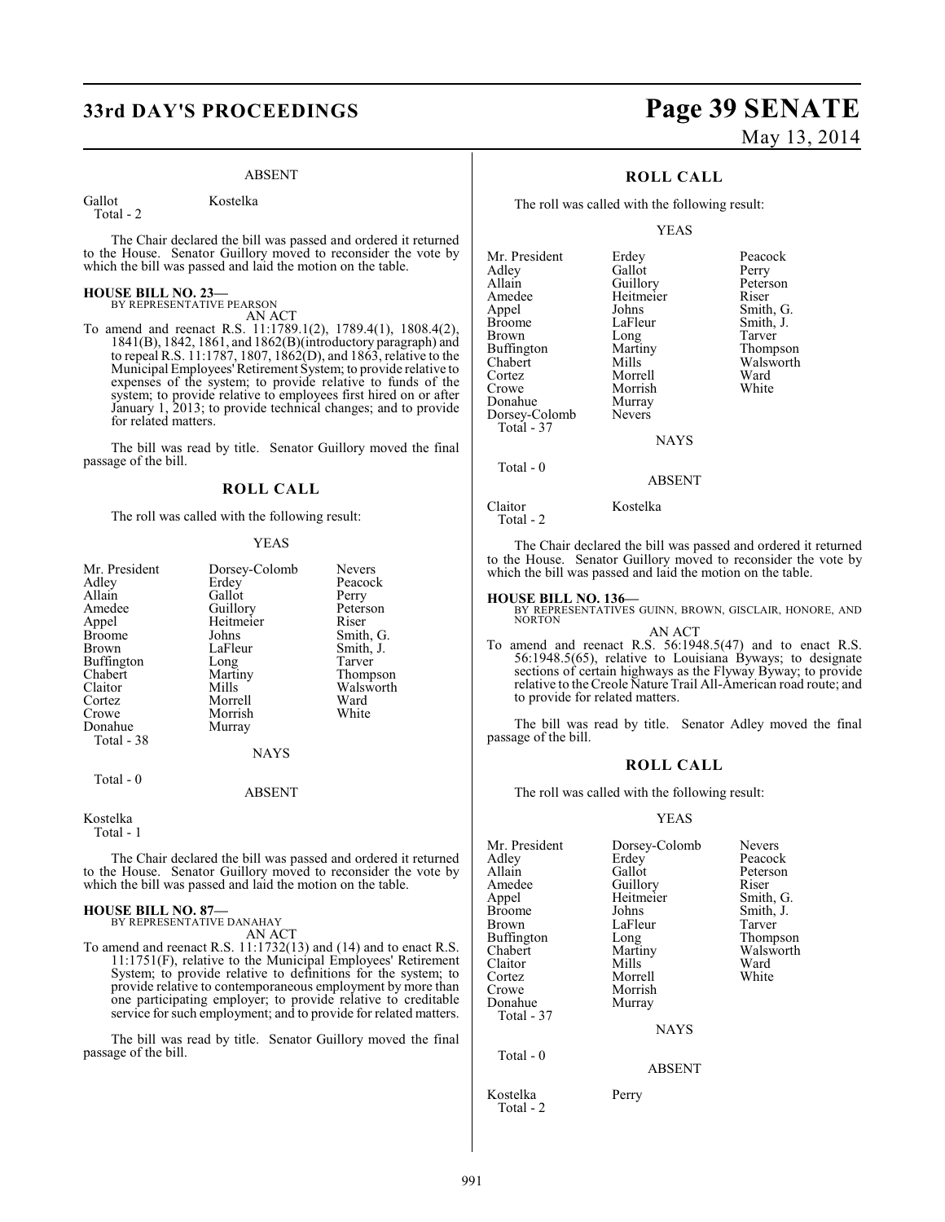ABSENT

| | |
|---|---|
| Gallot | Kostelka |
| Total - 2 | |

The Chair declared the bill was passed and ordered it returned to the House. Senator Guillory moved to reconsider the vote by which the bill was passed and laid the motion on the table.

**HOUSE BILL NO. 23—**
BY REPRESENTATIVE PEARSON
AN ACT

To amend and reenact R.S. 11:1789.1(2), 1789.4(1), 1808.4(2), 1841(B), 1842, 1861, and 1862(B)(introductory paragraph) and to repeal R.S. 11:1787, 1807, 1862(D), and 1863, relative to the Municipal Employees' Retirement System; to provide relative to expenses of the system; to provide relative to funds of the system; to provide relative to employees first hired on or after January 1, 2013; to provide technical changes; and to provide for related matters.

The bill was read by title. Senator Guillory moved the final passage of the bill.

## ROLL CALL

The roll was called with the following result:

YEAS

| | | |
|---|---|---|
| Mr. President | Dorsey-Colomb | Nevers |
| Adley | Erdey | Peacock |
| Allain | Gallot | Perry |
| Amedee | Guillory | Peterson |
| Appel | Heitmeier | Riser |
| Broome | Johns | Smith, G. |
| Brown | LaFleur | Smith, J. |
| Buffington | Long | Tarver |
| Chabert | Martiny | Thompson |
| Claitor | Mills | Walsworth |
| Cortez | Morrell | Ward |
| Crowe | Morrish | White |
| Donahue | Murray | |
| Total - 38 | | |

NAYS

Total - 0

ABSENT

Kostelka
Total - 1

The Chair declared the bill was passed and ordered it returned to the House. Senator Guillory moved to reconsider the vote by which the bill was passed and laid the motion on the table.

**HOUSE BILL NO. 87—**
BY REPRESENTATIVE DANAHAY
AN ACT

To amend and reenact R.S. 11:1732(13) and (14) and to enact R.S. 11:1751(F), relative to the Municipal Employees' Retirement System; to provide relative to definitions for the system; to provide relative to contemporaneous employment by more than one participating employer; to provide relative to creditable service for such employment; and to provide for related matters.

The bill was read by title. Senator Guillory moved the final passage of the bill.

## ROLL CALL

The roll was called with the following result:

YEAS

| | | |
|---|---|---|
| Mr. President | Erdey | Peacock |
| Adley | Gallot | Perry |
| Allain | Guillory | Peterson |
| Amedee | Heitmeier | Riser |
| Appel | Johns | Smith, G. |
| Broome | LaFleur | Smith, J. |
| Brown | Long | Tarver |
| Buffington | Martiny | Thompson |
| Chabert | Mills | Walsworth |
| Cortez | Morrell | Ward |
| Crowe | Morrish | White |
| Donahue | Murray | |
| Dorsey-Colomb | Nevers | |
| Total - 37 | | |

NAYS

Total - 0

ABSENT

| | |
|---|---|
| Claitor | Kostelka |
| Total - 2 | |

The Chair declared the bill was passed and ordered it returned to the House. Senator Guillory moved to reconsider the vote by which the bill was passed and laid the motion on the table.

**HOUSE BILL NO. 136—**
BY REPRESENTATIVES GUINN, BROWN, GISCLAIR, HONORE, AND NORTON
AN ACT

To amend and reenact R.S. 56:1948.5(47) and to enact R.S. 56:1948.5(65), relative to Louisiana Byways; to designate sections of certain highways as the Flyway Byway; to provide relative to the Creole Nature Trail All-American road route; and to provide for related matters.

The bill was read by title. Senator Adley moved the final passage of the bill.

## ROLL CALL

The roll was called with the following result:

YEAS

| | | |
|---|---|---|
| Mr. President | Dorsey-Colomb | Nevers |
| Adley | Erdey | Peacock |
| Allain | Gallot | Peterson |
| Amedee | Guillory | Riser |
| Appel | Heitmeier | Smith, G. |
| Broome | Johns | Smith, J. |
| Brown | LaFleur | Tarver |
| Buffington | Long | Thompson |
| Chabert | Martiny | Walsworth |
| Claitor | Mills | Ward |
| Cortez | Morrell | White |
| Crowe | Morrish | |
| Donahue | Murray | |
| Total - 37 | | |

NAYS

Total - 0

ABSENT

| | |
|---|---|
| Kostelka | Perry |
| Total - 2 | |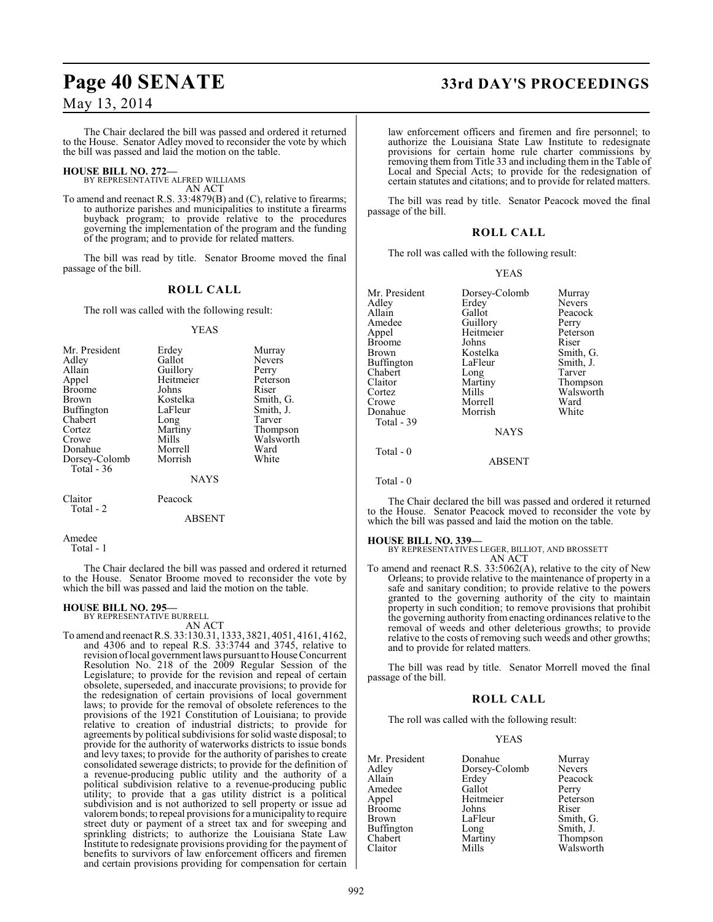The Chair declared the bill was passed and ordered it returned to the House. Senator Adley moved to reconsider the vote by which the bill was passed and laid the motion on the table.

**HOUSE BILL NO. 272—**
BY REPRESENTATIVE ALFRED WILLIAMS
AN ACT

To amend and reenact R.S. 33:4879(B) and (C), relative to firearms; to authorize parishes and municipalities to institute a firearms buyback program; to provide relative to the procedures governing the implementation of the program and the funding of the program; and to provide for related matters.

The bill was read by title. Senator Broome moved the final passage of the bill.

## ROLL CALL

The roll was called with the following result:

YEAS

| | | |
|---|---|---|
| Mr. President | Erdey | Murray |
| Adley | Gallot | Nevers |
| Allain | Guillory | Perry |
| Appel | Heitmeier | Peterson |
| Broome | Johns | Riser |
| Brown | Kostelka | Smith, G. |
| Buffington | LaFleur | Smith, J. |
| Chabert | Long | Tarver |
| Cortez | Martiny | Thompson |
| Crowe | Mills | Walsworth |
| Donahue | Morrell | Ward |
| Dorsey-Colomb | Morrish | White |

Total - 36

NAYS

Claitor Peacock
Total - 2

ABSENT

Amedee
Total - 1

The Chair declared the bill was passed and ordered it returned to the House. Senator Broome moved to reconsider the vote by which the bill was passed and laid the motion on the table.

**HOUSE BILL NO. 295—**
BY REPRESENTATIVE BURRELL
AN ACT

To amend and reenact R.S. 33:130.31, 1333, 3821, 4051, 4161, 4162, and 4306 and to repeal R.S. 33:3744 and 3745, relative to revision of local government laws pursuant to House Concurrent Resolution No. 218 of the 2009 Regular Session of the Legislature; to provide for the revision and repeal of certain obsolete, superseded, and inaccurate provisions; to provide for the redesignation of certain provisions of local government laws; to provide for the removal of obsolete references to the provisions of the 1921 Constitution of Louisiana; to provide relative to creation of industrial districts; to provide for agreements by political subdivisions for solid waste disposal; to provide for the authority of waterworks districts to issue bonds and levy taxes; to provide for the authority of parishes to create consolidated sewerage districts; to provide for the definition of a revenue-producing public utility and the authority of a political subdivision relative to a revenue-producing public utility; to provide that a gas utility district is a political subdivision and is not authorized to sell property or issue ad valorem bonds; to repeal provisions for a municipality to require street duty or payment of a street tax and for sweeping and sprinkling districts; to authorize the Louisiana State Law Institute to redesignate provisions providing for the payment of benefits to survivors of law enforcement officers and firemen and certain provisions providing for compensation for certain law enforcement officers and firemen and fire personnel; to authorize the Louisiana State Law Institute to redesignate provisions for certain home rule charter commissions by removing them from Title 33 and including them in the Table of Local and Special Acts; to provide for the redesignation of certain statutes and citations; and to provide for related matters.

The bill was read by title. Senator Peacock moved the final passage of the bill.

## ROLL CALL

The roll was called with the following result:

YEAS

| | | |
|---|---|---|
| Mr. President | Dorsey-Colomb | Murray |
| Adley | Erdey | Nevers |
| Allain | Gallot | Peacock |
| Amedee | Guillory | Perry |
| Appel | Heitmeier | Peterson |
| Broome | Johns | Riser |
| Brown | Kostelka | Smith, G. |
| Buffington | LaFleur | Smith, J. |
| Chabert | Long | Tarver |
| Claitor | Martiny | Thompson |
| Cortez | Mills | Walsworth |
| Crowe | Morrell | Ward |
| Donahue | Morrish | White |

Total - 39

NAYS

Total - 0

ABSENT

Total - 0

The Chair declared the bill was passed and ordered it returned to the House. Senator Peacock moved to reconsider the vote by which the bill was passed and laid the motion on the table.

**HOUSE BILL NO. 339—**
BY REPRESENTATIVES LEGER, BILLIOT, AND BROSSETT
AN ACT

To amend and reenact R.S. 33:5062(A), relative to the city of New Orleans; to provide relative to the maintenance of property in a safe and sanitary condition; to provide relative to the powers granted to the governing authority of the city to maintain property in such condition; to remove provisions that prohibit the governing authority from enacting ordinances relative to the removal of weeds and other deleterious growths; to provide relative to the costs of removing such weeds and other growths; and to provide for related matters.

The bill was read by title. Senator Morrell moved the final passage of the bill.

## ROLL CALL

The roll was called with the following result:

YEAS

| | | |
|---|---|---|
| Mr. President | Donahue | Murray |
| Adley | Dorsey-Colomb | Nevers |
| Allain | Erdey | Peacock |
| Amedee | Gallot | Perry |
| Appel | Heitmeier | Peterson |
| Broome | Johns | Riser |
| Brown | LaFleur | Smith, G. |
| Buffington | Long | Smith, J. |
| Chabert | Martiny | Thompson |
| Claitor | Mills | Walsworth |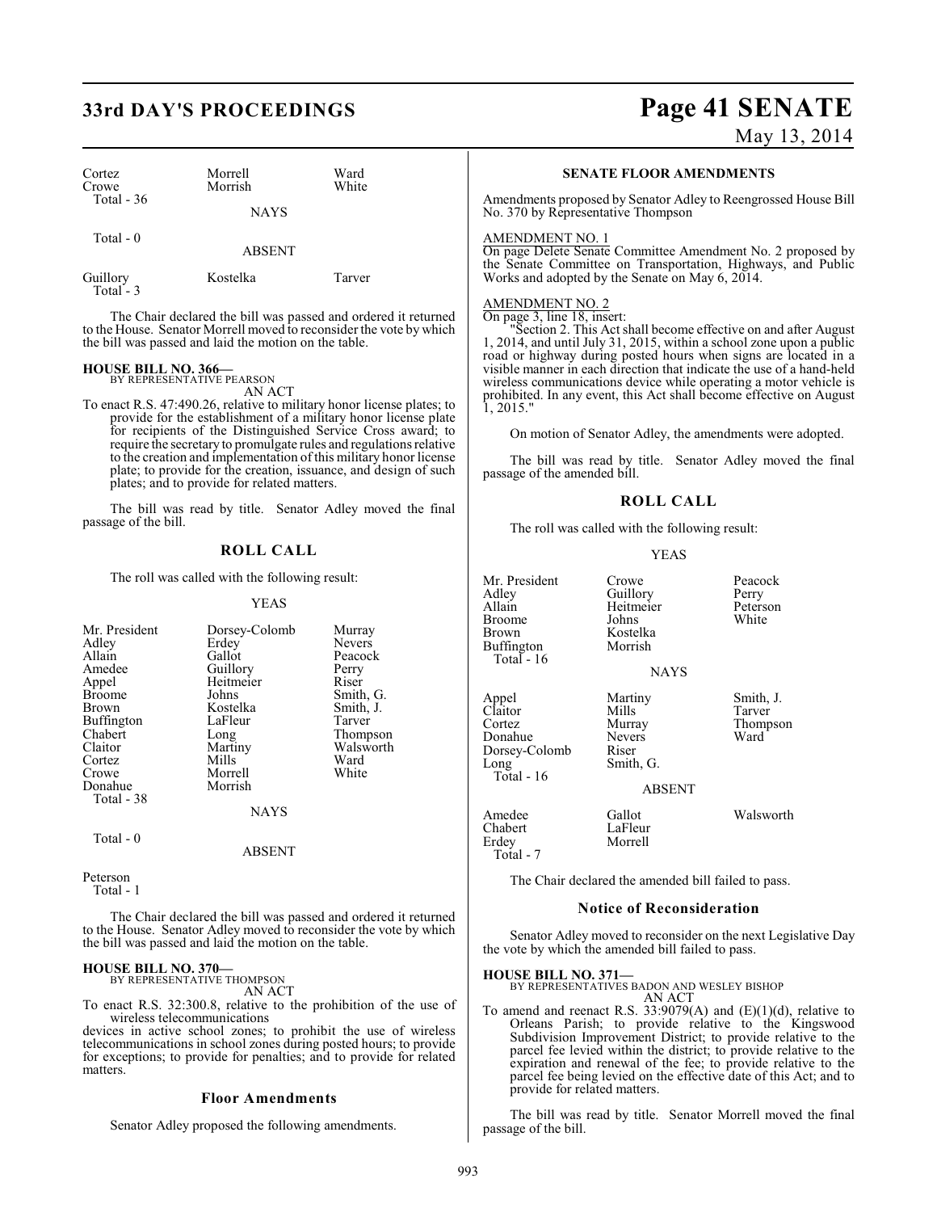| Cortez | Morrell | Ward |
|---|---|---|
| Crowe | Morrish | White |
| Total - 36 | | |

NAYS

Total - 0

ABSENT

| Guillory | Kostelka | Tarver |
|---|---|---|
| Total - 3 | | |

The Chair declared the bill was passed and ordered it returned to the House. Senator Morrell moved to reconsider the vote by which the bill was passed and laid the motion on the table.

**HOUSE BILL NO. 366—**
BY REPRESENTATIVE PEARSON
AN ACT

To enact R.S. 47:490.26, relative to military honor license plates; to provide for the establishment of a military honor license plate for recipients of the Distinguished Service Cross award; to require the secretary to promulgate rules and regulations relative to the creation and implementation of this military honor license plate; to provide for the creation, issuance, and design of such plates; and to provide for related matters.

The bill was read by title. Senator Adley moved the final passage of the bill.

## ROLL CALL

The roll was called with the following result:

YEAS

| Mr. President | Dorsey-Colomb | Murray |
|---|---|---|
| Adley | Erdey | Nevers |
| Allain | Gallot | Peacock |
| Amedee | Guillory | Perry |
| Appel | Heitmeier | Riser |
| Broome | Johns | Smith, G. |
| Brown | Kostelka | Smith, J. |
| Buffington | LaFleur | Tarver |
| Chabert | Long | Thompson |
| Claitor | Martiny | Walsworth |
| Cortez | Mills | Ward |
| Crowe | Morrell | White |
| Donahue | Morrish | |
| Total - 38 | | |

NAYS

Total - 0

ABSENT

Peterson
Total - 1

The Chair declared the bill was passed and ordered it returned to the House. Senator Adley moved to reconsider the vote by which the bill was passed and laid the motion on the table.

**HOUSE BILL NO. 370—**
BY REPRESENTATIVE THOMPSON
AN ACT

To enact R.S. 32:300.8, relative to the prohibition of the use of wireless telecommunications devices in active school zones; to prohibit the use of wireless telecommunications in school zones during posted hours; to provide for exceptions; to provide for penalties; and to provide for related matters.

### Floor Amendments

Senator Adley proposed the following amendments.

**SENATE FLOOR AMENDMENTS**

Amendments proposed by Senator Adley to Reengrossed House Bill No. 370 by Representative Thompson

AMENDMENT NO. 1
On page Delete Senate Committee Amendment No. 2 proposed by the Senate Committee on Transportation, Highways, and Public Works and adopted by the Senate on May 6, 2014.

AMENDMENT NO. 2
On page 3, line 18, insert:
"Section 2. This Act shall become effective on and after August 1, 2014, and until July 31, 2015, within a school zone upon a public road or highway during posted hours when signs are located in a visible manner in each direction that indicate the use of a hand-held wireless communications device while operating a motor vehicle is prohibited. In any event, this Act shall become effective on August 1, 2015."

On motion of Senator Adley, the amendments were adopted.

The bill was read by title. Senator Adley moved the final passage of the amended bill.

## ROLL CALL

The roll was called with the following result:

YEAS

| Mr. President | Crowe | Peacock |
|---|---|---|
| Adley | Guillory | Perry |
| Allain | Heitmeier | Peterson |
| Broome | Johns | White |
| Brown | Kostelka | |
| Buffington | Morrish | |
| Total - 16 | | |

NAYS

| Appel | Martiny | Smith, J. |
|---|---|---|
| Claitor | Mills | Tarver |
| Cortez | Murray | Thompson |
| Donahue | Nevers | Ward |
| Dorsey-Colomb | Riser | |
| Long | Smith, G. | |
| Total - 16 | | |

ABSENT

| Amedee | Gallot | Walsworth |
|---|---|---|
| Chabert | LaFleur | |
| Erdey | Morrell | |
| Total - 7 | | |

The Chair declared the amended bill failed to pass.

### Notice of Reconsideration

Senator Adley moved to reconsider on the next Legislative Day the vote by which the amended bill failed to pass.

**HOUSE BILL NO. 371—**
BY REPRESENTATIVES BADON AND WESLEY BISHOP
AN ACT

To amend and reenact R.S. 33:9079(A) and (E)(1)(d), relative to Orleans Parish; to provide relative to the Kingswood Subdivision Improvement District; to provide relative to the parcel fee levied within the district; to provide relative to the expiration and renewal of the fee; to provide relative to the parcel fee being levied on the effective date of this Act; and to provide for related matters.

The bill was read by title. Senator Morrell moved the final passage of the bill.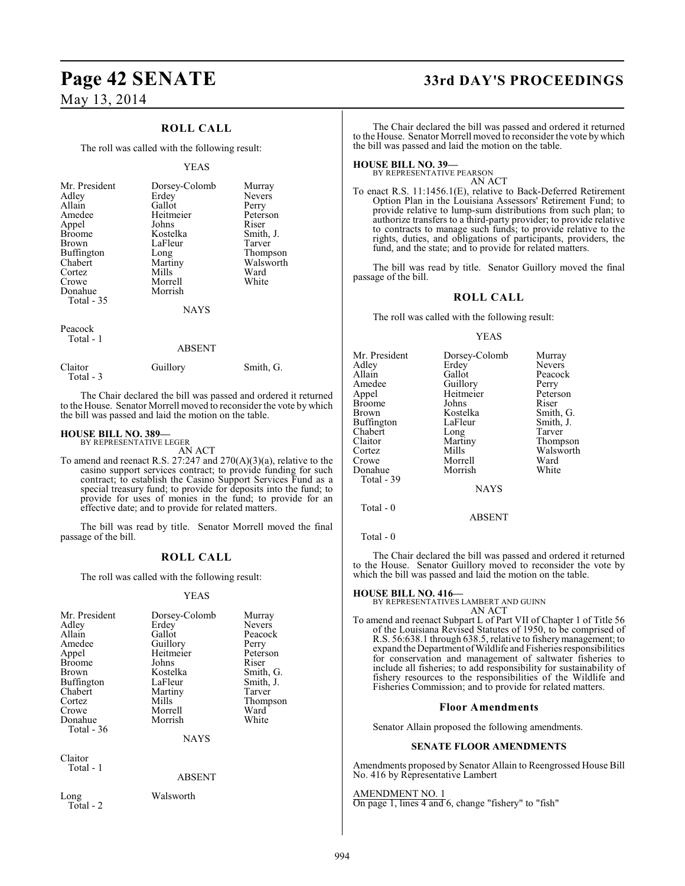## ROLL CALL

The roll was called with the following result:

YEAS

| | | |
|---|---|---|
| Mr. President | Dorsey-Colomb | Murray |
| Adley | Erdey | Nevers |
| Allain | Gallot | Perry |
| Amedee | Heitmeier | Peterson |
| Appel | Johns | Riser |
| Broome | Kostelka | Smith, J. |
| Brown | LaFleur | Tarver |
| Buffington | Long | Thompson |
| Chabert | Martiny | Walsworth |
| Cortez | Mills | Ward |
| Crowe | Morrell | White |
| Donahue | Morrish | |
| Total - 35 | | |

NAYS

Peacock
Total - 1

ABSENT

| | | |
|---|---|---|
| Claitor | Guillory | Smith, G. |
| Total - 3 | | |

The Chair declared the bill was passed and ordered it returned to the House. Senator Morrell moved to reconsider the vote by which the bill was passed and laid the motion on the table.

**HOUSE BILL NO. 389—**
BY REPRESENTATIVE LEGER
AN ACT

To amend and reenact R.S. 27:247 and 270(A)(3)(a), relative to the casino support services contract; to provide funding for such contract; to establish the Casino Support Services Fund as a special treasury fund; to provide for deposits into the fund; to provide for uses of monies in the fund; to provide for an effective date; and to provide for related matters.

The bill was read by title. Senator Morrell moved the final passage of the bill.

## ROLL CALL

The roll was called with the following result:

YEAS

| | | |
|---|---|---|
| Mr. President | Dorsey-Colomb | Murray |
| Adley | Erdey | Nevers |
| Allain | Gallot | Peacock |
| Amedee | Guillory | Perry |
| Appel | Heitmeier | Peterson |
| Broome | Johns | Riser |
| Brown | Kostelka | Smith, G. |
| Buffington | LaFleur | Smith, J. |
| Chabert | Martiny | Tarver |
| Cortez | Mills | Thompson |
| Crowe | Morrell | Ward |
| Donahue | Morrish | White |
| Total - 36 | | |

NAYS

Claitor
Total - 1

ABSENT

| | |
|---|---|
| Long | Walsworth |
| Total - 2 | |

The Chair declared the bill was passed and ordered it returned to the House. Senator Morrell moved to reconsider the vote by which the bill was passed and laid the motion on the table.

**HOUSE BILL NO. 39—**
BY REPRESENTATIVE PEARSON
AN ACT

To enact R.S. 11:1456.1(E), relative to Back-Deferred Retirement Option Plan in the Louisiana Assessors' Retirement Fund; to provide relative to lump-sum distributions from such plan; to authorize transfers to a third-party provider; to provide relative to contracts to manage such funds; to provide relative to the rights, duties, and obligations of participants, providers, the fund, and the state; and to provide for related matters.

The bill was read by title. Senator Guillory moved the final passage of the bill.

## ROLL CALL

The roll was called with the following result:

YEAS

| | | |
|---|---|---|
| Mr. President | Dorsey-Colomb | Murray |
| Adley | Erdey | Nevers |
| Allain | Gallot | Peacock |
| Amedee | Guillory | Perry |
| Appel | Heitmeier | Peterson |
| Broome | Johns | Riser |
| Brown | Kostelka | Smith, G. |
| Buffington | LaFleur | Smith, J. |
| Chabert | Long | Tarver |
| Claitor | Martiny | Thompson |
| Cortez | Mills | Walsworth |
| Crowe | Morrell | Ward |
| Donahue | Morrish | White |
| Total - 39 | | |

NAYS

Total - 0

ABSENT

Total - 0

The Chair declared the bill was passed and ordered it returned to the House. Senator Guillory moved to reconsider the vote by which the bill was passed and laid the motion on the table.

**HOUSE BILL NO. 416—**
BY REPRESENTATIVES LAMBERT AND GUINN
AN ACT

To amend and reenact Subpart L of Part VII of Chapter 1 of Title 56 of the Louisiana Revised Statutes of 1950, to be comprised of R.S. 56:638.1 through 638.5, relative to fishery management; to expand the Department of Wildlife and Fisheries responsibilities for conservation and management of saltwater fisheries to include all fisheries; to add responsibility for sustainability of fishery resources to the responsibilities of the Wildlife and Fisheries Commission; and to provide for related matters.

### Floor Amendments

Senator Allain proposed the following amendments.

### SENATE FLOOR AMENDMENTS

Amendments proposed by Senator Allain to Reengrossed House Bill No. 416 by Representative Lambert

AMENDMENT NO. 1
On page 1, lines 4 and 6, change "fishery" to "fish"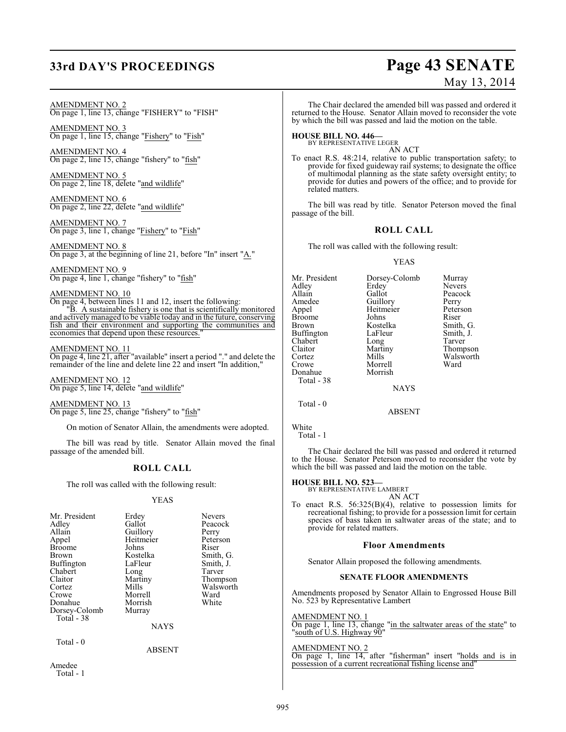AMENDMENT NO. 2
On page 1, line 13, change "FISHERY" to "FISH"

AMENDMENT NO. 3
On page 1, line 15, change "Fishery" to "Fish"

AMENDMENT NO. 4
On page 2, line 15, change "fishery" to "fish"

AMENDMENT NO. 5
On page 2, line 18, delete "and wildlife"

AMENDMENT NO. 6
On page 2, line 22, delete "and wildlife"

AMENDMENT NO. 7
On page 3, line 1, change "Fishery" to "Fish"

AMENDMENT NO. 8
On page 3, at the beginning of line 21, before "In" insert "A."

AMENDMENT NO. 9
On page 4, line 1, change "fishery" to "fish"

AMENDMENT NO. 10
On page 4, between lines 11 and 12, insert the following:

"B. A sustainable fishery is one that is scientifically monitored and actively managed to be viable today and in the future, conserving fish and their environment and supporting the communities and economies that depend upon these resources."

AMENDMENT NO. 11
On page 4, line 21, after "available" insert a period "." and delete the remainder of the line and delete line 22 and insert "In addition,"

AMENDMENT NO. 12
On page 5, line 14, delete "and wildlife"

AMENDMENT NO. 13
On page 5, line 25, change "fishery" to "fish"

On motion of Senator Allain, the amendments were adopted.

The bill was read by title. Senator Allain moved the final passage of the amended bill.

## ROLL CALL

The roll was called with the following result:

YEAS

| | | |
|---|---|---|
| Mr. President | Erdey | Nevers |
| Adley | Gallot | Peacock |
| Allain | Guillory | Perry |
| Appel | Heitmeier | Peterson |
| Broome | Johns | Riser |
| Brown | Kostelka | Smith, G. |
| Buffington | LaFleur | Smith, J. |
| Chabert | Long | Tarver |
| Claitor | Martiny | Thompson |
| Cortez | Mills | Walsworth |
| Crowe | Morrell | Ward |
| Donahue | Morrish | White |
| Dorsey-Colomb | Murray | |

Total - 38

NAYS

Total - 0

ABSENT

Amedee
Total - 1

The Chair declared the amended bill was passed and ordered it returned to the House. Senator Allain moved to reconsider the vote by which the bill was passed and laid the motion on the table.

**HOUSE BILL NO. 446—**
BY REPRESENTATIVE LEGER
AN ACT
To enact R.S. 48:214, relative to public transportation safety; to provide for fixed guideway rail systems; to designate the office of multimodal planning as the state safety oversight entity; to provide for duties and powers of the office; and to provide for related matters.

The bill was read by title. Senator Peterson moved the final passage of the bill.

## ROLL CALL

The roll was called with the following result:

YEAS

| | | |
|---|---|---|
| Mr. President | Dorsey-Colomb | Murray |
| Adley | Erdey | Nevers |
| Allain | Gallot | Peacock |
| Amedee | Guillory | Perry |
| Appel | Heitmeier | Peterson |
| Broome | Johns | Riser |
| Brown | Kostelka | Smith, G. |
| Buffington | LaFleur | Smith, J. |
| Chabert | Long | Tarver |
| Claitor | Martiny | Thompson |
| Cortez | Mills | Walsworth |
| Crowe | Morrell | Ward |
| Donahue | Morrish | |

Total - 38

NAYS

Total - 0

ABSENT

White
Total - 1

The Chair declared the bill was passed and ordered it returned to the House. Senator Peterson moved to reconsider the vote by which the bill was passed and laid the motion on the table.

**HOUSE BILL NO. 523—**
BY REPRESENTATIVE LAMBERT
AN ACT
To enact R.S. 56:325(B)(4), relative to possession limits for recreational fishing; to provide for a possession limit for certain species of bass taken in saltwater areas of the state; and to provide for related matters.

## Floor Amendments

Senator Allain proposed the following amendments.

### SENATE FLOOR AMENDMENTS

Amendments proposed by Senator Allain to Engrossed House Bill No. 523 by Representative Lambert

AMENDMENT NO. 1
On page 1, line 13, change "in the saltwater areas of the state" to "south of U.S. Highway 90"

AMENDMENT NO. 2
On page 1, line 14, after "fisherman" insert "holds and is in possession of a current recreational fishing license and"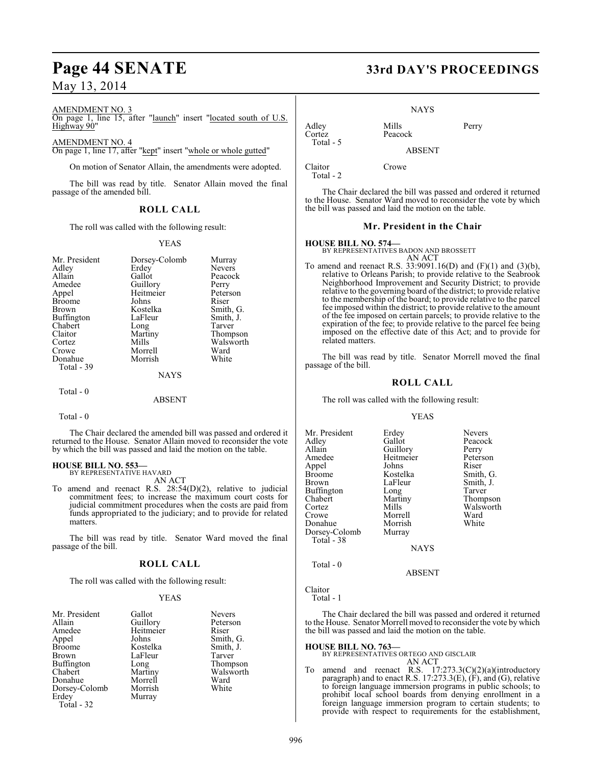AMENDMENT NO. 3

On page 1, line 15, after "launch" insert "located south of U.S. Highway 90"

AMENDMENT NO. 4

On page 1, line 17, after "kept" insert "whole or whole gutted"

On motion of Senator Allain, the amendments were adopted.

The bill was read by title. Senator Allain moved the final passage of the amended bill.

## ROLL CALL

The roll was called with the following result:

YEAS

| | | |
|---|---|---|
| Mr. President | Dorsey-Colomb | Murray |
| Adley | Erdey | Nevers |
| Allain | Gallot | Peacock |
| Amedee | Guillory | Perry |
| Appel | Heitmeier | Peterson |
| Broome | Johns | Riser |
| Brown | Kostelka | Smith, G. |
| Buffington | LaFleur | Smith, J. |
| Chabert | Long | Tarver |
| Claitor | Martiny | Thompson |
| Cortez | Mills | Walsworth |
| Crowe | Morrell | Ward |
| Donahue | Morrish | White |

Total - 39

NAYS

Total - 0

ABSENT

Total - 0

The Chair declared the amended bill was passed and ordered it returned to the House. Senator Allain moved to reconsider the vote by which the bill was passed and laid the motion on the table.

**HOUSE BILL NO. 553—**
BY REPRESENTATIVE HAVARD
AN ACT

To amend and reenact R.S. 28:54(D)(2), relative to judicial commitment fees; to increase the maximum court costs for judicial commitment procedures when the costs are paid from funds appropriated to the judiciary; and to provide for related matters.

The bill was read by title. Senator Ward moved the final passage of the bill.

## ROLL CALL

The roll was called with the following result:

YEAS

| | | |
|---|---|---|
| Mr. President | Gallot | Nevers |
| Allain | Guillory | Peterson |
| Amedee | Heitmeier | Riser |
| Appel | Johns | Smith, G. |
| Broome | Kostelka | Smith, J. |
| Brown | LaFleur | Tarver |
| Buffington | Long | Thompson |
| Chabert | Martiny | Walsworth |
| Donahue | Morrell | Ward |
| Dorsey-Colomb | Morrish | White |
| Erdey | Murray | |

Total - 32

NAYS

| | | |
|---|---|---|
| Adley | Mills | Perry |
| Cortez | Peacock | |

Total - 5

ABSENT

| | |
|---|---|
| Claitor | Crowe |

Total - 2

The Chair declared the bill was passed and ordered it returned to the House. Senator Ward moved to reconsider the vote by which the bill was passed and laid the motion on the table.

## Mr. President in the Chair

**HOUSE BILL NO. 574—**
BY REPRESENTATIVES BADON AND BROSSETT
AN ACT

To amend and reenact R.S. 33:9091.16(D) and (F)(1) and (3)(b), relative to Orleans Parish; to provide relative to the Seabrook Neighborhood Improvement and Security District; to provide relative to the governing board of the district; to provide relative to the membership of the board; to provide relative to the parcel fee imposed within the district; to provide relative to the amount of the fee imposed on certain parcels; to provide relative to the expiration of the fee; to provide relative to the parcel fee being imposed on the effective date of this Act; and to provide for related matters.

The bill was read by title. Senator Morrell moved the final passage of the bill.

## ROLL CALL

The roll was called with the following result:

YEAS

| | | |
|---|---|---|
| Mr. President | Erdey | Nevers |
| Adley | Gallot | Peacock |
| Allain | Guillory | Perry |
| Amedee | Heitmeier | Peterson |
| Appel | Johns | Riser |
| Broome | Kostelka | Smith, G. |
| Brown | LaFleur | Smith, J. |
| Buffington | Long | Tarver |
| Chabert | Martiny | Thompson |
| Cortez | Mills | Walsworth |
| Crowe | Morrell | Ward |
| Donahue | Morrish | White |
| Dorsey-Colomb | Murray | |

Total - 38

NAYS

Total - 0

ABSENT

Claitor

Total - 1

The Chair declared the bill was passed and ordered it returned to the House. Senator Morrell moved to reconsider the vote by which the bill was passed and laid the motion on the table.

**HOUSE BILL NO. 763—**
BY REPRESENTATIVES ORTEGO AND GISCLAIR
AN ACT

To amend and reenact R.S. 17:273.3(C)(2)(a)(introductory paragraph) and to enact R.S. 17:273.3(E), (F), and (G), relative to foreign language immersion programs in public schools; to prohibit local school boards from denying enrollment in a foreign language immersion program to certain students; to provide with respect to requirements for the establishment,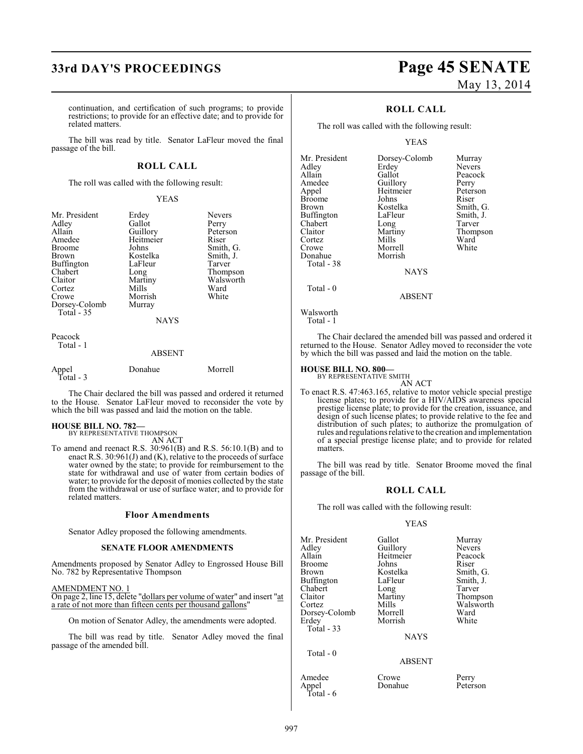continuation, and certification of such programs; to provide restrictions; to provide for an effective date; and to provide for related matters.

The bill was read by title. Senator LaFleur moved the final passage of the bill.

## ROLL CALL

The roll was called with the following result:

YEAS

| | | |
|---|---|---|
| Mr. President | Erdey | Nevers |
| Adley | Gallot | Perry |
| Allain | Guillory | Peterson |
| Amedee | Heitmeier | Riser |
| Broome | Johns | Smith, G. |
| Brown | Kostelka | Smith, J. |
| Buffington | LaFleur | Tarver |
| Chabert | Long | Thompson |
| Claitor | Martiny | Walsworth |
| Cortez | Mills | Ward |
| Crowe | Morrish | White |
| Dorsey-Colomb | Murray | |

Total - 35

NAYS

Peacock

Total - 1

ABSENT

| | | |
|---|---|---|
| Appel | Donahue | Morrell |

Total - 3

The Chair declared the bill was passed and ordered it returned to the House. Senator LaFleur moved to reconsider the vote by which the bill was passed and laid the motion on the table.

**HOUSE BILL NO. 782—**
BY REPRESENTATIVE THOMPSON
AN ACT

To amend and reenact R.S. 30:961(B) and R.S. 56:10.1(B) and to enact R.S. 30:961(J) and (K), relative to the proceeds of surface water owned by the state; to provide for reimbursement to the state for withdrawal and use of water from certain bodies of water; to provide for the deposit of monies collected by the state from the withdrawal or use of surface water; and to provide for related matters.

## Floor Amendments

Senator Adley proposed the following amendments.

## SENATE FLOOR AMENDMENTS

Amendments proposed by Senator Adley to Engrossed House Bill No. 782 by Representative Thompson

AMENDMENT NO. 1
On page 2, line 15, delete "dollars per volume of water" and insert "at a rate of not more than fifteen cents per thousand gallons"

On motion of Senator Adley, the amendments were adopted.

The bill was read by title. Senator Adley moved the final passage of the amended bill.

## ROLL CALL

The roll was called with the following result:

YEAS

| | | |
|---|---|---|
| Mr. President | Dorsey-Colomb | Murray |
| Adley | Erdey | Nevers |
| Allain | Gallot | Peacock |
| Amedee | Guillory | Perry |
| Appel | Heitmeier | Peterson |
| Broome | Johns | Riser |
| Brown | Kostelka | Smith, G. |
| Buffington | LaFleur | Smith, J. |
| Chabert | Long | Tarver |
| Claitor | Martiny | Thompson |
| Cortez | Mills | Ward |
| Crowe | Morrell | White |
| Donahue | Morrish | |

Total - 38

NAYS

Total - 0

ABSENT

Walsworth

Total - 1

The Chair declared the amended bill was passed and ordered it returned to the House. Senator Adley moved to reconsider the vote by which the bill was passed and laid the motion on the table.

**HOUSE BILL NO. 800—**
BY REPRESENTATIVE SMITH
AN ACT

To enact R.S. 47:463.165, relative to motor vehicle special prestige license plates; to provide for a HIV/AIDS awareness special prestige license plate; to provide for the creation, issuance, and design of such license plates; to provide relative to the fee and distribution of such plates; to authorize the promulgation of rules and regulations relative to the creation and implementation of a special prestige license plate; and to provide for related matters.

The bill was read by title. Senator Broome moved the final passage of the bill.

## ROLL CALL

The roll was called with the following result:

YEAS

| | | |
|---|---|---|
| Mr. President | Gallot | Murray |
| Adley | Guillory | Nevers |
| Allain | Heitmeier | Peacock |
| Broome | Johns | Riser |
| Brown | Kostelka | Smith, G. |
| Buffington | LaFleur | Smith, J. |
| Chabert | Long | Tarver |
| Claitor | Martiny | Thompson |
| Cortez | Mills | Walsworth |
| Dorsey-Colomb | Morrell | Ward |
| Erdey | Morrish | White |

Total - 33

NAYS

Total - 0

ABSENT

| | | |
|---|---|---|
| Amedee | Crowe | Perry |
| Appel | Donahue | Peterson |

Total - 6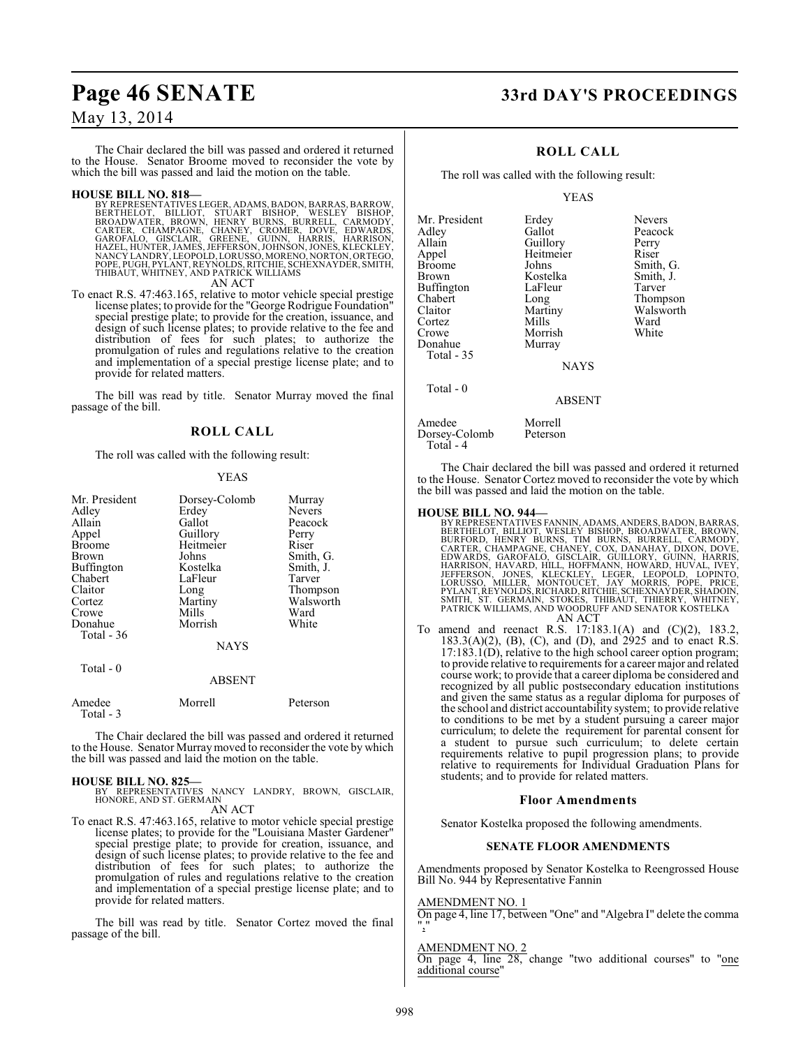The Chair declared the bill was passed and ordered it returned to the House. Senator Broome moved to reconsider the vote by which the bill was passed and laid the motion on the table.

**HOUSE BILL NO. 818—**
BY REPRESENTATIVES LEGER, ADAMS, BADON, BARRAS, BARROW, BERTHELOT, BILLIOT, STUART BISHOP, WESLEY BISHOP, BROADWATER, BROWN, HENRY BURNS, BURRELL, CARMODY, CARTER, CHAMPAGNE, CHANEY, CROMER, DOVE, EDWARDS, GAROFALO, GISCLAIR, GREENE, GUINN, HARRIS, HARRISON, HAZEL, HUNTER, JAMES, JEFFERSON, JOHNSON, JONES, KLECKLEY, NANCY LANDRY, LEOPOLD, LORUSSO, MORENO, NORTON, ORTEGO, POPE, PUGH, PYLANT, REYNOLDS, RITCHIE, SCHEXNAYDER, SMITH, THIBAUT, WHITNEY, AND PATRICK WILLIAMS

AN ACT

To enact R.S. 47:463.165, relative to motor vehicle special prestige license plates; to provide for the "George Rodrigue Foundation" special prestige plate; to provide for the creation, issuance, and design of such license plates; to provide relative to the fee and distribution of fees for such plates; to authorize the promulgation of rules and regulations relative to the creation and implementation of a special prestige license plate; and to provide for related matters.

The bill was read by title. Senator Murray moved the final passage of the bill.

## ROLL CALL

The roll was called with the following result:

YEAS

| | | |
|---|---|---|
| Mr. President | Dorsey-Colomb | Murray |
| Adley | Erdey | Nevers |
| Allain | Gallot | Peacock |
| Appel | Guillory | Perry |
| Broome | Heitmeier | Riser |
| Brown | Johns | Smith, G. |
| Buffington | Kostelka | Smith, J. |
| Chabert | LaFleur | Tarver |
| Claitor | Long | Thompson |
| Cortez | Martiny | Walsworth |
| Crowe | Mills | Ward |
| Donahue | Morrish | White |

Total - 36

NAYS

Total - 0

ABSENT

| | | |
|---|---|---|
| Amedee | Morrell | Peterson |

Total - 3

The Chair declared the bill was passed and ordered it returned to the House. Senator Murray moved to reconsider the vote by which the bill was passed and laid the motion on the table.

**HOUSE BILL NO. 825—**
BY REPRESENTATIVES NANCY LANDRY, BROWN, GISCLAIR, HONORE, AND ST. GERMAIN

AN ACT

To enact R.S. 47:463.165, relative to motor vehicle special prestige license plates; to provide for the "Louisiana Master Gardener" special prestige plate; to provide for creation, issuance, and design of such license plates; to provide relative to the fee and distribution of fees for such plates; to authorize the promulgation of rules and regulations relative to the creation and implementation of a special prestige license plate; and to provide for related matters.

The bill was read by title. Senator Cortez moved the final passage of the bill.

## ROLL CALL

The roll was called with the following result:

YEAS

| | | |
|---|---|---|
| Mr. President | Erdey | Nevers |
| Adley | Gallot | Peacock |
| Allain | Guillory | Perry |
| Appel | Heitmeier | Riser |
| Broome | Johns | Smith, G. |
| Brown | Kostelka | Smith, J. |
| Buffington | LaFleur | Tarver |
| Chabert | Long | Thompson |
| Claitor | Martiny | Walsworth |
| Cortez | Mills | Ward |
| Crowe | Morrish | White |
| Donahue | Murray | |

Total - 35

NAYS

Total - 0

ABSENT

| | |
|---|---|
| Amedee | Morrell |
| Dorsey-Colomb | Peterson |

Total - 4

The Chair declared the bill was passed and ordered it returned to the House. Senator Cortez moved to reconsider the vote by which the bill was passed and laid the motion on the table.

**HOUSE BILL NO. 944—**
BY REPRESENTATIVES FANNIN, ADAMS, ANDERS, BADON, BARRAS, BERTHELOT, BILLIOT, WESLEY BISHOP, BROADWATER, BROWN, BURFORD, HENRY BURNS, TIM BURNS, BURRELL, CARMODY, CARTER, CHAMPAGNE, CHANEY, COX, DANAHAY, DIXON, DOVE, EDWARDS, GAROFALO, GISCLAIR, GUILLORY, GUINN, HARRIS, HARRISON, HAVARD, HILL, HOFFMANN, HOWARD, HUVAL, IVEY, JEFFERSON, JONES, KLECKLEY, LEGER, LEOPOLD, LOPINTO, LORUSSO, MILLER, MONTOUCET, JAY MORRIS, POPE, PRICE, PYLANT, REYNOLDS, RICHARD, RITCHIE, SCHEXNAYDER, SHADOIN, SMITH, ST. GERMAIN, STOKES, THIBAUT, THIERRY, WHITNEY, PATRICK WILLIAMS, AND WOODRUFF AND SENATOR KOSTELKA

AN ACT

To amend and reenact R.S. 17:183.1(A) and (C)(2), 183.2, 183.3(A)(2), (B), (C), and (D), and 2925 and to enact R.S. 17:183.1(D), relative to the high school career option program; to provide relative to requirements for a career major and related course work; to provide that a career diploma be considered and recognized by all public postsecondary education institutions and given the same status as a regular diploma for purposes of the school and district accountability system; to provide relative to conditions to be met by a student pursuing a career major curriculum; to delete the requirement for parental consent for a student to pursue such curriculum; to delete certain requirements relative to pupil progression plans; to provide relative to requirements for Individual Graduation Plans for students; and to provide for related matters.

### Floor Amendments

Senator Kostelka proposed the following amendments.

### SENATE FLOOR AMENDMENTS

Amendments proposed by Senator Kostelka to Reengrossed House Bill No. 944 by Representative Fannin

AMENDMENT NO. 1

On page 4, line 17, between "One" and "Algebra I" delete the comma ","

AMENDMENT NO. 2

On page 4, line 28, change "two additional courses" to "one additional course"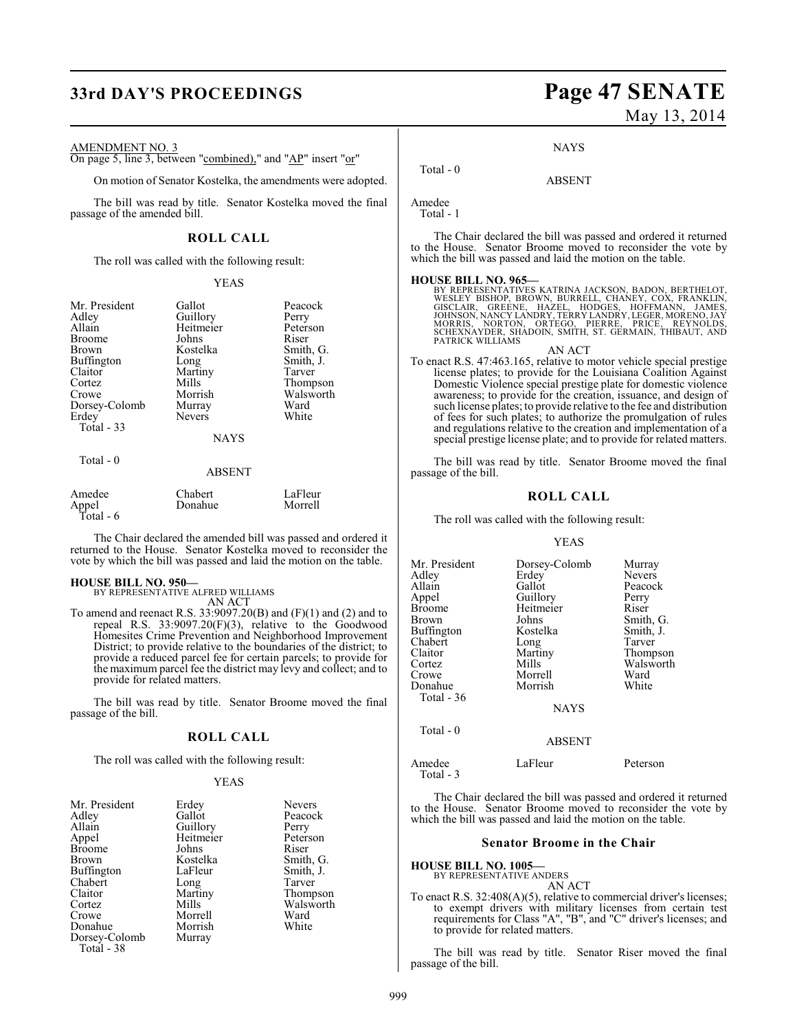AMENDMENT NO. 3

On page 5, line 3, between "combined)," and "AP" insert "or"

On motion of Senator Kostelka, the amendments were adopted.

The bill was read by title. Senator Kostelka moved the final passage of the amended bill.

## ROLL CALL

The roll was called with the following result:

YEAS

| | | |
|---|---|---|
| Mr. President | Gallot | Peacock |
| Adley | Guillory | Perry |
| Allain | Heitmeier | Peterson |
| Broome | Johns | Riser |
| Brown | Kostelka | Smith, G. |
| Buffington | Long | Smith, J. |
| Claitor | Martiny | Tarver |
| Cortez | Mills | Thompson |
| Crowe | Morrish | Walsworth |
| Dorsey-Colomb | Murray | Ward |
| Erdey | Nevers | White |

Total - 33

NAYS

Total - 0

ABSENT

| | | |
|---|---|---|
| Amedee | Chabert | LaFleur |
| Appel | Donahue | Morrell |

Total - 6

The Chair declared the amended bill was passed and ordered it returned to the House. Senator Kostelka moved to reconsider the vote by which the bill was passed and laid the motion on the table.

**HOUSE BILL NO. 950—**
BY REPRESENTATIVE ALFRED WILLIAMS
AN ACT

To amend and reenact R.S. 33:9097.20(B) and (F)(1) and (2) and to repeal R.S. 33:9097.20(F)(3), relative to the Goodwood Homesites Crime Prevention and Neighborhood Improvement District; to provide relative to the boundaries of the district; to provide a reduced parcel fee for certain parcels; to provide for the maximum parcel fee the district may levy and collect; and to provide for related matters.

The bill was read by title. Senator Broome moved the final passage of the bill.

## ROLL CALL

The roll was called with the following result:

YEAS

| | | |
|---|---|---|
| Mr. President | Erdey | Nevers |
| Adley | Gallot | Peacock |
| Allain | Guillory | Perry |
| Appel | Heitmeier | Peterson |
| Broome | Johns | Riser |
| Brown | Kostelka | Smith, G. |
| Buffington | LaFleur | Smith, J. |
| Chabert | Long | Tarver |
| Claitor | Martiny | Thompson |
| Cortez | Mills | Walsworth |
| Crowe | Morrell | Ward |
| Donahue | Morrish | White |
| Dorsey-Colomb | Murray | |

Total - 38

NAYS

Total - 0

ABSENT

Amedee

Total - 1

The Chair declared the bill was passed and ordered it returned to the House. Senator Broome moved to reconsider the vote by which the bill was passed and laid the motion on the table.

**HOUSE BILL NO. 965—**
BY REPRESENTATIVES KATRINA JACKSON, BADON, BERTHELOT, WESLEY BISHOP, BROWN, BURRELL, CHANEY, COX, FRANKLIN, GISCLAIR, GREENE, HAZEL, HODGES, HOFFMANN, JAMES, JOHNSON, NANCY LANDRY, TERRY LANDRY, LEGER, MORENO, JAY MORRIS, NORTON, ORTEGO, PIERRE, PRICE, REYNOLDS, SCHEXNAYDER, SHADOIN, SMITH, ST. GERMAIN, THIBAUT, AND PATRICK WILLIAMS
AN ACT

To enact R.S. 47:463.165, relative to motor vehicle special prestige license plates; to provide for the Louisiana Coalition Against Domestic Violence special prestige plate for domestic violence awareness; to provide for the creation, issuance, and design of such license plates; to provide relative to the fee and distribution of fees for such plates; to authorize the promulgation of rules and regulations relative to the creation and implementation of a special prestige license plate; and to provide for related matters.

The bill was read by title. Senator Broome moved the final passage of the bill.

## ROLL CALL

The roll was called with the following result:

YEAS

| | | |
|---|---|---|
| Mr. President | Dorsey-Colomb | Murray |
| Adley | Erdey | Nevers |
| Allain | Gallot | Peacock |
| Appel | Guillory | Perry |
| Broome | Heitmeier | Riser |
| Brown | Johns | Smith, G. |
| Buffington | Kostelka | Smith, J. |
| Chabert | Long | Tarver |
| Claitor | Martiny | Thompson |
| Cortez | Mills | Walsworth |
| Crowe | Morrell | Ward |
| Donahue | Morrish | White |

Total - 36

NAYS

Total - 0

ABSENT

| | | |
|---|---|---|
| Amedee | LaFleur | Peterson |

Total - 3

The Chair declared the bill was passed and ordered it returned to the House. Senator Broome moved to reconsider the vote by which the bill was passed and laid the motion on the table.

### Senator Broome in the Chair

**HOUSE BILL NO. 1005—**
BY REPRESENTATIVE ANDERS
AN ACT

To enact R.S. 32:408(A)(5), relative to commercial driver's licenses; to exempt drivers with military licenses from certain test requirements for Class "A", "B", and "C" driver's licenses; and to provide for related matters.

The bill was read by title. Senator Riser moved the final passage of the bill.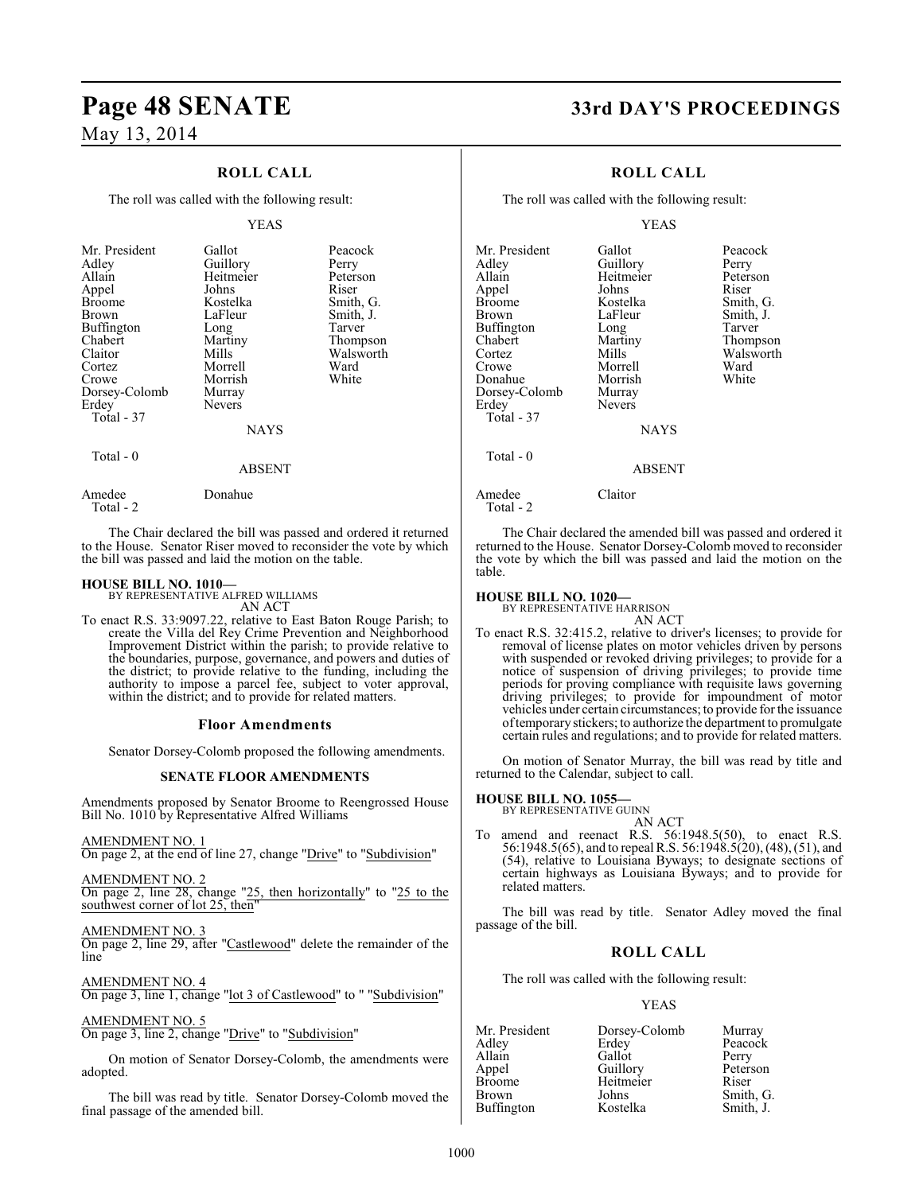## ROLL CALL

The roll was called with the following result:

YEAS

| | | |
|---|---|---|
| Mr. President | Gallot | Peacock |
| Adley | Guillory | Perry |
| Allain | Heitmeier | Peterson |
| Appel | Johns | Riser |
| Broome | Kostelka | Smith, G. |
| Brown | LaFleur | Smith, J. |
| Buffington | Long | Tarver |
| Chabert | Martiny | Thompson |
| Claitor | Mills | Walsworth |
| Cortez | Morrell | Ward |
| Crowe | Morrish | White |
| Dorsey-Colomb | Murray | |
| Erdey | Nevers | |

Total - 37

NAYS

Total - 0

ABSENT

| | |
|---|---|
| Amedee | Donahue |

Total - 2

The Chair declared the bill was passed and ordered it returned to the House. Senator Riser moved to reconsider the vote by which the bill was passed and laid the motion on the table.

**HOUSE BILL NO. 1010—**
BY REPRESENTATIVE ALFRED WILLIAMS
AN ACT

To enact R.S. 33:9097.22, relative to East Baton Rouge Parish; to create the Villa del Rey Crime Prevention and Neighborhood Improvement District within the parish; to provide relative to the boundaries, purpose, governance, and powers and duties of the district; to provide relative to the funding, including the authority to impose a parcel fee, subject to voter approval, within the district; and to provide for related matters.

### Floor Amendments

Senator Dorsey-Colomb proposed the following amendments.

#### SENATE FLOOR AMENDMENTS

Amendments proposed by Senator Broome to Reengrossed House Bill No. 1010 by Representative Alfred Williams

AMENDMENT NO. 1
On page 2, at the end of line 27, change "Drive" to "Subdivision"

AMENDMENT NO. 2
On page 2, line 28, change "25, then horizontally" to "25 to the southwest corner of lot 25, then"

AMENDMENT NO. 3
On page 2, line 29, after "Castlewood" delete the remainder of the line

AMENDMENT NO. 4
On page 3, line 1, change "lot 3 of Castlewood" to " "Subdivision"

AMENDMENT NO. 5
On page 3, line 2, change "Drive" to "Subdivision"

On motion of Senator Dorsey-Colomb, the amendments were adopted.

The bill was read by title. Senator Dorsey-Colomb moved the final passage of the amended bill.

## ROLL CALL

The roll was called with the following result:

YEAS

| | | |
|---|---|---|
| Mr. President | Gallot | Peacock |
| Adley | Guillory | Perry |
| Allain | Heitmeier | Peterson |
| Appel | Johns | Riser |
| Broome | Kostelka | Smith, G. |
| Brown | LaFleur | Smith, J. |
| Buffington | Long | Tarver |
| Chabert | Martiny | Thompson |
| Cortez | Mills | Walsworth |
| Crowe | Morrell | Ward |
| Donahue | Morrish | White |
| Dorsey-Colomb | Murray | |
| Erdey | Nevers | |

Total - 37

NAYS

Total - 0

ABSENT

| | |
|---|---|
| Amedee | Claitor |

Total - 2

The Chair declared the amended bill was passed and ordered it returned to the House. Senator Dorsey-Colomb moved to reconsider the vote by which the bill was passed and laid the motion on the table.

**HOUSE BILL NO. 1020—**
BY REPRESENTATIVE HARRISON
AN ACT

To enact R.S. 32:415.2, relative to driver's licenses; to provide for removal of license plates on motor vehicles driven by persons with suspended or revoked driving privileges; to provide for a notice of suspension of driving privileges; to provide time periods for proving compliance with requisite laws governing driving privileges; to provide for impoundment of motor vehicles under certain circumstances; to provide for the issuance of temporary stickers; to authorize the department to promulgate certain rules and regulations; and to provide for related matters.

On motion of Senator Murray, the bill was read by title and returned to the Calendar, subject to call.

**HOUSE BILL NO. 1055—**
BY REPRESENTATIVE GUINN
AN ACT

To amend and reenact R.S. 56:1948.5(50), to enact R.S. 56:1948.5(65), and to repeal R.S. 56:1948.5(20), (48), (51), and (54), relative to Louisiana Byways; to designate sections of certain highways as Louisiana Byways; and to provide for related matters.

The bill was read by title. Senator Adley moved the final passage of the bill.

## ROLL CALL

The roll was called with the following result:

YEAS

| | | |
|---|---|---|
| Mr. President | Dorsey-Colomb | Murray |
| Adley | Erdey | Peacock |
| Allain | Gallot | Perry |
| Appel | Guillory | Peterson |
| Broome | Heitmeier | Riser |
| Brown | Johns | Smith, G. |
| Buffington | Kostelka | Smith, J. |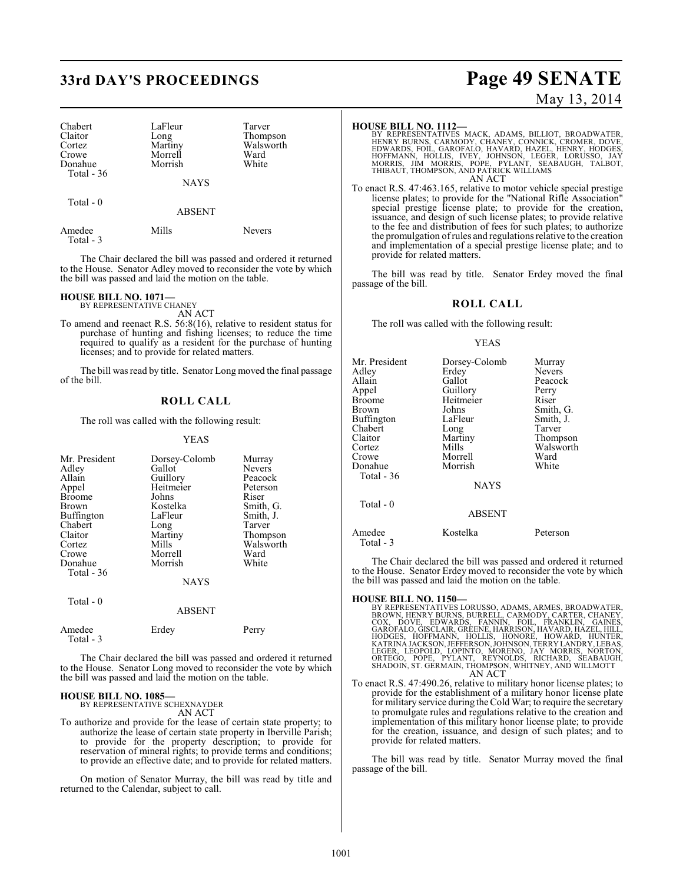| Chabert | LaFleur | Tarver |
| --- | --- | --- |
| Claitor | Long | Thompson |
| Cortez | Martiny | Walsworth |
| Crowe | Morrell | Ward |
| Donahue | Morrish | White |
| Total - 36 | | |

NAYS

Total - 0

ABSENT

| Amedee | Mills | Nevers |
| --- | --- | --- |
| Total - 3 | | |

The Chair declared the bill was passed and ordered it returned to the House. Senator Adley moved to reconsider the vote by which the bill was passed and laid the motion on the table.

**HOUSE BILL NO. 1071—**
BY REPRESENTATIVE CHANEY
AN ACT

To amend and reenact R.S. 56:8(16), relative to resident status for purchase of hunting and fishing licenses; to reduce the time required to qualify as a resident for the purchase of hunting licenses; and to provide for related matters.

The bill was read by title. Senator Long moved the final passage of the bill.

## ROLL CALL

The roll was called with the following result:

YEAS

| Mr. President | Dorsey-Colomb | Murray |
| --- | --- | --- |
| Adley | Gallot | Nevers |
| Allain | Guillory | Peacock |
| Appel | Heitmeier | Peterson |
| Broome | Johns | Riser |
| Brown | Kostelka | Smith, G. |
| Buffington | LaFleur | Smith, J. |
| Chabert | Long | Tarver |
| Claitor | Martiny | Thompson |
| Cortez | Mills | Walsworth |
| Crowe | Morrell | Ward |
| Donahue | Morrish | White |
| Total - 36 | | |

NAYS

Total - 0

ABSENT

| Amedee | Erdey | Perry |
| --- | --- | --- |
| Total - 3 | | |

The Chair declared the bill was passed and ordered it returned to the House. Senator Long moved to reconsider the vote by which the bill was passed and laid the motion on the table.

**HOUSE BILL NO. 1085—**
BY REPRESENTATIVE SCHEXNAYDER
AN ACT

To authorize and provide for the lease of certain state property; to authorize the lease of certain state property in Iberville Parish; to provide for the property description; to provide for reservation of mineral rights; to provide terms and conditions; to provide an effective date; and to provide for related matters.

On motion of Senator Murray, the bill was read by title and returned to the Calendar, subject to call.

**HOUSE BILL NO. 1112—**
BY REPRESENTATIVES MACK, ADAMS, BILLIOT, BROADWATER, HENRY BURNS, CARMODY, CHANEY, CONNICK, CROMER, DOVE, EDWARDS, FOIL, GAROFALO, HAVARD, HAZEL, HENRY, HODGES, HOFFMANN, HOLLIS, IVEY, JOHNSON, LEGER, LORUSSO, JAY MORRIS, JIM MORRIS, POPE, PYLANT, SEABAUGH, TALBOT, THIBAUT, THOMPSON, AND PATRICK WILLIAMS
AN ACT

To enact R.S. 47:463.165, relative to motor vehicle special prestige license plates; to provide for the "National Rifle Association" special prestige license plate; to provide for the creation, issuance, and design of such license plates; to provide relative to the fee and distribution of fees for such plates; to authorize the promulgation of rules and regulations relative to the creation and implementation of a special prestige license plate; and to provide for related matters.

The bill was read by title. Senator Erdey moved the final passage of the bill.

## ROLL CALL

The roll was called with the following result:

YEAS

| Mr. President | Dorsey-Colomb | Murray |
| --- | --- | --- |
| Adley | Erdey | Nevers |
| Allain | Gallot | Peacock |
| Appel | Guillory | Perry |
| Broome | Heitmeier | Riser |
| Brown | Johns | Smith, G. |
| Buffington | LaFleur | Smith, J. |
| Chabert | Long | Tarver |
| Claitor | Martiny | Thompson |
| Cortez | Mills | Walsworth |
| Crowe | Morrell | Ward |
| Donahue | Morrish | White |
| Total - 36 | | |

NAYS

Total - 0

ABSENT

| Amedee | Kostelka | Peterson |
| --- | --- | --- |
| Total - 3 | | |

The Chair declared the bill was passed and ordered it returned to the House. Senator Erdey moved to reconsider the vote by which the bill was passed and laid the motion on the table.

**HOUSE BILL NO. 1150—**
BY REPRESENTATIVES LORUSSO, ADAMS, ARMES, BROADWATER, BROWN, HENRY BURNS, BURRELL, CARMODY, CARTER, CHANEY, COX, DOVE, EDWARDS, FANNIN, FOIL, FRANKLIN, GAINES, GAROFALO, GISCLAIR, GREENE, HARRISON, HAVARD, HAZEL, HILL, HODGES, HOFFMANN, HOLLIS, HONORE, HOWARD, HUNTER, KATRINA JACKSON, JEFFERSON, JOHNSON, TERRY LANDRY, LEBAS, LEGER, LEOPOLD, LOPINTO, MORENO, JAY MORRIS, NORTON, ORTEGO, POPE, PYLANT, REYNOLDS, RICHARD, SEABAUGH, SHADOIN, ST. GERMAIN, THOMPSON, WHITNEY, AND WILLMOTT
AN ACT

To enact R.S. 47:490.26, relative to military honor license plates; to provide for the establishment of a military honor license plate for military service during the Cold War; to require the secretary to promulgate rules and regulations relative to the creation and implementation of this military honor license plate; to provide for the creation, issuance, and design of such plates; and to provide for related matters.

The bill was read by title. Senator Murray moved the final passage of the bill.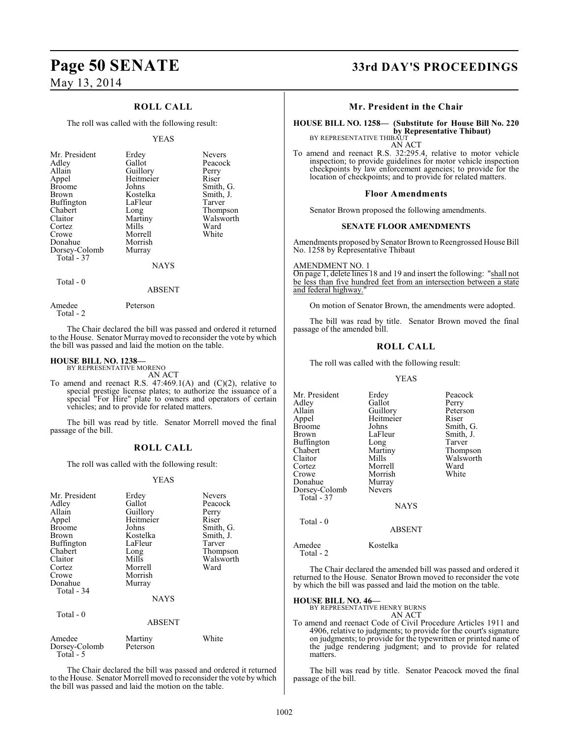## ROLL CALL

The roll was called with the following result:

YEAS

| | | |
|---|---|---|
| Mr. President | Erdey | Nevers |
| Adley | Gallot | Peacock |
| Allain | Guillory | Perry |
| Appel | Heitmeier | Riser |
| Broome | Johns | Smith, G. |
| Brown | Kostelka | Smith, J. |
| Buffington | LaFleur | Tarver |
| Chabert | Long | Thompson |
| Claitor | Martiny | Walsworth |
| Cortez | Mills | Ward |
| Crowe | Morrell | White |
| Donahue | Morrish | |
| Dorsey-Colomb | Murray | |
| Total - 37 | | |

NAYS

Total - 0

ABSENT

| | |
|---|---|
| Amedee | Peterson |
| Total - 2 | |

The Chair declared the bill was passed and ordered it returned to the House. Senator Murray moved to reconsider the vote by which the bill was passed and laid the motion on the table.

**HOUSE BILL NO. 1238—**
BY REPRESENTATIVE MORENO
AN ACT

To amend and reenact R.S. 47:469.1(A) and (C)(2), relative to special prestige license plates; to authorize the issuance of a special "For Hire" plate to owners and operators of certain vehicles; and to provide for related matters.

The bill was read by title. Senator Morrell moved the final passage of the bill.

## ROLL CALL

The roll was called with the following result:

YEAS

| | | |
|---|---|---|
| Mr. President | Erdey | Nevers |
| Adley | Gallot | Peacock |
| Allain | Guillory | Perry |
| Appel | Heitmeier | Riser |
| Broome | Johns | Smith, G. |
| Brown | Kostelka | Smith, J. |
| Buffington | LaFleur | Tarver |
| Chabert | Long | Thompson |
| Claitor | Mills | Walsworth |
| Cortez | Morrell | Ward |
| Crowe | Morrish | |
| Donahue | Murray | |
| Total - 34 | | |

NAYS

Total - 0

ABSENT

| | | |
|---|---|---|
| Amedee | Martiny | White |
| Dorsey-Colomb | Peterson | |
| Total - 5 | | |

The Chair declared the bill was passed and ordered it returned to the House. Senator Morrell moved to reconsider the vote by which the bill was passed and laid the motion on the table.

## Mr. President in the Chair

**HOUSE BILL NO. 1258— (Substitute for House Bill No. 220 by Representative Thibaut)**
BY REPRESENTATIVE THIBAUT
AN ACT

To amend and reenact R.S. 32:295.4, relative to motor vehicle inspection; to provide guidelines for motor vehicle inspection checkpoints by law enforcement agencies; to provide for the location of checkpoints; and to provide for related matters.

### Floor Amendments

Senator Brown proposed the following amendments.

### SENATE FLOOR AMENDMENTS

Amendments proposed by Senator Brown to Reengrossed House Bill No. 1258 by Representative Thibaut

AMENDMENT NO. 1
On page 1, delete lines 18 and 19 and insert the following: "shall not be less than five hundred feet from an intersection between a state and federal highway."

On motion of Senator Brown, the amendments were adopted.

The bill was read by title. Senator Brown moved the final passage of the amended bill.

## ROLL CALL

The roll was called with the following result:

YEAS

| | | |
|---|---|---|
| Mr. President | Erdey | Peacock |
| Adley | Gallot | Perry |
| Allain | Guillory | Peterson |
| Appel | Heitmeier | Riser |
| Broome | Johns | Smith, G. |
| Brown | LaFleur | Smith, J. |
| Buffington | Long | Tarver |
| Chabert | Martiny | Thompson |
| Claitor | Mills | Walsworth |
| Cortez | Morrell | Ward |
| Crowe | Morrish | White |
| Donahue | Murray | |
| Dorsey-Colomb | Nevers | |
| Total - 37 | | |

NAYS

Total - 0

ABSENT

| | |
|---|---|
| Amedee | Kostelka |
| Total - 2 | |

The Chair declared the amended bill was passed and ordered it returned to the House. Senator Brown moved to reconsider the vote by which the bill was passed and laid the motion on the table.

**HOUSE BILL NO. 46—**
BY REPRESENTATIVE HENRY BURNS
AN ACT

To amend and reenact Code of Civil Procedure Articles 1911 and 4906, relative to judgments; to provide for the court's signature on judgments; to provide for the typewritten or printed name of the judge rendering judgment; and to provide for related matters.

The bill was read by title. Senator Peacock moved the final passage of the bill.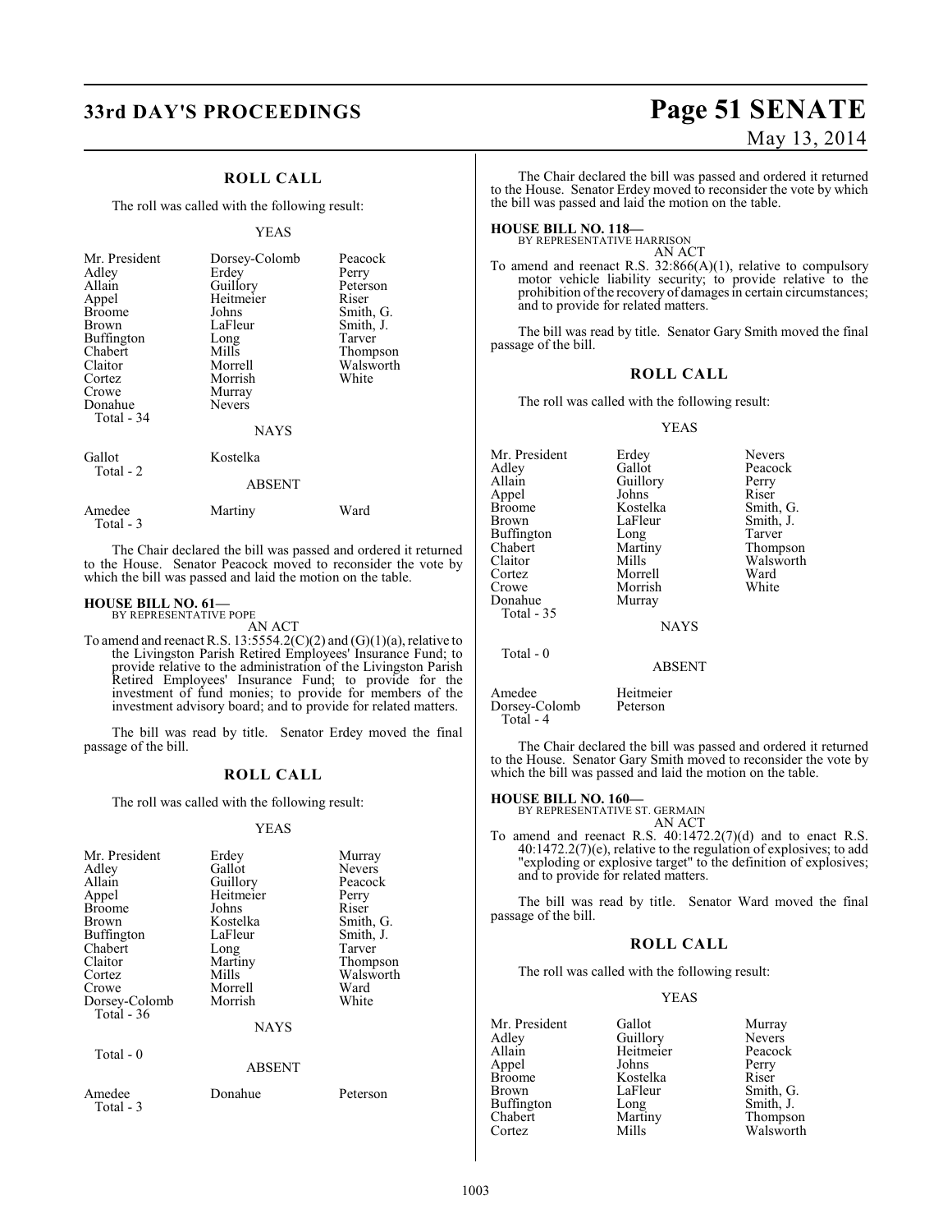## ROLL CALL

The roll was called with the following result:

YEAS

| | | |
|---|---|---|
| Mr. President | Dorsey-Colomb | Peacock |
| Adley | Erdey | Perry |
| Allain | Guillory | Peterson |
| Appel | Heitmeier | Riser |
| Broome | Johns | Smith, G. |
| Brown | LaFleur | Smith, J. |
| Buffington | Long | Tarver |
| Chabert | Mills | Thompson |
| Claitor | Morrell | Walsworth |
| Cortez | Morrish | White |
| Crowe | Murray | |
| Donahue | Nevers | |
| Total - 34 | | |

NAYS

| | |
|---|---|
| Gallot | Kostelka |
| Total - 2 | |

ABSENT

| | | |
|---|---|---|
| Amedee | Martiny | Ward |
| Total - 3 | | |

The Chair declared the bill was passed and ordered it returned to the House. Senator Peacock moved to reconsider the vote by which the bill was passed and laid the motion on the table.

**HOUSE BILL NO. 61—**
BY REPRESENTATIVE POPE
AN ACT

To amend and reenact R.S. 13:5554.2(C)(2) and (G)(1)(a), relative to the Livingston Parish Retired Employees' Insurance Fund; to provide relative to the administration of the Livingston Parish Retired Employees' Insurance Fund; to provide for the investment of fund monies; to provide for members of the investment advisory board; and to provide for related matters.

The bill was read by title. Senator Erdey moved the final passage of the bill.

## ROLL CALL

The roll was called with the following result:

YEAS

| | | |
|---|---|---|
| Mr. President | Erdey | Murray |
| Adley | Gallot | Nevers |
| Allain | Guillory | Peacock |
| Appel | Heitmeier | Perry |
| Broome | Johns | Riser |
| Brown | Kostelka | Smith, G. |
| Buffington | LaFleur | Smith, J. |
| Chabert | Long | Tarver |
| Claitor | Martiny | Thompson |
| Cortez | Mills | Walsworth |
| Crowe | Morrell | Ward |
| Dorsey-Colomb | Morrish | White |
| Total - 36 | | |

NAYS

Total - 0

ABSENT

| | | |
|---|---|---|
| Amedee | Donahue | Peterson |
| Total - 3 | | |

The Chair declared the bill was passed and ordered it returned to the House. Senator Erdey moved to reconsider the vote by which the bill was passed and laid the motion on the table.

**HOUSE BILL NO. 118—**
BY REPRESENTATIVE HARRISON
AN ACT

To amend and reenact R.S. 32:866(A)(1), relative to compulsory motor vehicle liability security; to provide relative to the prohibition of the recovery of damages in certain circumstances; and to provide for related matters.

The bill was read by title. Senator Gary Smith moved the final passage of the bill.

## ROLL CALL

The roll was called with the following result:

YEAS

| | | |
|---|---|---|
| Mr. President | Erdey | Nevers |
| Adley | Gallot | Peacock |
| Allain | Guillory | Perry |
| Appel | Johns | Riser |
| Broome | Kostelka | Smith, G. |
| Brown | LaFleur | Smith, J. |
| Buffington | Long | Tarver |
| Chabert | Martiny | Thompson |
| Claitor | Mills | Walsworth |
| Cortez | Morrell | Ward |
| Crowe | Morrish | White |
| Donahue | Murray | |
| Total - 35 | | |

NAYS

Total - 0

ABSENT

| | |
|---|---|
| Amedee | Heitmeier |
| Dorsey-Colomb | Peterson |
| Total - 4 | |

The Chair declared the bill was passed and ordered it returned to the House. Senator Gary Smith moved to reconsider the vote by which the bill was passed and laid the motion on the table.

**HOUSE BILL NO. 160—**
BY REPRESENTATIVE ST. GERMAIN
AN ACT

To amend and reenact R.S. 40:1472.2(7)(d) and to enact R.S. 40:1472.2(7)(e), relative to the regulation of explosives; to add "exploding or explosive target" to the definition of explosives; and to provide for related matters.

The bill was read by title. Senator Ward moved the final passage of the bill.

## ROLL CALL

The roll was called with the following result:

YEAS

| | | |
|---|---|---|
| Mr. President | Gallot | Murray |
| Adley | Guillory | Nevers |
| Allain | Heitmeier | Peacock |
| Appel | Johns | Perry |
| Broome | Kostelka | Riser |
| Brown | LaFleur | Smith, G. |
| Buffington | Long | Smith, J. |
| Chabert | Martiny | Thompson |
| Cortez | Mills | Walsworth |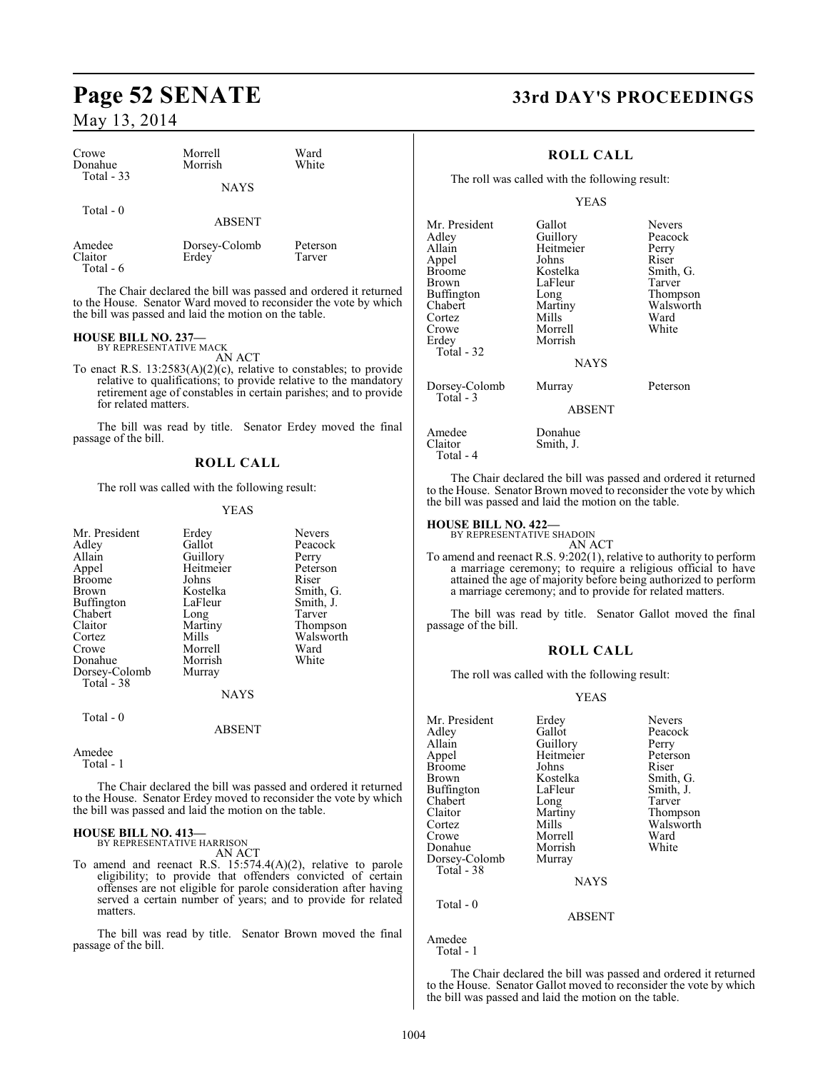| Crowe | Morrell | Ward |
|---|---|---|
| Donahue | Morrish | White |
| Total - 33 | | |

NAYS

Total - 0

ABSENT

| Amedee | Dorsey-Colomb | Peterson |
|---|---|---|
| Claitor | Erdey | Tarver |
| Total - 6 | | |

The Chair declared the bill was passed and ordered it returned to the House. Senator Ward moved to reconsider the vote by which the bill was passed and laid the motion on the table.

**HOUSE BILL NO. 237—**
BY REPRESENTATIVE MACK
AN ACT

To enact R.S. 13:2583(A)(2)(c), relative to constables; to provide relative to qualifications; to provide relative to the mandatory retirement age of constables in certain parishes; and to provide for related matters.

The bill was read by title. Senator Erdey moved the final passage of the bill.

## ROLL CALL

The roll was called with the following result:

YEAS

| Mr. President | Erdey | Nevers |
|---|---|---|
| Adley | Gallot | Peacock |
| Allain | Guillory | Perry |
| Appel | Heitmeier | Peterson |
| Broome | Johns | Riser |
| Brown | Kostelka | Smith, G. |
| Buffington | LaFleur | Smith, J. |
| Chabert | Long | Tarver |
| Claitor | Martiny | Thompson |
| Cortez | Mills | Walsworth |
| Crowe | Morrell | Ward |
| Donahue | Morrish | White |
| Dorsey-Colomb | Murray | |
| Total - 38 | | |

NAYS

Total - 0

ABSENT

Amedee
Total - 1

The Chair declared the bill was passed and ordered it returned to the House. Senator Erdey moved to reconsider the vote by which the bill was passed and laid the motion on the table.

**HOUSE BILL NO. 413—**
BY REPRESENTATIVE HARRISON
AN ACT

To amend and reenact R.S. 15:574.4(A)(2), relative to parole eligibility; to provide that offenders convicted of certain offenses are not eligible for parole consideration after having served a certain number of years; and to provide for related matters.

The bill was read by title. Senator Brown moved the final passage of the bill.

## ROLL CALL

The roll was called with the following result:

YEAS

| Mr. President | Gallot | Nevers |
|---|---|---|
| Adley | Guillory | Peacock |
| Allain | Heitmeier | Perry |
| Appel | Johns | Riser |
| Broome | Kostelka | Smith, G. |
| Brown | LaFleur | Tarver |
| Buffington | Long | Thompson |
| Chabert | Martiny | Walsworth |
| Cortez | Mills | Ward |
| Crowe | Morrell | White |
| Erdey | Morrish | |
| Total - 32 | | |

NAYS

| Dorsey-Colomb | Murray | Peterson |
|---|---|---|
| Total - 3 | | |

ABSENT

| Amedee | Donahue |
|---|---|
| Claitor | Smith, J. |
| Total - 4 | |

The Chair declared the bill was passed and ordered it returned to the House. Senator Brown moved to reconsider the vote by which the bill was passed and laid the motion on the table.

**HOUSE BILL NO. 422—**
BY REPRESENTATIVE SHADOIN
AN ACT

To amend and reenact R.S. 9:202(1), relative to authority to perform a marriage ceremony; to require a religious official to have attained the age of majority before being authorized to perform a marriage ceremony; and to provide for related matters.

The bill was read by title. Senator Gallot moved the final passage of the bill.

## ROLL CALL

The roll was called with the following result:

YEAS

| Mr. President | Erdey | Nevers |
|---|---|---|
| Adley | Gallot | Peacock |
| Allain | Guillory | Perry |
| Appel | Heitmeier | Peterson |
| Broome | Johns | Riser |
| Brown | Kostelka | Smith, G. |
| Buffington | LaFleur | Smith, J. |
| Chabert | Long | Tarver |
| Claitor | Martiny | Thompson |
| Cortez | Mills | Walsworth |
| Crowe | Morrell | Ward |
| Donahue | Morrish | White |
| Dorsey-Colomb | Murray | |
| Total - 38 | | |

NAYS

Total - 0

ABSENT

Amedee
Total - 1

The Chair declared the bill was passed and ordered it returned to the House. Senator Gallot moved to reconsider the vote by which the bill was passed and laid the motion on the table.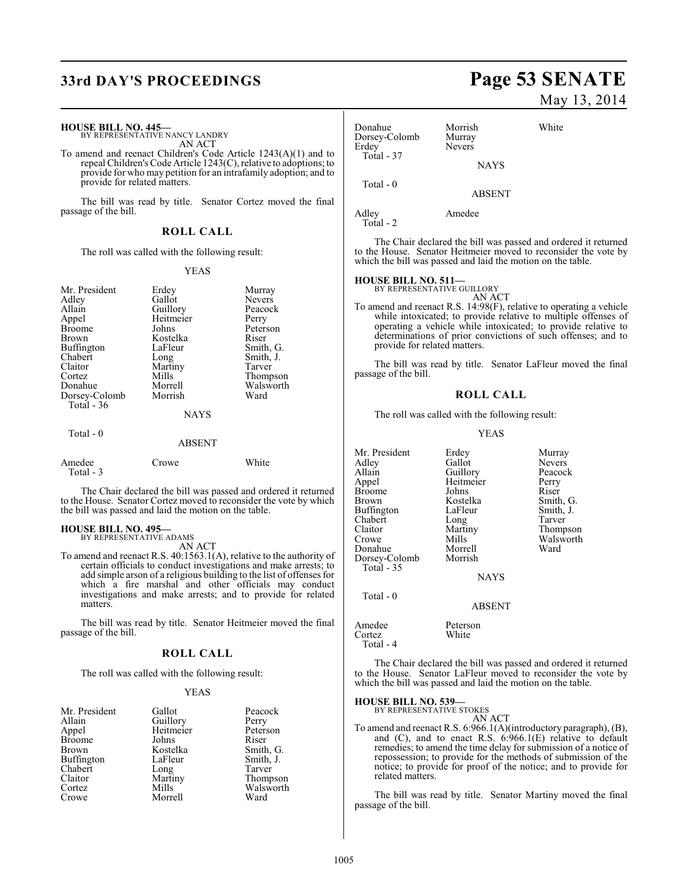**HOUSE BILL NO. 445—**
BY REPRESENTATIVE NANCY LANDRY
AN ACT

To amend and reenact Children's Code Article 1243(A)(1) and to repeal Children's Code Article 1243(C), relative to adoptions; to provide for who may petition for an intrafamily adoption; and to provide for related matters.

The bill was read by title. Senator Cortez moved the final passage of the bill.

## ROLL CALL

The roll was called with the following result:

YEAS

| | | |
|---|---|---|
| Mr. President | Erdey | Murray |
| Adley | Gallot | Nevers |
| Allain | Guillory | Peacock |
| Appel | Heitmeier | Perry |
| Broome | Johns | Peterson |
| Brown | Kostelka | Riser |
| Buffington | LaFleur | Smith, G. |
| Chabert | Long | Smith, J. |
| Claitor | Martiny | Tarver |
| Cortez | Mills | Thompson |
| Donahue | Morrell | Walsworth |
| Dorsey-Colomb | Morrish | Ward |

Total - 36

NAYS

Total - 0

ABSENT

| | | |
|---|---|---|
| Amedee | Crowe | White |

Total - 3

The Chair declared the bill was passed and ordered it returned to the House. Senator Cortez moved to reconsider the vote by which the bill was passed and laid the motion on the table.

**HOUSE BILL NO. 495—**
BY REPRESENTATIVE ADAMS
AN ACT

To amend and reenact R.S. 40:1563.1(A), relative to the authority of certain officials to conduct investigations and make arrests; to add simple arson of a religious building to the list of offenses for which a fire marshal and other officials may conduct investigations and make arrests; and to provide for related matters.

The bill was read by title. Senator Heitmeier moved the final passage of the bill.

## ROLL CALL

The roll was called with the following result:

YEAS

| | | |
|---|---|---|
| Mr. President | Gallot | Peacock |
| Allain | Guillory | Perry |
| Appel | Heitmeier | Peterson |
| Broome | Johns | Riser |
| Brown | Kostelka | Smith, G. |
| Buffington | LaFleur | Smith, J. |
| Chabert | Long | Tarver |
| Claitor | Martiny | Thompson |
| Cortez | Mills | Walsworth |
| Crowe | Morrell | Ward |
| Donahue | Morrish | White |
| Dorsey-Colomb | Murray | |
| Erdey | Nevers | |

Total - 37

NAYS

Total - 0

ABSENT

| | |
|---|---|
| Adley | Amedee |

Total - 2

The Chair declared the bill was passed and ordered it returned to the House. Senator Heitmeier moved to reconsider the vote by which the bill was passed and laid the motion on the table.

**HOUSE BILL NO. 511—**
BY REPRESENTATIVE GUILLORY
AN ACT

To amend and reenact R.S. 14:98(F), relative to operating a vehicle while intoxicated; to provide relative to multiple offenses of operating a vehicle while intoxicated; to provide relative to determinations of prior convictions of such offenses; and to provide for related matters.

The bill was read by title. Senator LaFleur moved the final passage of the bill.

## ROLL CALL

The roll was called with the following result:

YEAS

| | | |
|---|---|---|
| Mr. President | Erdey | Murray |
| Adley | Gallot | Nevers |
| Allain | Guillory | Peacock |
| Appel | Heitmeier | Perry |
| Broome | Johns | Riser |
| Brown | Kostelka | Smith, G. |
| Buffington | LaFleur | Smith, J. |
| Chabert | Long | Tarver |
| Claitor | Martiny | Thompson |
| Crowe | Mills | Walsworth |
| Donahue | Morrell | Ward |
| Dorsey-Colomb | Morrish | |

Total - 35

NAYS

Total - 0

ABSENT

| | |
|---|---|
| Amedee | Peterson |
| Cortez | White |

Total - 4

The Chair declared the bill was passed and ordered it returned to the House. Senator LaFleur moved to reconsider the vote by which the bill was passed and laid the motion on the table.

**HOUSE BILL NO. 539—**
BY REPRESENTATIVE STOKES
AN ACT

To amend and reenact R.S. 6:966.1(A)(introductory paragraph), (B), and (C), and to enact R.S. 6:966.1(E) relative to default remedies; to amend the time delay for submission of a notice of repossession; to provide for the methods of submission of the notice; to provide for proof of the notice; and to provide for related matters.

The bill was read by title. Senator Martiny moved the final passage of the bill.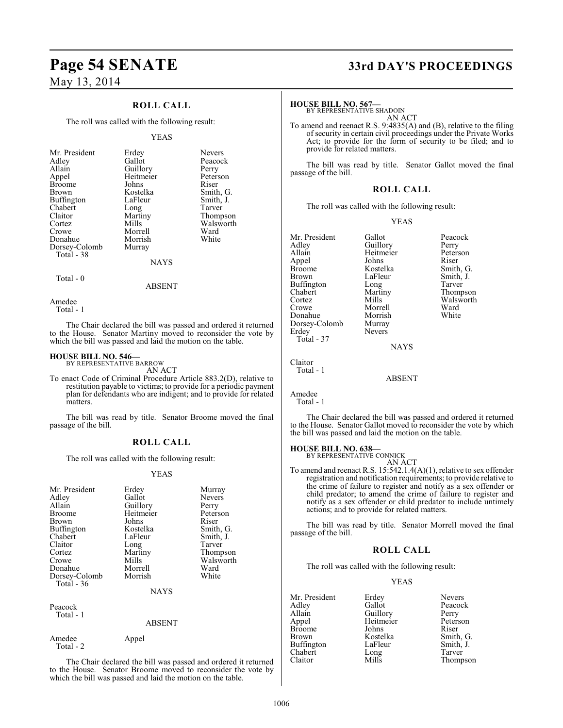## ROLL CALL

The roll was called with the following result:

YEAS

| | | |
|---|---|---|
| Mr. President | Erdey | Nevers |
| Adley | Gallot | Peacock |
| Allain | Guillory | Perry |
| Appel | Heitmeier | Peterson |
| Broome | Johns | Riser |
| Brown | Kostelka | Smith, G. |
| Buffington | LaFleur | Smith, J. |
| Chabert | Long | Tarver |
| Claitor | Martiny | Thompson |
| Cortez | Mills | Walsworth |
| Crowe | Morrell | Ward |
| Donahue | Morrish | White |
| Dorsey-Colomb | Murray | |

Total - 38

NAYS

Total - 0

ABSENT

Amedee

Total - 1

The Chair declared the bill was passed and ordered it returned to the House. Senator Martiny moved to reconsider the vote by which the bill was passed and laid the motion on the table.

**HOUSE BILL NO. 546—**
BY REPRESENTATIVE BARROW
AN ACT

To enact Code of Criminal Procedure Article 883.2(D), relative to restitution payable to victims; to provide for a periodic payment plan for defendants who are indigent; and to provide for related matters.

The bill was read by title. Senator Broome moved the final passage of the bill.

## ROLL CALL

The roll was called with the following result:

YEAS

| | | |
|---|---|---|
| Mr. President | Erdey | Murray |
| Adley | Gallot | Nevers |
| Allain | Guillory | Perry |
| Broome | Heitmeier | Peterson |
| Brown | Johns | Riser |
| Buffington | Kostelka | Smith, G. |
| Chabert | LaFleur | Smith, J. |
| Claitor | Long | Tarver |
| Cortez | Martiny | Thompson |
| Crowe | Mills | Walsworth |
| Donahue | Morrell | Ward |
| Dorsey-Colomb | Morrish | White |

Total - 36

NAYS

Peacock

Total - 1

ABSENT

Amedee Appel

Total - 2

The Chair declared the bill was passed and ordered it returned to the House. Senator Broome moved to reconsider the vote by which the bill was passed and laid the motion on the table.

**HOUSE BILL NO. 567—**
BY REPRESENTATIVE SHADOIN
AN ACT

To amend and reenact R.S. 9:4835(A) and (B), relative to the filing of security in certain civil proceedings under the Private Works Act; to provide for the form of security to be filed; and to provide for related matters.

The bill was read by title. Senator Gallot moved the final passage of the bill.

## ROLL CALL

The roll was called with the following result:

YEAS

| | | |
|---|---|---|
| Mr. President | Gallot | Peacock |
| Adley | Guillory | Perry |
| Allain | Heitmeier | Peterson |
| Appel | Johns | Riser |
| Broome | Kostelka | Smith, G. |
| Brown | LaFleur | Smith, J. |
| Buffington | Long | Tarver |
| Chabert | Martiny | Thompson |
| Cortez | Mills | Walsworth |
| Crowe | Morrell | Ward |
| Donahue | Morrish | White |
| Dorsey-Colomb | Murray | |
| Erdey | Nevers | |

Total - 37

NAYS

Claitor

Total - 1

ABSENT

Amedee

Total - 1

The Chair declared the bill was passed and ordered it returned to the House. Senator Gallot moved to reconsider the vote by which the bill was passed and laid the motion on the table.

**HOUSE BILL NO. 638—**
BY REPRESENTATIVE CONNICK
AN ACT

To amend and reenact R.S. 15:542.1.4(A)(1), relative to sex offender registration and notification requirements; to provide relative to the crime of failure to register and notify as a sex offender or child predator; to amend the crime of failure to register and notify as a sex offender or child predator to include untimely actions; and to provide for related matters.

The bill was read by title. Senator Morrell moved the final passage of the bill.

## ROLL CALL

The roll was called with the following result:

YEAS

| | | |
|---|---|---|
| Mr. President | Erdey | Nevers |
| Adley | Gallot | Peacock |
| Allain | Guillory | Perry |
| Appel | Heitmeier | Peterson |
| Broome | Johns | Riser |
| Brown | Kostelka | Smith, G. |
| Buffington | LaFleur | Smith, J. |
| Chabert | Long | Tarver |
| Claitor | Mills | Thompson |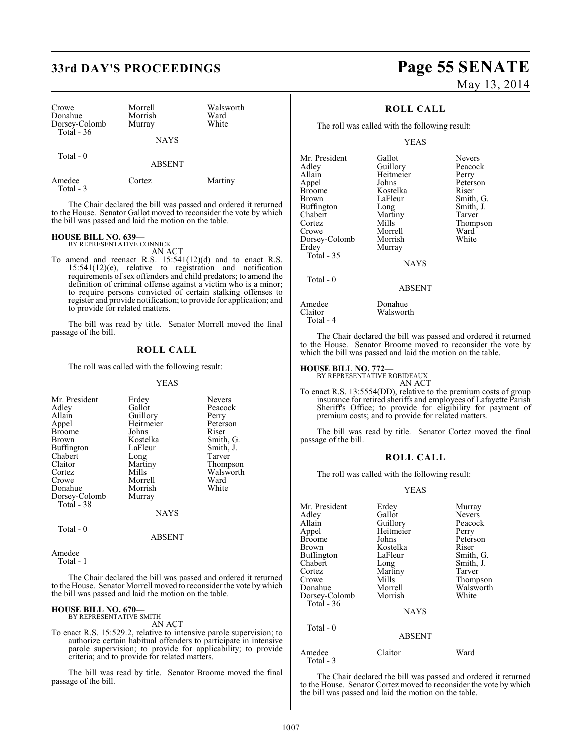| Crowe | Morrell | Walsworth |
|---|---|---|
| Donahue | Morrish | Ward |
| Dorsey-Colomb | Murray | White |
| Total - 36 | | |

NAYS

Total - 0

ABSENT

| Amedee | Cortez | Martiny |
|---|---|---|
| Total - 3 | | |

The Chair declared the bill was passed and ordered it returned to the House. Senator Gallot moved to reconsider the vote by which the bill was passed and laid the motion on the table.

**HOUSE BILL NO. 639—**
BY REPRESENTATIVE CONNICK
AN ACT

To amend and reenact R.S. 15:541(12)(d) and to enact R.S. 15:541(12)(e), relative to registration and notification requirements of sex offenders and child predators; to amend the definition of criminal offense against a victim who is a minor; to require persons convicted of certain stalking offenses to register and provide notification; to provide for application; and to provide for related matters.

The bill was read by title. Senator Morrell moved the final passage of the bill.

## ROLL CALL

The roll was called with the following result:

YEAS

| Mr. President | Erdey | Nevers |
|---|---|---|
| Adley | Gallot | Peacock |
| Allain | Guillory | Perry |
| Appel | Heitmeier | Peterson |
| Broome | Johns | Riser |
| Brown | Kostelka | Smith, G. |
| Buffington | LaFleur | Smith, J. |
| Chabert | Long | Tarver |
| Claitor | Martiny | Thompson |
| Cortez | Mills | Walsworth |
| Crowe | Morrell | Ward |
| Donahue | Morrish | White |
| Dorsey-Colomb | Murray | |
| Total - 38 | | |

NAYS

Total - 0

ABSENT

Amedee
Total - 1

The Chair declared the bill was passed and ordered it returned to the House. Senator Morrell moved to reconsider the vote by which the bill was passed and laid the motion on the table.

**HOUSE BILL NO. 670—**
BY REPRESENTATIVE SMITH
AN ACT

To enact R.S. 15:529.2, relative to intensive parole supervision; to authorize certain habitual offenders to participate in intensive parole supervision; to provide for applicability; to provide criteria; and to provide for related matters.

The bill was read by title. Senator Broome moved the final passage of the bill.

## ROLL CALL

The roll was called with the following result:

YEAS

| Mr. President | Gallot | Nevers |
|---|---|---|
| Adley | Guillory | Peacock |
| Allain | Heitmeier | Perry |
| Appel | Johns | Peterson |
| Broome | Kostelka | Riser |
| Brown | LaFleur | Smith, G. |
| Buffington | Long | Smith, J. |
| Chabert | Martiny | Tarver |
| Cortez | Mills | Thompson |
| Crowe | Morrell | Ward |
| Dorsey-Colomb | Morrish | White |
| Erdey | Murray | |
| Total - 35 | | |

NAYS

Total - 0

ABSENT

| Amedee | Donahue |
|---|---|
| Claitor | Walsworth |
| Total - 4 | |

The Chair declared the bill was passed and ordered it returned to the House. Senator Broome moved to reconsider the vote by which the bill was passed and laid the motion on the table.

**HOUSE BILL NO. 772—**
BY REPRESENTATIVE ROBIDEAUX
AN ACT

To enact R.S. 13:5554(DD), relative to the premium costs of group insurance for retired sheriffs and employees of Lafayette Parish Sheriff's Office; to provide for eligibility for payment of premium costs; and to provide for related matters.

The bill was read by title. Senator Cortez moved the final passage of the bill.

## ROLL CALL

The roll was called with the following result:

YEAS

| Mr. President | Erdey | Murray |
|---|---|---|
| Adley | Gallot | Nevers |
| Allain | Guillory | Peacock |
| Appel | Heitmeier | Perry |
| Broome | Johns | Peterson |
| Brown | Kostelka | Riser |
| Buffington | LaFleur | Smith, G. |
| Chabert | Long | Smith, J. |
| Cortez | Martiny | Tarver |
| Crowe | Mills | Thompson |
| Donahue | Morrell | Walsworth |
| Dorsey-Colomb | Morrish | White |
| Total - 36 | | |

NAYS

Total - 0

ABSENT

| Amedee | Claitor | Ward |
|---|---|---|
| Total - 3 | | |

The Chair declared the bill was passed and ordered it returned to the House. Senator Cortez moved to reconsider the vote by which the bill was passed and laid the motion on the table.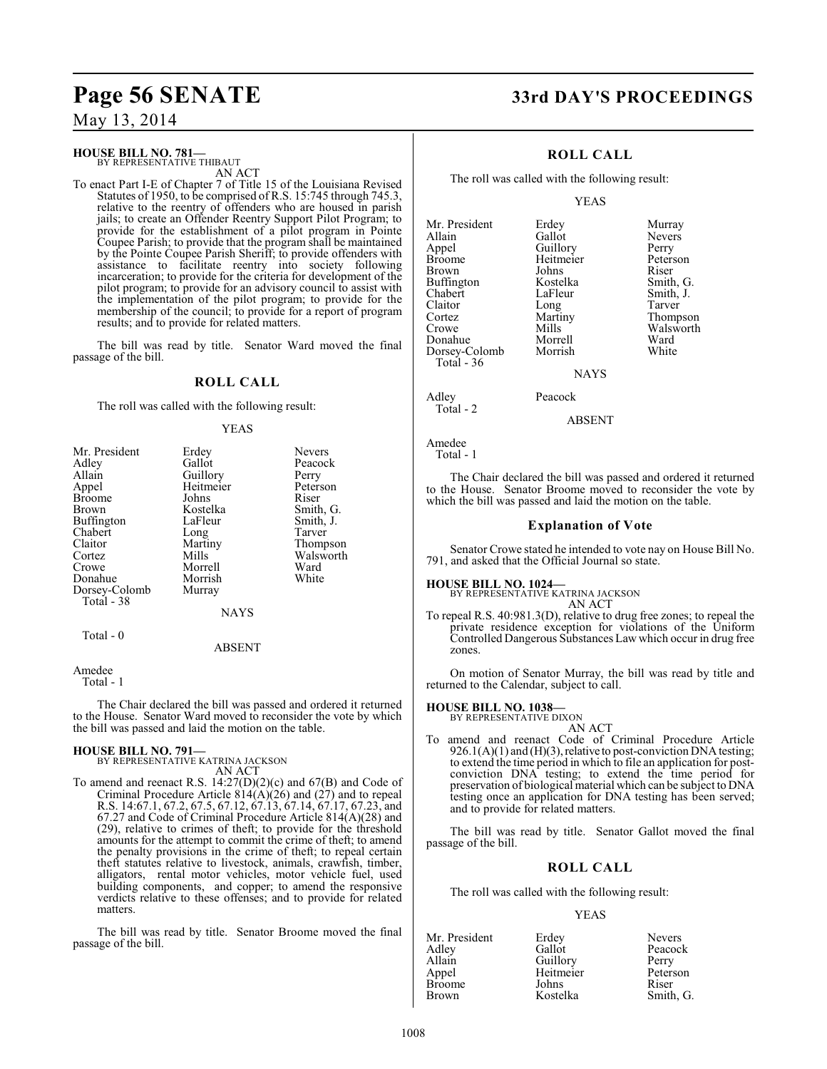**HOUSE BILL NO. 781—**
BY REPRESENTATIVE THIBAUT

AN ACT

To enact Part I-E of Chapter 7 of Title 15 of the Louisiana Revised Statutes of 1950, to be comprised of R.S. 15:745 through 745.3, relative to the reentry of offenders who are housed in parish jails; to create an Offender Reentry Support Pilot Program; to provide for the establishment of a pilot program in Pointe Coupee Parish; to provide that the program shall be maintained by the Pointe Coupee Parish Sheriff; to provide offenders with assistance to facilitate reentry into society following incarceration; to provide for the criteria for development of the pilot program; to provide for an advisory council to assist with the implementation of the pilot program; to provide for the membership of the council; to provide for a report of program results; and to provide for related matters.

The bill was read by title. Senator Ward moved the final passage of the bill.

## ROLL CALL

The roll was called with the following result:

YEAS

| | | |
|---|---|---|
| Mr. President | Erdey | Nevers |
| Adley | Gallot | Peacock |
| Allain | Guillory | Perry |
| Appel | Heitmeier | Peterson |
| Broome | Johns | Riser |
| Brown | Kostelka | Smith, G. |
| Buffington | LaFleur | Smith, J. |
| Chabert | Long | Tarver |
| Claitor | Martiny | Thompson |
| Cortez | Mills | Walsworth |
| Crowe | Morrell | Ward |
| Donahue | Morrish | White |
| Dorsey-Colomb | Murray | |

Total - 38

NAYS

Total - 0

ABSENT

Amedee

Total - 1

The Chair declared the bill was passed and ordered it returned to the House. Senator Ward moved to reconsider the vote by which the bill was passed and laid the motion on the table.

**HOUSE BILL NO. 791—**
BY REPRESENTATIVE KATRINA JACKSON

AN ACT

To amend and reenact R.S. 14:27(D)(2)(c) and 67(B) and Code of Criminal Procedure Article 814(A)(26) and (27) and to repeal R.S. 14:67.1, 67.2, 67.5, 67.12, 67.13, 67.14, 67.17, 67.23, and 67.27 and Code of Criminal Procedure Article 814(A)(28) and (29), relative to crimes of theft; to provide for the threshold amounts for the attempt to commit the crime of theft; to amend the penalty provisions in the crime of theft; to repeal certain theft statutes relative to livestock, animals, crawfish, timber, alligators, rental motor vehicles, motor vehicle fuel, used building components, and copper; to amend the responsive verdicts relative to these offenses; and to provide for related matters.

The bill was read by title. Senator Broome moved the final passage of the bill.

## ROLL CALL

The roll was called with the following result:

YEAS

| | | |
|---|---|---|
| Mr. President | Erdey | Murray |
| Allain | Gallot | Nevers |
| Appel | Guillory | Perry |
| Broome | Heitmeier | Peterson |
| Brown | Johns | Riser |
| Buffington | Kostelka | Smith, G. |
| Chabert | LaFleur | Smith, J. |
| Claitor | Long | Tarver |
| Cortez | Martiny | Thompson |
| Crowe | Mills | Walsworth |
| Donahue | Morrell | Ward |
| Dorsey-Colomb | Morrish | White |

Total - 36

NAYS

| | |
|---|---|
| Adley | Peacock |

Total - 2

ABSENT

Amedee

Total - 1

The Chair declared the bill was passed and ordered it returned to the House. Senator Broome moved to reconsider the vote by which the bill was passed and laid the motion on the table.

### Explanation of Vote

Senator Crowe stated he intended to vote nay on House Bill No. 791, and asked that the Official Journal so state.

**HOUSE BILL NO. 1024—**
BY REPRESENTATIVE KATRINA JACKSON

AN ACT

To repeal R.S. 40:981.3(D), relative to drug free zones; to repeal the private residence exception for violations of the Uniform Controlled Dangerous Substances Law which occur in drug free zones.

On motion of Senator Murray, the bill was read by title and returned to the Calendar, subject to call.

**HOUSE BILL NO. 1038—**
BY REPRESENTATIVE DIXON

AN ACT

To amend and reenact Code of Criminal Procedure Article 926.1(A)(1) and (H)(3), relative to post-conviction DNA testing; to extend the time period in which to file an application for post-conviction DNA testing; to extend the time period for preservation of biological material which can be subject to DNA testing once an application for DNA testing has been served; and to provide for related matters.

The bill was read by title. Senator Gallot moved the final passage of the bill.

## ROLL CALL

The roll was called with the following result:

YEAS

| | | |
|---|---|---|
| Mr. President | Erdey | Nevers |
| Adley | Gallot | Peacock |
| Allain | Guillory | Perry |
| Appel | Heitmeier | Peterson |
| Broome | Johns | Riser |
| Brown | Kostelka | Smith, G. |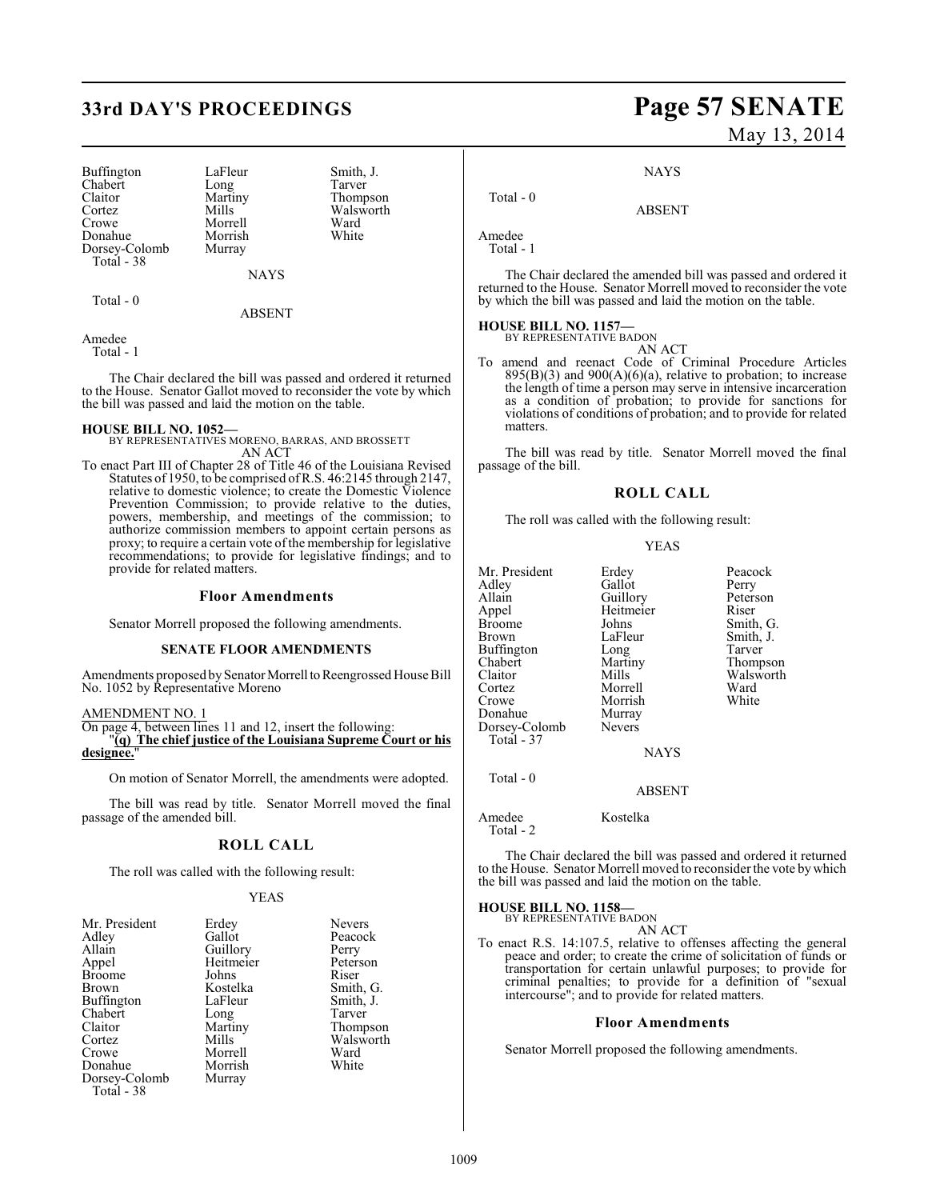| Buffington | LaFleur | Smith, J. |
|---|---|---|
| Chabert | Long | Tarver |
| Claitor | Martiny | Thompson |
| Cortez | Mills | Walsworth |
| Crowe | Morrell | Ward |
| Donahue | Morrish | White |
| Dorsey-Colomb | Murray | |

Total - 38

NAYS

Total - 0

ABSENT

Amedee

Total - 1

The Chair declared the bill was passed and ordered it returned to the House. Senator Gallot moved to reconsider the vote by which the bill was passed and laid the motion on the table.

**HOUSE BILL NO. 1052—**
BY REPRESENTATIVES MORENO, BARRAS, AND BROSSETT

AN ACT

To enact Part III of Chapter 28 of Title 46 of the Louisiana Revised Statutes of 1950, to be comprised of R.S. 46:2145 through 2147, relative to domestic violence; to create the Domestic Violence Prevention Commission; to provide relative to the duties, powers, membership, and meetings of the commission; to authorize commission members to appoint certain persons as proxy; to require a certain vote of the membership for legislative recommendations; to provide for legislative findings; and to provide for related matters.

## Floor Amendments

Senator Morrell proposed the following amendments.

**SENATE FLOOR AMENDMENTS**

Amendments proposed by Senator Morrell to Reengrossed House Bill No. 1052 by Representative Moreno

AMENDMENT NO. 1

On page 4, between lines 11 and 12, insert the following:

"**(q) The chief justice of the Louisiana Supreme Court or his designee.**"

On motion of Senator Morrell, the amendments were adopted.

The bill was read by title. Senator Morrell moved the final passage of the amended bill.

## ROLL CALL

The roll was called with the following result:

YEAS

| Mr. President | Erdey | Nevers |
|---|---|---|
| Adley | Gallot | Peacock |
| Allain | Guillory | Perry |
| Appel | Heitmeier | Peterson |
| Broome | Johns | Riser |
| Brown | Kostelka | Smith, G. |
| Buffington | LaFleur | Smith, J. |
| Chabert | Long | Tarver |
| Claitor | Martiny | Thompson |
| Cortez | Mills | Walsworth |
| Crowe | Morrell | Ward |
| Donahue | Morrish | White |
| Dorsey-Colomb | Murray | |

Total - 38

NAYS

Total - 0

ABSENT

Amedee

Total - 1

The Chair declared the amended bill was passed and ordered it returned to the House. Senator Morrell moved to reconsider the vote by which the bill was passed and laid the motion on the table.

**HOUSE BILL NO. 1157—**
BY REPRESENTATIVE BADON

AN ACT

To amend and reenact Code of Criminal Procedure Articles 895(B)(3) and 900(A)(6)(a), relative to probation; to increase the length of time a person may serve in intensive incarceration as a condition of probation; to provide for sanctions for violations of conditions of probation; and to provide for related matters.

The bill was read by title. Senator Morrell moved the final passage of the bill.

## ROLL CALL

The roll was called with the following result:

YEAS

| Mr. President | Erdey | Peacock |
|---|---|---|
| Adley | Gallot | Perry |
| Allain | Guillory | Peterson |
| Appel | Heitmeier | Riser |
| Broome | Johns | Smith, G. |
| Brown | LaFleur | Smith, J. |
| Buffington | Long | Tarver |
| Chabert | Martiny | Thompson |
| Claitor | Mills | Walsworth |
| Cortez | Morrell | Ward |
| Crowe | Morrish | White |
| Donahue | Murray | |
| Dorsey-Colomb | Nevers | |

Total - 37

NAYS

Total - 0

ABSENT

Amedee Kostelka

Total - 2

The Chair declared the bill was passed and ordered it returned to the House. Senator Morrell moved to reconsider the vote by which the bill was passed and laid the motion on the table.

**HOUSE BILL NO. 1158—**
BY REPRESENTATIVE BADON

AN ACT

To enact R.S. 14:107.5, relative to offenses affecting the general peace and order; to create the crime of solicitation of funds or transportation for certain unlawful purposes; to provide for criminal penalties; to provide for a definition of "sexual intercourse"; and to provide for related matters.

## Floor Amendments

Senator Morrell proposed the following amendments.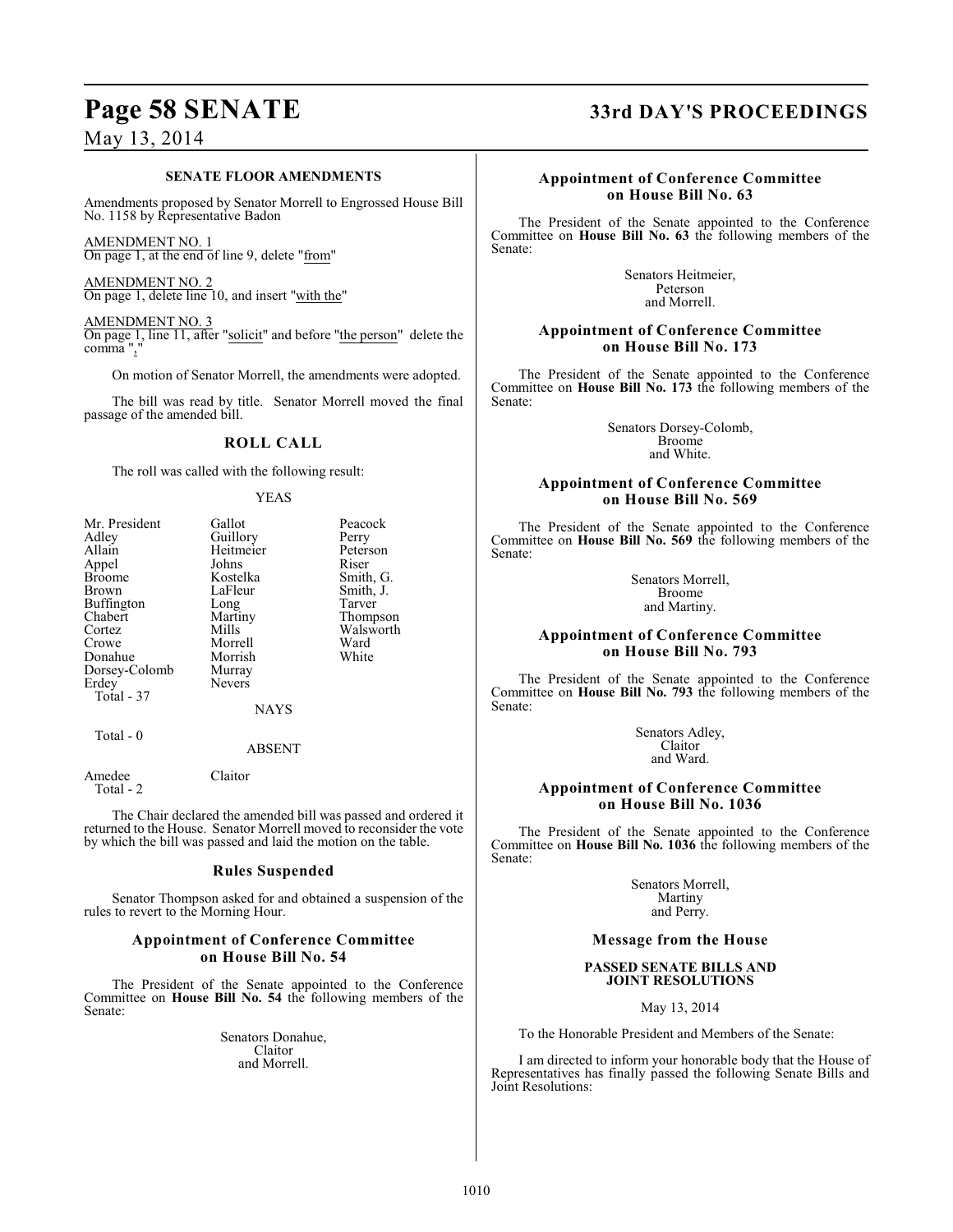### SENATE FLOOR AMENDMENTS

Amendments proposed by Senator Morrell to Engrossed House Bill No. 1158 by Representative Badon

AMENDMENT NO. 1
On page 1, at the end of line 9, delete "from"

AMENDMENT NO. 2
On page 1, delete line 10, and insert "with the"

AMENDMENT NO. 3
On page 1, line 11, after "solicit" and before "the person" delete the comma ","

On motion of Senator Morrell, the amendments were adopted.

The bill was read by title. Senator Morrell moved the final passage of the amended bill.

## ROLL CALL

The roll was called with the following result:

YEAS

| | | |
|---|---|---|
| Mr. President | Gallot | Peacock |
| Adley | Guillory | Perry |
| Allain | Heitmeier | Peterson |
| Appel | Johns | Riser |
| Broome | Kostelka | Smith, G. |
| Brown | LaFleur | Smith, J. |
| Buffington | Long | Tarver |
| Chabert | Martiny | Thompson |
| Cortez | Mills | Walsworth |
| Crowe | Morrell | Ward |
| Donahue | Morrish | White |
| Dorsey-Colomb | Murray | |
| Erdey | Nevers | |

Total - 37

NAYS

Total - 0

ABSENT

Amedee Claitor
Total - 2

The Chair declared the amended bill was passed and ordered it returned to the House. Senator Morrell moved to reconsider the vote by which the bill was passed and laid the motion on the table.

### Rules Suspended

Senator Thompson asked for and obtained a suspension of the rules to revert to the Morning Hour.

### Appointment of Conference Committee on House Bill No. 54

The President of the Senate appointed to the Conference Committee on **House Bill No. 54** the following members of the Senate:

Senators Donahue,
Claitor
and Morrell.

### Appointment of Conference Committee on House Bill No. 63

The President of the Senate appointed to the Conference Committee on **House Bill No. 63** the following members of the Senate:

Senators Heitmeier,
Peterson
and Morrell.

### Appointment of Conference Committee on House Bill No. 173

The President of the Senate appointed to the Conference Committee on **House Bill No. 173** the following members of the Senate:

Senators Dorsey-Colomb,
Broome
and White.

### Appointment of Conference Committee on House Bill No. 569

The President of the Senate appointed to the Conference Committee on **House Bill No. 569** the following members of the Senate:

Senators Morrell,
Broome
and Martiny.

### Appointment of Conference Committee on House Bill No. 793

The President of the Senate appointed to the Conference Committee on **House Bill No. 793** the following members of the Senate:

Senators Adley,
Claitor
and Ward.

### Appointment of Conference Committee on House Bill No. 1036

The President of the Senate appointed to the Conference Committee on **House Bill No. 1036** the following members of the Senate:

Senators Morrell,
Martiny
and Perry.

### Message from the House

**PASSED SENATE BILLS AND JOINT RESOLUTIONS**

May 13, 2014

To the Honorable President and Members of the Senate:

I am directed to inform your honorable body that the House of Representatives has finally passed the following Senate Bills and Joint Resolutions: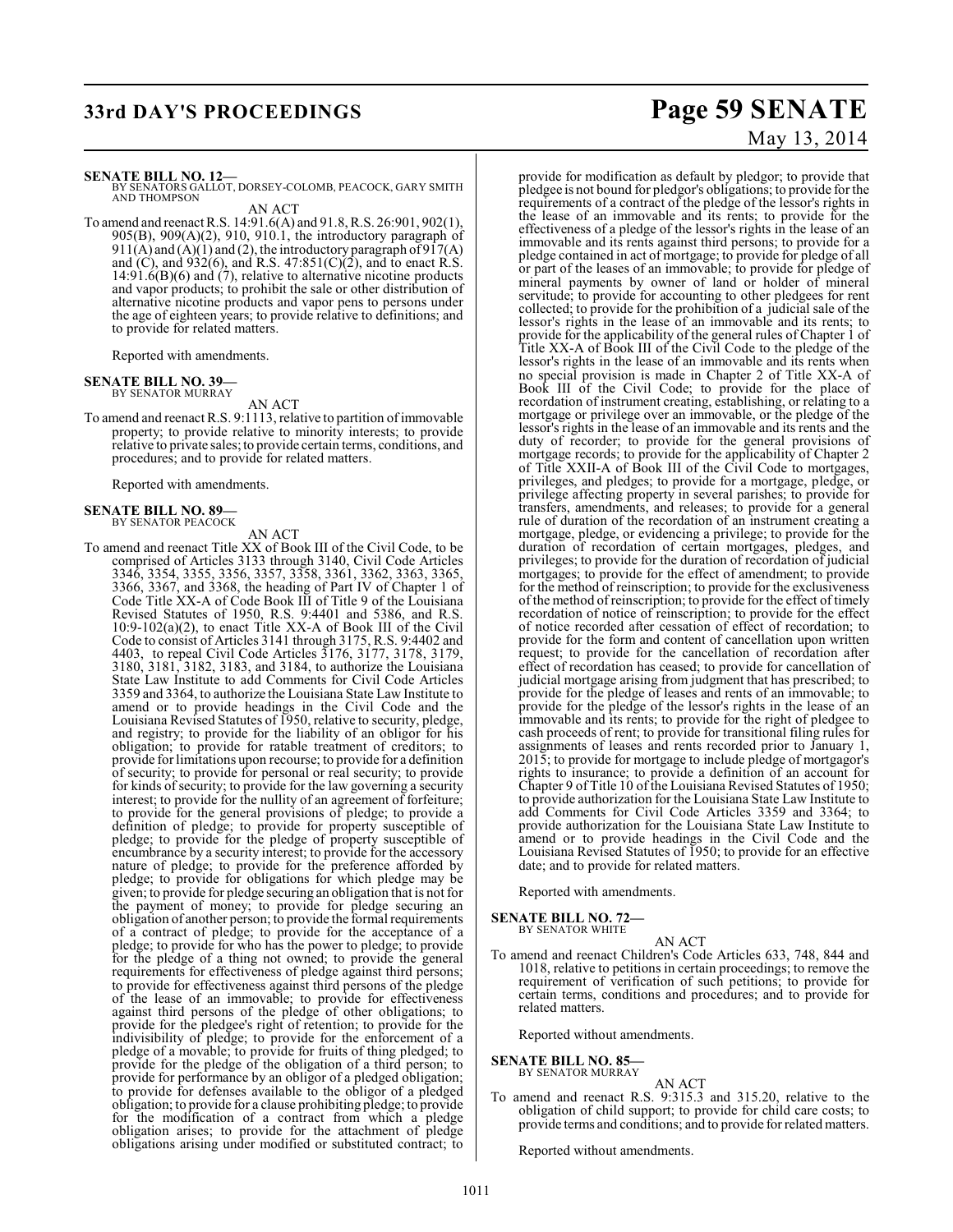**SENATE BILL NO. 12—**
BY SENATORS GALLOT, DORSEY-COLOMB, PEACOCK, GARY SMITH AND THOMPSON

AN ACT

To amend and reenact R.S. 14:91.6(A) and 91.8, R.S. 26:901, 902(1), 905(B), 909(A)(2), 910, 910.1, the introductory paragraph of 911(A) and (A)(1) and (2), the introductory paragraph of 917(A) and (C), and 932(6), and R.S. 47:851(C)(2), and to enact R.S. 14:91.6(B)(6) and (7), relative to alternative nicotine products and vapor products; to prohibit the sale or other distribution of alternative nicotine products and vapor pens to persons under the age of eighteen years; to provide relative to definitions; and to provide for related matters.

Reported with amendments.

**SENATE BILL NO. 39—**
BY SENATOR MURRAY

AN ACT

To amend and reenact R.S. 9:1113, relative to partition of immovable property; to provide relative to minority interests; to provide relative to private sales; to provide certain terms, conditions, and procedures; and to provide for related matters.

Reported with amendments.

**SENATE BILL NO. 89—**
BY SENATOR PEACOCK

AN ACT

To amend and reenact Title XX of Book III of the Civil Code, to be comprised of Articles 3133 through 3140, Civil Code Articles 3346, 3354, 3355, 3356, 3357, 3358, 3361, 3362, 3363, 3365, 3366, 3367, and 3368, the heading of Part IV of Chapter 1 of Code Title XX-A of Code Book III of Title 9 of the Louisiana Revised Statutes of 1950, R.S. 9:4401 and 5386, and R.S. 10:9-102(a)(2), to enact Title XX-A of Book III of the Civil Code to consist of Articles 3141 through 3175, R.S. 9:4402 and 4403, to repeal Civil Code Articles 3176, 3177, 3178, 3179, 3180, 3181, 3182, 3183, and 3184, to authorize the Louisiana State Law Institute to add Comments for Civil Code Articles 3359 and 3364, to authorize the Louisiana State Law Institute to amend or to provide headings in the Civil Code and the Louisiana Revised Statutes of 1950, relative to security, pledge, and registry; to provide for the liability of an obligor for his obligation; to provide for ratable treatment of creditors; to provide for limitations upon recourse; to provide for a definition of security; to provide for personal or real security; to provide for kinds of security; to provide for the law governing a security interest; to provide for the nullity of an agreement of forfeiture; to provide for the general provisions of pledge; to provide a definition of pledge; to provide for property susceptible of pledge; to provide for the pledge of property susceptible of encumbrance by a security interest; to provide for the accessory nature of pledge; to provide for the preference afforded by pledge; to provide for obligations for which pledge may be given; to provide for pledge securing an obligation that is not for the payment of money; to provide for pledge securing an obligation of another person; to provide the formal requirements of a contract of pledge; to provide for the acceptance of a pledge; to provide for who has the power to pledge; to provide for the pledge of a thing not owned; to provide the general requirements for effectiveness of pledge against third persons; to provide for effectiveness against third persons of the pledge of the lease of an immovable; to provide for effectiveness against third persons of the pledge of other obligations; to provide for the pledgee's right of retention; to provide for the indivisibility of pledge; to provide for the enforcement of a pledge of a movable; to provide for fruits of thing pledged; to provide for the pledge of the obligation of a third person; to provide for performance by an obligor of a pledged obligation; to provide for defenses available to the obligor of a pledged obligation; to provide for a clause prohibiting pledge; to provide for the modification of a contract from which a pledge obligation arises; to provide for the attachment of pledge obligations arising under modified or substituted contract; to provide for modification as default by pledgor; to provide that pledgee is not bound for pledgor's obligations; to provide for the requirements of a contract of the pledge of the lessor's rights in the lease of an immovable and its rents; to provide for the effectiveness of a pledge of the lessor's rights in the lease of an immovable and its rents against third persons; to provide for a pledge contained in act of mortgage; to provide for pledge of all or part of the leases of an immovable; to provide for pledge of mineral payments by owner of land or holder of mineral servitude; to provide for accounting to other pledgees for rent collected; to provide for the prohibition of a judicial sale of the lessor's rights in the lease of an immovable and its rents; to provide for the applicability of the general rules of Chapter 1 of Title XX-A of Book III of the Civil Code to the pledge of the lessor's rights in the lease of an immovable and its rents when no special provision is made in Chapter 2 of Title XX-A of Book III of the Civil Code; to provide for the place of recordation of instrument creating, establishing, or relating to a mortgage or privilege over an immovable, or the pledge of the lessor's rights in the lease of an immovable and its rents and the duty of recorder; to provide for the general provisions of mortgage records; to provide for the applicability of Chapter 2 of Title XXII-A of Book III of the Civil Code to mortgages, privileges, and pledges; to provide for a mortgage, pledge, or privilege affecting property in several parishes; to provide for transfers, amendments, and releases; to provide for a general rule of duration of the recordation of an instrument creating a mortgage, pledge, or evidencing a privilege; to provide for the duration of recordation of certain mortgages, pledges, and privileges; to provide for the duration of recordation of judicial mortgages; to provide for the effect of amendment; to provide for the method of reinscription; to provide for the exclusiveness of the method of reinscription; to provide for the effect of timely recordation of notice of reinscription; to provide for the effect of notice recorded after cessation of effect of recordation; to provide for the form and content of cancellation upon written request; to provide for the cancellation of recordation after effect of recordation has ceased; to provide for cancellation of judicial mortgage arising from judgment that has prescribed; to provide for the pledge of leases and rents of an immovable; to provide for the pledge of the lessor's rights in the lease of an immovable and its rents; to provide for the right of pledgee to cash proceeds of rent; to provide for transitional filing rules for assignments of leases and rents recorded prior to January 1, 2015; to provide for mortgage to include pledge of mortgagor's rights to insurance; to provide a definition of an account for Chapter 9 of Title 10 of the Louisiana Revised Statutes of 1950; to provide authorization for the Louisiana State Law Institute to add Comments for Civil Code Articles 3359 and 3364; to provide authorization for the Louisiana State Law Institute to amend or to provide headings in the Civil Code and the Louisiana Revised Statutes of 1950; to provide for an effective date; and to provide for related matters.

Reported with amendments.

**SENATE BILL NO. 72—**
BY SENATOR WHITE

AN ACT

To amend and reenact Children's Code Articles 633, 748, 844 and 1018, relative to petitions in certain proceedings; to remove the requirement of verification of such petitions; to provide for certain terms, conditions and procedures; and to provide for related matters.

Reported without amendments.

**SENATE BILL NO. 85—**
BY SENATOR MURRAY

AN ACT

To amend and reenact R.S. 9:315.3 and 315.20, relative to the obligation of child support; to provide for child care costs; to provide terms and conditions; and to provide for related matters.

Reported without amendments.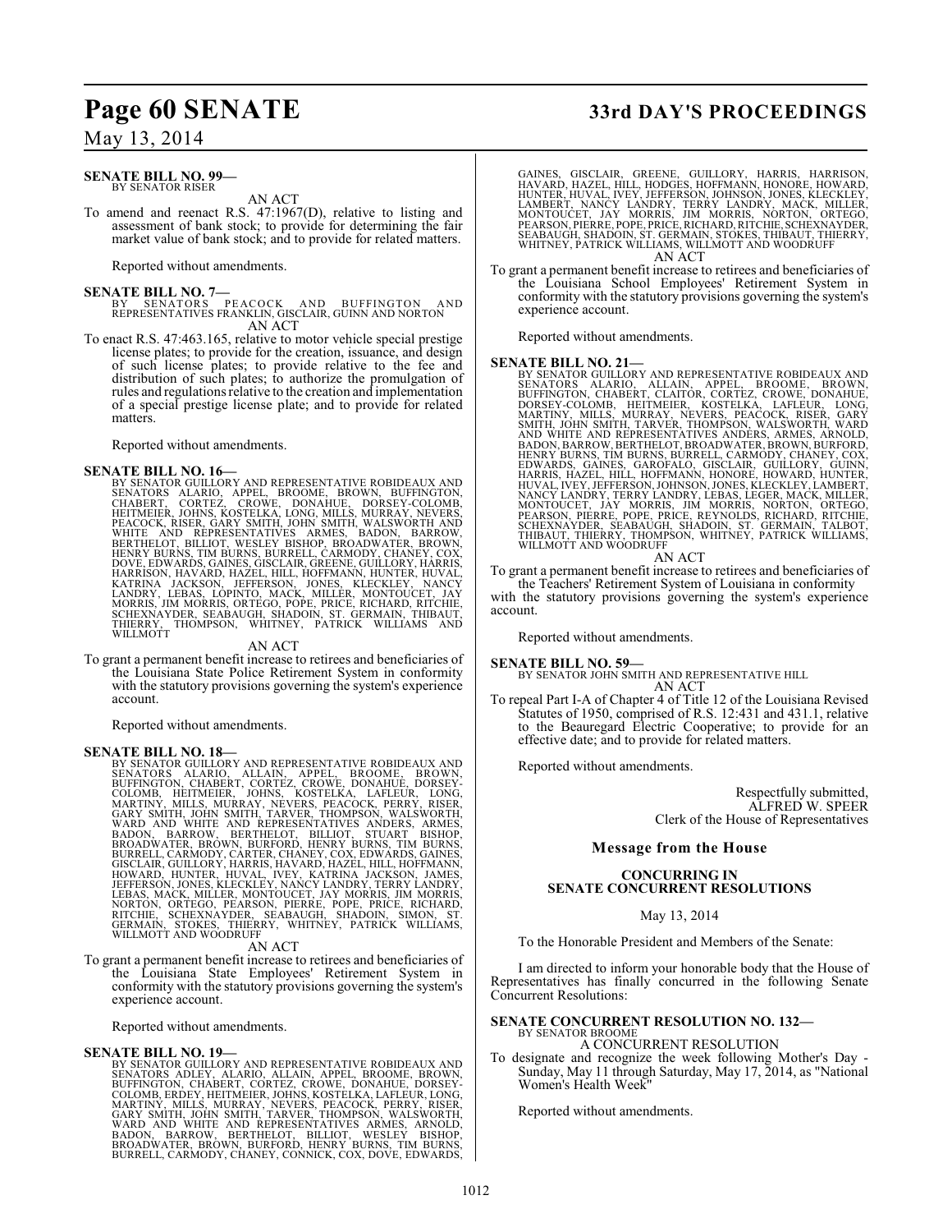**SENATE BILL NO. 99—**
BY SENATOR RISER

AN ACT

To amend and reenact R.S. 47:1967(D), relative to listing and assessment of bank stock; to provide for determining the fair market value of bank stock; and to provide for related matters.

Reported without amendments.

**SENATE BILL NO. 7—**
BY SENATORS PEACOCK AND BUFFINGTON AND REPRESENTATIVES FRANKLIN, GISCLAIR, GUINN AND NORTON

AN ACT

To enact R.S. 47:463.165, relative to motor vehicle special prestige license plates; to provide for the creation, issuance, and design of such license plates; to provide relative to the fee and distribution of such plates; to authorize the promulgation of rules and regulations relative to the creation and implementation of a special prestige license plate; and to provide for related matters.

Reported without amendments.

**SENATE BILL NO. 16—**
BY SENATOR GUILLORY AND REPRESENTATIVE ROBIDEAUX AND SENATORS ALARIO, APPEL, BROOME, BROWN, BUFFINGTON, CHABERT, CORTEZ, CROWE, DONAHUE, DORSEY-COLOMB, HEITMEIER, JOHNS, KOSTELKA, LONG, MILLS, MURRAY, NEVERS, PEACOCK, RISER, GARY SMITH, JOHN SMITH, WALSWORTH AND WHITE AND REPRESENTATIVES ARMES, BADON, BARROW, BERTHELOT, BILLIOT, WESLEY BISHOP, BROADWATER, BROWN, HENRY BURNS, TIM BURNS, BURRELL, CARMODY, CHANEY, COX, DOVE, EDWARDS, GAINES, GISCLAIR, GREENE, GUILLORY, HARRIS, HARRISON, HAVARD, HAZEL, HILL, HOFFMANN, HUNTER, HUVAL, KATRINA JACKSON, JEFFERSON, JONES, KLECKLEY, NANCY LANDRY, LEBAS, LOPINTO, MACK, MILLER, MONTOUCET, JAY MORRIS, JIM MORRIS, ORTEGO, POPE, PRICE, RICHARD, RITCHIE, SCHEXNAYDER, SEABAUGH, SHADOIN, ST. GERMAIN, THIBAUT, THIERRY, THOMPSON, WHITNEY, PATRICK WILLIAMS AND WILLMOTT

AN ACT

To grant a permanent benefit increase to retirees and beneficiaries of the Louisiana State Police Retirement System in conformity with the statutory provisions governing the system's experience account.

Reported without amendments.

**SENATE BILL NO. 18—**
BY SENATOR GUILLORY AND REPRESENTATIVE ROBIDEAUX AND SENATORS ALARIO, ALLAIN, APPEL, BROOME, BROWN, BUFFINGTON, CHABERT, CORTEZ, CROWE, DONAHUE, DORSEY-COLOMB, HEITMEIER, JOHNS, KOSTELKA, LAFLEUR, LONG, MARTINY, MILLS, MURRAY, NEVERS, PEACOCK, PERRY, RISER, GARY SMITH, JOHN SMITH, TARVER, THOMPSON, WALSWORTH, WARD AND WHITE AND REPRESENTATIVES ANDERS, ARMES, BADON, BARROW, BERTHELOT, BILLIOT, STUART BISHOP, BROADWATER, BROWN, BURFORD, HENRY BURNS, TIM BURNS, BURRELL, CARMODY, CARTER, CHANEY, COX, EDWARDS, GAINES, GISCLAIR, GUILLORY, HARRIS, HAVARD, HAZEL, HILL, HOFFMANN, HOWARD, HUNTER, HUVAL, IVEY, KATRINA JACKSON, JAMES, JEFFERSON, JONES, KLECKLEY, NANCY LANDRY, TERRY LANDRY, LEBAS, MACK, MILLER, MONTOUCET, JAY MORRIS, JIM MORRIS, NORTON, ORTEGO, PEARSON, PIERRE, POPE, PRICE, RICHARD, RITCHIE, SCHEXNAYDER, SEABAUGH, SHADOIN, SIMON, ST. GERMAIN, STOKES, THIERRY, WHITNEY, PATRICK WILLIAMS, WILLMOTT AND WOODRUFF

AN ACT

To grant a permanent benefit increase to retirees and beneficiaries of the Louisiana State Employees' Retirement System in conformity with the statutory provisions governing the system's experience account.

Reported without amendments.

**SENATE BILL NO. 19—**
BY SENATOR GUILLORY AND REPRESENTATIVE ROBIDEAUX AND SENATORS ADLEY, ALARIO, ALLAIN, APPEL, BROOME, BROWN, BUFFINGTON, CHABERT, CORTEZ, CROWE, DONAHUE, DORSEY-COLOMB, ERDEY, HEITMEIER, JOHNS, KOSTELKA, LAFLEUR, LONG, MARTINY, MILLS, MURRAY, NEVERS, PEACOCK, PERRY, RISER, GARY SMITH, JOHN SMITH, TARVER, THOMPSON, WALSWORTH, WARD AND WHITE AND REPRESENTATIVES ARMES, ARNOLD, BADON, BARROW, BERTHELOT, BILLIOT, WESLEY BISHOP, BROADWATER, BROWN, BURFORD, HENRY BURNS, TIM BURNS, BURRELL, CARMODY, CHANEY, CONNICK, COX, DOVE, EDWARDS, GAINES, GISCLAIR, GREENE, GUILLORY, HARRIS, HARRISON, HAVARD, HAZEL, HILL, HODGES, HOFFMANN, HONORE, HOWARD, HUNTER, HUVAL, IVEY, JEFFERSON, JOHNSON, JONES, KLECKLEY, LAMBERT, NANCY LANDRY, TERRY LANDRY, MACK, MILLER, MONTOUCET, JAY MORRIS, JIM MORRIS, NORTON, ORTEGO, PEARSON, PIERRE, POPE, PRICE, RICHARD, RITCHIE, SCHEXNAYDER, SEABAUGH, SHADOIN, ST. GERMAIN, STOKES, THIBAUT, THIERRY, WHITNEY, PATRICK WILLIAMS, WILLMOTT AND WOODRUFF

AN ACT

To grant a permanent benefit increase to retirees and beneficiaries of the Louisiana School Employees' Retirement System in conformity with the statutory provisions governing the system's experience account.

Reported without amendments.

**SENATE BILL NO. 21—**
BY SENATOR GUILLORY AND REPRESENTATIVE ROBIDEAUX AND SENATORS ALARIO, ALLAIN, APPEL, BROOME, BROWN, BUFFINGTON, CHABERT, CLAITOR, CORTEZ, CROWE, DONAHUE, DORSEY-COLOMB, HEITMEIER, KOSTELKA, LAFLEUR, LONG, MARTINY, MILLS, MURRAY, NEVERS, PEACOCK, RISER, GARY SMITH, JOHN SMITH, TARVER, THOMPSON, WALSWORTH, WARD AND WHITE AND REPRESENTATIVES ANDERS, ARMES, ARNOLD, BADON, BARROW, BERTHELOT, BROADWATER, BROWN, BURFORD, HENRY BURNS, TIM BURNS, BURRELL, CARMODY, CHANEY, COX, EDWARDS, GAINES, GAROFALO, GISCLAIR, GUILLORY, GUINN, HARRIS, HAZEL, HILL, HOFFMANN, HONORE, HOWARD, HUNTER, HUVAL, IVEY, JEFFERSON, JOHNSON, JONES, KLECKLEY, LAMBERT, NANCY LANDRY, TERRY LANDRY, LEBAS, LEGER, MACK, MILLER, MONTOUCET, JAY MORRIS, JIM MORRIS, NORTON, ORTEGO, PEARSON, PIERRE, POPE, PRICE, REYNOLDS, RICHARD, RITCHIE, SCHEXNAYDER, SEABAUGH, SHADOIN, ST. GERMAIN, TALBOT, THIBAUT, THIERRY, THOMPSON, WHITNEY, PATRICK WILLIAMS, WILLMOTT AND WOODRUFF

AN ACT

To grant a permanent benefit increase to retirees and beneficiaries of the Teachers' Retirement System of Louisiana in conformity with the statutory provisions governing the system's experience account.

Reported without amendments.

**SENATE BILL NO. 59—**
BY SENATOR JOHN SMITH AND REPRESENTATIVE HILL

AN ACT

To repeal Part I-A of Chapter 4 of Title 12 of the Louisiana Revised Statutes of 1950, comprised of R.S. 12:431 and 431.1, relative to the Beauregard Electric Cooperative; to provide for an effective date; and to provide for related matters.

Reported without amendments.

Respectfully submitted,
ALFRED W. SPEER
Clerk of the House of Representatives

## Message from the House

### CONCURRING IN SENATE CONCURRENT RESOLUTIONS

May 13, 2014

To the Honorable President and Members of the Senate:

I am directed to inform your honorable body that the House of Representatives has finally concurred in the following Senate Concurrent Resolutions:

**SENATE CONCURRENT RESOLUTION NO. 132—**
BY SENATOR BROOME

A CONCURRENT RESOLUTION

To designate and recognize the week following Mother's Day - Sunday, May 11 through Saturday, May 17, 2014, as "National Women's Health Week"

Reported without amendments.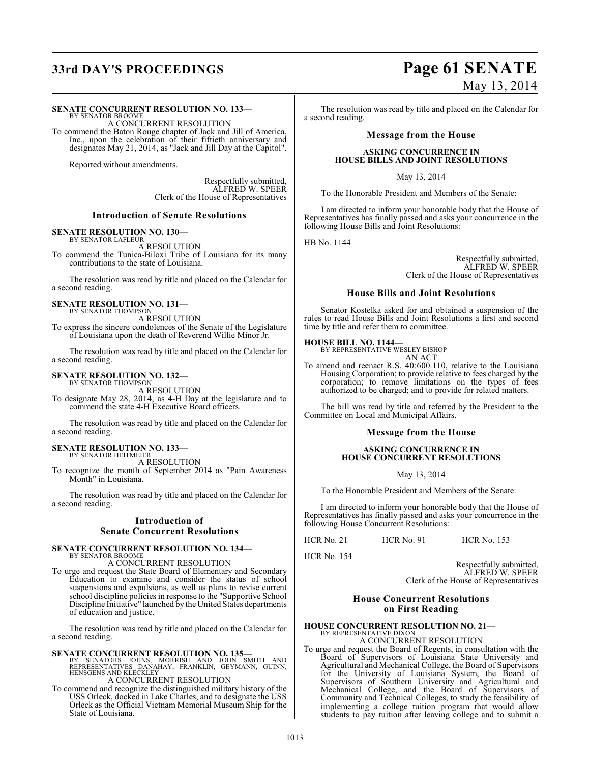**SENATE CONCURRENT RESOLUTION NO. 133—**
BY SENATOR BROOME

A CONCURRENT RESOLUTION

To commend the Baton Rouge chapter of Jack and Jill of America, Inc., upon the celebration of their fiftieth anniversary and designates May 21, 2014, as "Jack and Jill Day at the Capitol".

Reported without amendments.

Respectfully submitted,
ALFRED W. SPEER
Clerk of the House of Representatives

## Introduction of Senate Resolutions

**SENATE RESOLUTION NO. 130—**
BY SENATOR LAFLEUR

A RESOLUTION

To commend the Tunica-Biloxi Tribe of Louisiana for its many contributions to the state of Louisiana.

The resolution was read by title and placed on the Calendar for a second reading.

**SENATE RESOLUTION NO. 131—**
BY SENATOR THOMPSON

A RESOLUTION

To express the sincere condolences of the Senate of the Legislature of Louisiana upon the death of Reverend Willie Minor Jr.

The resolution was read by title and placed on the Calendar for a second reading.

**SENATE RESOLUTION NO. 132—**
BY SENATOR THOMPSON

A RESOLUTION

To designate May 28, 2014, as 4-H Day at the legislature and to commend the state 4-H Executive Board officers.

The resolution was read by title and placed on the Calendar for a second reading.

**SENATE RESOLUTION NO. 133—**
BY SENATOR HEITMEIER

A RESOLUTION

To recognize the month of September 2014 as "Pain Awareness Month" in Louisiana.

The resolution was read by title and placed on the Calendar for a second reading.

## Introduction of Senate Concurrent Resolutions

**SENATE CONCURRENT RESOLUTION NO. 134—**
BY SENATOR BROOME

A CONCURRENT RESOLUTION

To urge and request the State Board of Elementary and Secondary Education to examine and consider the status of school suspensions and expulsions, as well as plans to revise current school discipline policies in response to the "Supportive School Discipline Initiative" launched by the United States departments of education and justice.

The resolution was read by title and placed on the Calendar for a second reading.

**SENATE CONCURRENT RESOLUTION NO. 135—**
BY SENATORS JOHNS, MORRISH AND JOHN SMITH AND REPRESENTATIVES DANAHAY, FRANKLIN, GEYMANN, GUINN, HENSGENS AND KLECKLEY

A CONCURRENT RESOLUTION

To commend and recognize the distinguished military history of the USS Orleck, docked in Lake Charles, and to designate the USS Orleck as the Official Vietnam Memorial Museum Ship for the State of Louisiana.

The resolution was read by title and placed on the Calendar for a second reading.

## Message from the House

### ASKING CONCURRENCE IN HOUSE BILLS AND JOINT RESOLUTIONS

May 13, 2014

To the Honorable President and Members of the Senate:

I am directed to inform your honorable body that the House of Representatives has finally passed and asks your concurrence in the following House Bills and Joint Resolutions:

HB No. 1144

Respectfully submitted,
ALFRED W. SPEER
Clerk of the House of Representatives

## House Bills and Joint Resolutions

Senator Kostelka asked for and obtained a suspension of the rules to read House Bills and Joint Resolutions a first and second time by title and refer them to committee.

**HOUSE BILL NO. 1144—**
BY REPRESENTATIVE WESLEY BISHOP

AN ACT

To amend and reenact R.S. 40:600.110, relative to the Louisiana Housing Corporation; to provide relative to fees charged by the corporation; to remove limitations on the types of fees authorized to be charged; and to provide for related matters.

The bill was read by title and referred by the President to the Committee on Local and Municipal Affairs.

## Message from the House

### ASKING CONCURRENCE IN HOUSE CONCURRENT RESOLUTIONS

May 13, 2014

To the Honorable President and Members of the Senate:

I am directed to inform your honorable body that the House of Representatives has finally passed and asks your concurrence in the following House Concurrent Resolutions:

HCR No. 21 HCR No. 91 HCR No. 153

HCR No. 154

Respectfully submitted,
ALFRED W. SPEER
Clerk of the House of Representatives

## House Concurrent Resolutions on First Reading

**HOUSE CONCURRENT RESOLUTION NO. 21—**
BY REPRESENTATIVE DIXON

A CONCURRENT RESOLUTION

To urge and request the Board of Regents, in consultation with the Board of Supervisors of Louisiana State University and Agricultural and Mechanical College, the Board of Supervisors for the University of Louisiana System, the Board of Supervisors of Southern University and Agricultural and Mechanical College, and the Board of Supervisors of Community and Technical Colleges, to study the feasibility of implementing a college tuition program that would allow students to pay tuition after leaving college and to submit a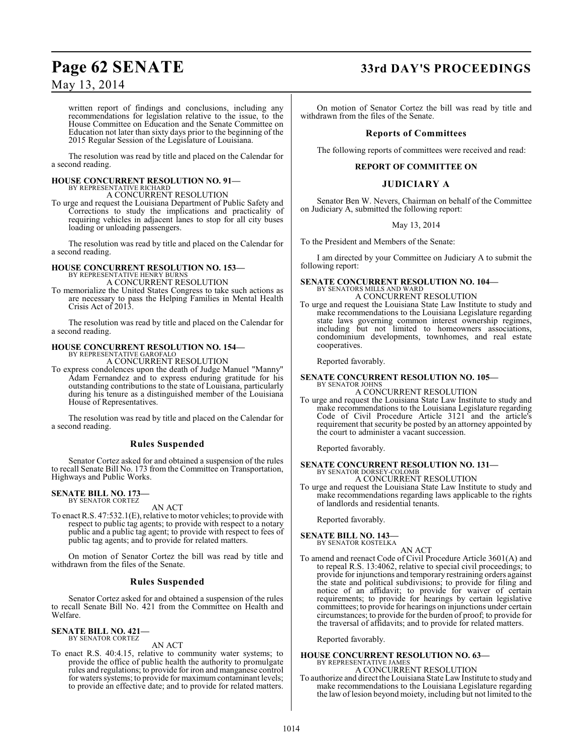written report of findings and conclusions, including any recommendations for legislation relative to the issue, to the House Committee on Education and the Senate Committee on Education not later than sixty days prior to the beginning of the 2015 Regular Session of the Legislature of Louisiana.

The resolution was read by title and placed on the Calendar for a second reading.

**HOUSE CONCURRENT RESOLUTION NO. 91—**
BY REPRESENTATIVE RICHARD
A CONCURRENT RESOLUTION

To urge and request the Louisiana Department of Public Safety and Corrections to study the implications and practicality of requiring vehicles in adjacent lanes to stop for all city buses loading or unloading passengers.

The resolution was read by title and placed on the Calendar for a second reading.

**HOUSE CONCURRENT RESOLUTION NO. 153—**
BY REPRESENTATIVE HENRY BURNS
A CONCURRENT RESOLUTION

To memorialize the United States Congress to take such actions as are necessary to pass the Helping Families in Mental Health Crisis Act of 2013.

The resolution was read by title and placed on the Calendar for a second reading.

**HOUSE CONCURRENT RESOLUTION NO. 154—**
BY REPRESENTATIVE GAROFALO
A CONCURRENT RESOLUTION

To express condolences upon the death of Judge Manuel "Manny" Adam Fernandez and to express enduring gratitude for his outstanding contributions to the state of Louisiana, particularly during his tenure as a distinguished member of the Louisiana House of Representatives.

The resolution was read by title and placed on the Calendar for a second reading.

## Rules Suspended

Senator Cortez asked for and obtained a suspension of the rules to recall Senate Bill No. 173 from the Committee on Transportation, Highways and Public Works.

**SENATE BILL NO. 173—**
BY SENATOR CORTEZ
AN ACT

To enact R.S. 47:532.1(E), relative to motor vehicles; to provide with respect to public tag agents; to provide with respect to a notary public and a public tag agent; to provide with respect to fees of public tag agents; and to provide for related matters.

On motion of Senator Cortez the bill was read by title and withdrawn from the files of the Senate.

## Rules Suspended

Senator Cortez asked for and obtained a suspension of the rules to recall Senate Bill No. 421 from the Committee on Health and Welfare.

**SENATE BILL NO. 421—**
BY SENATOR CORTEZ
AN ACT

To enact R.S. 40:4.15, relative to community water systems; to provide the office of public health the authority to promulgate rules and regulations; to provide for iron and manganese control for waters systems; to provide for maximum contaminant levels; to provide an effective date; and to provide for related matters.

On motion of Senator Cortez the bill was read by title and withdrawn from the files of the Senate.

## Reports of Committees

The following reports of committees were received and read:

### REPORT OF COMMITTEE ON

### JUDICIARY A

Senator Ben W. Nevers, Chairman on behalf of the Committee on Judiciary A, submitted the following report:

May 13, 2014

To the President and Members of the Senate:

I am directed by your Committee on Judiciary A to submit the following report:

**SENATE CONCURRENT RESOLUTION NO. 104—**
BY SENATORS MILLS AND WARD
A CONCURRENT RESOLUTION

To urge and request the Louisiana State Law Institute to study and make recommendations to the Louisiana Legislature regarding state laws governing common interest ownership regimes, including but not limited to homeowners associations, condominium developments, townhomes, and real estate cooperatives.

Reported favorably.

**SENATE CONCURRENT RESOLUTION NO. 105—**
BY SENATOR JOHNS
A CONCURRENT RESOLUTION

To urge and request the Louisiana State Law Institute to study and make recommendations to the Louisiana Legislature regarding Code of Civil Procedure Article 3121 and the article's requirement that security be posted by an attorney appointed by the court to administer a vacant succession.

Reported favorably.

**SENATE CONCURRENT RESOLUTION NO. 131—**
BY SENATOR DORSEY-COLOMB
A CONCURRENT RESOLUTION

To urge and request the Louisiana State Law Institute to study and make recommendations regarding laws applicable to the rights of landlords and residential tenants.

Reported favorably.

**SENATE BILL NO. 143—**
BY SENATOR KOSTELKA
AN ACT

To amend and reenact Code of Civil Procedure Article 3601(A) and to repeal R.S. 13:4062, relative to special civil proceedings; to provide for injunctions and temporary restraining orders against the state and political subdivisions; to provide for filing and notice of an affidavit; to provide for waiver of certain requirements; to provide for hearings by certain legislative committees; to provide for hearings on injunctions under certain circumstances; to provide for the burden of proof; to provide for the traversal of affidavits; and to provide for related matters.

Reported favorably.

**HOUSE CONCURRENT RESOLUTION NO. 63—**
BY REPRESENTATIVE JAMES
A CONCURRENT RESOLUTION

To authorize and direct the Louisiana State Law Institute to study and make recommendations to the Louisiana Legislature regarding the law of lesion beyond moiety, including but not limited to the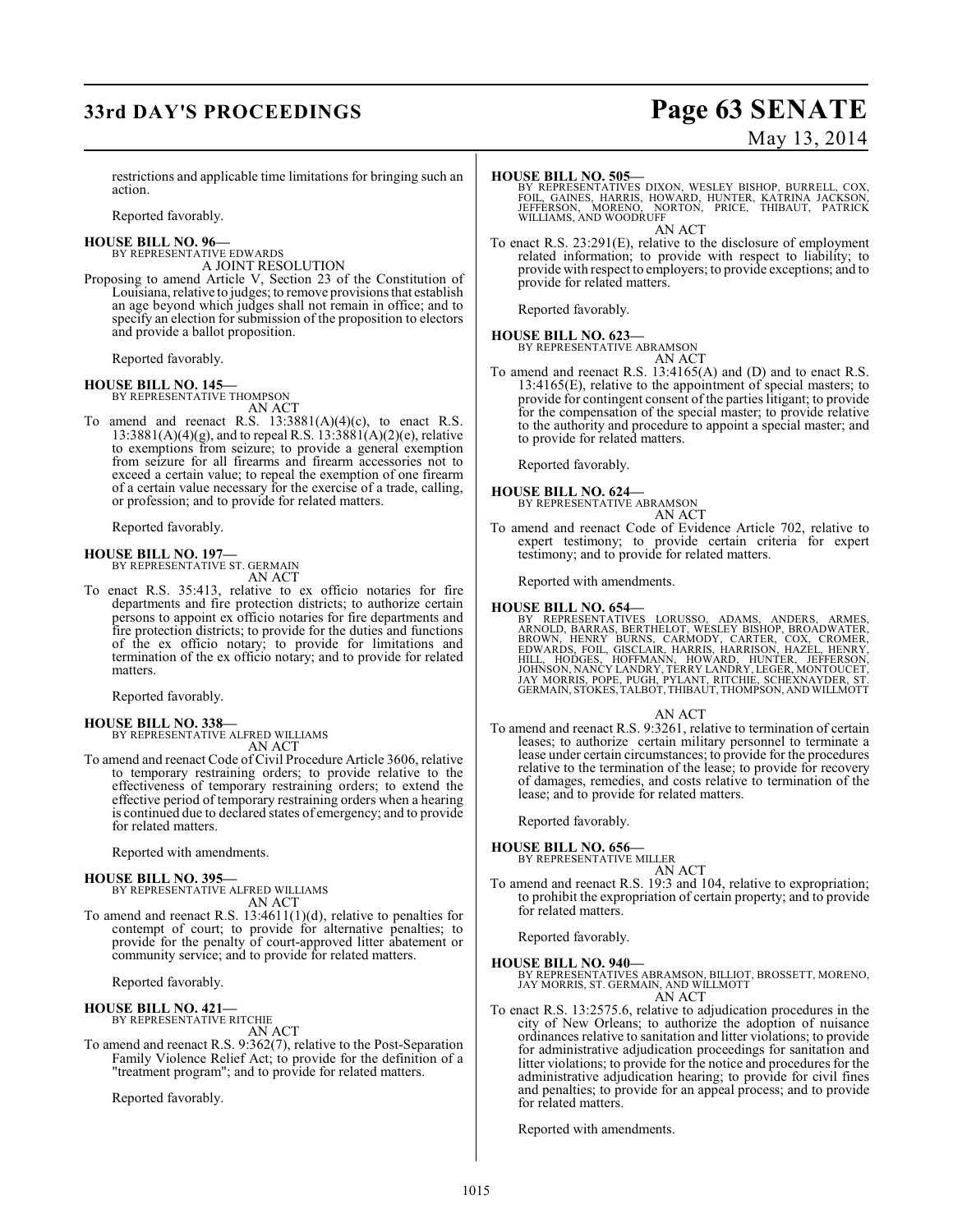restrictions and applicable time limitations for bringing such an action.

Reported favorably.

**HOUSE BILL NO. 96—**
BY REPRESENTATIVE EDWARDS
A JOINT RESOLUTION

Proposing to amend Article V, Section 23 of the Constitution of Louisiana, relative to judges; to remove provisions that establish an age beyond which judges shall not remain in office; and to specify an election for submission of the proposition to electors and provide a ballot proposition.

Reported favorably.

**HOUSE BILL NO. 145—**
BY REPRESENTATIVE THOMPSON
AN ACT

To amend and reenact R.S. 13:3881(A)(4)(c), to enact R.S. 13:3881(A)(4)(g), and to repeal R.S. 13:3881(A)(2)(e), relative to exemptions from seizure; to provide a general exemption from seizure for all firearms and firearm accessories not to exceed a certain value; to repeal the exemption of one firearm of a certain value necessary for the exercise of a trade, calling, or profession; and to provide for related matters.

Reported favorably.

**HOUSE BILL NO. 197—**
BY REPRESENTATIVE ST. GERMAIN
AN ACT

To enact R.S. 35:413, relative to ex officio notaries for fire departments and fire protection districts; to authorize certain persons to appoint ex officio notaries for fire departments and fire protection districts; to provide for the duties and functions of the ex officio notary; to provide for limitations and termination of the ex officio notary; and to provide for related matters.

Reported favorably.

**HOUSE BILL NO. 338—**
BY REPRESENTATIVE ALFRED WILLIAMS
AN ACT

To amend and reenact Code of Civil Procedure Article 3606, relative to temporary restraining orders; to provide relative to the effectiveness of temporary restraining orders; to extend the effective period of temporary restraining orders when a hearing is continued due to declared states of emergency; and to provide for related matters.

Reported with amendments.

**HOUSE BILL NO. 395—**
BY REPRESENTATIVE ALFRED WILLIAMS
AN ACT

To amend and reenact R.S. 13:4611(1)(d), relative to penalties for contempt of court; to provide for alternative penalties; to provide for the penalty of court-approved litter abatement or community service; and to provide for related matters.

Reported favorably.

**HOUSE BILL NO. 421—**
BY REPRESENTATIVE RITCHIE
AN ACT

To amend and reenact R.S. 9:362(7), relative to the Post-Separation Family Violence Relief Act; to provide for the definition of a "treatment program"; and to provide for related matters.

Reported favorably.

**HOUSE BILL NO. 505—**
BY REPRESENTATIVES DIXON, WESLEY BISHOP, BURRELL, COX, FOIL, GAINES, HARRIS, HOWARD, HUNTER, KATRINA JACKSON, JEFFERSON, MORENO, NORTON, PRICE, THIBAUT, PATRICK WILLIAMS, AND WOODRUFF
AN ACT

To enact R.S. 23:291(E), relative to the disclosure of employment related information; to provide with respect to liability; to provide with respect to employers; to provide exceptions; and to provide for related matters.

Reported favorably.

**HOUSE BILL NO. 623—**
BY REPRESENTATIVE ABRAMSON
AN ACT

To amend and reenact R.S. 13:4165(A) and (D) and to enact R.S. 13:4165(E), relative to the appointment of special masters; to provide for contingent consent of the parties litigant; to provide for the compensation of the special master; to provide relative to the authority and procedure to appoint a special master; and to provide for related matters.

Reported favorably.

**HOUSE BILL NO. 624—**
BY REPRESENTATIVE ABRAMSON
AN ACT

To amend and reenact Code of Evidence Article 702, relative to expert testimony; to provide certain criteria for expert testimony; and to provide for related matters.

Reported with amendments.

**HOUSE BILL NO. 654—**
BY REPRESENTATIVES LORUSSO, ADAMS, ANDERS, ARMES, ARNOLD, BARRAS, BERTHELOT, WESLEY BISHOP, BROADWATER, BROWN, HENRY BURNS, CARMODY, CARTER, COX, CROMER, EDWARDS, FOIL, GISCLAIR, HARRIS, HARRISON, HAZEL, HENRY, HILL, HODGES, HOFFMANN, HOWARD, HUNTER, JEFFERSON, JOHNSON, NANCY LANDRY, TERRY LANDRY, LEGER, MONTOUCET, JAY MORRIS, POPE, PUGH, PYLANT, RITCHIE, SCHEXNAYDER, ST. GERMAIN, STOKES, TALBOT, THIBAUT, THOMPSON, AND WILLMOTT
AN ACT

To amend and reenact R.S. 9:3261, relative to termination of certain leases; to authorize certain military personnel to terminate a lease under certain circumstances; to provide for the procedures relative to the termination of the lease; to provide for recovery of damages, remedies, and costs relative to termination of the lease; and to provide for related matters.

Reported favorably.

**HOUSE BILL NO. 656—**
BY REPRESENTATIVE MILLER
AN ACT

To amend and reenact R.S. 19:3 and 104, relative to expropriation; to prohibit the expropriation of certain property; and to provide for related matters.

Reported favorably.

**HOUSE BILL NO. 940—**
BY REPRESENTATIVES ABRAMSON, BILLIOT, BROSSETT, MORENO, JAY MORRIS, ST. GERMAIN, AND WILLMOTT
AN ACT

To enact R.S. 13:2575.6, relative to adjudication procedures in the city of New Orleans; to authorize the adoption of nuisance ordinances relative to sanitation and litter violations; to provide for administrative adjudication proceedings for sanitation and litter violations; to provide for the notice and procedures for the administrative adjudication hearing; to provide for civil fines and penalties; to provide for an appeal process; and to provide for related matters.

Reported with amendments.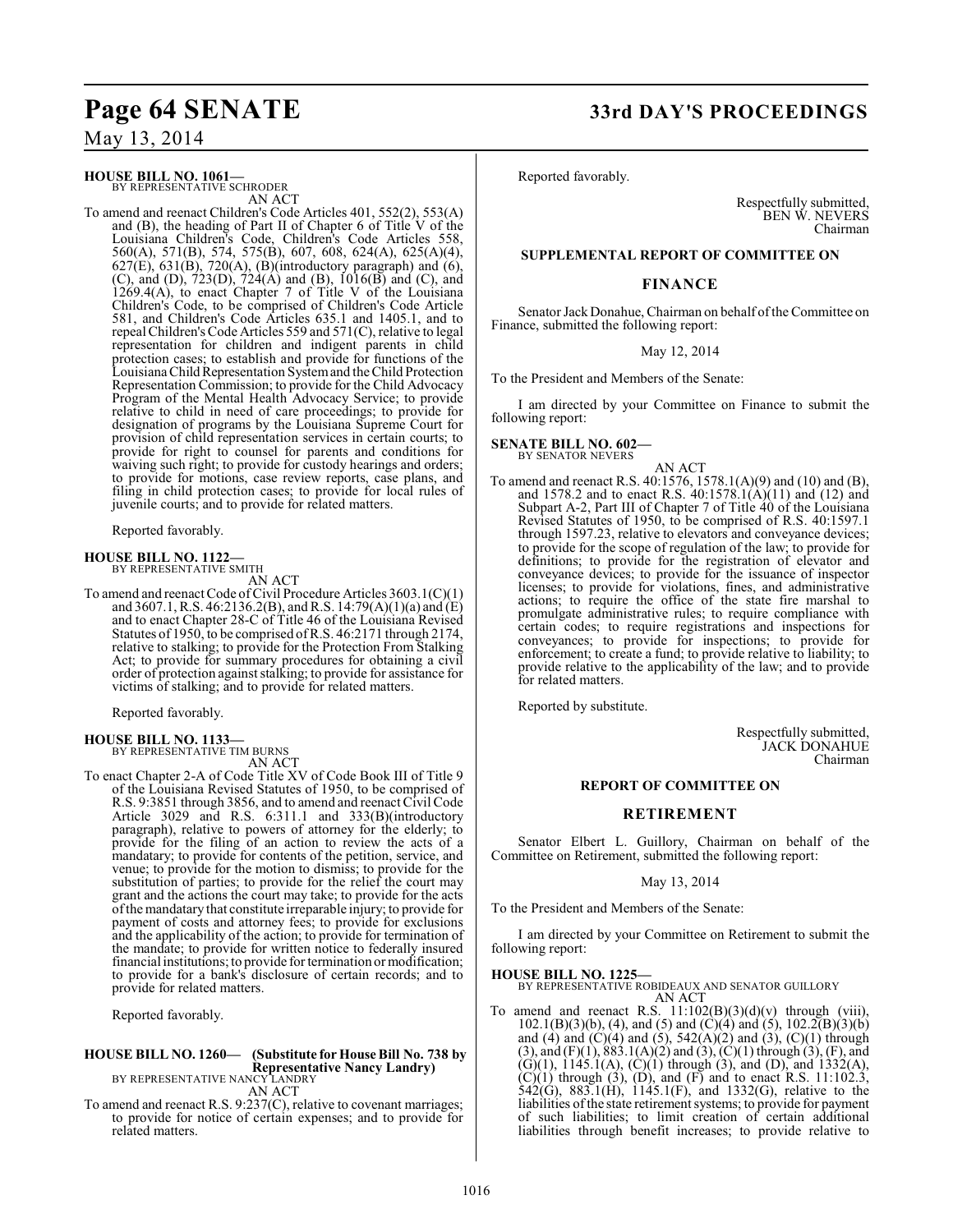**HOUSE BILL NO. 1061—**
BY REPRESENTATIVE SCHRODER
AN ACT

To amend and reenact Children's Code Articles 401, 552(2), 553(A) and (B), the heading of Part II of Chapter 6 of Title V of the Louisiana Children's Code, Children's Code Articles 558, 560(A), 571(B), 574, 575(B), 607, 608, 624(A), 625(A)(4), 627(E), 631(B), 720(A), (B)(introductory paragraph) and (6), (C), and (D), 723(D), 724(A) and (B), 1016(B) and (C), and 1269.4(A), to enact Chapter 7 of Title V of the Louisiana Children's Code, to be comprised of Children's Code Article 581, and Children's Code Articles 635.1 and 1405.1, and to repeal Children's Code Articles 559 and 571(C), relative to legal representation for children and indigent parents in child protection cases; to establish and provide for functions of the Louisiana Child Representation System and the Child Protection Representation Commission; to provide for the Child Advocacy Program of the Mental Health Advocacy Service; to provide relative to child in need of care proceedings; to provide for designation of programs by the Louisiana Supreme Court for provision of child representation services in certain courts; to provide for right to counsel for parents and conditions for waiving such right; to provide for custody hearings and orders; to provide for motions, case review reports, case plans, and filing in child protection cases; to provide for local rules of juvenile courts; and to provide for related matters.

Reported favorably.

**HOUSE BILL NO. 1122—**
BY REPRESENTATIVE SMITH
AN ACT

To amend and reenact Code of Civil Procedure Articles 3603.1(C)(1) and 3607.1, R.S. 46:2136.2(B), and R.S. 14:79(A)(1)(a) and (E) and to enact Chapter 28-C of Title 46 of the Louisiana Revised Statutes of 1950, to be comprised of R.S. 46:2171 through 2174, relative to stalking; to provide for the Protection From Stalking Act; to provide for summary procedures for obtaining a civil order of protection against stalking; to provide for assistance for victims of stalking; and to provide for related matters.

Reported favorably.

**HOUSE BILL NO. 1133—**
BY REPRESENTATIVE TIM BURNS
AN ACT

To enact Chapter 2-A of Code Title XV of Code Book III of Title 9 of the Louisiana Revised Statutes of 1950, to be comprised of R.S. 9:3851 through 3856, and to amend and reenact Civil Code Article 3029 and R.S. 6:311.1 and 333(B)(introductory paragraph), relative to powers of attorney for the elderly; to provide for the filing of an action to review the acts of a mandatary; to provide for contents of the petition, service, and venue; to provide for the motion to dismiss; to provide for the substitution of parties; to provide for the relief the court may grant and the actions the court may take; to provide for the acts of the mandatary that constitute irreparable injury; to provide for payment of costs and attorney fees; to provide for exclusions and the applicability of the action; to provide for termination of the mandate; to provide for written notice to federally insured financial institutions; to provide for termination or modification; to provide for a bank's disclosure of certain records; and to provide for related matters.

Reported favorably.

**HOUSE BILL NO. 1260— (Substitute for House Bill No. 738 by Representative Nancy Landry)**
BY REPRESENTATIVE NANCY LANDRY
AN ACT

To amend and reenact R.S. 9:237(C), relative to covenant marriages; to provide for notice of certain expenses; and to provide for related matters.

Reported favorably.

Respectfully submitted,
BEN W. NEVERS
Chairman

## SUPPLEMENTAL REPORT OF COMMITTEE ON

## FINANCE

Senator Jack Donahue, Chairman on behalf of the Committee on Finance, submitted the following report:

May 12, 2014

To the President and Members of the Senate:

I am directed by your Committee on Finance to submit the following report:

**SENATE BILL NO. 602—**
BY SENATOR NEVERS
AN ACT

To amend and reenact R.S. 40:1576, 1578.1(A)(9) and (10) and (B), and 1578.2 and to enact R.S. 40:1578.1(A)(11) and (12) and Subpart A-2, Part III of Chapter 7 of Title 40 of the Louisiana Revised Statutes of 1950, to be comprised of R.S. 40:1597.1 through 1597.23, relative to elevators and conveyance devices; to provide for the scope of regulation of the law; to provide for definitions; to provide for the registration of elevator and conveyance devices; to provide for the issuance of inspector licenses; to provide for violations, fines, and administrative actions; to require the office of the state fire marshal to promulgate administrative rules; to require compliance with certain codes; to require registrations and inspections for conveyances; to provide for inspections; to provide for enforcement; to create a fund; to provide relative to liability; to provide relative to the applicability of the law; and to provide for related matters.

Reported by substitute.

Respectfully submitted,
JACK DONAHUE
Chairman

## REPORT OF COMMITTEE ON

## RETIREMENT

Senator Elbert L. Guillory, Chairman on behalf of the Committee on Retirement, submitted the following report:

May 13, 2014

To the President and Members of the Senate:

I am directed by your Committee on Retirement to submit the following report:

**HOUSE BILL NO. 1225—**
BY REPRESENTATIVE ROBIDEAUX AND SENATOR GUILLORY
AN ACT

To amend and reenact R.S. 11:102(B)(3)(d)(v) through (viii), 102.1(B)(3)(b), (4), and (5) and (C)(4) and (5), 102.2(B)(3)(b) and (4) and (C)(4) and (5), 542(A)(2) and (3), (C)(1) through (3), and (F)(1), 883.1(A)(2) and (3), (C)(1) through (3), (F), and (G)(1), 1145.1(A), (C)(1) through (3), and (D), and 1332(A), (C)(1) through (3), (D), and (F) and to enact R.S. 11:102.3, 542(G), 883.1(H), 1145.1(F), and 1332(G), relative to the liabilities of the state retirement systems; to provide for payment of such liabilities; to limit creation of certain additional liabilities through benefit increases; to provide relative to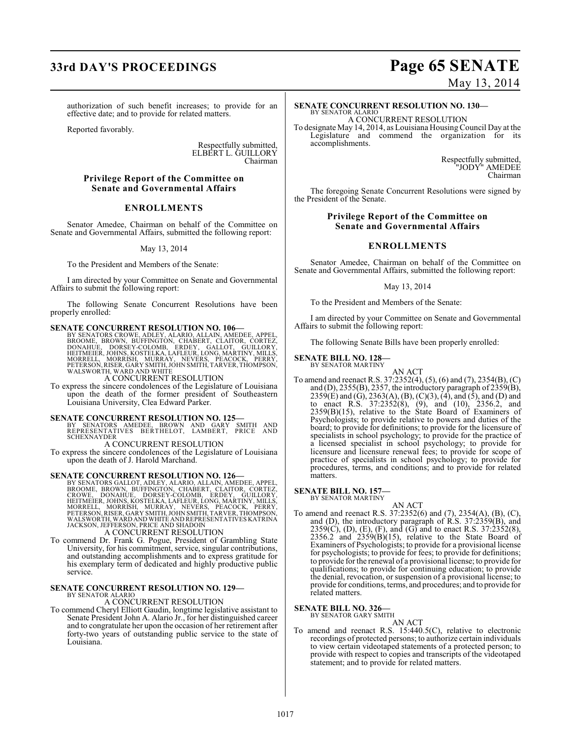authorization of such benefit increases; to provide for an effective date; and to provide for related matters.

Reported favorably.

Respectfully submitted,
ELBERT L. GUILLORY
Chairman

## Privilege Report of the Committee on Senate and Governmental Affairs

## ENROLLMENTS

Senator Amedee, Chairman on behalf of the Committee on Senate and Governmental Affairs, submitted the following report:

May 13, 2014

To the President and Members of the Senate:

I am directed by your Committee on Senate and Governmental Affairs to submit the following report:

The following Senate Concurrent Resolutions have been properly enrolled:

**SENATE CONCURRENT RESOLUTION NO. 106—**
BY SENATORS CROWE, ADLEY, ALARIO, ALLAIN, AMEDEE, APPEL, BROOME, BROWN, BUFFINGTON, CHABERT, CLAITOR, CORTEZ, DONAHUE, DORSEY-COLOMB, ERDEY, GALLOT, GUILLORY, HEITMEIER, JOHNS, KOSTELKA, LAFLEUR, LONG, MARTINY, MILLS, MORRELL, MORRISH, MURRAY, NEVERS, PEACOCK, PERRY, PETERSON, RISER, GARY SMITH, JOHN SMITH, TARVER, THOMPSON, WALSWORTH, WARD AND WHITE
A CONCURRENT RESOLUTION
To express the sincere condolences of the Legislature of Louisiana upon the death of the former president of Southeastern Louisiana University, Clea Edward Parker.

**SENATE CONCURRENT RESOLUTION NO. 125—**
BY SENATORS AMEDEE, BROWN AND GARY SMITH AND REPRESENTATIVES BERTHELOT, LAMBERT, PRICE AND SCHEXNAYDER
A CONCURRENT RESOLUTION
To express the sincere condolences of the Legislature of Louisiana upon the death of J. Harold Marchand.

**SENATE CONCURRENT RESOLUTION NO. 126—**
BY SENATORS GALLOT, ADLEY, ALARIO, ALLAIN, AMEDEE, APPEL, BROOME, BROWN, BUFFINGTON, CHABERT, CLAITOR, CORTEZ, CROWE, DONAHUE, DORSEY-COLOMB, ERDEY, GUILLORY, HEITMEIER, JOHNS, KOSTELKA, LAFLEUR, LONG, MARTINY, MILLS, MORRELL, MORRISH, MURRAY, NEVERS, PEACOCK, PERRY, PETERSON, RISER, GARY SMITH, JOHN SMITH, TARVER, THOMPSON, WALSWORTH, WARD AND WHITE AND REPRESENTATIVES KATRINA JACKSON, JEFFERSON, PRICE AND SHADOIN
A CONCURRENT RESOLUTION
To commend Dr. Frank G. Pogue, President of Grambling State University, for his commitment, service, singular contributions, and outstanding accomplishments and to express gratitude for his exemplary term of dedicated and highly productive public service.

**SENATE CONCURRENT RESOLUTION NO. 129—**
BY SENATOR ALARIO
A CONCURRENT RESOLUTION
To commend Cheryl Elliott Gaudin, longtime legislative assistant to Senate President John A. Alario Jr., for her distinguished career and to congratulate her upon the occasion of her retirement after forty-two years of outstanding public service to the state of Louisiana.

**SENATE CONCURRENT RESOLUTION NO. 130—**
BY SENATOR ALARIO
A CONCURRENT RESOLUTION
To designate May 14, 2014, as Louisiana Housing Council Day at the Legislature and commend the organization for its accomplishments.

Respectfully submitted,
"JODY" AMEDEE
Chairman

The foregoing Senate Concurrent Resolutions were signed by the President of the Senate.

## Privilege Report of the Committee on Senate and Governmental Affairs

## ENROLLMENTS

Senator Amedee, Chairman on behalf of the Committee on Senate and Governmental Affairs, submitted the following report:

May 13, 2014

To the President and Members of the Senate:

I am directed by your Committee on Senate and Governmental Affairs to submit the following report:

The following Senate Bills have been properly enrolled:

**SENATE BILL NO. 128—**
BY SENATOR MARTINY
AN ACT
To amend and reenact R.S. 37:2352(4), (5), (6) and (7), 2354(B), (C) and (D), 2355(B), 2357, the introductory paragraph of 2359(B), 2359(E) and (G), 2363(A), (B), (C)(3), (4), and (5), and (D) and to enact R.S. 37:2352(8), (9), and (10), 2356.2, and 2359(B)(15), relative to the State Board of Examiners of Psychologists; to provide relative to powers and duties of the board; to provide for definitions; to provide for the licensure of specialists in school psychology; to provide for the practice of a licensed specialist in school psychology; to provide for licensure and licensure renewal fees; to provide for scope of practice of specialists in school psychology; to provide for procedures, terms, and conditions; and to provide for related matters.

**SENATE BILL NO. 157—**
BY SENATOR MARTINY
AN ACT
To amend and reenact R.S. 37:2352(6) and (7), 2354(A), (B), (C), and (D), the introductory paragraph of R.S. 37:2359(B), and 2359(C), (D), (E), (F), and (G) and to enact R.S. 37:2352(8), 2356.2 and 2359(B)(15), relative to the State Board of Examiners of Psychologists; to provide for a provisional license for psychologists; to provide for fees; to provide for definitions; to provide for the renewal of a provisional license; to provide for qualifications; to provide for continuing education; to provide the denial, revocation, or suspension of a provisional license; to provide for conditions, terms, and procedures; and to provide for related matters.

**SENATE BILL NO. 326—**
BY SENATOR GARY SMITH
AN ACT
To amend and reenact R.S. 15:440.5(C), relative to electronic recordings of protected persons; to authorize certain individuals to view certain videotaped statements of a protected person; to provide with respect to copies and transcripts of the videotaped statement; and to provide for related matters.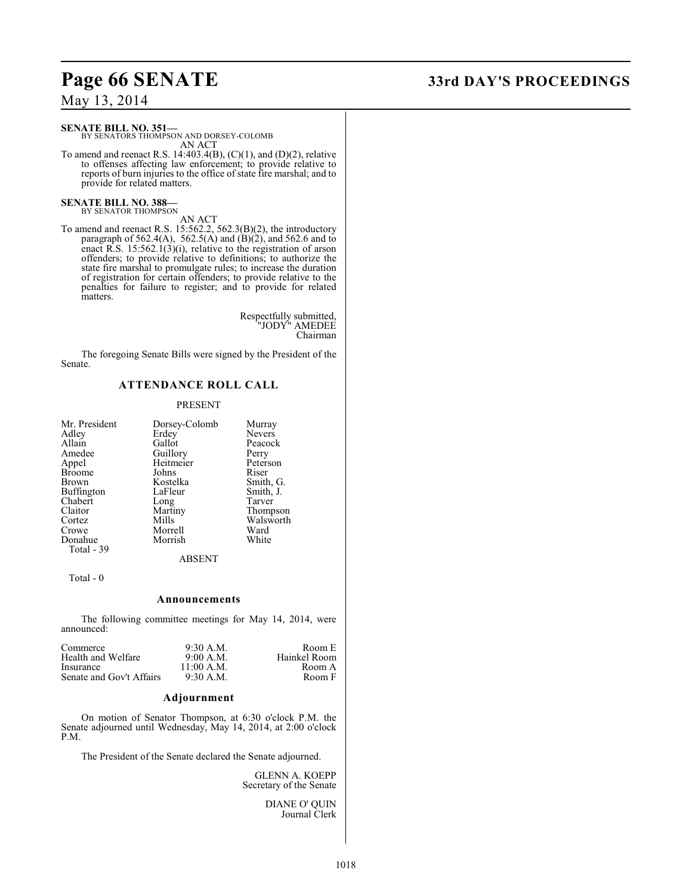**SENATE BILL NO. 351—**
BY SENATORS THOMPSON AND DORSEY-COLOMB
AN ACT

To amend and reenact R.S. 14:403.4(B), (C)(1), and (D)(2), relative to offenses affecting law enforcement; to provide relative to reports of burn injuries to the office of state fire marshal; and to provide for related matters.

**SENATE BILL NO. 388—**
BY SENATOR THOMPSON
AN ACT

To amend and reenact R.S. 15:562.2, 562.3(B)(2), the introductory paragraph of 562.4(A), 562.5(A) and (B)(2), and 562.6 and to enact R.S. 15:562.1(3)(i), relative to the registration of arson offenders; to provide relative to definitions; to authorize the state fire marshal to promulgate rules; to increase the duration of registration for certain offenders; to provide relative to the penalties for failure to register; and to provide for related matters.

Respectfully submitted,
"JODY" AMEDEE
Chairman

The foregoing Senate Bills were signed by the President of the Senate.

## ATTENDANCE ROLL CALL

PRESENT

| | | |
|---|---|---|
| Mr. President | Dorsey-Colomb | Murray |
| Adley | Erdey | Nevers |
| Allain | Gallot | Peacock |
| Amedee | Guillory | Perry |
| Appel | Heitmeier | Peterson |
| Broome | Johns | Riser |
| Brown | Kostelka | Smith, G. |
| Buffington | LaFleur | Smith, J. |
| Chabert | Long | Tarver |
| Claitor | Martiny | Thompson |
| Cortez | Mills | Walsworth |
| Crowe | Morrell | Ward |
| Donahue | Morrish | White |

Total - 39

ABSENT

Total - 0

## Announcements

The following committee meetings for May 14, 2014, were announced:

| | | |
|---|---|---|
| Commerce | 9:30 A.M. | Room E |
| Health and Welfare | 9:00 A.M. | Hainkel Room |
| Insurance | 11:00 A.M. | Room A |
| Senate and Gov't Affairs | 9:30 A.M. | Room F |

## Adjournment

On motion of Senator Thompson, at 6:30 o'clock P.M. the Senate adjourned until Wednesday, May 14, 2014, at 2:00 o'clock P.M.

The President of the Senate declared the Senate adjourned.

GLENN A. KOEPP
Secretary of the Senate

DIANE O' QUIN
Journal Clerk